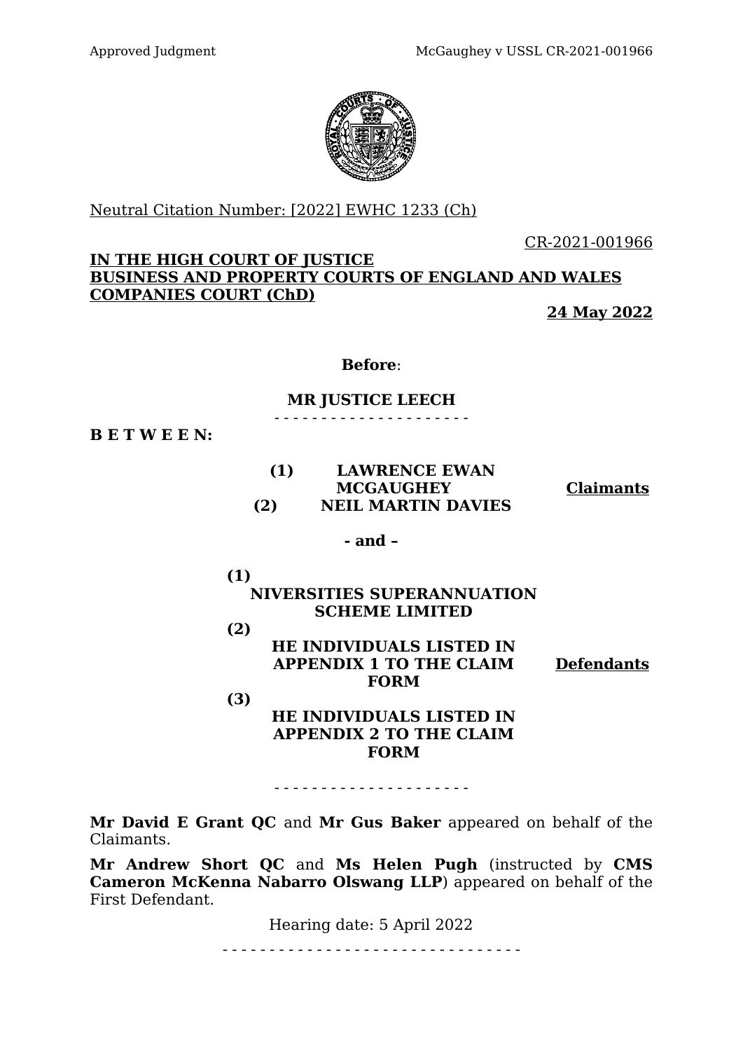Neutral Citation Number: [2022] EWHC 1233 (Ch)

CR-2021-001966

**IN THE HIGH COURT OF JUSTICE**
**BUSINESS AND PROPERTY COURTS OF ENGLAND AND WALES**
**COMPANIES COURT (ChD)**

**24 May 2022**

**Before**:

**MR JUSTICE LEECH**

- - - - - - - - - - - - - - - - - - - - -

**B E T W E E N:**

| | | |
|---|---|---|
| **(1)** | **LAWRENCE EWAN MCGAUGHEY** | **Claimants** |
| **(2)** | **NEIL MARTIN DAVIES** | |

**- and –**

| | | |
|---|---|---|
| **(1)** | **NIVERSITIES SUPERANNUATION SCHEME LIMITED** | **Defendants** |
| **(2)** | **HE INDIVIDUALS LISTED IN APPENDIX 1 TO THE CLAIM FORM** | |
| **(3)** | **HE INDIVIDUALS LISTED IN APPENDIX 2 TO THE CLAIM FORM** | |

- - - - - - - - - - - - - - - - - - - - -

**Mr David E Grant QC** and **Mr Gus Baker** appeared on behalf of the Claimants.

**Mr Andrew Short QC** and **Ms Helen Pugh** (instructed by **CMS Cameron McKenna Nabarro Olswang LLP**) appeared on behalf of the First Defendant.

Hearing date: 5 April 2022

- - - - - - - - - - - - - - - - - - - - - - - - - - - - - - -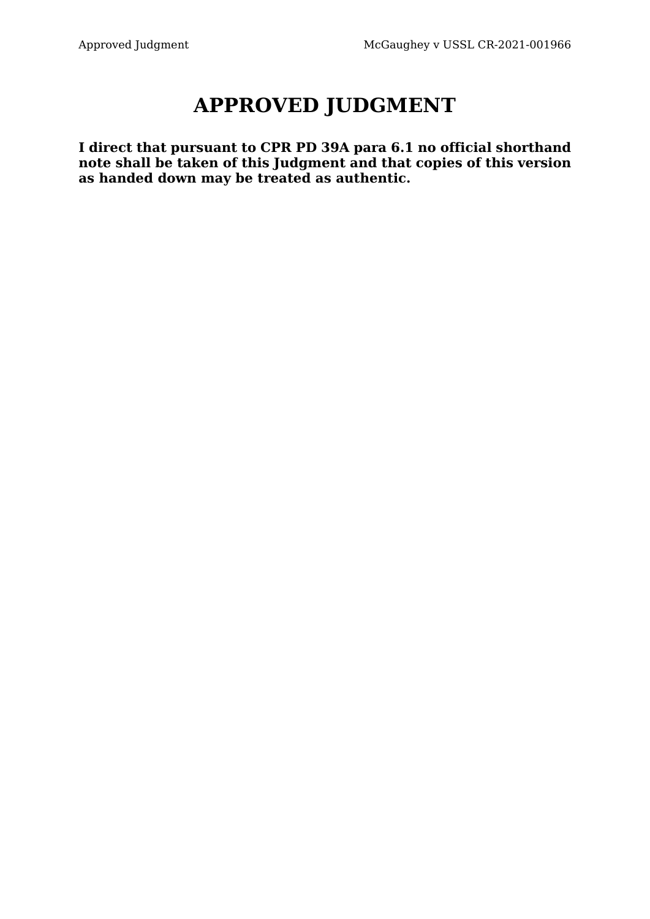# APPROVED JUDGMENT

**I direct that pursuant to CPR PD 39A para 6.1 no official shorthand note shall be taken of this Judgment and that copies of this version as handed down may be treated as authentic.**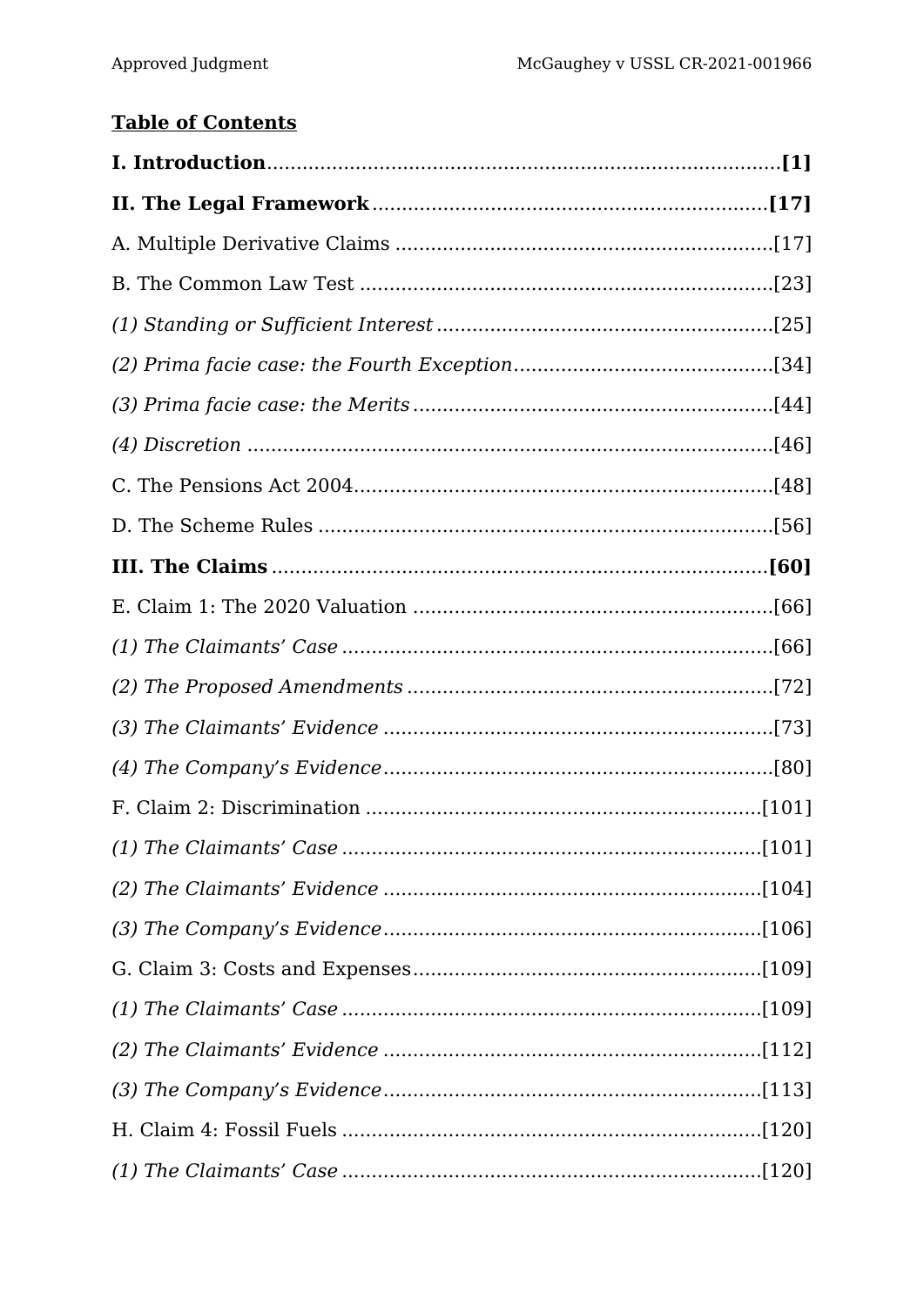## Table of Contents

**I. Introduction** ........................................................................................ **[1]**

**II. The Legal Framework** ........................................................................ **[17]**

A. Multiple Derivative Claims ........................................................................ [17]

B. The Common Law Test ............................................................................... [23]

*(1) Standing or Sufficient Interest* ................................................................ [25]

*(2) Prima facie case: the Fourth Exception* .................................................. [34]

*(3) Prima facie case: the Merits* .................................................................. [44]

*(4) Discretion* ............................................................................................. [46]

C. The Pensions Act 2004 ................................................................................ [48]

D. The Scheme Rules ..................................................................................... [56]

**III. The Claims** ............................................................................................ **[60]**

E. Claim 1: The 2020 Valuation ...................................................................... [66]

*(1) The Claimants' Case* .............................................................................. [66]

*(2) The Proposed Amendments* .................................................................... [72]

*(3) The Claimants' Evidence* ........................................................................ [73]

*(4) The Company's Evidence* ....................................................................... [80]

F. Claim 2: Discrimination ............................................................................ [101]

*(1) The Claimants' Case* ............................................................................. [101]

*(2) The Claimants' Evidence* ....................................................................... [104]

*(3) The Company's Evidence* ....................................................................... [106]

G. Claim 3: Costs and Expenses .................................................................... [109]

*(1) The Claimants' Case* ............................................................................. [109]

*(2) The Claimants' Evidence* ....................................................................... [112]

*(3) The Company's Evidence* ....................................................................... [113]

H. Claim 4: Fossil Fuels ................................................................................ [120]

*(1) The Claimants' Case* ............................................................................. [120]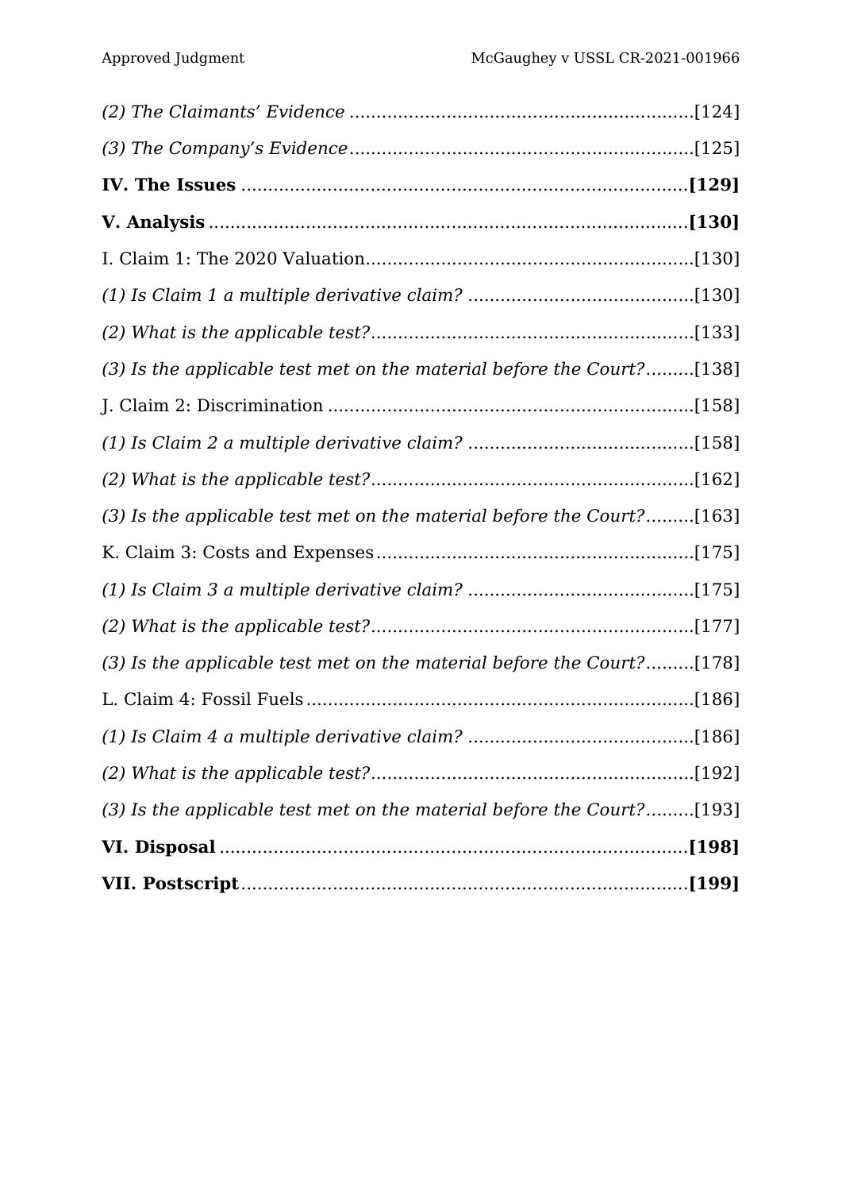*(2) The Claimants' Evidence* ................................................................[124]

*(3) The Company's Evidence* ................................................................[125]

**IV. The Issues** ....................................................................................**[129]**

**V. Analysis** ..........................................................................................**[130]**

I. Claim 1: The 2020 Valuation.............................................................[130]

*(1) Is Claim 1 a multiple derivative claim?* ..........................................[130]

*(2) What is the applicable test?*............................................................[133]

*(3) Is the applicable test met on the material before the Court?*.........[138]

J. Claim 2: Discrimination ....................................................................[158]

*(1) Is Claim 2 a multiple derivative claim?* ..........................................[158]

*(2) What is the applicable test?*............................................................[162]

*(3) Is the applicable test met on the material before the Court?*.........[163]

K. Claim 3: Costs and Expenses...........................................................[175]

*(1) Is Claim 3 a multiple derivative claim?* ..........................................[175]

*(2) What is the applicable test?*............................................................[177]

*(3) Is the applicable test met on the material before the Court?*.........[178]

L. Claim 4: Fossil Fuels.........................................................................[186]

*(1) Is Claim 4 a multiple derivative claim?* ..........................................[186]

*(2) What is the applicable test?*............................................................[192]

*(3) Is the applicable test met on the material before the Court?*.........[193]

**VI. Disposal** .........................................................................................**[198]**

**VII. Postscript**....................................................................................**[199]**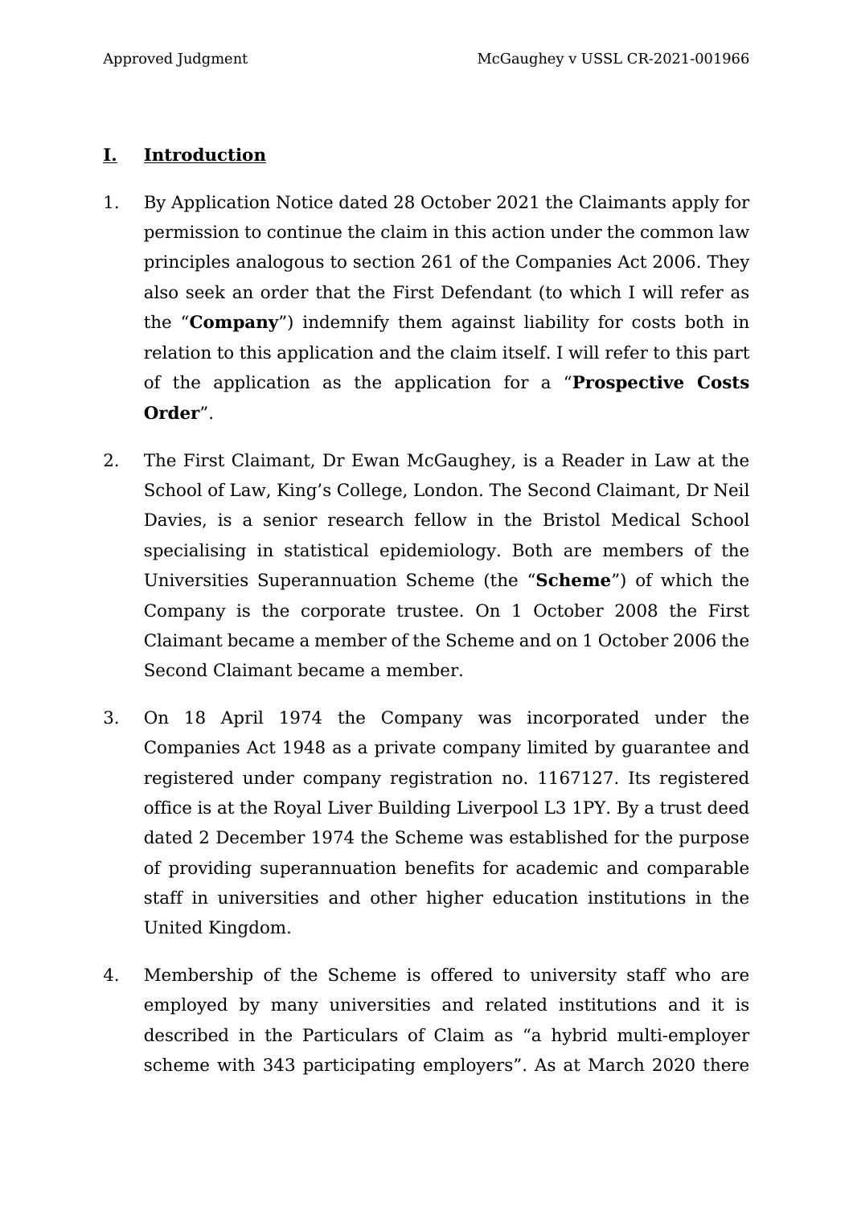## I. Introduction

1. By Application Notice dated 28 October 2021 the Claimants apply for permission to continue the claim in this action under the common law principles analogous to section 261 of the Companies Act 2006. They also seek an order that the First Defendant (to which I will refer as the "**Company**") indemnify them against liability for costs both in relation to this application and the claim itself. I will refer to this part of the application as the application for a "**Prospective Costs Order**".

2. The First Claimant, Dr Ewan McGaughey, is a Reader in Law at the School of Law, King's College, London. The Second Claimant, Dr Neil Davies, is a senior research fellow in the Bristol Medical School specialising in statistical epidemiology. Both are members of the Universities Superannuation Scheme (the "**Scheme**") of which the Company is the corporate trustee. On 1 October 2008 the First Claimant became a member of the Scheme and on 1 October 2006 the Second Claimant became a member.

3. On 18 April 1974 the Company was incorporated under the Companies Act 1948 as a private company limited by guarantee and registered under company registration no. 1167127. Its registered office is at the Royal Liver Building Liverpool L3 1PY. By a trust deed dated 2 December 1974 the Scheme was established for the purpose of providing superannuation benefits for academic and comparable staff in universities and other higher education institutions in the United Kingdom.

4. Membership of the Scheme is offered to university staff who are employed by many universities and related institutions and it is described in the Particulars of Claim as "a hybrid multi-employer scheme with 343 participating employers". As at March 2020 there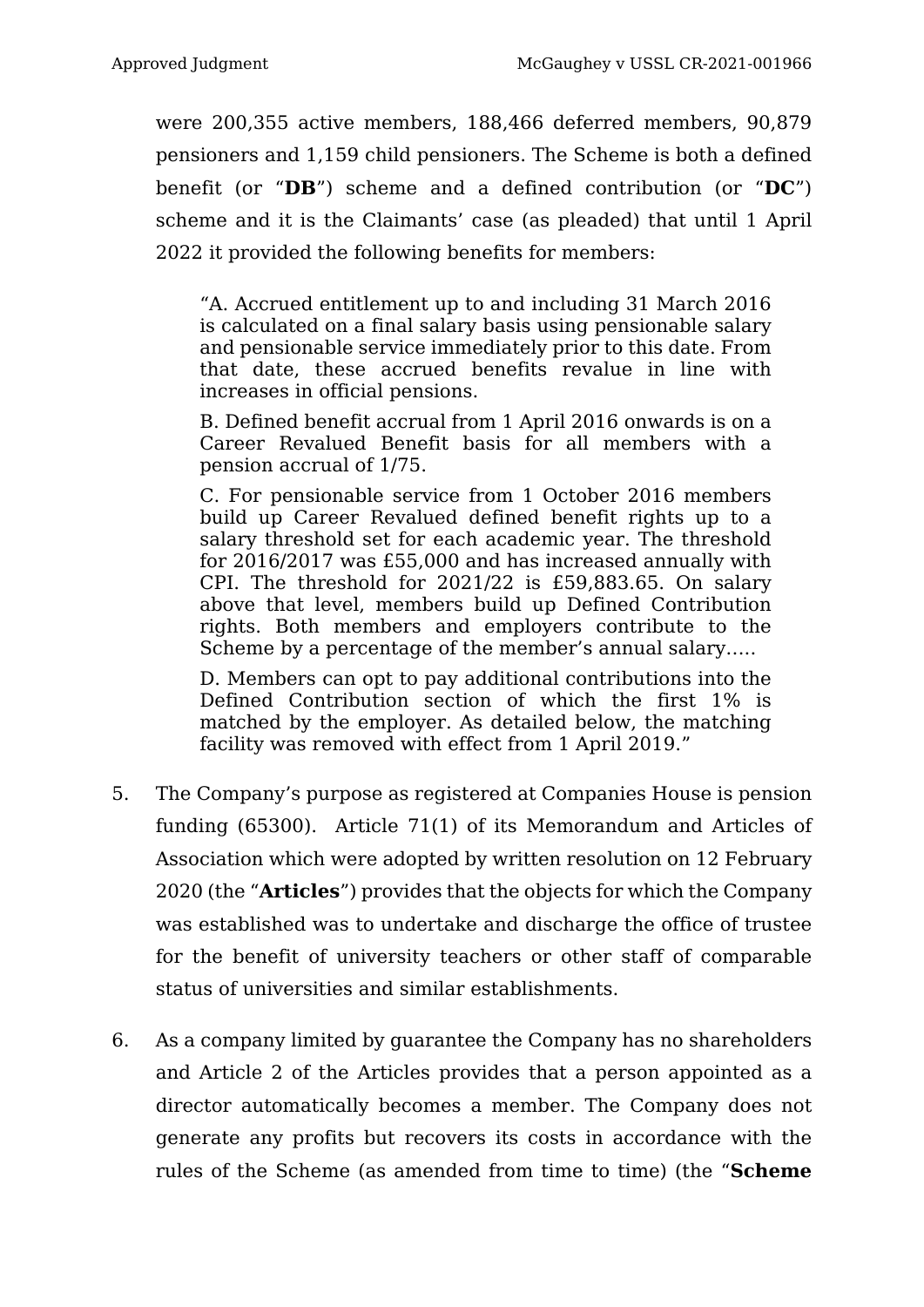were 200,355 active members, 188,466 deferred members, 90,879 pensioners and 1,159 child pensioners. The Scheme is both a defined benefit (or "**DB**") scheme and a defined contribution (or "**DC**") scheme and it is the Claimants' case (as pleaded) that until 1 April 2022 it provided the following benefits for members:

> "A. Accrued entitlement up to and including 31 March 2016 is calculated on a final salary basis using pensionable salary and pensionable service immediately prior to this date. From that date, these accrued benefits revalue in line with increases in official pensions.
>
> B. Defined benefit accrual from 1 April 2016 onwards is on a Career Revalued Benefit basis for all members with a pension accrual of 1/75.
>
> C. For pensionable service from 1 October 2016 members build up Career Revalued defined benefit rights up to a salary threshold set for each academic year. The threshold for 2016/2017 was £55,000 and has increased annually with CPI. The threshold for 2021/22 is £59,883.65. On salary above that level, members build up Defined Contribution rights. Both members and employers contribute to the Scheme by a percentage of the member's annual salary.....
>
> D. Members can opt to pay additional contributions into the Defined Contribution section of which the first 1% is matched by the employer. As detailed below, the matching facility was removed with effect from 1 April 2019."

5. The Company's purpose as registered at Companies House is pension funding (65300). Article 71(1) of its Memorandum and Articles of Association which were adopted by written resolution on 12 February 2020 (the "**Articles**") provides that the objects for which the Company was established was to undertake and discharge the office of trustee for the benefit of university teachers or other staff of comparable status of universities and similar establishments.

6. As a company limited by guarantee the Company has no shareholders and Article 2 of the Articles provides that a person appointed as a director automatically becomes a member. The Company does not generate any profits but recovers its costs in accordance with the rules of the Scheme (as amended from time to time) (the "**Scheme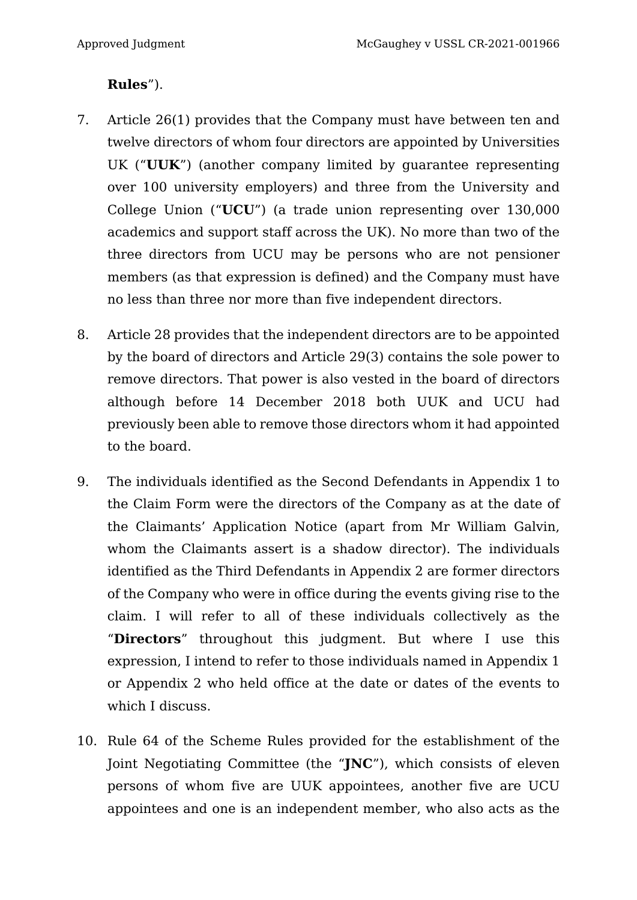**Rules**”).

7. Article 26(1) provides that the Company must have between ten and twelve directors of whom four directors are appointed by Universities UK (“**UUK**”) (another company limited by guarantee representing over 100 university employers) and three from the University and College Union (“**UCU**”) (a trade union representing over 130,000 academics and support staff across the UK). No more than two of the three directors from UCU may be persons who are not pensioner members (as that expression is defined) and the Company must have no less than three nor more than five independent directors.

8. Article 28 provides that the independent directors are to be appointed by the board of directors and Article 29(3) contains the sole power to remove directors. That power is also vested in the board of directors although before 14 December 2018 both UUK and UCU had previously been able to remove those directors whom it had appointed to the board.

9. The individuals identified as the Second Defendants in Appendix 1 to the Claim Form were the directors of the Company as at the date of the Claimants’ Application Notice (apart from Mr William Galvin, whom the Claimants assert is a shadow director). The individuals identified as the Third Defendants in Appendix 2 are former directors of the Company who were in office during the events giving rise to the claim. I will refer to all of these individuals collectively as the “**Directors**” throughout this judgment. But where I use this expression, I intend to refer to those individuals named in Appendix 1 or Appendix 2 who held office at the date or dates of the events to which I discuss.

10. Rule 64 of the Scheme Rules provided for the establishment of the Joint Negotiating Committee (the “**JNC**”), which consists of eleven persons of whom five are UUK appointees, another five are UCU appointees and one is an independent member, who also acts as the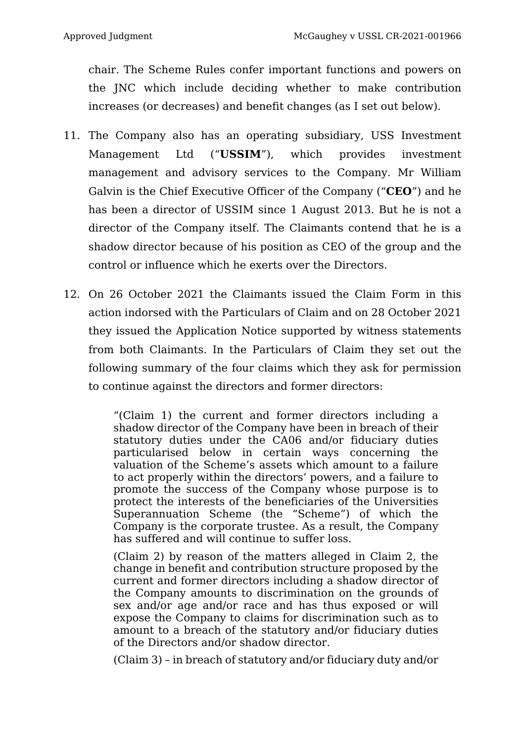chair. The Scheme Rules confer important functions and powers on the JNC which include deciding whether to make contribution increases (or decreases) and benefit changes (as I set out below).

11. The Company also has an operating subsidiary, USS Investment Management Ltd ("**USSIM**"), which provides investment management and advisory services to the Company. Mr William Galvin is the Chief Executive Officer of the Company ("**CEO**") and he has been a director of USSIM since 1 August 2013. But he is not a director of the Company itself. The Claimants contend that he is a shadow director because of his position as CEO of the group and the control or influence which he exerts over the Directors.

12. On 26 October 2021 the Claimants issued the Claim Form in this action indorsed with the Particulars of Claim and on 28 October 2021 they issued the Application Notice supported by witness statements from both Claimants. In the Particulars of Claim they set out the following summary of the four claims which they ask for permission to continue against the directors and former directors:

> "(Claim 1) the current and former directors including a shadow director of the Company have been in breach of their statutory duties under the CA06 and/or fiduciary duties particularised below in certain ways concerning the valuation of the Scheme's assets which amount to a failure to act properly within the directors' powers, and a failure to promote the success of the Company whose purpose is to protect the interests of the beneficiaries of the Universities Superannuation Scheme (the "Scheme") of which the Company is the corporate trustee. As a result, the Company has suffered and will continue to suffer loss.
>
> (Claim 2) by reason of the matters alleged in Claim 2, the change in benefit and contribution structure proposed by the current and former directors including a shadow director of the Company amounts to discrimination on the grounds of sex and/or age and/or race and has thus exposed or will expose the Company to claims for discrimination such as to amount to a breach of the statutory and/or fiduciary duties of the Directors and/or shadow director.
>
> (Claim 3) – in breach of statutory and/or fiduciary duty and/or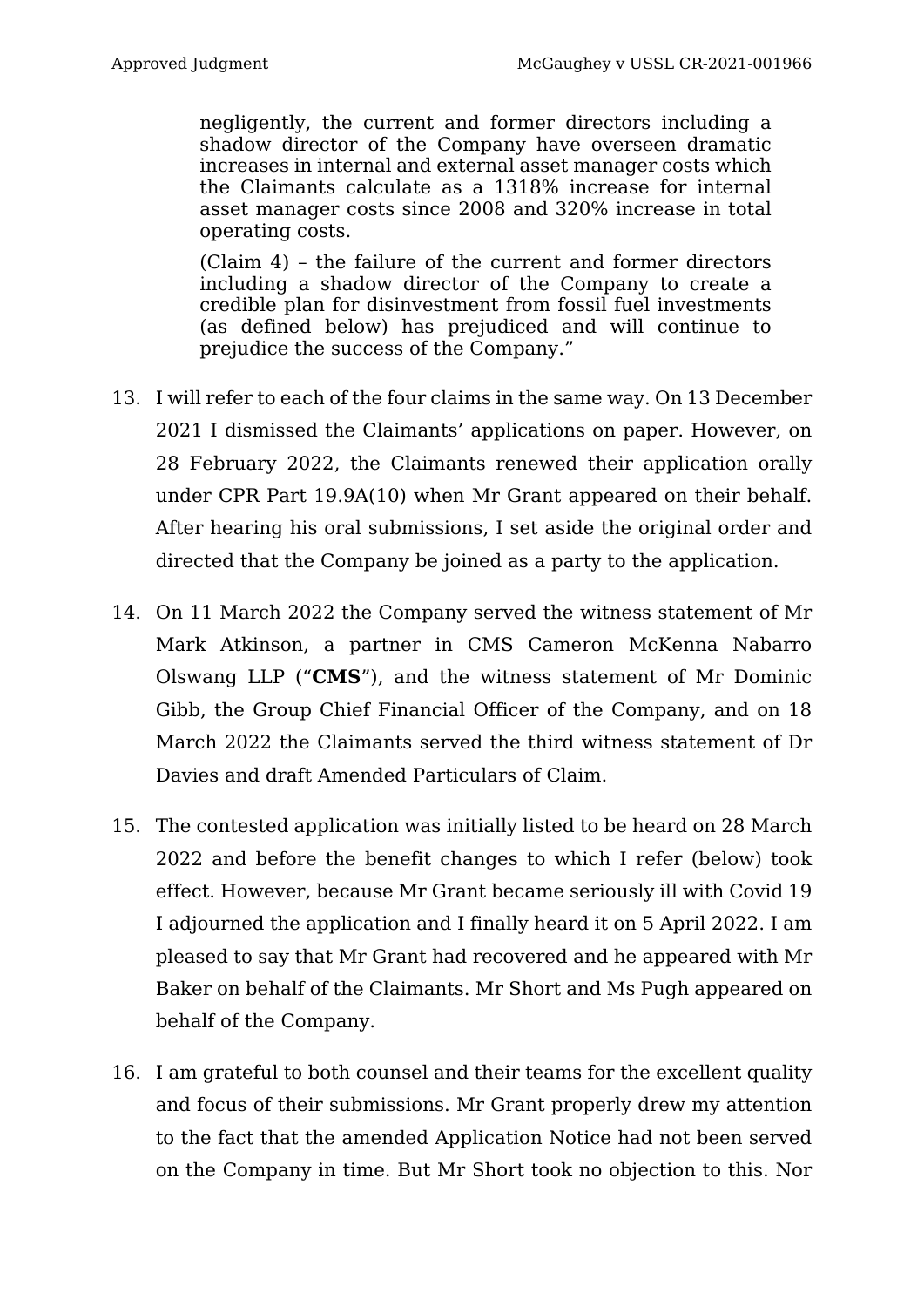> negligently, the current and former directors including a shadow director of the Company have overseen dramatic increases in internal and external asset manager costs which the Claimants calculate as a 1318% increase for internal asset manager costs since 2008 and 320% increase in total operating costs.
>
> (Claim 4) – the failure of the current and former directors including a shadow director of the Company to create a credible plan for disinvestment from fossil fuel investments (as defined below) has prejudiced and will continue to prejudice the success of the Company."

13. I will refer to each of the four claims in the same way. On 13 December 2021 I dismissed the Claimants' applications on paper. However, on 28 February 2022, the Claimants renewed their application orally under CPR Part 19.9A(10) when Mr Grant appeared on their behalf. After hearing his oral submissions, I set aside the original order and directed that the Company be joined as a party to the application.

14. On 11 March 2022 the Company served the witness statement of Mr Mark Atkinson, a partner in CMS Cameron McKenna Nabarro Olswang LLP ("**CMS**"), and the witness statement of Mr Dominic Gibb, the Group Chief Financial Officer of the Company, and on 18 March 2022 the Claimants served the third witness statement of Dr Davies and draft Amended Particulars of Claim.

15. The contested application was initially listed to be heard on 28 March 2022 and before the benefit changes to which I refer (below) took effect. However, because Mr Grant became seriously ill with Covid 19 I adjourned the application and I finally heard it on 5 April 2022. I am pleased to say that Mr Grant had recovered and he appeared with Mr Baker on behalf of the Claimants. Mr Short and Ms Pugh appeared on behalf of the Company.

16. I am grateful to both counsel and their teams for the excellent quality and focus of their submissions. Mr Grant properly drew my attention to the fact that the amended Application Notice had not been served on the Company in time. But Mr Short took no objection to this. Nor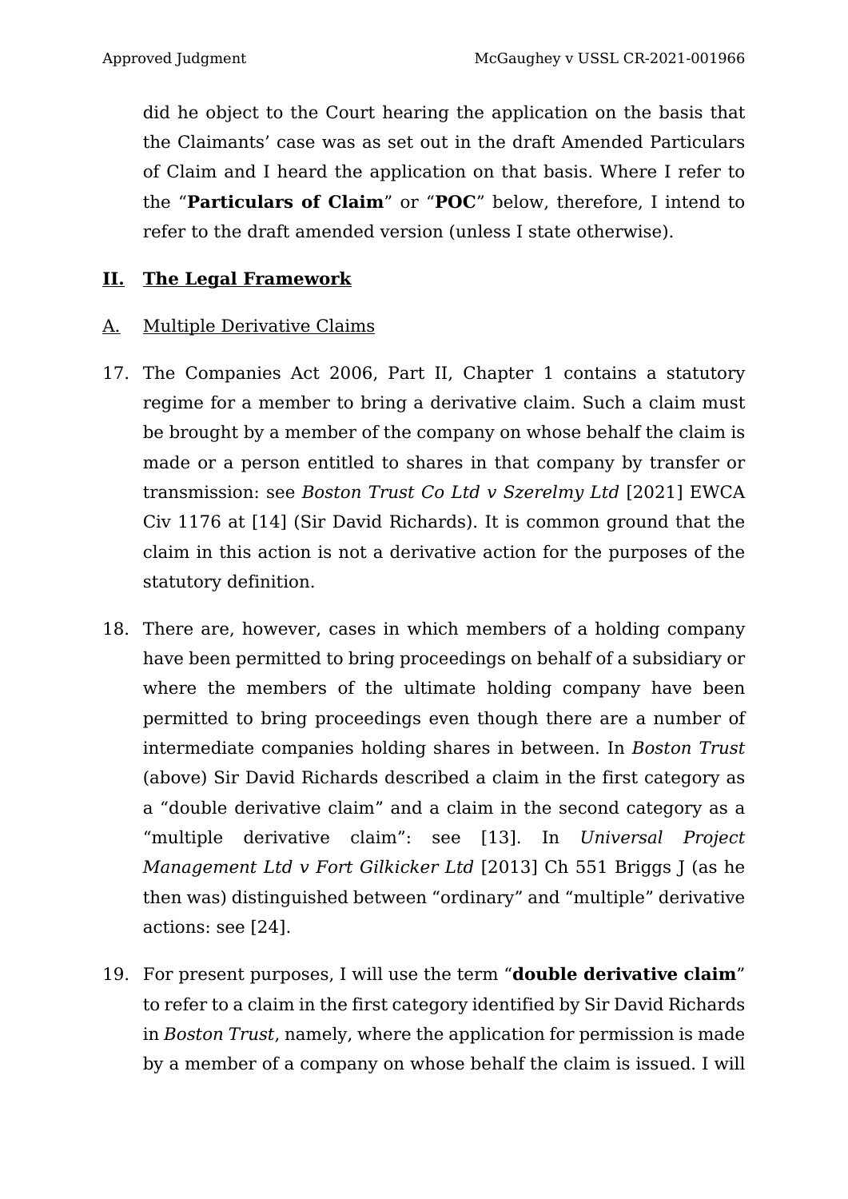did he object to the Court hearing the application on the basis that the Claimants' case was as set out in the draft Amended Particulars of Claim and I heard the application on that basis. Where I refer to the "**Particulars of Claim**" or "**POC**" below, therefore, I intend to refer to the draft amended version (unless I state otherwise).

## II. The Legal Framework

### A. Multiple Derivative Claims

17. The Companies Act 2006, Part II, Chapter 1 contains a statutory regime for a member to bring a derivative claim. Such a claim must be brought by a member of the company on whose behalf the claim is made or a person entitled to shares in that company by transfer or transmission: see *Boston Trust Co Ltd v Szerelmy Ltd* [2021] EWCA Civ 1176 at [14] (Sir David Richards). It is common ground that the claim in this action is not a derivative action for the purposes of the statutory definition.

18. There are, however, cases in which members of a holding company have been permitted to bring proceedings on behalf of a subsidiary or where the members of the ultimate holding company have been permitted to bring proceedings even though there are a number of intermediate companies holding shares in between. In *Boston Trust* (above) Sir David Richards described a claim in the first category as a "double derivative claim" and a claim in the second category as a "multiple derivative claim": see [13]. In *Universal Project Management Ltd v Fort Gilkicker Ltd* [2013] Ch 551 Briggs J (as he then was) distinguished between "ordinary" and "multiple" derivative actions: see [24].

19. For present purposes, I will use the term "**double derivative claim**" to refer to a claim in the first category identified by Sir David Richards in *Boston Trust*, namely, where the application for permission is made by a member of a company on whose behalf the claim is issued. I will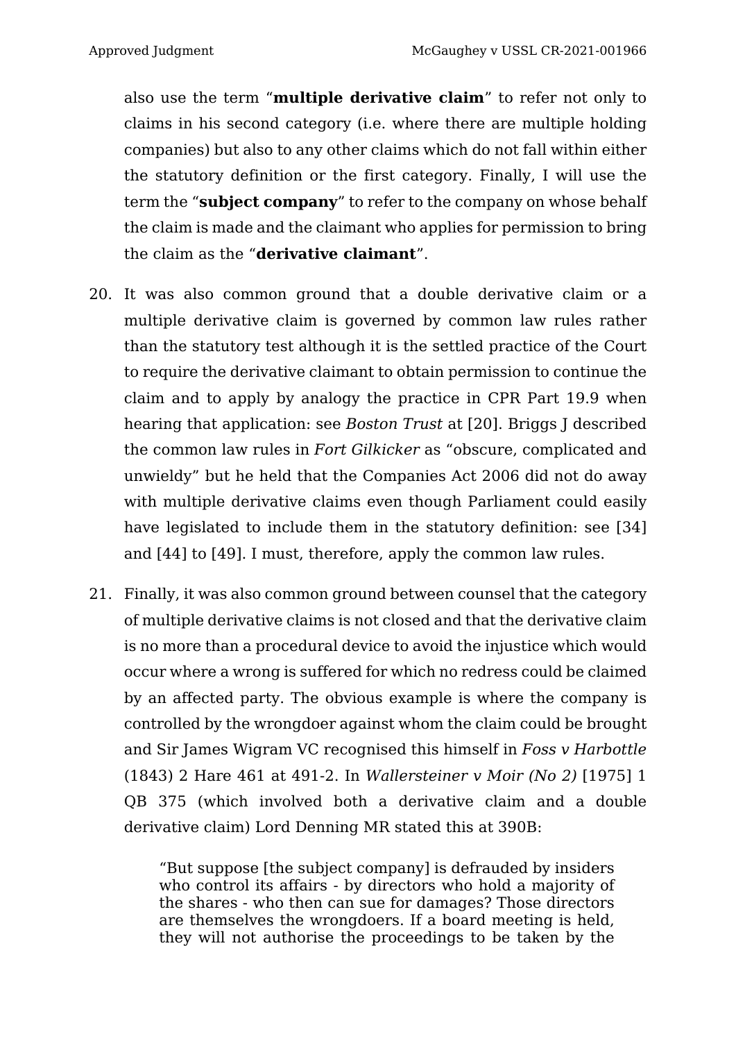also use the term "**multiple derivative claim**" to refer not only to claims in his second category (i.e. where there are multiple holding companies) but also to any other claims which do not fall within either the statutory definition or the first category. Finally, I will use the term the "**subject company**" to refer to the company on whose behalf the claim is made and the claimant who applies for permission to bring the claim as the "**derivative claimant**".

20. It was also common ground that a double derivative claim or a multiple derivative claim is governed by common law rules rather than the statutory test although it is the settled practice of the Court to require the derivative claimant to obtain permission to continue the claim and to apply by analogy the practice in CPR Part 19.9 when hearing that application: see *Boston Trust* at [20]. Briggs J described the common law rules in *Fort Gilkicker* as "obscure, complicated and unwieldy" but he held that the Companies Act 2006 did not do away with multiple derivative claims even though Parliament could easily have legislated to include them in the statutory definition: see [34] and [44] to [49]. I must, therefore, apply the common law rules.

21. Finally, it was also common ground between counsel that the category of multiple derivative claims is not closed and that the derivative claim is no more than a procedural device to avoid the injustice which would occur where a wrong is suffered for which no redress could be claimed by an affected party. The obvious example is where the company is controlled by the wrongdoer against whom the claim could be brought and Sir James Wigram VC recognised this himself in *Foss v Harbottle* (1843) 2 Hare 461 at 491-2. In *Wallersteiner v Moir (No 2)* [1975] 1 QB 375 (which involved both a derivative claim and a double derivative claim) Lord Denning MR stated this at 390B:

> "But suppose [the subject company] is defrauded by insiders who control its affairs - by directors who hold a majority of the shares - who then can sue for damages? Those directors are themselves the wrongdoers. If a board meeting is held, they will not authorise the proceedings to be taken by the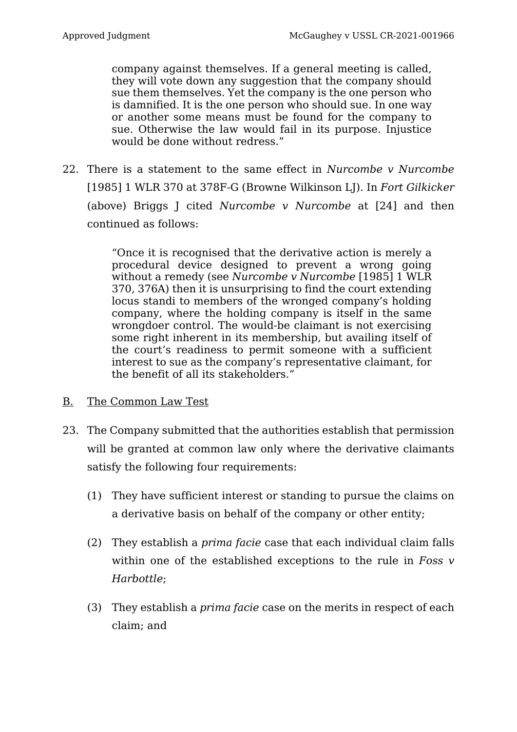> company against themselves. If a general meeting is called, they will vote down any suggestion that the company should sue them themselves. Yet the company is the one person who is damnified. It is the one person who should sue. In one way or another some means must be found for the company to sue. Otherwise the law would fail in its purpose. Injustice would be done without redress."

22. There is a statement to the same effect in *Nurcombe v Nurcombe* [1985] 1 WLR 370 at 378F-G (Browne Wilkinson LJ). In *Fort Gilkicker* (above) Briggs J cited *Nurcombe v Nurcombe* at [24] and then continued as follows:

> "Once it is recognised that the derivative action is merely a procedural device designed to prevent a wrong going without a remedy (see *Nurcombe v Nurcombe* [1985] 1 WLR 370, 376A) then it is unsurprising to find the court extending locus standi to members of the wronged company's holding company, where the holding company is itself in the same wrongdoer control. The would-be claimant is not exercising some right inherent in its membership, but availing itself of the court's readiness to permit someone with a sufficient interest to sue as the company's representative claimant, for the benefit of all its stakeholders."

## B. The Common Law Test

23. The Company submitted that the authorities establish that permission will be granted at common law only where the derivative claimants satisfy the following four requirements:

    (1) They have sufficient interest or standing to pursue the claims on a derivative basis on behalf of the company or other entity;

    (2) They establish a *prima facie* case that each individual claim falls within one of the established exceptions to the rule in *Foss v Harbottle*;

    (3) They establish a *prima facie* case on the merits in respect of each claim; and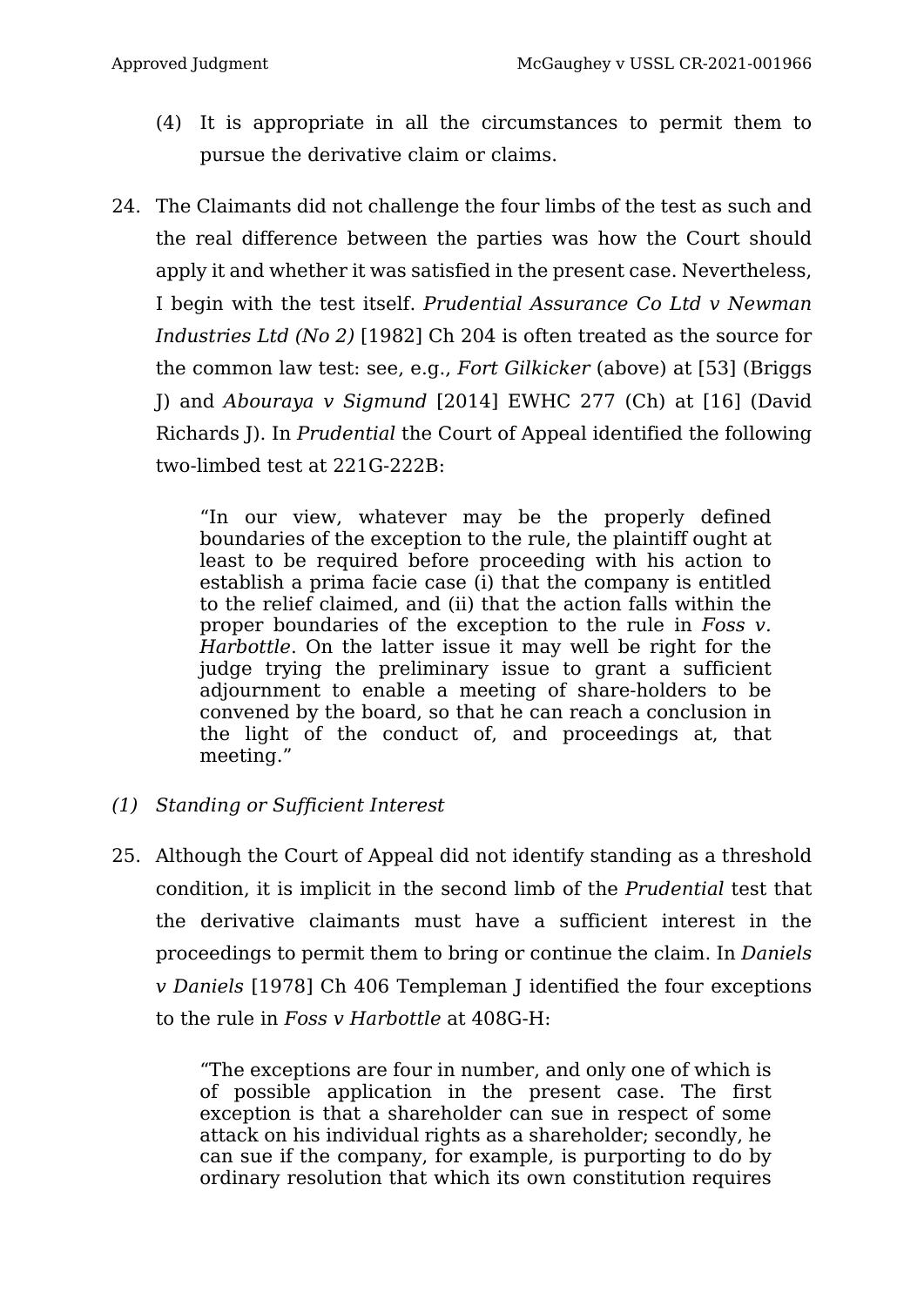(4) It is appropriate in all the circumstances to permit them to pursue the derivative claim or claims.

24. The Claimants did not challenge the four limbs of the test as such and the real difference between the parties was how the Court should apply it and whether it was satisfied in the present case. Nevertheless, I begin with the test itself. *Prudential Assurance Co Ltd v Newman Industries Ltd (No 2)* [1982] Ch 204 is often treated as the source for the common law test: see, e.g., *Fort Gilkicker* (above) at [53] (Briggs J) and *Abouraya v Sigmund* [2014] EWHC 277 (Ch) at [16] (David Richards J). In *Prudential* the Court of Appeal identified the following two-limbed test at 221G-222B:

> "In our view, whatever may be the properly defined boundaries of the exception to the rule, the plaintiff ought at least to be required before proceeding with his action to establish a prima facie case (i) that the company is entitled to the relief claimed, and (ii) that the action falls within the proper boundaries of the exception to the rule in *Foss v. Harbottle*. On the latter issue it may well be right for the judge trying the preliminary issue to grant a sufficient adjournment to enable a meeting of share-holders to be convened by the board, so that he can reach a conclusion in the light of the conduct of, and proceedings at, that meeting."

*(1) Standing or Sufficient Interest*

25. Although the Court of Appeal did not identify standing as a threshold condition, it is implicit in the second limb of the *Prudential* test that the derivative claimants must have a sufficient interest in the proceedings to permit them to bring or continue the claim. In *Daniels v Daniels* [1978] Ch 406 Templeman J identified the four exceptions to the rule in *Foss v Harbottle* at 408G-H:

> "The exceptions are four in number, and only one of which is of possible application in the present case. The first exception is that a shareholder can sue in respect of some attack on his individual rights as a shareholder; secondly, he can sue if the company, for example, is purporting to do by ordinary resolution that which its own constitution requires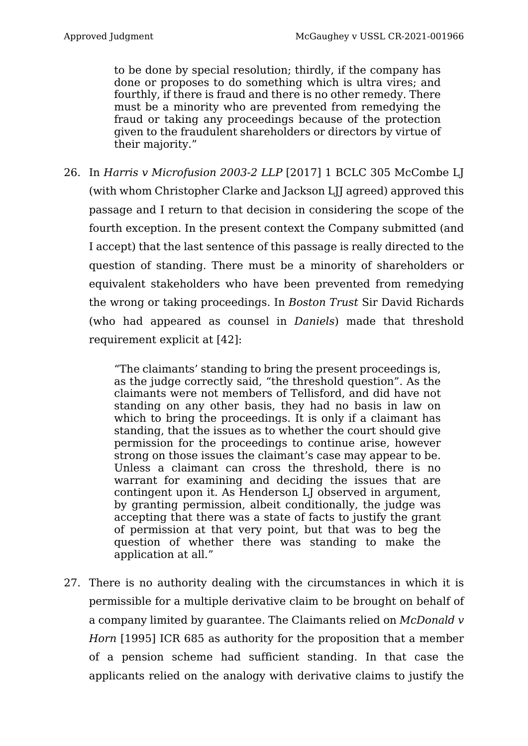> to be done by special resolution; thirdly, if the company has done or proposes to do something which is ultra vires; and fourthly, if there is fraud and there is no other remedy. There must be a minority who are prevented from remedying the fraud or taking any proceedings because of the protection given to the fraudulent shareholders or directors by virtue of their majority."

26. In *Harris v Microfusion 2003-2 LLP* [2017] 1 BCLC 305 McCombe LJ (with whom Christopher Clarke and Jackson LJJ agreed) approved this passage and I return to that decision in considering the scope of the fourth exception. In the present context the Company submitted (and I accept) that the last sentence of this passage is really directed to the question of standing. There must be a minority of shareholders or equivalent stakeholders who have been prevented from remedying the wrong or taking proceedings. In *Boston Trust* Sir David Richards (who had appeared as counsel in *Daniels*) made that threshold requirement explicit at [42]:

> "The claimants' standing to bring the present proceedings is, as the judge correctly said, "the threshold question". As the claimants were not members of Tellisford, and did have not standing on any other basis, they had no basis in law on which to bring the proceedings. It is only if a claimant has standing, that the issues as to whether the court should give permission for the proceedings to continue arise, however strong on those issues the claimant's case may appear to be. Unless a claimant can cross the threshold, there is no warrant for examining and deciding the issues that are contingent upon it. As Henderson LJ observed in argument, by granting permission, albeit conditionally, the judge was accepting that there was a state of facts to justify the grant of permission at that very point, but that was to beg the question of whether there was standing to make the application at all."

27. There is no authority dealing with the circumstances in which it is permissible for a multiple derivative claim to be brought on behalf of a company limited by guarantee. The Claimants relied on *McDonald v Horn* [1995] ICR 685 as authority for the proposition that a member of a pension scheme had sufficient standing. In that case the applicants relied on the analogy with derivative claims to justify the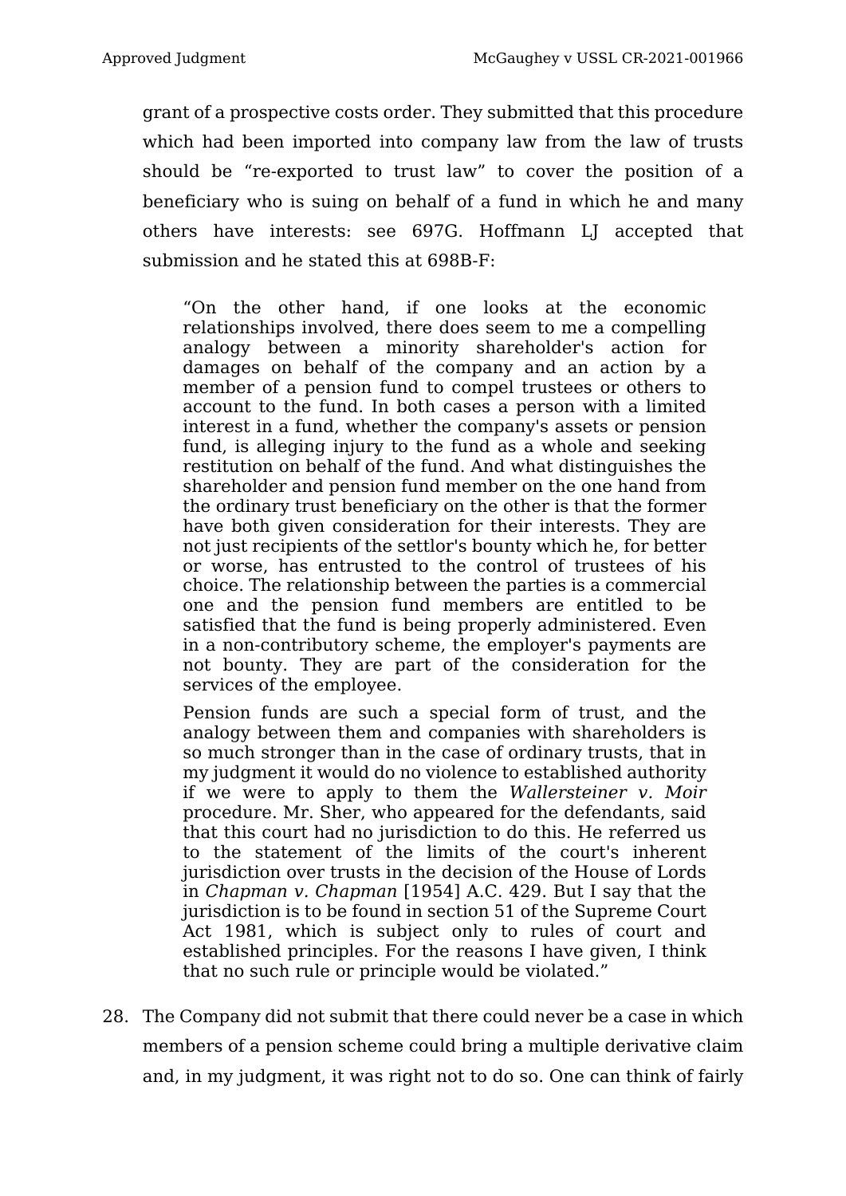grant of a prospective costs order. They submitted that this procedure which had been imported into company law from the law of trusts should be "re-exported to trust law" to cover the position of a beneficiary who is suing on behalf of a fund in which he and many others have interests: see 697G. Hoffmann LJ accepted that submission and he stated this at 698B-F:

> "On the other hand, if one looks at the economic relationships involved, there does seem to me a compelling analogy between a minority shareholder's action for damages on behalf of the company and an action by a member of a pension fund to compel trustees or others to account to the fund. In both cases a person with a limited interest in a fund, whether the company's assets or pension fund, is alleging injury to the fund as a whole and seeking restitution on behalf of the fund. And what distinguishes the shareholder and pension fund member on the one hand from the ordinary trust beneficiary on the other is that the former have both given consideration for their interests. They are not just recipients of the settlor's bounty which he, for better or worse, has entrusted to the control of trustees of his choice. The relationship between the parties is a commercial one and the pension fund members are entitled to be satisfied that the fund is being properly administered. Even in a non-contributory scheme, the employer's payments are not bounty. They are part of the consideration for the services of the employee.
>
> Pension funds are such a special form of trust, and the analogy between them and companies with shareholders is so much stronger than in the case of ordinary trusts, that in my judgment it would do no violence to established authority if we were to apply to them the *Wallersteiner v. Moir* procedure. Mr. Sher, who appeared for the defendants, said that this court had no jurisdiction to do this. He referred us to the statement of the limits of the court's inherent jurisdiction over trusts in the decision of the House of Lords in *Chapman v. Chapman* [1954] A.C. 429. But I say that the jurisdiction is to be found in section 51 of the Supreme Court Act 1981, which is subject only to rules of court and established principles. For the reasons I have given, I think that no such rule or principle would be violated."

28. The Company did not submit that there could never be a case in which members of a pension scheme could bring a multiple derivative claim and, in my judgment, it was right not to do so. One can think of fairly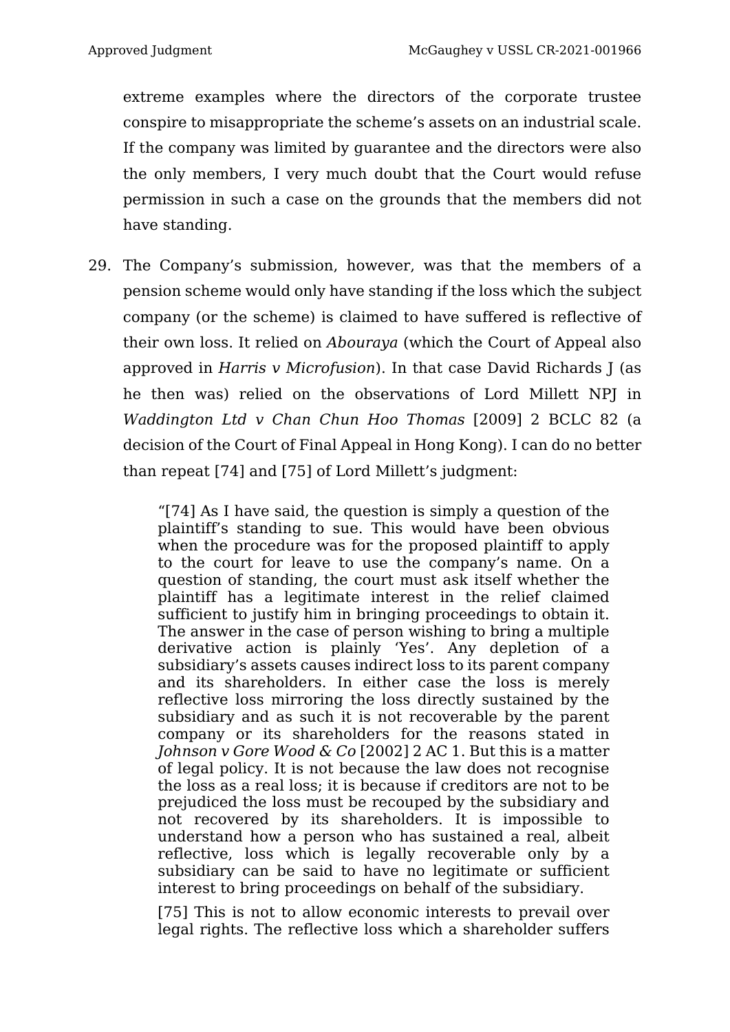extreme examples where the directors of the corporate trustee conspire to misappropriate the scheme's assets on an industrial scale. If the company was limited by guarantee and the directors were also the only members, I very much doubt that the Court would refuse permission in such a case on the grounds that the members did not have standing.

29. The Company's submission, however, was that the members of a pension scheme would only have standing if the loss which the subject company (or the scheme) is claimed to have suffered is reflective of their own loss. It relied on *Abouraya* (which the Court of Appeal also approved in *Harris v Microfusion*). In that case David Richards J (as he then was) relied on the observations of Lord Millett NPJ in *Waddington Ltd v Chan Chun Hoo Thomas* [2009] 2 BCLC 82 (a decision of the Court of Final Appeal in Hong Kong). I can do no better than repeat [74] and [75] of Lord Millett's judgment:

> "[74] As I have said, the question is simply a question of the plaintiff's standing to sue. This would have been obvious when the procedure was for the proposed plaintiff to apply to the court for leave to use the company's name. On a question of standing, the court must ask itself whether the plaintiff has a legitimate interest in the relief claimed sufficient to justify him in bringing proceedings to obtain it. The answer in the case of person wishing to bring a multiple derivative action is plainly 'Yes'. Any depletion of a subsidiary's assets causes indirect loss to its parent company and its shareholders. In either case the loss is merely reflective loss mirroring the loss directly sustained by the subsidiary and as such it is not recoverable by the parent company or its shareholders for the reasons stated in *Johnson v Gore Wood & Co* [2002] 2 AC 1. But this is a matter of legal policy. It is not because the law does not recognise the loss as a real loss; it is because if creditors are not to be prejudiced the loss must be recouped by the subsidiary and not recovered by its shareholders. It is impossible to understand how a person who has sustained a real, albeit reflective, loss which is legally recoverable only by a subsidiary can be said to have no legitimate or sufficient interest to bring proceedings on behalf of the subsidiary.
>
> [75] This is not to allow economic interests to prevail over legal rights. The reflective loss which a shareholder suffers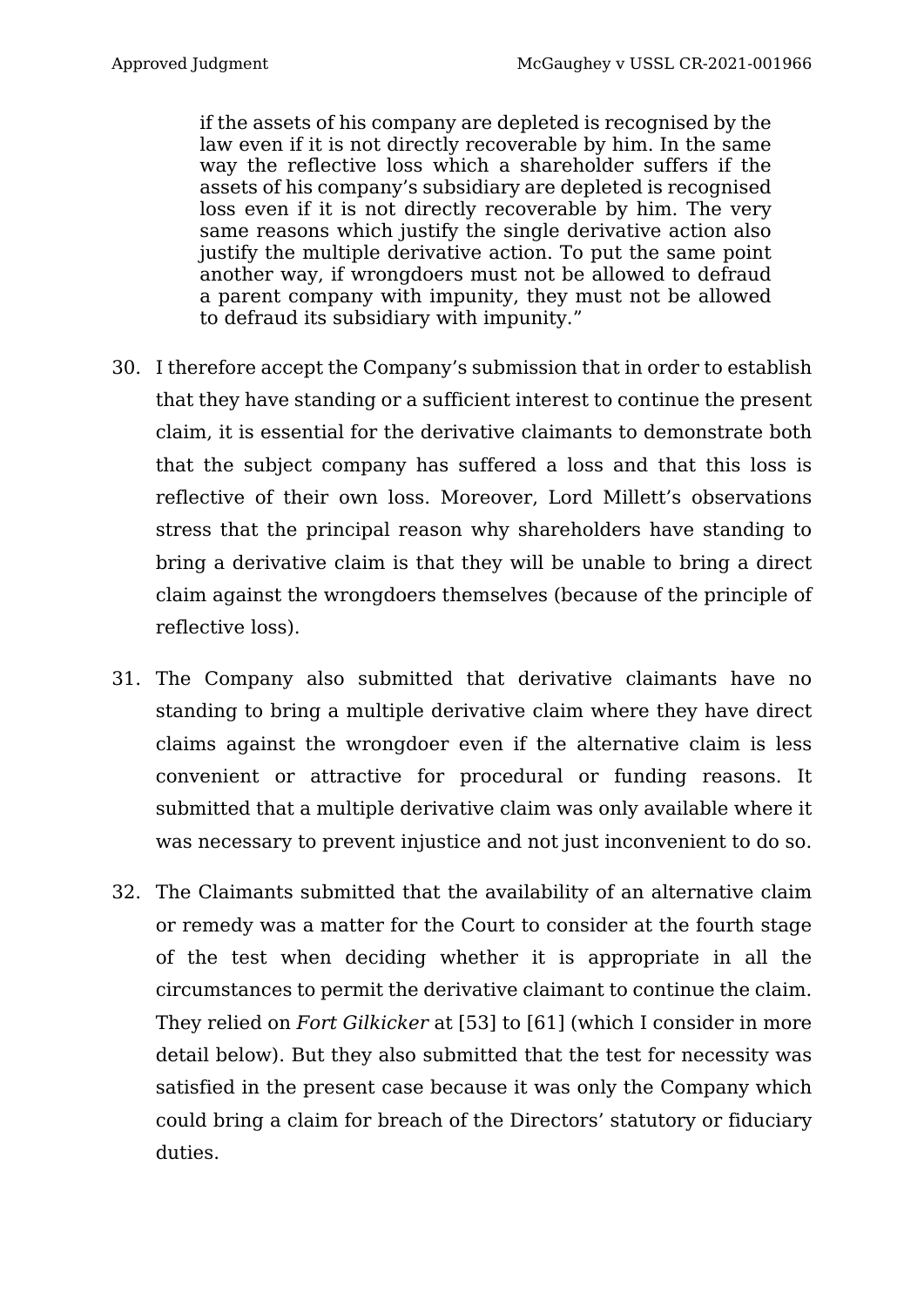> if the assets of his company are depleted is recognised by the law even if it is not directly recoverable by him. In the same way the reflective loss which a shareholder suffers if the assets of his company's subsidiary are depleted is recognised loss even if it is not directly recoverable by him. The very same reasons which justify the single derivative action also justify the multiple derivative action. To put the same point another way, if wrongdoers must not be allowed to defraud a parent company with impunity, they must not be allowed to defraud its subsidiary with impunity."

30. I therefore accept the Company's submission that in order to establish that they have standing or a sufficient interest to continue the present claim, it is essential for the derivative claimants to demonstrate both that the subject company has suffered a loss and that this loss is reflective of their own loss. Moreover, Lord Millett's observations stress that the principal reason why shareholders have standing to bring a derivative claim is that they will be unable to bring a direct claim against the wrongdoers themselves (because of the principle of reflective loss).

31. The Company also submitted that derivative claimants have no standing to bring a multiple derivative claim where they have direct claims against the wrongdoer even if the alternative claim is less convenient or attractive for procedural or funding reasons. It submitted that a multiple derivative claim was only available where it was necessary to prevent injustice and not just inconvenient to do so.

32. The Claimants submitted that the availability of an alternative claim or remedy was a matter for the Court to consider at the fourth stage of the test when deciding whether it is appropriate in all the circumstances to permit the derivative claimant to continue the claim. They relied on *Fort Gilkicker* at [53] to [61] (which I consider in more detail below). But they also submitted that the test for necessity was satisfied in the present case because it was only the Company which could bring a claim for breach of the Directors' statutory or fiduciary duties.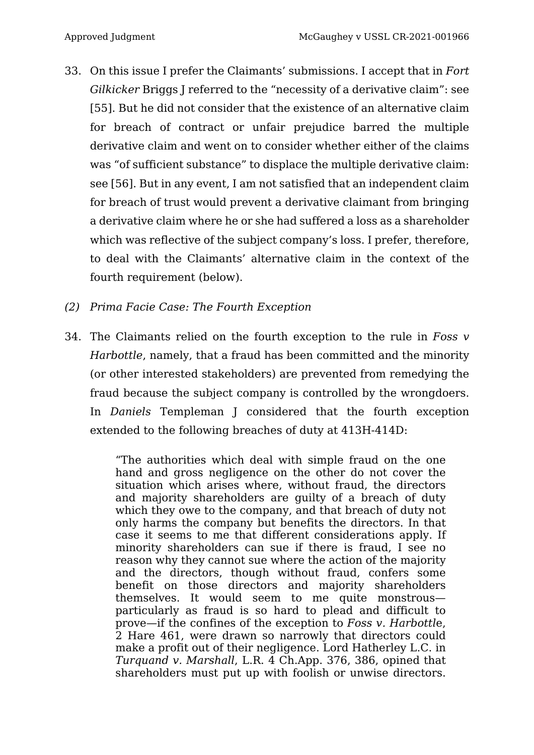33. On this issue I prefer the Claimants' submissions. I accept that in *Fort Gilkicker* Briggs J referred to the "necessity of a derivative claim": see [55]. But he did not consider that the existence of an alternative claim for breach of contract or unfair prejudice barred the multiple derivative claim and went on to consider whether either of the claims was "of sufficient substance" to displace the multiple derivative claim: see [56]. But in any event, I am not satisfied that an independent claim for breach of trust would prevent a derivative claimant from bringing a derivative claim where he or she had suffered a loss as a shareholder which was reflective of the subject company's loss. I prefer, therefore, to deal with the Claimants' alternative claim in the context of the fourth requirement (below).

*(2) Prima Facie Case: The Fourth Exception*

34. The Claimants relied on the fourth exception to the rule in *Foss v Harbottle*, namely, that a fraud has been committed and the minority (or other interested stakeholders) are prevented from remedying the fraud because the subject company is controlled by the wrongdoers. In *Daniels* Templeman J considered that the fourth exception extended to the following breaches of duty at 413H-414D:

> "The authorities which deal with simple fraud on the one hand and gross negligence on the other do not cover the situation which arises where, without fraud, the directors and majority shareholders are guilty of a breach of duty which they owe to the company, and that breach of duty not only harms the company but benefits the directors. In that case it seems to me that different considerations apply. If minority shareholders can sue if there is fraud, I see no reason why they cannot sue where the action of the majority and the directors, though without fraud, confers some benefit on those directors and majority shareholders themselves. It would seem to me quite monstrous—particularly as fraud is so hard to plead and difficult to prove—if the confines of the exception to *Foss v. Harbottle*, 2 Hare 461, were drawn so narrowly that directors could make a profit out of their negligence. Lord Hatherley L.C. in *Turquand v. Marshall*, L.R. 4 Ch.App. 376, 386, opined that shareholders must put up with foolish or unwise directors.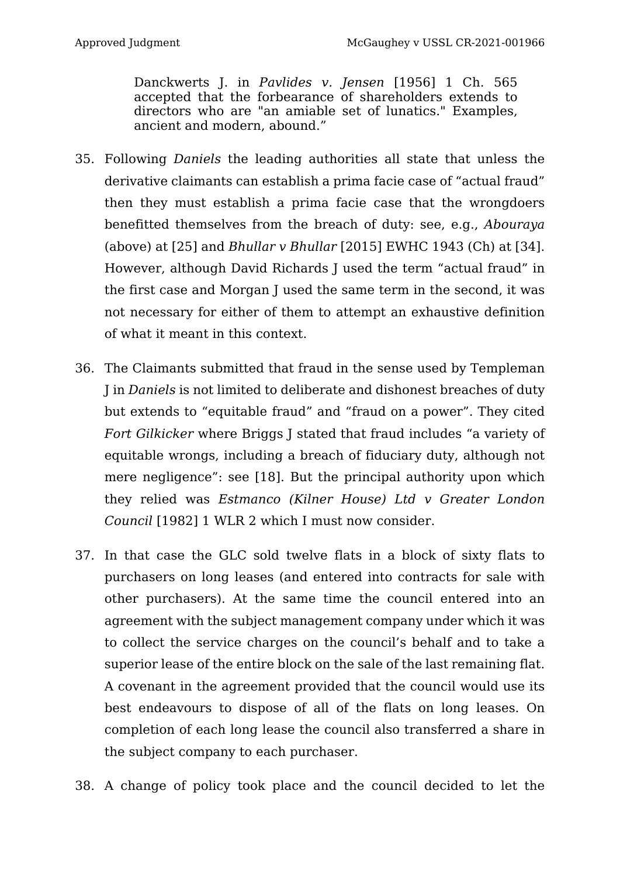> Danckwerts J. in *Pavlides v. Jensen* [1956] 1 Ch. 565 accepted that the forbearance of shareholders extends to directors who are "an amiable set of lunatics." Examples, ancient and modern, abound."

35. Following *Daniels* the leading authorities all state that unless the derivative claimants can establish a prima facie case of "actual fraud" then they must establish a prima facie case that the wrongdoers benefitted themselves from the breach of duty: see, e.g., *Abouraya* (above) at [25] and *Bhullar v Bhullar* [2015] EWHC 1943 (Ch) at [34]. However, although David Richards J used the term "actual fraud" in the first case and Morgan J used the same term in the second, it was not necessary for either of them to attempt an exhaustive definition of what it meant in this context.

36. The Claimants submitted that fraud in the sense used by Templeman J in *Daniels* is not limited to deliberate and dishonest breaches of duty but extends to "equitable fraud" and "fraud on a power". They cited *Fort Gilkicker* where Briggs J stated that fraud includes "a variety of equitable wrongs, including a breach of fiduciary duty, although not mere negligence": see [18]. But the principal authority upon which they relied was *Estmanco (Kilner House) Ltd v Greater London Council* [1982] 1 WLR 2 which I must now consider.

37. In that case the GLC sold twelve flats in a block of sixty flats to purchasers on long leases (and entered into contracts for sale with other purchasers). At the same time the council entered into an agreement with the subject management company under which it was to collect the service charges on the council's behalf and to take a superior lease of the entire block on the sale of the last remaining flat. A covenant in the agreement provided that the council would use its best endeavours to dispose of all of the flats on long leases. On completion of each long lease the council also transferred a share in the subject company to each purchaser.

38. A change of policy took place and the council decided to let the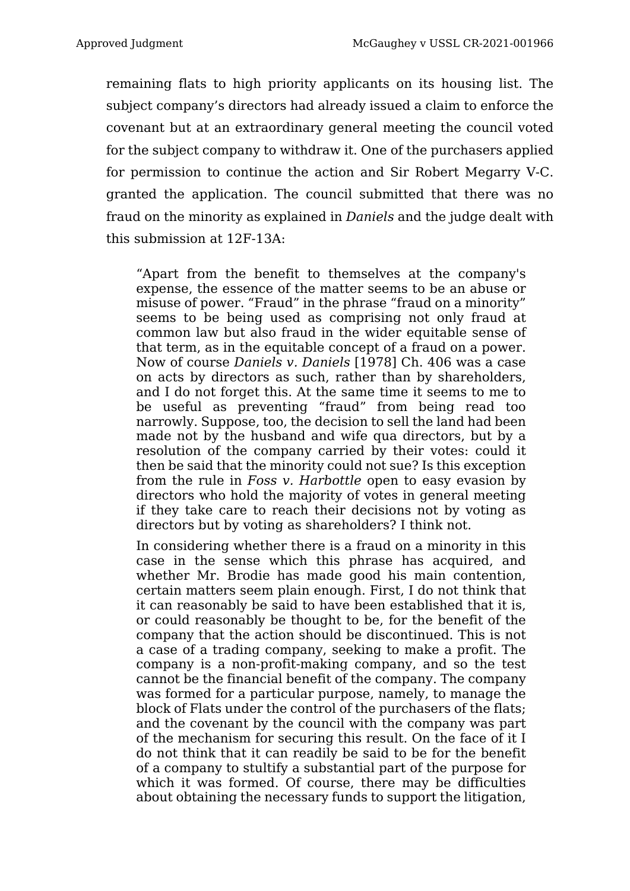remaining flats to high priority applicants on its housing list. The subject company's directors had already issued a claim to enforce the covenant but at an extraordinary general meeting the council voted for the subject company to withdraw it. One of the purchasers applied for permission to continue the action and Sir Robert Megarry V-C. granted the application. The council submitted that there was no fraud on the minority as explained in *Daniels* and the judge dealt with this submission at 12F-13A:

> "Apart from the benefit to themselves at the company's expense, the essence of the matter seems to be an abuse or misuse of power. "Fraud" in the phrase "fraud on a minority" seems to be being used as comprising not only fraud at common law but also fraud in the wider equitable sense of that term, as in the equitable concept of a fraud on a power. Now of course *Daniels v. Daniels* [1978] Ch. 406 was a case on acts by directors as such, rather than by shareholders, and I do not forget this. At the same time it seems to me to be useful as preventing "fraud" from being read too narrowly. Suppose, too, the decision to sell the land had been made not by the husband and wife qua directors, but by a resolution of the company carried by their votes: could it then be said that the minority could not sue? Is this exception from the rule in *Foss v. Harbottle* open to easy evasion by directors who hold the majority of votes in general meeting if they take care to reach their decisions not by voting as directors but by voting as shareholders? I think not.
>
> In considering whether there is a fraud on a minority in this case in the sense which this phrase has acquired, and whether Mr. Brodie has made good his main contention, certain matters seem plain enough. First, I do not think that it can reasonably be said to have been established that it is, or could reasonably be thought to be, for the benefit of the company that the action should be discontinued. This is not a case of a trading company, seeking to make a profit. The company is a non-profit-making company, and so the test cannot be the financial benefit of the company. The company was formed for a particular purpose, namely, to manage the block of Flats under the control of the purchasers of the flats; and the covenant by the council with the company was part of the mechanism for securing this result. On the face of it I do not think that it can readily be said to be for the benefit of a company to stultify a substantial part of the purpose for which it was formed. Of course, there may be difficulties about obtaining the necessary funds to support the litigation,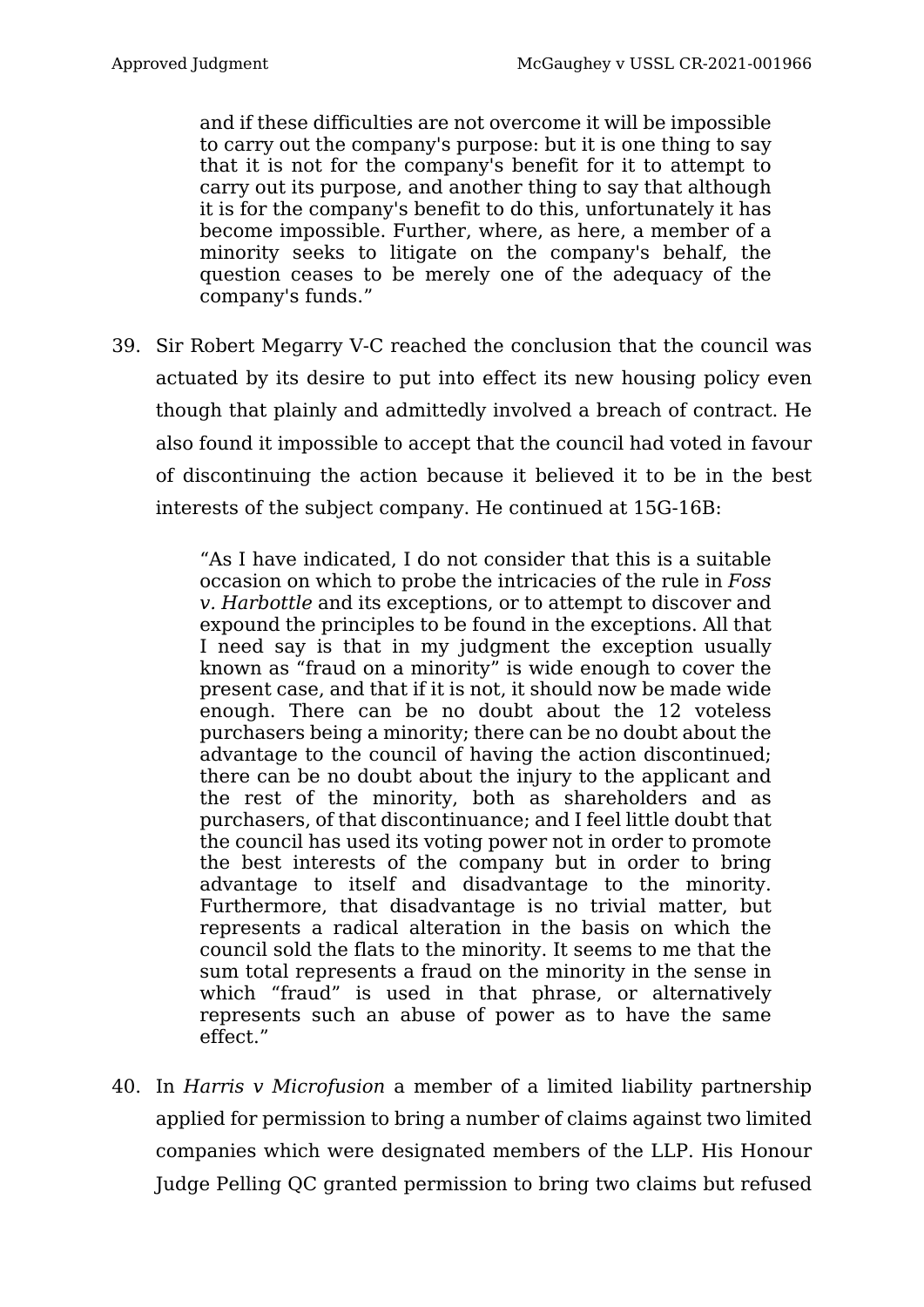> and if these difficulties are not overcome it will be impossible to carry out the company's purpose: but it is one thing to say that it is not for the company's benefit for it to attempt to carry out its purpose, and another thing to say that although it is for the company's benefit to do this, unfortunately it has become impossible. Further, where, as here, a member of a minority seeks to litigate on the company's behalf, the question ceases to be merely one of the adequacy of the company's funds."

39. Sir Robert Megarry V-C reached the conclusion that the council was actuated by its desire to put into effect its new housing policy even though that plainly and admittedly involved a breach of contract. He also found it impossible to accept that the council had voted in favour of discontinuing the action because it believed it to be in the best interests of the subject company. He continued at 15G-16B:

> "As I have indicated, I do not consider that this is a suitable occasion on which to probe the intricacies of the rule in *Foss v. Harbottle* and its exceptions, or to attempt to discover and expound the principles to be found in the exceptions. All that I need say is that in my judgment the exception usually known as "fraud on a minority" is wide enough to cover the present case, and that if it is not, it should now be made wide enough. There can be no doubt about the 12 voteless purchasers being a minority; there can be no doubt about the advantage to the council of having the action discontinued; there can be no doubt about the injury to the applicant and the rest of the minority, both as shareholders and as purchasers, of that discontinuance; and I feel little doubt that the council has used its voting power not in order to promote the best interests of the company but in order to bring advantage to itself and disadvantage to the minority. Furthermore, that disadvantage is no trivial matter, but represents a radical alteration in the basis on which the council sold the flats to the minority. It seems to me that the sum total represents a fraud on the minority in the sense in which "fraud" is used in that phrase, or alternatively represents such an abuse of power as to have the same effect."

40. In *Harris v Microfusion* a member of a limited liability partnership applied for permission to bring a number of claims against two limited companies which were designated members of the LLP. His Honour Judge Pelling QC granted permission to bring two claims but refused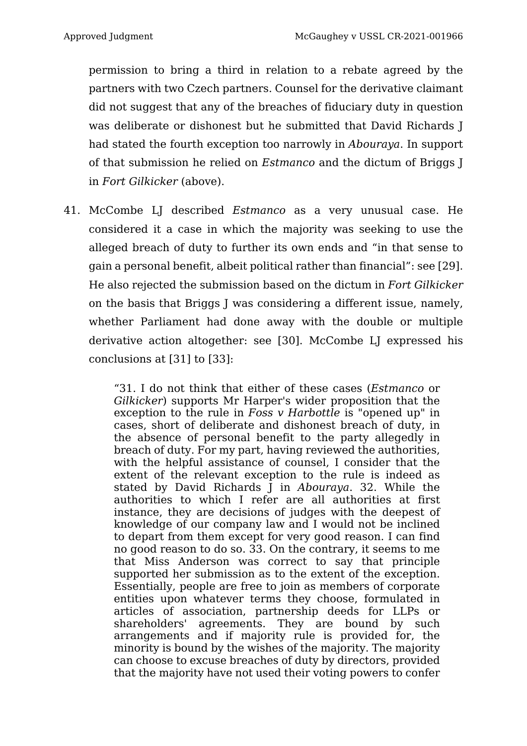permission to bring a third in relation to a rebate agreed by the partners with two Czech partners. Counsel for the derivative claimant did not suggest that any of the breaches of fiduciary duty in question was deliberate or dishonest but he submitted that David Richards J had stated the fourth exception too narrowly in *Abouraya*. In support of that submission he relied on *Estmanco* and the dictum of Briggs J in *Fort Gilkicker* (above).

41. McCombe LJ described *Estmanco* as a very unusual case. He considered it a case in which the majority was seeking to use the alleged breach of duty to further its own ends and "in that sense to gain a personal benefit, albeit political rather than financial": see [29]. He also rejected the submission based on the dictum in *Fort Gilkicker* on the basis that Briggs J was considering a different issue, namely, whether Parliament had done away with the double or multiple derivative action altogether: see [30]. McCombe LJ expressed his conclusions at [31] to [33]:

> "31. I do not think that either of these cases (*Estmanco* or *Gilkicker*) supports Mr Harper's wider proposition that the exception to the rule in *Foss v Harbottle* is "opened up" in cases, short of deliberate and dishonest breach of duty, in the absence of personal benefit to the party allegedly in breach of duty. For my part, having reviewed the authorities, with the helpful assistance of counsel, I consider that the extent of the relevant exception to the rule is indeed as stated by David Richards J in *Abouraya*. 32. While the authorities to which I refer are all authorities at first instance, they are decisions of judges with the deepest of knowledge of our company law and I would not be inclined to depart from them except for very good reason. I can find no good reason to do so. 33. On the contrary, it seems to me that Miss Anderson was correct to say that principle supported her submission as to the extent of the exception. Essentially, people are free to join as members of corporate entities upon whatever terms they choose, formulated in articles of association, partnership deeds for LLPs or shareholders' agreements. They are bound by such arrangements and if majority rule is provided for, the minority is bound by the wishes of the majority. The majority can choose to excuse breaches of duty by directors, provided that the majority have not used their voting powers to confer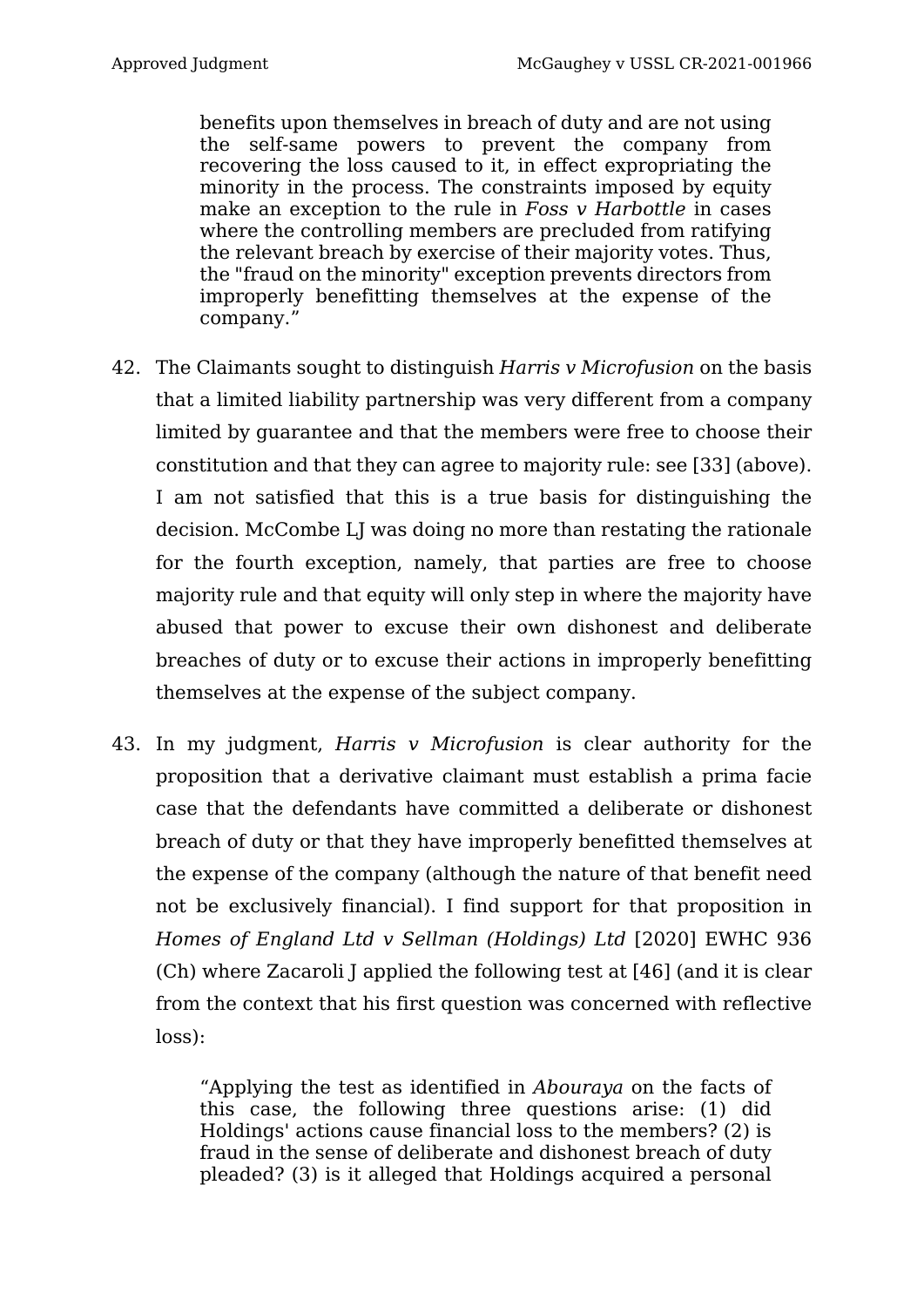> benefits upon themselves in breach of duty and are not using the self-same powers to prevent the company from recovering the loss caused to it, in effect expropriating the minority in the process. The constraints imposed by equity make an exception to the rule in *Foss v Harbottle* in cases where the controlling members are precluded from ratifying the relevant breach by exercise of their majority votes. Thus, the "fraud on the minority" exception prevents directors from improperly benefitting themselves at the expense of the company."

42. The Claimants sought to distinguish *Harris v Microfusion* on the basis that a limited liability partnership was very different from a company limited by guarantee and that the members were free to choose their constitution and that they can agree to majority rule: see [33] (above). I am not satisfied that this is a true basis for distinguishing the decision. McCombe LJ was doing no more than restating the rationale for the fourth exception, namely, that parties are free to choose majority rule and that equity will only step in where the majority have abused that power to excuse their own dishonest and deliberate breaches of duty or to excuse their actions in improperly benefitting themselves at the expense of the subject company.

43. In my judgment, *Harris v Microfusion* is clear authority for the proposition that a derivative claimant must establish a prima facie case that the defendants have committed a deliberate or dishonest breach of duty or that they have improperly benefitted themselves at the expense of the company (although the nature of that benefit need not be exclusively financial). I find support for that proposition in *Homes of England Ltd v Sellman (Holdings) Ltd* [2020] EWHC 936 (Ch) where Zacaroli J applied the following test at [46] (and it is clear from the context that his first question was concerned with reflective loss):

> "Applying the test as identified in *Abouraya* on the facts of this case, the following three questions arise: (1) did Holdings' actions cause financial loss to the members? (2) is fraud in the sense of deliberate and dishonest breach of duty pleaded? (3) is it alleged that Holdings acquired a personal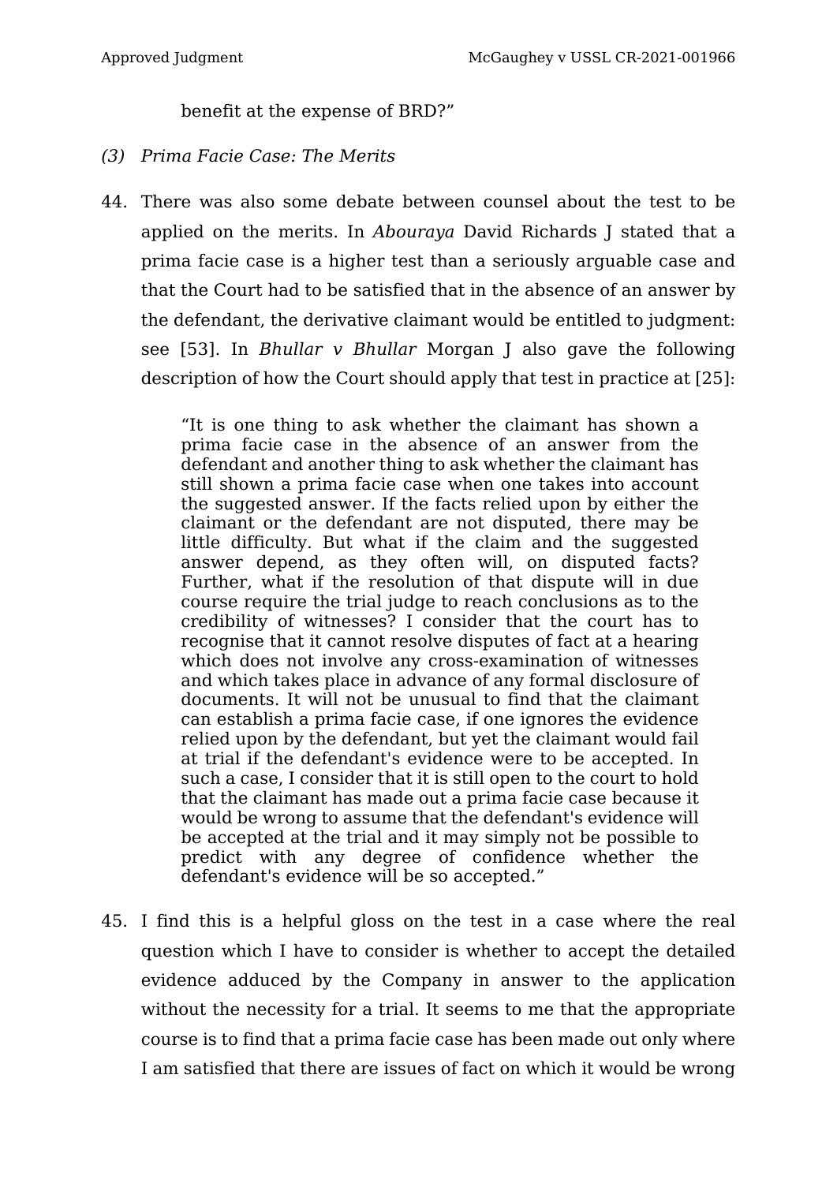benefit at the expense of BRD?”

*(3) Prima Facie Case: The Merits*

44. There was also some debate between counsel about the test to be applied on the merits. In *Abouraya* David Richards J stated that a prima facie case is a higher test than a seriously arguable case and that the Court had to be satisfied that in the absence of an answer by the defendant, the derivative claimant would be entitled to judgment: see [53]. In *Bhullar v Bhullar* Morgan J also gave the following description of how the Court should apply that test in practice at [25]:

> “It is one thing to ask whether the claimant has shown a prima facie case in the absence of an answer from the defendant and another thing to ask whether the claimant has still shown a prima facie case when one takes into account the suggested answer. If the facts relied upon by either the claimant or the defendant are not disputed, there may be little difficulty. But what if the claim and the suggested answer depend, as they often will, on disputed facts? Further, what if the resolution of that dispute will in due course require the trial judge to reach conclusions as to the credibility of witnesses? I consider that the court has to recognise that it cannot resolve disputes of fact at a hearing which does not involve any cross-examination of witnesses and which takes place in advance of any formal disclosure of documents. It will not be unusual to find that the claimant can establish a prima facie case, if one ignores the evidence relied upon by the defendant, but yet the claimant would fail at trial if the defendant's evidence were to be accepted. In such a case, I consider that it is still open to the court to hold that the claimant has made out a prima facie case because it would be wrong to assume that the defendant's evidence will be accepted at the trial and it may simply not be possible to predict with any degree of confidence whether the defendant's evidence will be so accepted.”

45. I find this is a helpful gloss on the test in a case where the real question which I have to consider is whether to accept the detailed evidence adduced by the Company in answer to the application without the necessity for a trial. It seems to me that the appropriate course is to find that a prima facie case has been made out only where I am satisfied that there are issues of fact on which it would be wrong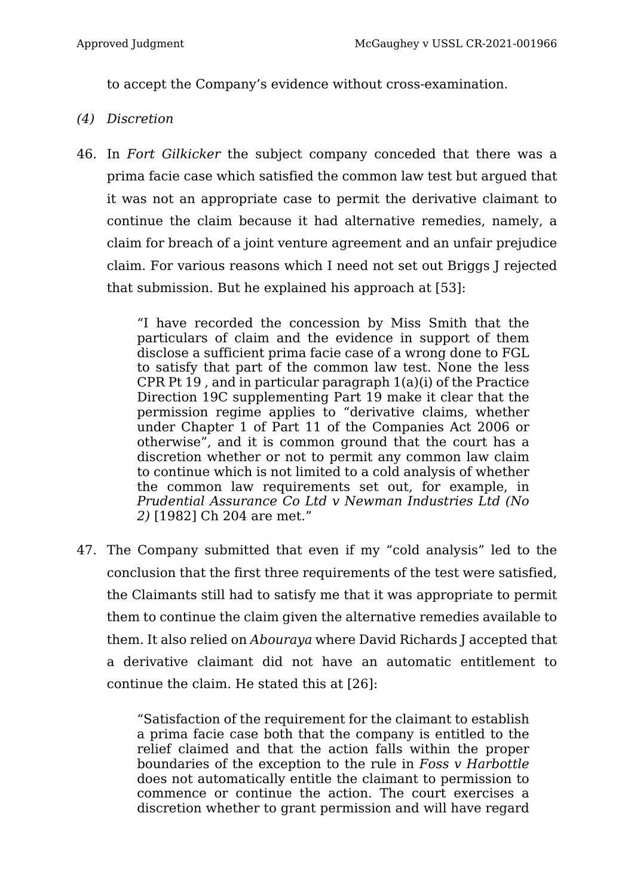to accept the Company's evidence without cross-examination.

*(4) Discretion*

46. In *Fort Gilkicker* the subject company conceded that there was a prima facie case which satisfied the common law test but argued that it was not an appropriate case to permit the derivative claimant to continue the claim because it had alternative remedies, namely, a claim for breach of a joint venture agreement and an unfair prejudice claim. For various reasons which I need not set out Briggs J rejected that submission. But he explained his approach at [53]:

> "I have recorded the concession by Miss Smith that the particulars of claim and the evidence in support of them disclose a sufficient prima facie case of a wrong done to FGL to satisfy that part of the common law test. None the less CPR Pt 19 , and in particular paragraph 1(a)(i) of the Practice Direction 19C supplementing Part 19 make it clear that the permission regime applies to "derivative claims, whether under Chapter 1 of Part 11 of the Companies Act 2006 or otherwise", and it is common ground that the court has a discretion whether or not to permit any common law claim to continue which is not limited to a cold analysis of whether the common law requirements set out, for example, in *Prudential Assurance Co Ltd v Newman Industries Ltd (No 2)* [1982] Ch 204 are met."

47. The Company submitted that even if my "cold analysis" led to the conclusion that the first three requirements of the test were satisfied, the Claimants still had to satisfy me that it was appropriate to permit them to continue the claim given the alternative remedies available to them. It also relied on *Abouraya* where David Richards J accepted that a derivative claimant did not have an automatic entitlement to continue the claim. He stated this at [26]:

> "Satisfaction of the requirement for the claimant to establish a prima facie case both that the company is entitled to the relief claimed and that the action falls within the proper boundaries of the exception to the rule in *Foss v Harbottle* does not automatically entitle the claimant to permission to commence or continue the action. The court exercises a discretion whether to grant permission and will have regard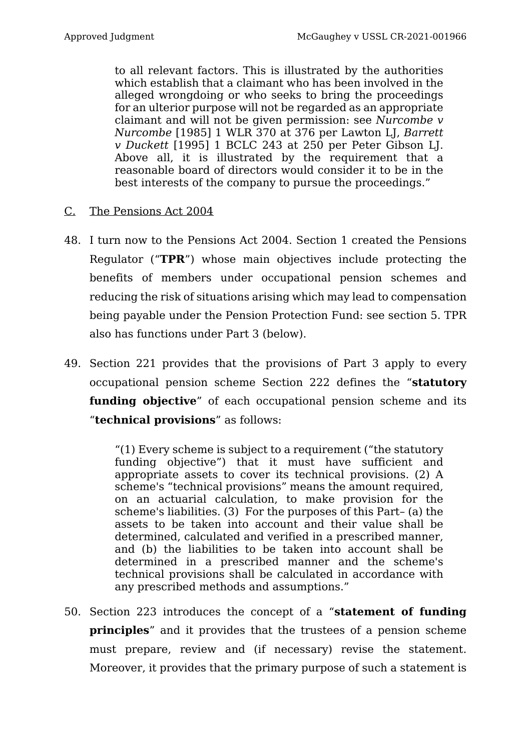> to all relevant factors. This is illustrated by the authorities which establish that a claimant who has been involved in the alleged wrongdoing or who seeks to bring the proceedings for an ulterior purpose will not be regarded as an appropriate claimant and will not be given permission: see *Nurcombe v Nurcombe* [1985] 1 WLR 370 at 376 per Lawton LJ, *Barrett v Duckett* [1995] 1 BCLC 243 at 250 per Peter Gibson LJ. Above all, it is illustrated by the requirement that a reasonable board of directors would consider it to be in the best interests of the company to pursue the proceedings."

C. <u>The Pensions Act 2004</u>

48. I turn now to the Pensions Act 2004. Section 1 created the Pensions Regulator ("**TPR**") whose main objectives include protecting the benefits of members under occupational pension schemes and reducing the risk of situations arising which may lead to compensation being payable under the Pension Protection Fund: see section 5. TPR also has functions under Part 3 (below).

49. Section 221 provides that the provisions of Part 3 apply to every occupational pension scheme Section 222 defines the "**statutory funding objective**" of each occupational pension scheme and its "**technical provisions**" as follows:

> "(1) Every scheme is subject to a requirement ("the statutory funding objective") that it must have sufficient and appropriate assets to cover its technical provisions. (2) A scheme's "technical provisions" means the amount required, on an actuarial calculation, to make provision for the scheme's liabilities. (3) For the purposes of this Part– (a) the assets to be taken into account and their value shall be determined, calculated and verified in a prescribed manner, and (b) the liabilities to be taken into account shall be determined in a prescribed manner and the scheme's technical provisions shall be calculated in accordance with any prescribed methods and assumptions."

50. Section 223 introduces the concept of a "**statement of funding principles**" and it provides that the trustees of a pension scheme must prepare, review and (if necessary) revise the statement. Moreover, it provides that the primary purpose of such a statement is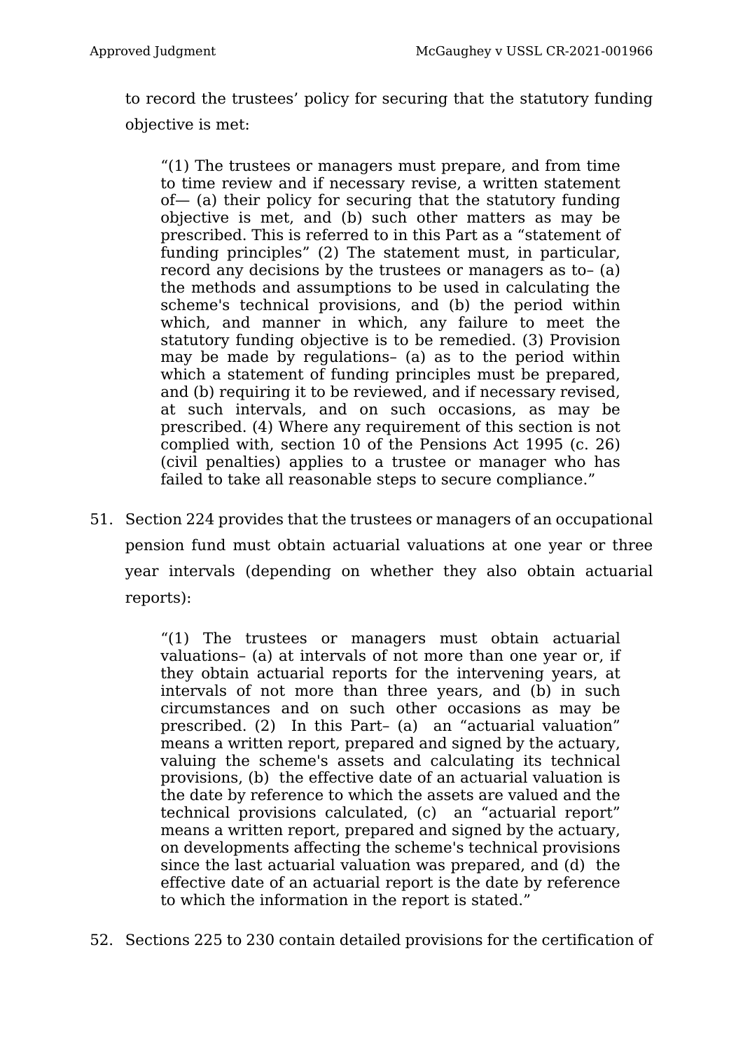to record the trustees' policy for securing that the statutory funding objective is met:

> "(1) The trustees or managers must prepare, and from time to time review and if necessary revise, a written statement of— (a) their policy for securing that the statutory funding objective is met, and (b) such other matters as may be prescribed. This is referred to in this Part as a "statement of funding principles" (2) The statement must, in particular, record any decisions by the trustees or managers as to– (a) the methods and assumptions to be used in calculating the scheme's technical provisions, and (b) the period within which, and manner in which, any failure to meet the statutory funding objective is to be remedied. (3) Provision may be made by regulations– (a) as to the period within which a statement of funding principles must be prepared, and (b) requiring it to be reviewed, and if necessary revised, at such intervals, and on such occasions, as may be prescribed. (4) Where any requirement of this section is not complied with, section 10 of the Pensions Act 1995 (c. 26) (civil penalties) applies to a trustee or manager who has failed to take all reasonable steps to secure compliance."

51. Section 224 provides that the trustees or managers of an occupational pension fund must obtain actuarial valuations at one year or three year intervals (depending on whether they also obtain actuarial reports):

> "(1) The trustees or managers must obtain actuarial valuations– (a) at intervals of not more than one year or, if they obtain actuarial reports for the intervening years, at intervals of not more than three years, and (b) in such circumstances and on such other occasions as may be prescribed. (2) In this Part– (a) an "actuarial valuation" means a written report, prepared and signed by the actuary, valuing the scheme's assets and calculating its technical provisions, (b) the effective date of an actuarial valuation is the date by reference to which the assets are valued and the technical provisions calculated, (c) an "actuarial report" means a written report, prepared and signed by the actuary, on developments affecting the scheme's technical provisions since the last actuarial valuation was prepared, and (d) the effective date of an actuarial report is the date by reference to which the information in the report is stated."

52. Sections 225 to 230 contain detailed provisions for the certification of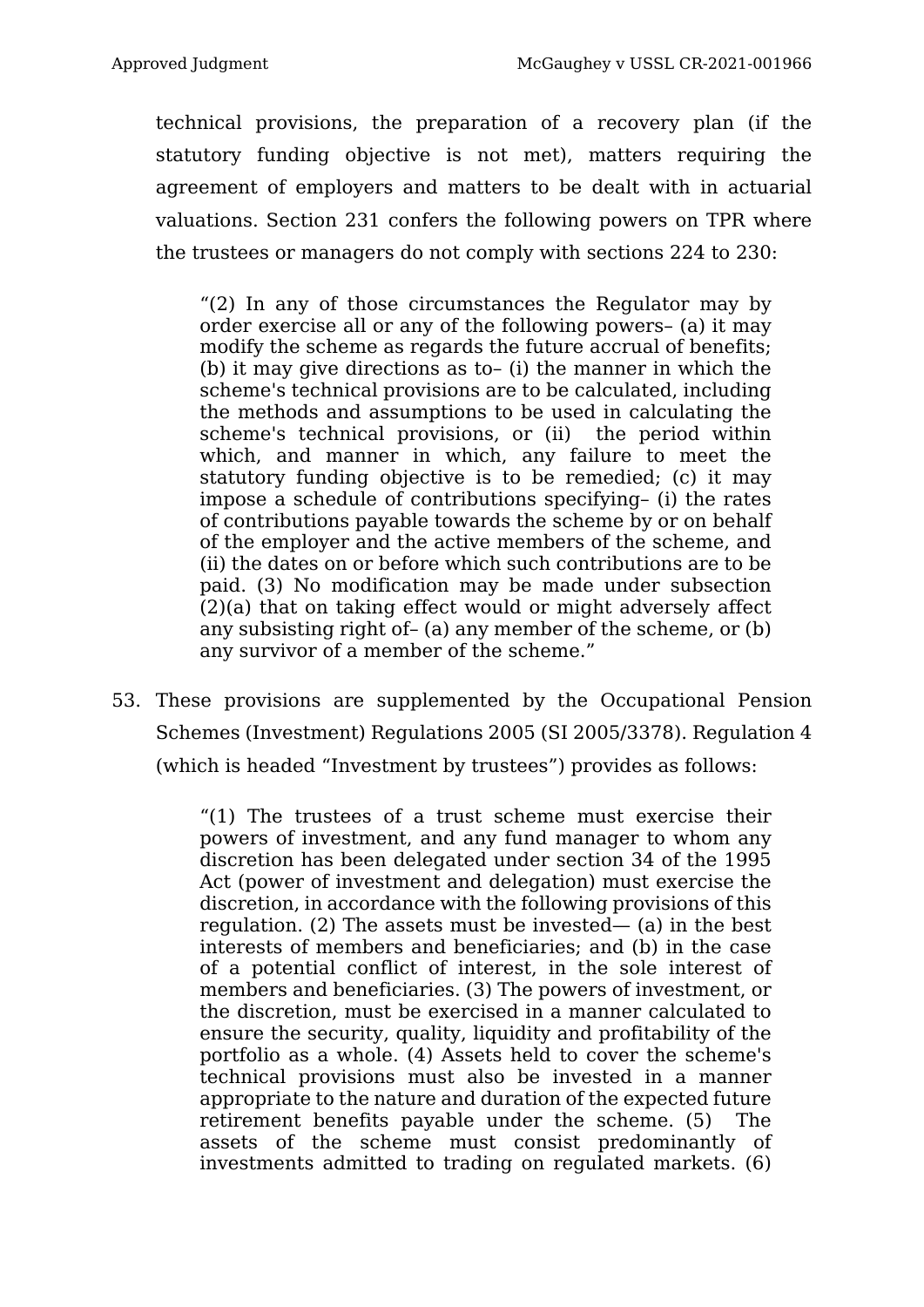technical provisions, the preparation of a recovery plan (if the statutory funding objective is not met), matters requiring the agreement of employers and matters to be dealt with in actuarial valuations. Section 231 confers the following powers on TPR where the trustees or managers do not comply with sections 224 to 230:

> "(2) In any of those circumstances the Regulator may by order exercise all or any of the following powers– (a) it may modify the scheme as regards the future accrual of benefits; (b) it may give directions as to– (i) the manner in which the scheme's technical provisions are to be calculated, including the methods and assumptions to be used in calculating the scheme's technical provisions, or (ii) the period within which, and manner in which, any failure to meet the statutory funding objective is to be remedied; (c) it may impose a schedule of contributions specifying– (i) the rates of contributions payable towards the scheme by or on behalf of the employer and the active members of the scheme, and (ii) the dates on or before which such contributions are to be paid. (3) No modification may be made under subsection (2)(a) that on taking effect would or might adversely affect any subsisting right of– (a) any member of the scheme, or (b) any survivor of a member of the scheme."

53. These provisions are supplemented by the Occupational Pension Schemes (Investment) Regulations 2005 (SI 2005/3378). Regulation 4 (which is headed "Investment by trustees") provides as follows:

> "(1) The trustees of a trust scheme must exercise their powers of investment, and any fund manager to whom any discretion has been delegated under section 34 of the 1995 Act (power of investment and delegation) must exercise the discretion, in accordance with the following provisions of this regulation. (2) The assets must be invested— (a) in the best interests of members and beneficiaries; and (b) in the case of a potential conflict of interest, in the sole interest of members and beneficiaries. (3) The powers of investment, or the discretion, must be exercised in a manner calculated to ensure the security, quality, liquidity and profitability of the portfolio as a whole. (4) Assets held to cover the scheme's technical provisions must also be invested in a manner appropriate to the nature and duration of the expected future retirement benefits payable under the scheme. (5) The assets of the scheme must consist predominantly of investments admitted to trading on regulated markets. (6)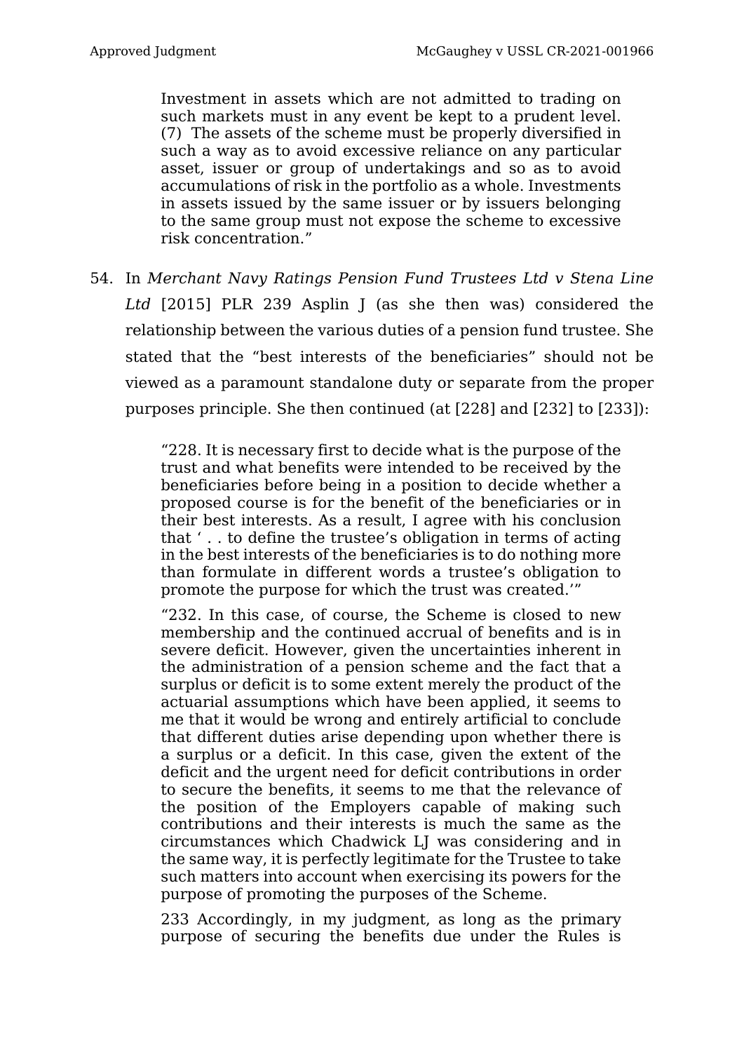> Investment in assets which are not admitted to trading on such markets must in any event be kept to a prudent level. (7) The assets of the scheme must be properly diversified in such a way as to avoid excessive reliance on any particular asset, issuer or group of undertakings and so as to avoid accumulations of risk in the portfolio as a whole. Investments in assets issued by the same issuer or by issuers belonging to the same group must not expose the scheme to excessive risk concentration."

54. In *Merchant Navy Ratings Pension Fund Trustees Ltd v Stena Line Ltd* [2015] PLR 239 Asplin J (as she then was) considered the relationship between the various duties of a pension fund trustee. She stated that the "best interests of the beneficiaries" should not be viewed as a paramount standalone duty or separate from the proper purposes principle. She then continued (at [228] and [232] to [233]):

> "228. It is necessary first to decide what is the purpose of the trust and what benefits were intended to be received by the beneficiaries before being in a position to decide whether a proposed course is for the benefit of the beneficiaries or in their best interests. As a result, I agree with his conclusion that ' . . to define the trustee's obligation in terms of acting in the best interests of the beneficiaries is to do nothing more than formulate in different words a trustee's obligation to promote the purpose for which the trust was created.'"
>
> "232. In this case, of course, the Scheme is closed to new membership and the continued accrual of benefits and is in severe deficit. However, given the uncertainties inherent in the administration of a pension scheme and the fact that a surplus or deficit is to some extent merely the product of the actuarial assumptions which have been applied, it seems to me that it would be wrong and entirely artificial to conclude that different duties arise depending upon whether there is a surplus or a deficit. In this case, given the extent of the deficit and the urgent need for deficit contributions in order to secure the benefits, it seems to me that the relevance of the position of the Employers capable of making such contributions and their interests is much the same as the circumstances which Chadwick LJ was considering and in the same way, it is perfectly legitimate for the Trustee to take such matters into account when exercising its powers for the purpose of promoting the purposes of the Scheme.
>
> 233 Accordingly, in my judgment, as long as the primary purpose of securing the benefits due under the Rules is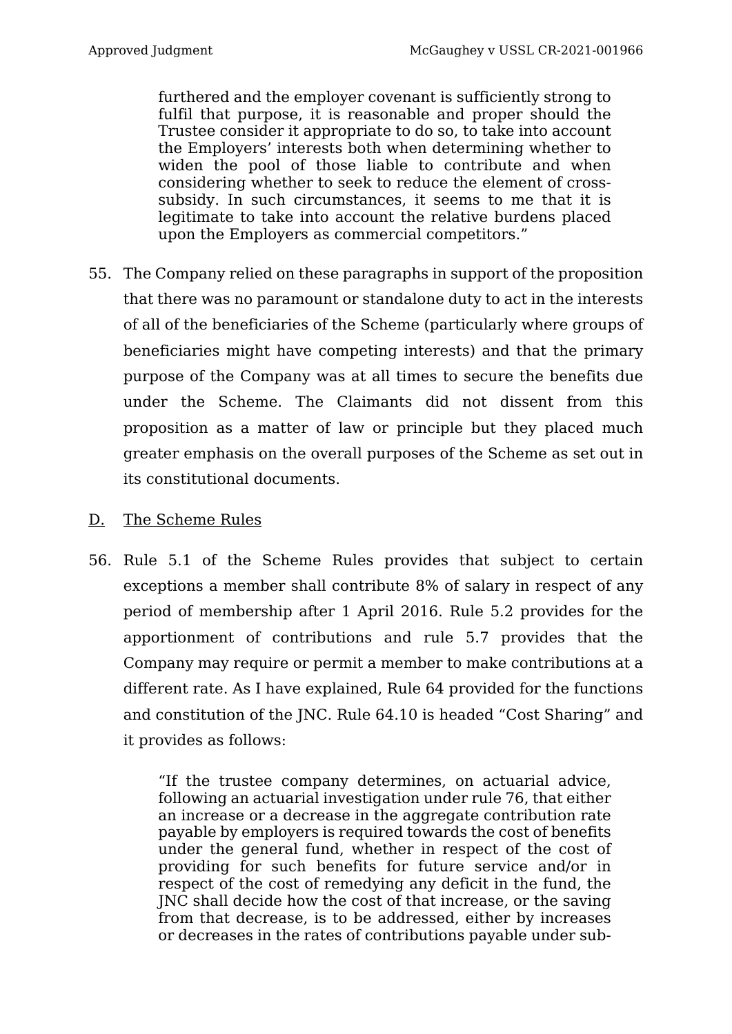> furthered and the employer covenant is sufficiently strong to fulfil that purpose, it is reasonable and proper should the Trustee consider it appropriate to do so, to take into account the Employers' interests both when determining whether to widen the pool of those liable to contribute and when considering whether to seek to reduce the element of cross-subsidy. In such circumstances, it seems to me that it is legitimate to take into account the relative burdens placed upon the Employers as commercial competitors."

55. The Company relied on these paragraphs in support of the proposition that there was no paramount or standalone duty to act in the interests of all of the beneficiaries of the Scheme (particularly where groups of beneficiaries might have competing interests) and that the primary purpose of the Company was at all times to secure the benefits due under the Scheme. The Claimants did not dissent from this proposition as a matter of law or principle but they placed much greater emphasis on the overall purposes of the Scheme as set out in its constitutional documents.

## D. The Scheme Rules

56. Rule 5.1 of the Scheme Rules provides that subject to certain exceptions a member shall contribute 8% of salary in respect of any period of membership after 1 April 2016. Rule 5.2 provides for the apportionment of contributions and rule 5.7 provides that the Company may require or permit a member to make contributions at a different rate. As I have explained, Rule 64 provided for the functions and constitution of the JNC. Rule 64.10 is headed "Cost Sharing" and it provides as follows:

> "If the trustee company determines, on actuarial advice, following an actuarial investigation under rule 76, that either an increase or a decrease in the aggregate contribution rate payable by employers is required towards the cost of benefits under the general fund, whether in respect of the cost of providing for such benefits for future service and/or in respect of the cost of remedying any deficit in the fund, the JNC shall decide how the cost of that increase, or the saving from that decrease, is to be addressed, either by increases or decreases in the rates of contributions payable under sub-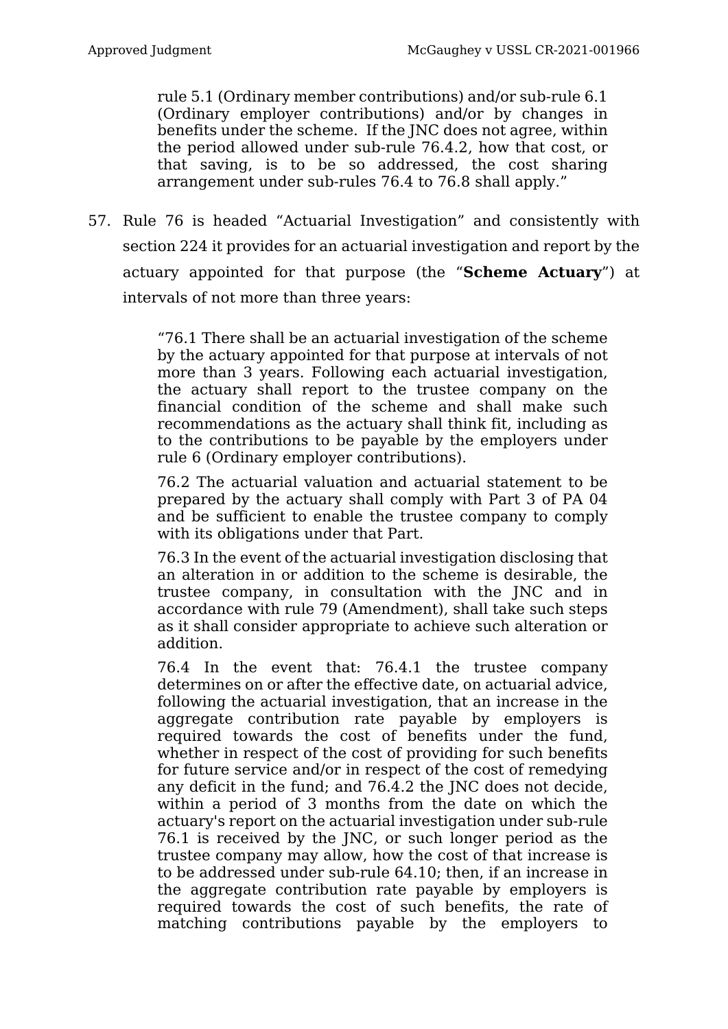rule 5.1 (Ordinary member contributions) and/or sub-rule 6.1 (Ordinary employer contributions) and/or by changes in benefits under the scheme. If the JNC does not agree, within the period allowed under sub-rule 76.4.2, how that cost, or that saving, is to be so addressed, the cost sharing arrangement under sub-rules 76.4 to 76.8 shall apply."

57. Rule 76 is headed "Actuarial Investigation" and consistently with section 224 it provides for an actuarial investigation and report by the actuary appointed for that purpose (the "**Scheme Actuary**") at intervals of not more than three years:

> "76.1 There shall be an actuarial investigation of the scheme by the actuary appointed for that purpose at intervals of not more than 3 years. Following each actuarial investigation, the actuary shall report to the trustee company on the financial condition of the scheme and shall make such recommendations as the actuary shall think fit, including as to the contributions to be payable by the employers under rule 6 (Ordinary employer contributions).
>
> 76.2 The actuarial valuation and actuarial statement to be prepared by the actuary shall comply with Part 3 of PA 04 and be sufficient to enable the trustee company to comply with its obligations under that Part.
>
> 76.3 In the event of the actuarial investigation disclosing that an alteration in or addition to the scheme is desirable, the trustee company, in consultation with the JNC and in accordance with rule 79 (Amendment), shall take such steps as it shall consider appropriate to achieve such alteration or addition.
>
> 76.4 In the event that: 76.4.1 the trustee company determines on or after the effective date, on actuarial advice, following the actuarial investigation, that an increase in the aggregate contribution rate payable by employers is required towards the cost of benefits under the fund, whether in respect of the cost of providing for such benefits for future service and/or in respect of the cost of remedying any deficit in the fund; and 76.4.2 the JNC does not decide, within a period of 3 months from the date on which the actuary's report on the actuarial investigation under sub-rule 76.1 is received by the JNC, or such longer period as the trustee company may allow, how the cost of that increase is to be addressed under sub-rule 64.10; then, if an increase in the aggregate contribution rate payable by employers is required towards the cost of such benefits, the rate of matching contributions payable by the employers to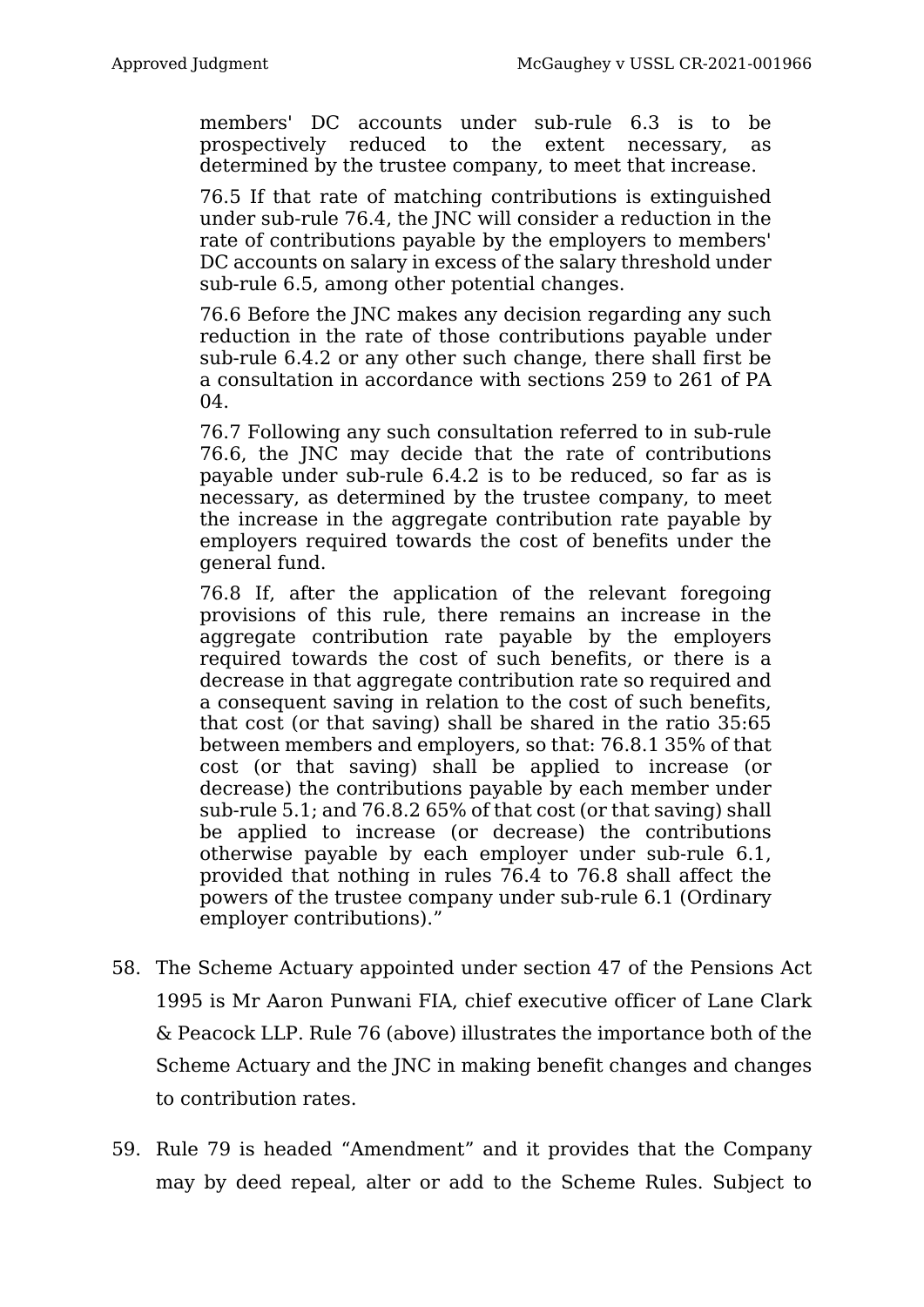> members' DC accounts under sub-rule 6.3 is to be prospectively reduced to the extent necessary, as determined by the trustee company, to meet that increase.
>
> 76.5 If that rate of matching contributions is extinguished under sub-rule 76.4, the JNC will consider a reduction in the rate of contributions payable by the employers to members' DC accounts on salary in excess of the salary threshold under sub-rule 6.5, among other potential changes.
>
> 76.6 Before the JNC makes any decision regarding any such reduction in the rate of those contributions payable under sub-rule 6.4.2 or any other such change, there shall first be a consultation in accordance with sections 259 to 261 of PA 04.
>
> 76.7 Following any such consultation referred to in sub-rule 76.6, the JNC may decide that the rate of contributions payable under sub-rule 6.4.2 is to be reduced, so far as is necessary, as determined by the trustee company, to meet the increase in the aggregate contribution rate payable by employers required towards the cost of benefits under the general fund.
>
> 76.8 If, after the application of the relevant foregoing provisions of this rule, there remains an increase in the aggregate contribution rate payable by the employers required towards the cost of such benefits, or there is a decrease in that aggregate contribution rate so required and a consequent saving in relation to the cost of such benefits, that cost (or that saving) shall be shared in the ratio 35:65 between members and employers, so that: 76.8.1 35% of that cost (or that saving) shall be applied to increase (or decrease) the contributions payable by each member under sub-rule 5.1; and 76.8.2 65% of that cost (or that saving) shall be applied to increase (or decrease) the contributions otherwise payable by each employer under sub-rule 6.1, provided that nothing in rules 76.4 to 76.8 shall affect the powers of the trustee company under sub-rule 6.1 (Ordinary employer contributions)."

58. The Scheme Actuary appointed under section 47 of the Pensions Act 1995 is Mr Aaron Punwani FIA, chief executive officer of Lane Clark & Peacock LLP. Rule 76 (above) illustrates the importance both of the Scheme Actuary and the JNC in making benefit changes and changes to contribution rates.

59. Rule 79 is headed "Amendment" and it provides that the Company may by deed repeal, alter or add to the Scheme Rules. Subject to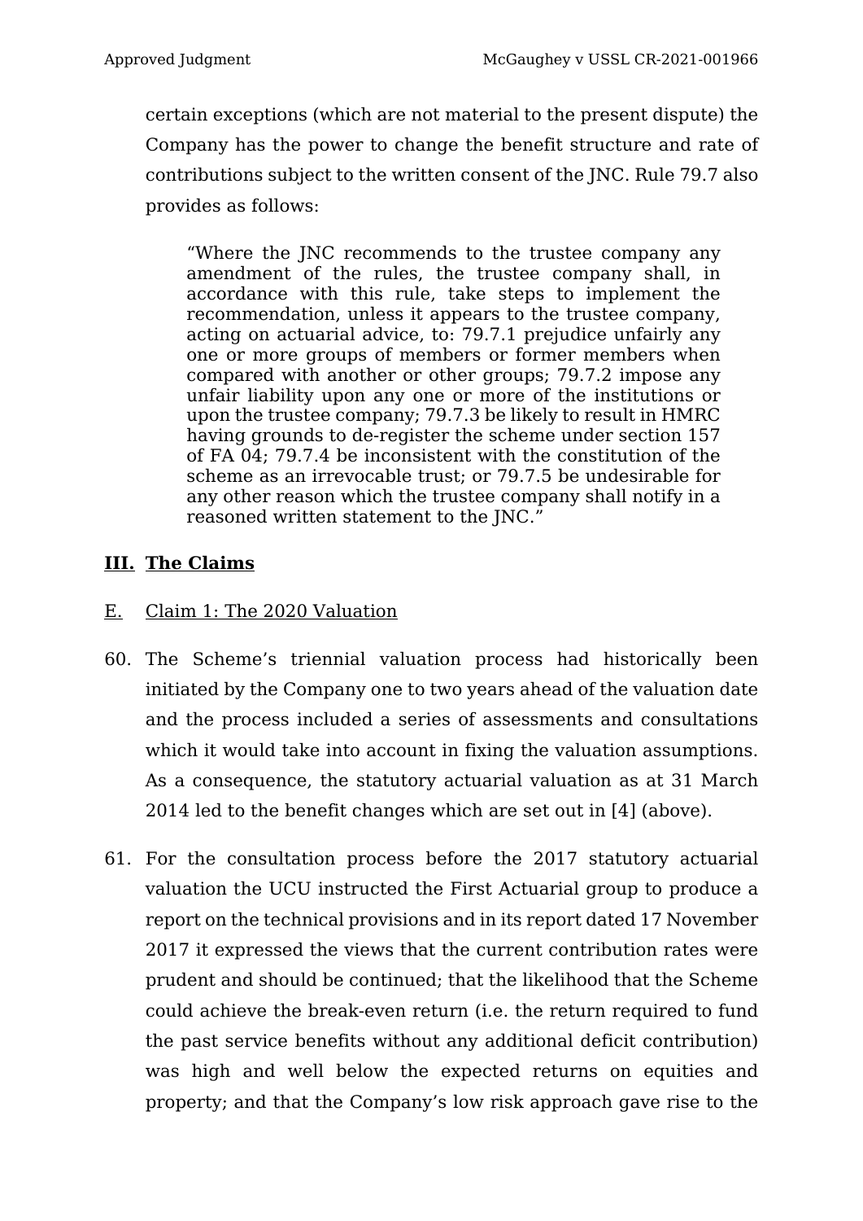certain exceptions (which are not material to the present dispute) the Company has the power to change the benefit structure and rate of contributions subject to the written consent of the JNC. Rule 79.7 also provides as follows:

> "Where the JNC recommends to the trustee company any amendment of the rules, the trustee company shall, in accordance with this rule, take steps to implement the recommendation, unless it appears to the trustee company, acting on actuarial advice, to: 79.7.1 prejudice unfairly any one or more groups of members or former members when compared with another or other groups; 79.7.2 impose any unfair liability upon any one or more of the institutions or upon the trustee company; 79.7.3 be likely to result in HMRC having grounds to de-register the scheme under section 157 of FA 04; 79.7.4 be inconsistent with the constitution of the scheme as an irrevocable trust; or 79.7.5 be undesirable for any other reason which the trustee company shall notify in a reasoned written statement to the JNC."

## III. The Claims

### E. Claim 1: The 2020 Valuation

60. The Scheme's triennial valuation process had historically been initiated by the Company one to two years ahead of the valuation date and the process included a series of assessments and consultations which it would take into account in fixing the valuation assumptions. As a consequence, the statutory actuarial valuation as at 31 March 2014 led to the benefit changes which are set out in [4] (above).

61. For the consultation process before the 2017 statutory actuarial valuation the UCU instructed the First Actuarial group to produce a report on the technical provisions and in its report dated 17 November 2017 it expressed the views that the current contribution rates were prudent and should be continued; that the likelihood that the Scheme could achieve the break-even return (i.e. the return required to fund the past service benefits without any additional deficit contribution) was high and well below the expected returns on equities and property; and that the Company's low risk approach gave rise to the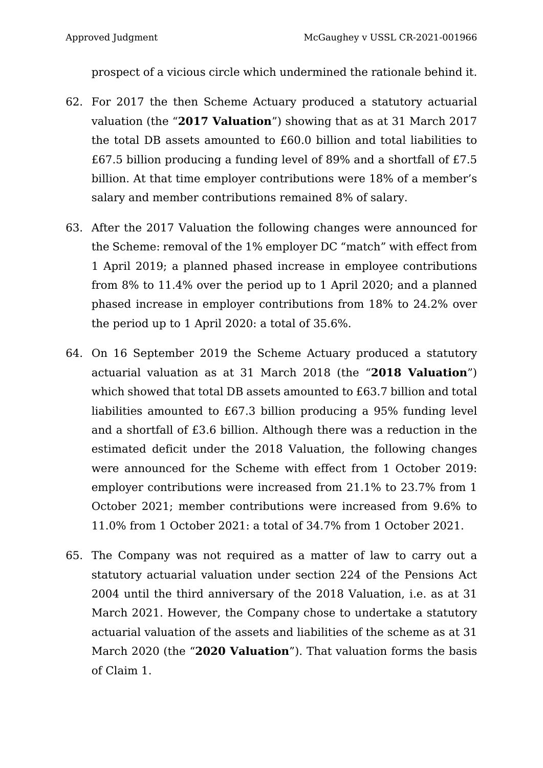prospect of a vicious circle which undermined the rationale behind it.

62. For 2017 the then Scheme Actuary produced a statutory actuarial valuation (the "**2017 Valuation**") showing that as at 31 March 2017 the total DB assets amounted to £60.0 billion and total liabilities to £67.5 billion producing a funding level of 89% and a shortfall of £7.5 billion. At that time employer contributions were 18% of a member's salary and member contributions remained 8% of salary.

63. After the 2017 Valuation the following changes were announced for the Scheme: removal of the 1% employer DC "match" with effect from 1 April 2019; a planned phased increase in employee contributions from 8% to 11.4% over the period up to 1 April 2020; and a planned phased increase in employer contributions from 18% to 24.2% over the period up to 1 April 2020: a total of 35.6%.

64. On 16 September 2019 the Scheme Actuary produced a statutory actuarial valuation as at 31 March 2018 (the "**2018 Valuation**") which showed that total DB assets amounted to £63.7 billion and total liabilities amounted to £67.3 billion producing a 95% funding level and a shortfall of £3.6 billion. Although there was a reduction in the estimated deficit under the 2018 Valuation, the following changes were announced for the Scheme with effect from 1 October 2019: employer contributions were increased from 21.1% to 23.7% from 1 October 2021; member contributions were increased from 9.6% to 11.0% from 1 October 2021: a total of 34.7% from 1 October 2021.

65. The Company was not required as a matter of law to carry out a statutory actuarial valuation under section 224 of the Pensions Act 2004 until the third anniversary of the 2018 Valuation, i.e. as at 31 March 2021. However, the Company chose to undertake a statutory actuarial valuation of the assets and liabilities of the scheme as at 31 March 2020 (the "**2020 Valuation**"). That valuation forms the basis of Claim 1.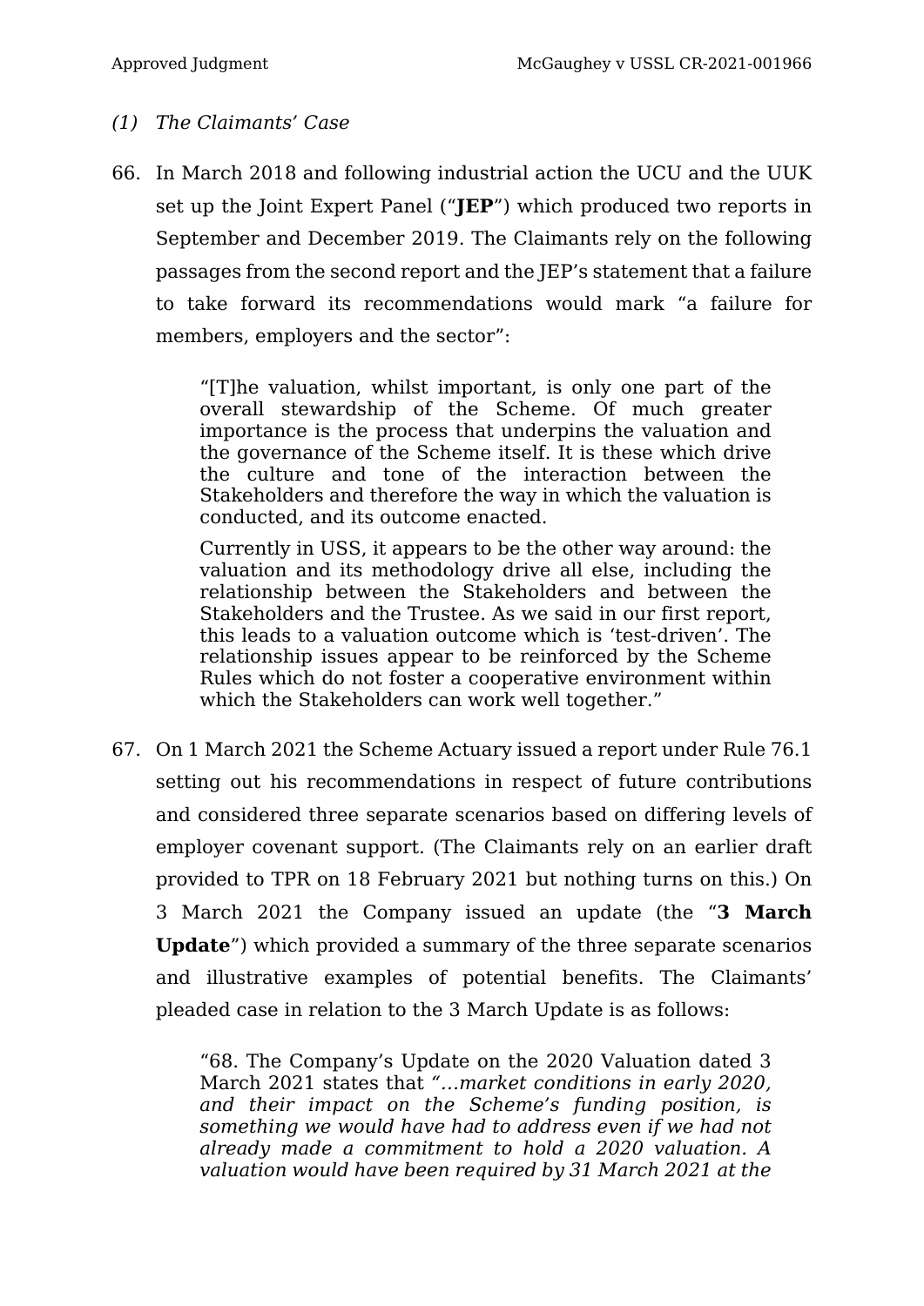*(1) The Claimants' Case*

66. In March 2018 and following industrial action the UCU and the UUK set up the Joint Expert Panel ("**JEP**") which produced two reports in September and December 2019. The Claimants rely on the following passages from the second report and the JEP's statement that a failure to take forward its recommendations would mark "a failure for members, employers and the sector":

> "[T]he valuation, whilst important, is only one part of the overall stewardship of the Scheme. Of much greater importance is the process that underpins the valuation and the governance of the Scheme itself. It is these which drive the culture and tone of the interaction between the Stakeholders and therefore the way in which the valuation is conducted, and its outcome enacted.
>
> Currently in USS, it appears to be the other way around: the valuation and its methodology drive all else, including the relationship between the Stakeholders and between the Stakeholders and the Trustee. As we said in our first report, this leads to a valuation outcome which is 'test-driven'. The relationship issues appear to be reinforced by the Scheme Rules which do not foster a cooperative environment within which the Stakeholders can work well together."

67. On 1 March 2021 the Scheme Actuary issued a report under Rule 76.1 setting out his recommendations in respect of future contributions and considered three separate scenarios based on differing levels of employer covenant support. (The Claimants rely on an earlier draft provided to TPR on 18 February 2021 but nothing turns on this.) On 3 March 2021 the Company issued an update (the "**3 March Update**") which provided a summary of the three separate scenarios and illustrative examples of potential benefits. The Claimants' pleaded case in relation to the 3 March Update is as follows:

> "68. The Company's Update on the 2020 Valuation dated 3 March 2021 states that *"…market conditions in early 2020, and their impact on the Scheme's funding position, is something we would have had to address even if we had not already made a commitment to hold a 2020 valuation. A valuation would have been required by 31 March 2021 at the*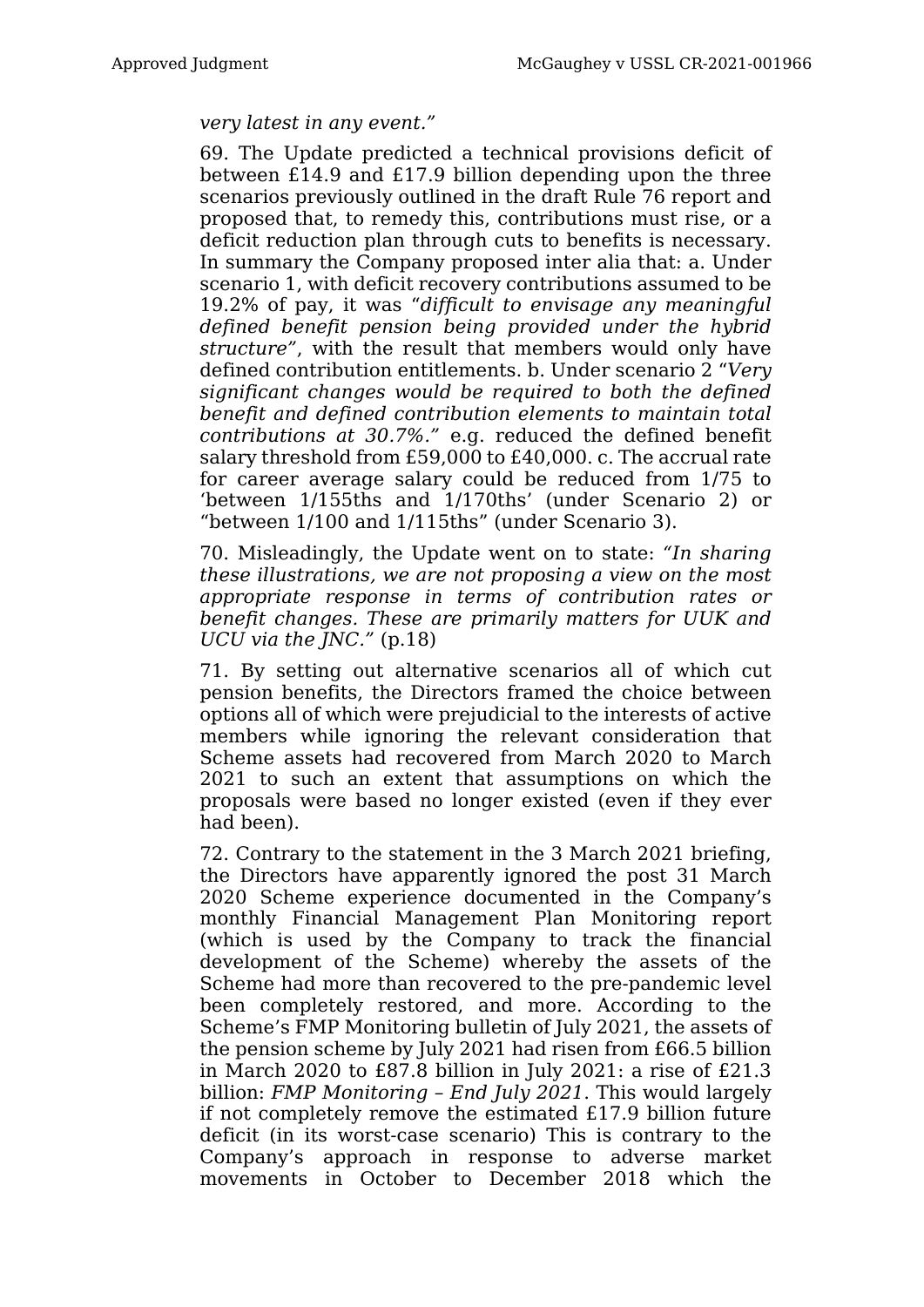*very latest in any event."*

69. The Update predicted a technical provisions deficit of between £14.9 and £17.9 billion depending upon the three scenarios previously outlined in the draft Rule 76 report and proposed that, to remedy this, contributions must rise, or a deficit reduction plan through cuts to benefits is necessary. In summary the Company proposed inter alia that: a. Under scenario 1, with deficit recovery contributions assumed to be 19.2% of pay, it was "*difficult to envisage any meaningful defined benefit pension being provided under the hybrid structure*", with the result that members would only have defined contribution entitlements. b. Under scenario 2 "*Very significant changes would be required to both the defined benefit and defined contribution elements to maintain total contributions at 30.7%.*" e.g. reduced the defined benefit salary threshold from £59,000 to £40,000. c. The accrual rate for career average salary could be reduced from 1/75 to 'between 1/155ths and 1/170ths' (under Scenario 2) or "between 1/100 and 1/115ths" (under Scenario 3).

70. Misleadingly, the Update went on to state: *"In sharing these illustrations, we are not proposing a view on the most appropriate response in terms of contribution rates or benefit changes. These are primarily matters for UUK and UCU via the JNC."* (p.18)

71. By setting out alternative scenarios all of which cut pension benefits, the Directors framed the choice between options all of which were prejudicial to the interests of active members while ignoring the relevant consideration that Scheme assets had recovered from March 2020 to March 2021 to such an extent that assumptions on which the proposals were based no longer existed (even if they ever had been).

72. Contrary to the statement in the 3 March 2021 briefing, the Directors have apparently ignored the post 31 March 2020 Scheme experience documented in the Company's monthly Financial Management Plan Monitoring report (which is used by the Company to track the financial development of the Scheme) whereby the assets of the Scheme had more than recovered to the pre-pandemic level been completely restored, and more. According to the Scheme's FMP Monitoring bulletin of July 2021, the assets of the pension scheme by July 2021 had risen from £66.5 billion in March 2020 to £87.8 billion in July 2021: a rise of £21.3 billion: *FMP Monitoring – End July 2021*. This would largely if not completely remove the estimated £17.9 billion future deficit (in its worst-case scenario) This is contrary to the Company's approach in response to adverse market movements in October to December 2018 which the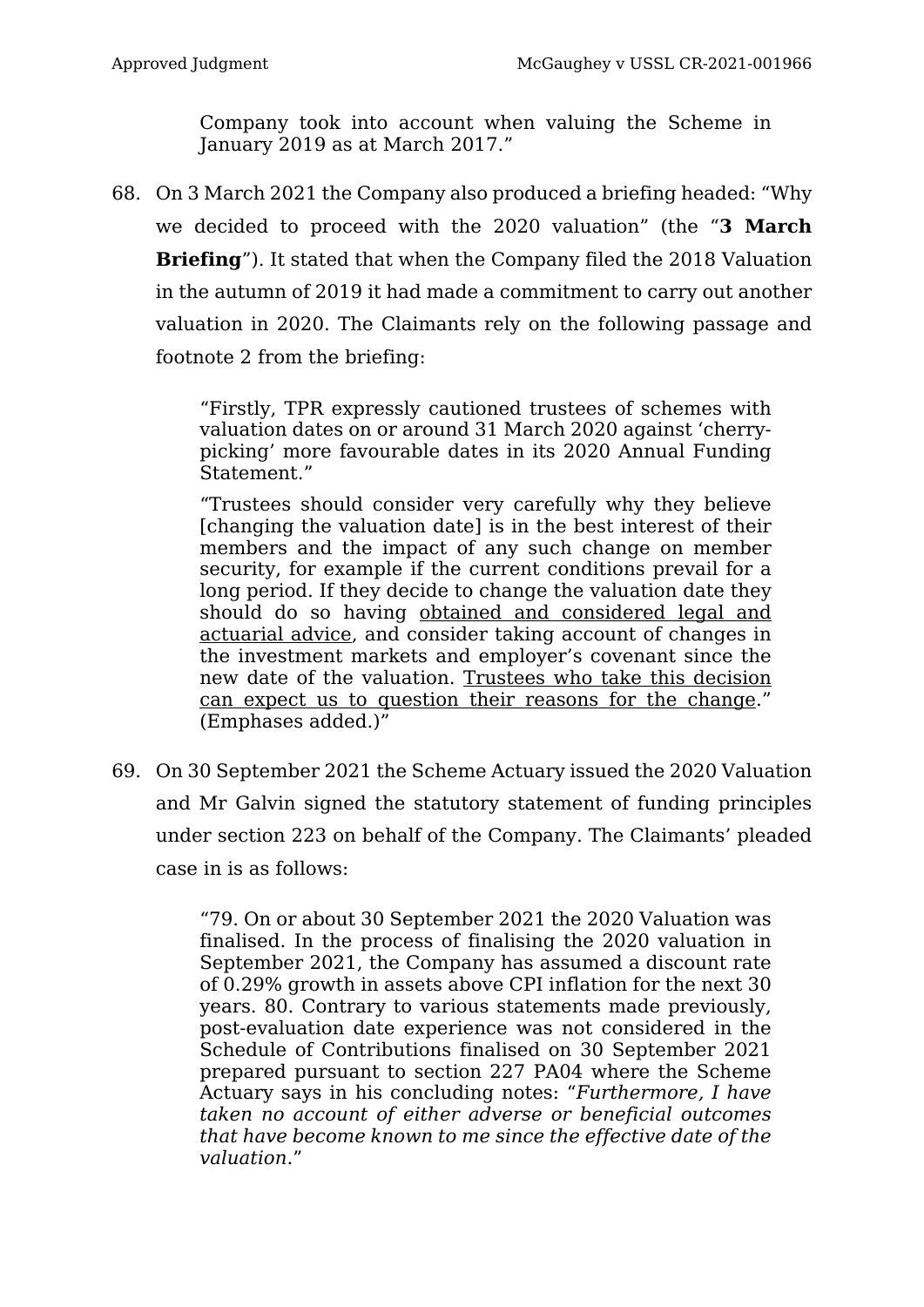> Company took into account when valuing the Scheme in January 2019 as at March 2017."

68. On 3 March 2021 the Company also produced a briefing headed: "Why we decided to proceed with the 2020 valuation" (the "**3 March Briefing**"). It stated that when the Company filed the 2018 Valuation in the autumn of 2019 it had made a commitment to carry out another valuation in 2020. The Claimants rely on the following passage and footnote 2 from the briefing:

> "Firstly, TPR expressly cautioned trustees of schemes with valuation dates on or around 31 March 2020 against 'cherry-picking' more favourable dates in its 2020 Annual Funding Statement."
>
> "Trustees should consider very carefully why they believe [changing the valuation date] is in the best interest of their members and the impact of any such change on member security, for example if the current conditions prevail for a long period. If they decide to change the valuation date they should do so having <u>obtained and considered legal and actuarial advice</u>, and consider taking account of changes in the investment markets and employer's covenant since the new date of the valuation. <u>Trustees who take this decision can expect us to question their reasons for the change</u>." (Emphases added.)"

69. On 30 September 2021 the Scheme Actuary issued the 2020 Valuation and Mr Galvin signed the statutory statement of funding principles under section 223 on behalf of the Company. The Claimants' pleaded case in is as follows:

> "79. On or about 30 September 2021 the 2020 Valuation was finalised. In the process of finalising the 2020 valuation in September 2021, the Company has assumed a discount rate of 0.29% growth in assets above CPI inflation for the next 30 years. 80. Contrary to various statements made previously, post-evaluation date experience was not considered in the Schedule of Contributions finalised on 30 September 2021 prepared pursuant to section 227 PA04 where the Scheme Actuary says in his concluding notes: "*Furthermore, I have taken no account of either adverse or beneficial outcomes that have become known to me since the effective date of the valuation*."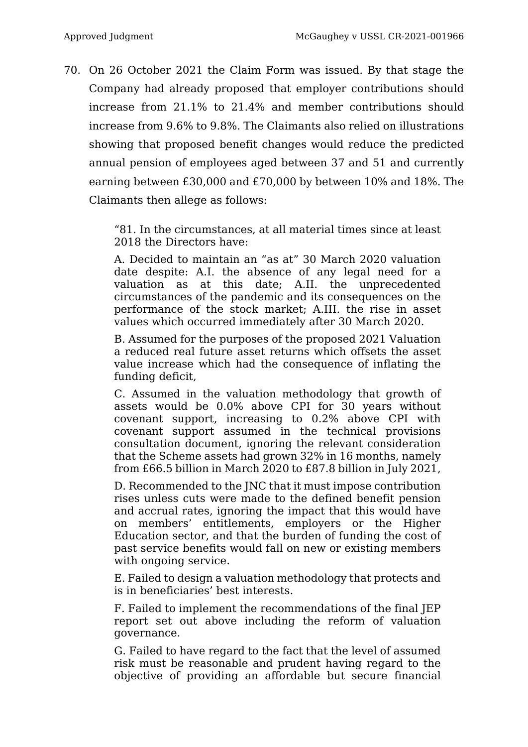70. On 26 October 2021 the Claim Form was issued. By that stage the Company had already proposed that employer contributions should increase from 21.1% to 21.4% and member contributions should increase from 9.6% to 9.8%. The Claimants also relied on illustrations showing that proposed benefit changes would reduce the predicted annual pension of employees aged between 37 and 51 and currently earning between £30,000 and £70,000 by between 10% and 18%. The Claimants then allege as follows:

> "81. In the circumstances, at all material times since at least 2018 the Directors have:
>
> A. Decided to maintain an "as at" 30 March 2020 valuation date despite: A.I. the absence of any legal need for a valuation as at this date; A.II. the unprecedented circumstances of the pandemic and its consequences on the performance of the stock market; A.III. the rise in asset values which occurred immediately after 30 March 2020.
>
> B. Assumed for the purposes of the proposed 2021 Valuation a reduced real future asset returns which offsets the asset value increase which had the consequence of inflating the funding deficit,
>
> C. Assumed in the valuation methodology that growth of assets would be 0.0% above CPI for 30 years without covenant support, increasing to 0.2% above CPI with covenant support assumed in the technical provisions consultation document, ignoring the relevant consideration that the Scheme assets had grown 32% in 16 months, namely from £66.5 billion in March 2020 to £87.8 billion in July 2021,
>
> D. Recommended to the JNC that it must impose contribution rises unless cuts were made to the defined benefit pension and accrual rates, ignoring the impact that this would have on members' entitlements, employers or the Higher Education sector, and that the burden of funding the cost of past service benefits would fall on new or existing members with ongoing service.
>
> E. Failed to design a valuation methodology that protects and is in beneficiaries' best interests.
>
> F. Failed to implement the recommendations of the final JEP report set out above including the reform of valuation governance.
>
> G. Failed to have regard to the fact that the level of assumed risk must be reasonable and prudent having regard to the objective of providing an affordable but secure financial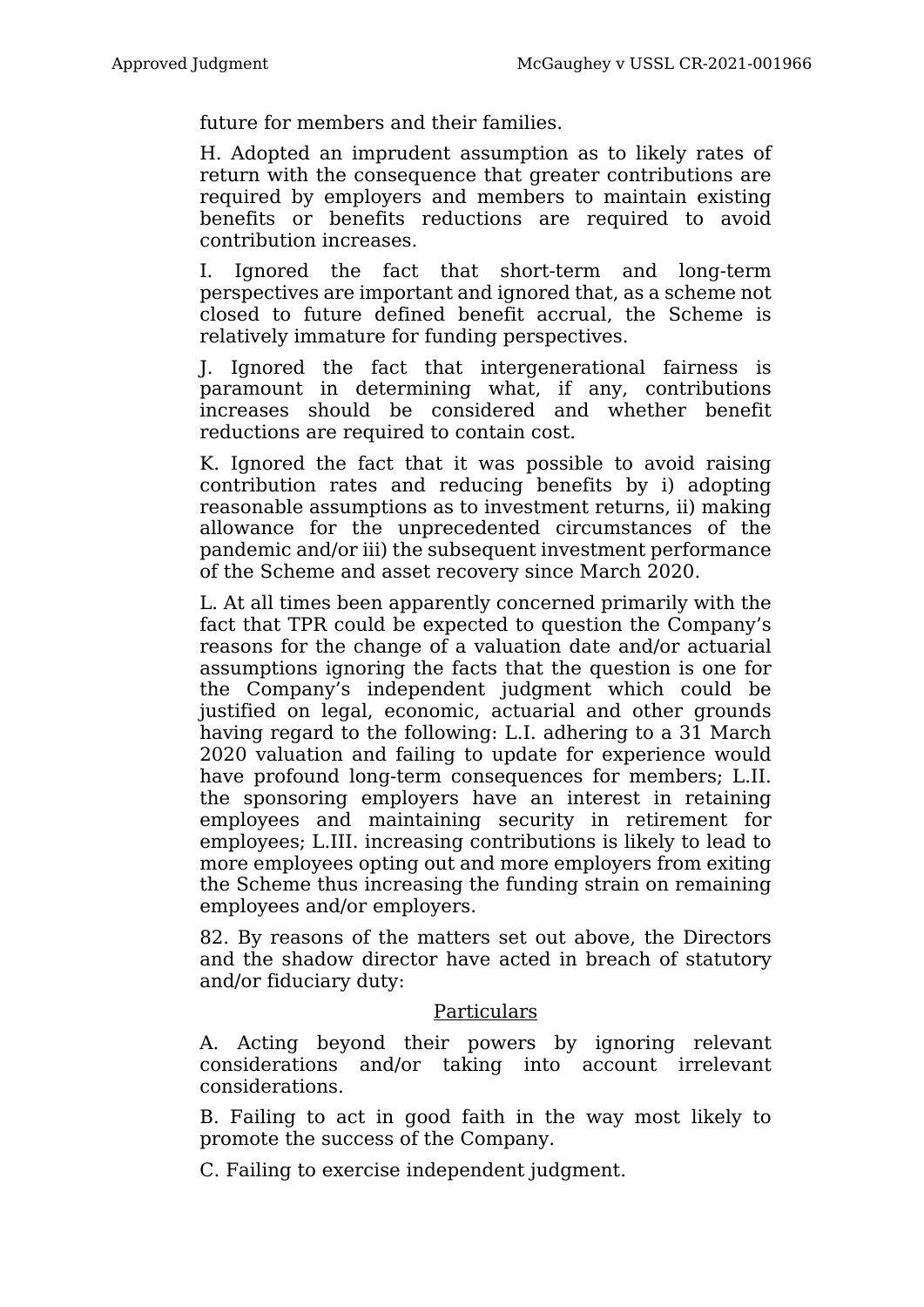future for members and their families.

H. Adopted an imprudent assumption as to likely rates of return with the consequence that greater contributions are required by employers and members to maintain existing benefits or benefits reductions are required to avoid contribution increases.

I. Ignored the fact that short-term and long-term perspectives are important and ignored that, as a scheme not closed to future defined benefit accrual, the Scheme is relatively immature for funding perspectives.

J. Ignored the fact that intergenerational fairness is paramount in determining what, if any, contributions increases should be considered and whether benefit reductions are required to contain cost.

K. Ignored the fact that it was possible to avoid raising contribution rates and reducing benefits by i) adopting reasonable assumptions as to investment returns, ii) making allowance for the unprecedented circumstances of the pandemic and/or iii) the subsequent investment performance of the Scheme and asset recovery since March 2020.

L. At all times been apparently concerned primarily with the fact that TPR could be expected to question the Company's reasons for the change of a valuation date and/or actuarial assumptions ignoring the facts that the question is one for the Company's independent judgment which could be justified on legal, economic, actuarial and other grounds having regard to the following: L.I. adhering to a 31 March 2020 valuation and failing to update for experience would have profound long-term consequences for members; L.II. the sponsoring employers have an interest in retaining employees and maintaining security in retirement for employees; L.III. increasing contributions is likely to lead to more employees opting out and more employers from exiting the Scheme thus increasing the funding strain on remaining employees and/or employers.

82. By reasons of the matters set out above, the Directors and the shadow director have acted in breach of statutory and/or fiduciary duty:

Particulars

A. Acting beyond their powers by ignoring relevant considerations and/or taking into account irrelevant considerations.

B. Failing to act in good faith in the way most likely to promote the success of the Company.

C. Failing to exercise independent judgment.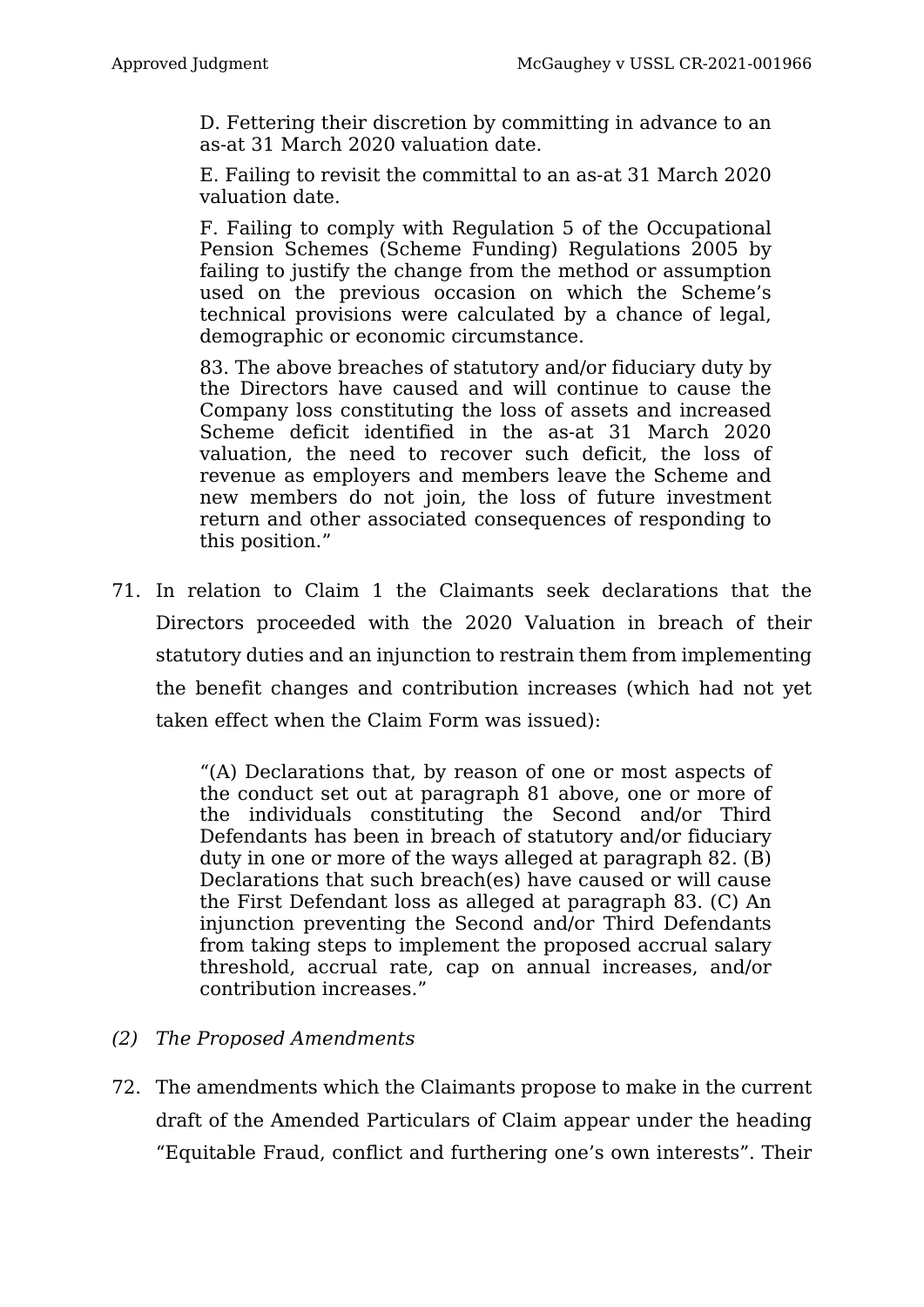> D. Fettering their discretion by committing in advance to an as-at 31 March 2020 valuation date.
>
> E. Failing to revisit the committal to an as-at 31 March 2020 valuation date.
>
> F. Failing to comply with Regulation 5 of the Occupational Pension Schemes (Scheme Funding) Regulations 2005 by failing to justify the change from the method or assumption used on the previous occasion on which the Scheme's technical provisions were calculated by a chance of legal, demographic or economic circumstance.
>
> 83. The above breaches of statutory and/or fiduciary duty by the Directors have caused and will continue to cause the Company loss constituting the loss of assets and increased Scheme deficit identified in the as-at 31 March 2020 valuation, the need to recover such deficit, the loss of revenue as employers and members leave the Scheme and new members do not join, the loss of future investment return and other associated consequences of responding to this position."

71. In relation to Claim 1 the Claimants seek declarations that the Directors proceeded with the 2020 Valuation in breach of their statutory duties and an injunction to restrain them from implementing the benefit changes and contribution increases (which had not yet taken effect when the Claim Form was issued):

> "(A) Declarations that, by reason of one or most aspects of the conduct set out at paragraph 81 above, one or more of the individuals constituting the Second and/or Third Defendants has been in breach of statutory and/or fiduciary duty in one or more of the ways alleged at paragraph 82. (B) Declarations that such breach(es) have caused or will cause the First Defendant loss as alleged at paragraph 83. (C) An injunction preventing the Second and/or Third Defendants from taking steps to implement the proposed accrual salary threshold, accrual rate, cap on annual increases, and/or contribution increases."

*(2) The Proposed Amendments*

72. The amendments which the Claimants propose to make in the current draft of the Amended Particulars of Claim appear under the heading "Equitable Fraud, conflict and furthering one's own interests". Their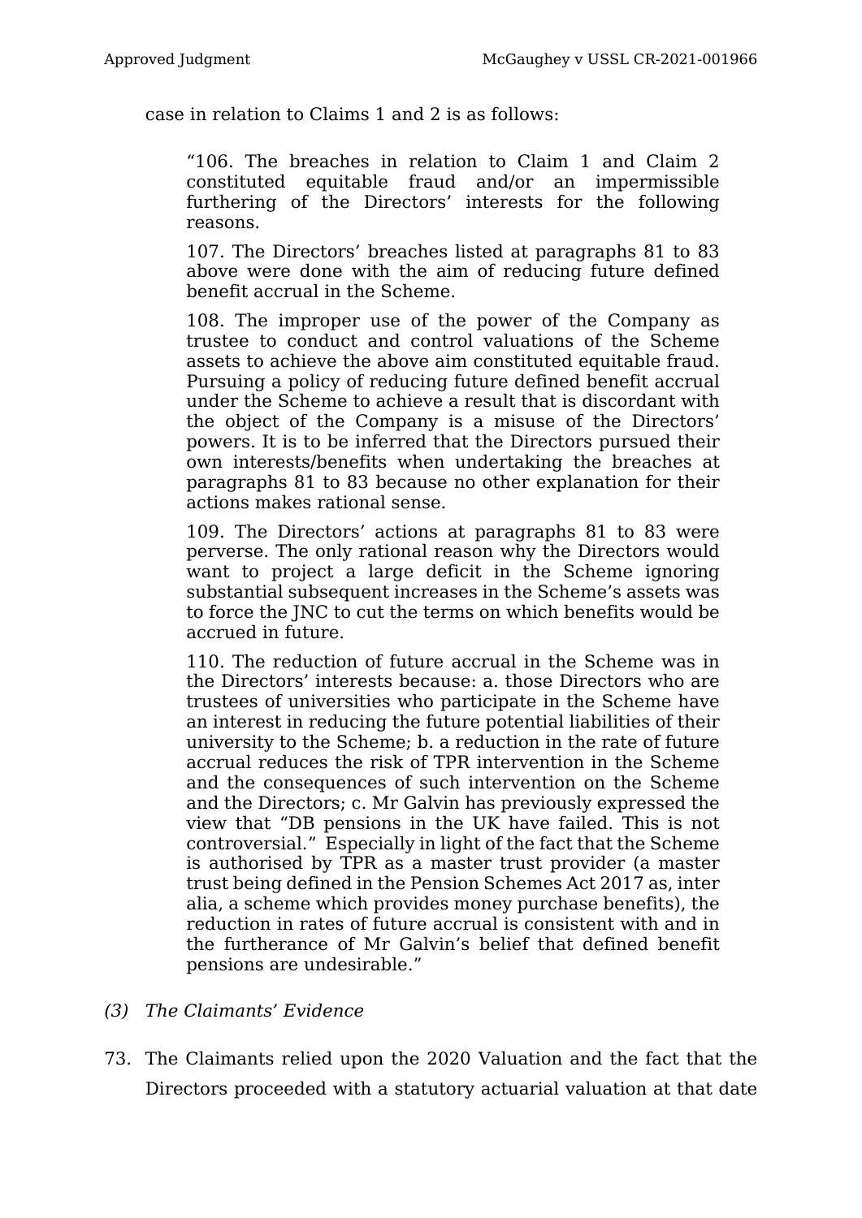case in relation to Claims 1 and 2 is as follows:

> "106. The breaches in relation to Claim 1 and Claim 2 constituted equitable fraud and/or an impermissible furthering of the Directors' interests for the following reasons.
>
> 107. The Directors' breaches listed at paragraphs 81 to 83 above were done with the aim of reducing future defined benefit accrual in the Scheme.
>
> 108. The improper use of the power of the Company as trustee to conduct and control valuations of the Scheme assets to achieve the above aim constituted equitable fraud. Pursuing a policy of reducing future defined benefit accrual under the Scheme to achieve a result that is discordant with the object of the Company is a misuse of the Directors' powers. It is to be inferred that the Directors pursued their own interests/benefits when undertaking the breaches at paragraphs 81 to 83 because no other explanation for their actions makes rational sense.
>
> 109. The Directors' actions at paragraphs 81 to 83 were perverse. The only rational reason why the Directors would want to project a large deficit in the Scheme ignoring substantial subsequent increases in the Scheme's assets was to force the JNC to cut the terms on which benefits would be accrued in future.
>
> 110. The reduction of future accrual in the Scheme was in the Directors' interests because: a. those Directors who are trustees of universities who participate in the Scheme have an interest in reducing the future potential liabilities of their university to the Scheme; b. a reduction in the rate of future accrual reduces the risk of TPR intervention in the Scheme and the consequences of such intervention on the Scheme and the Directors; c. Mr Galvin has previously expressed the view that "DB pensions in the UK have failed. This is not controversial." Especially in light of the fact that the Scheme is authorised by TPR as a master trust provider (a master trust being defined in the Pension Schemes Act 2017 as, inter alia, a scheme which provides money purchase benefits), the reduction in rates of future accrual is consistent with and in the furtherance of Mr Galvin's belief that defined benefit pensions are undesirable."

*(3) The Claimants' Evidence*

73. The Claimants relied upon the 2020 Valuation and the fact that the Directors proceeded with a statutory actuarial valuation at that date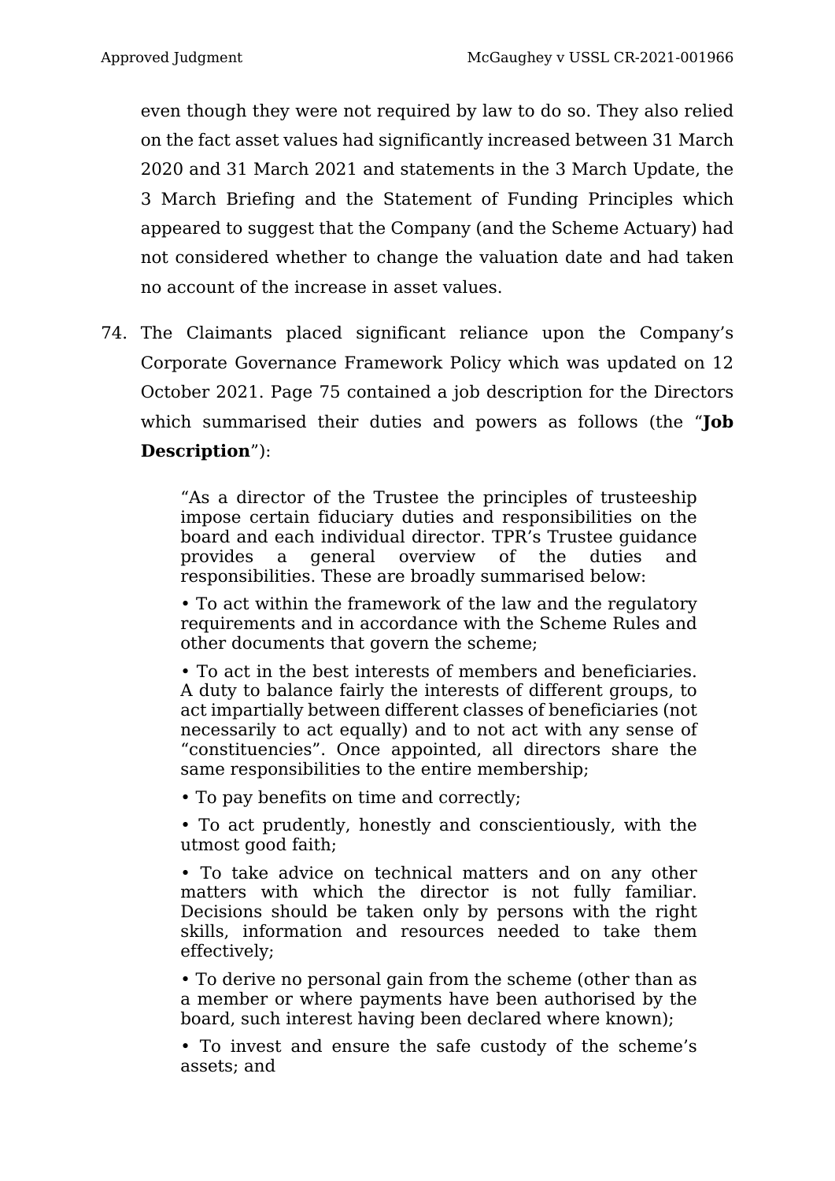even though they were not required by law to do so. They also relied on the fact asset values had significantly increased between 31 March 2020 and 31 March 2021 and statements in the 3 March Update, the 3 March Briefing and the Statement of Funding Principles which appeared to suggest that the Company (and the Scheme Actuary) had not considered whether to change the valuation date and had taken no account of the increase in asset values.

74. The Claimants placed significant reliance upon the Company's Corporate Governance Framework Policy which was updated on 12 October 2021. Page 75 contained a job description for the Directors which summarised their duties and powers as follows (the "**Job Description**"):

> "As a director of the Trustee the principles of trusteeship impose certain fiduciary duties and responsibilities on the board and each individual director. TPR's Trustee guidance provides a general overview of the duties and responsibilities. These are broadly summarised below:
>
> • To act within the framework of the law and the regulatory requirements and in accordance with the Scheme Rules and other documents that govern the scheme;
>
> • To act in the best interests of members and beneficiaries. A duty to balance fairly the interests of different groups, to act impartially between different classes of beneficiaries (not necessarily to act equally) and to not act with any sense of "constituencies". Once appointed, all directors share the same responsibilities to the entire membership;
>
> • To pay benefits on time and correctly;
>
> • To act prudently, honestly and conscientiously, with the utmost good faith;
>
> • To take advice on technical matters and on any other matters with which the director is not fully familiar. Decisions should be taken only by persons with the right skills, information and resources needed to take them effectively;
>
> • To derive no personal gain from the scheme (other than as a member or where payments have been authorised by the board, such interest having been declared where known);
>
> • To invest and ensure the safe custody of the scheme's assets; and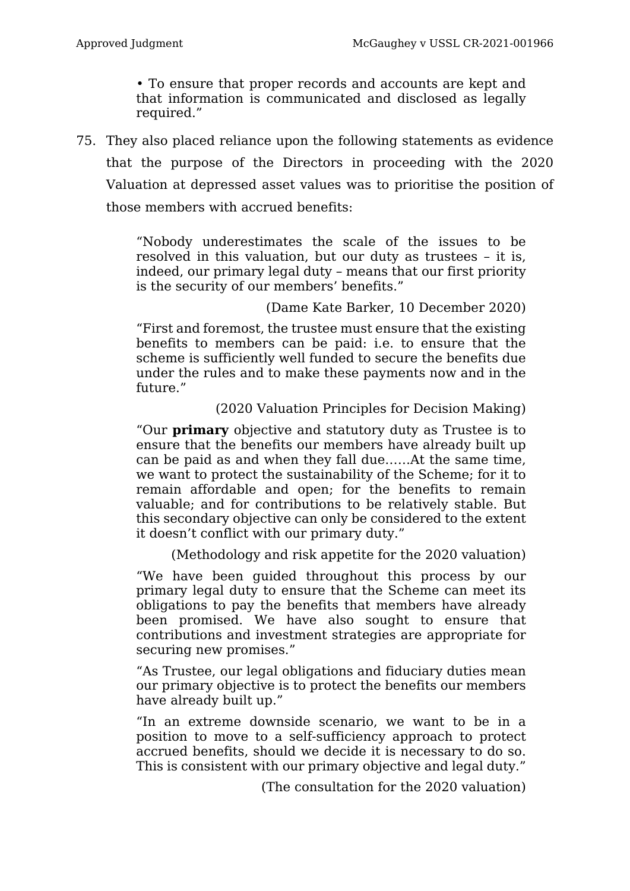> • To ensure that proper records and accounts are kept and that information is communicated and disclosed as legally required."

75. They also placed reliance upon the following statements as evidence that the purpose of the Directors in proceeding with the 2020 Valuation at depressed asset values was to prioritise the position of those members with accrued benefits:

> "Nobody underestimates the scale of the issues to be resolved in this valuation, but our duty as trustees – it is, indeed, our primary legal duty – means that our first priority is the security of our members' benefits."
>
> (Dame Kate Barker, 10 December 2020)
>
> "First and foremost, the trustee must ensure that the existing benefits to members can be paid: i.e. to ensure that the scheme is sufficiently well funded to secure the benefits due under the rules and to make these payments now and in the future."
>
> (2020 Valuation Principles for Decision Making)
>
> "Our **primary** objective and statutory duty as Trustee is to ensure that the benefits our members have already built up can be paid as and when they fall due……At the same time, we want to protect the sustainability of the Scheme; for it to remain affordable and open; for the benefits to remain valuable; and for contributions to be relatively stable. But this secondary objective can only be considered to the extent it doesn't conflict with our primary duty."
>
> (Methodology and risk appetite for the 2020 valuation)
>
> "We have been guided throughout this process by our primary legal duty to ensure that the Scheme can meet its obligations to pay the benefits that members have already been promised. We have also sought to ensure that contributions and investment strategies are appropriate for securing new promises."
>
> "As Trustee, our legal obligations and fiduciary duties mean our primary objective is to protect the benefits our members have already built up."
>
> "In an extreme downside scenario, we want to be in a position to move to a self-sufficiency approach to protect accrued benefits, should we decide it is necessary to do so. This is consistent with our primary objective and legal duty."
>
> (The consultation for the 2020 valuation)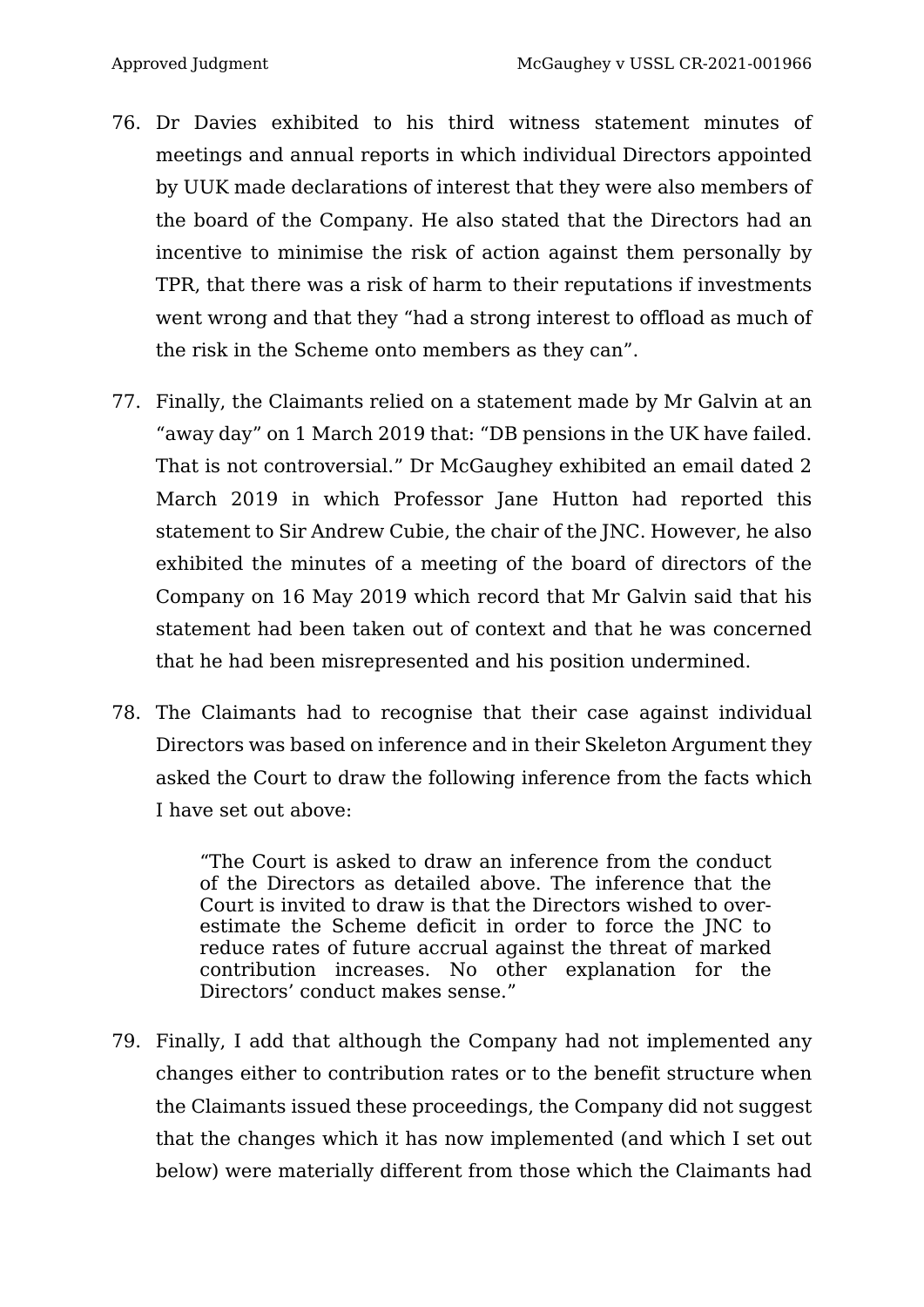76. Dr Davies exhibited to his third witness statement minutes of meetings and annual reports in which individual Directors appointed by UUK made declarations of interest that they were also members of the board of the Company. He also stated that the Directors had an incentive to minimise the risk of action against them personally by TPR, that there was a risk of harm to their reputations if investments went wrong and that they "had a strong interest to offload as much of the risk in the Scheme onto members as they can".

77. Finally, the Claimants relied on a statement made by Mr Galvin at an "away day" on 1 March 2019 that: "DB pensions in the UK have failed. That is not controversial." Dr McGaughey exhibited an email dated 2 March 2019 in which Professor Jane Hutton had reported this statement to Sir Andrew Cubie, the chair of the JNC. However, he also exhibited the minutes of a meeting of the board of directors of the Company on 16 May 2019 which record that Mr Galvin said that his statement had been taken out of context and that he was concerned that he had been misrepresented and his position undermined.

78. The Claimants had to recognise that their case against individual Directors was based on inference and in their Skeleton Argument they asked the Court to draw the following inference from the facts which I have set out above:

> "The Court is asked to draw an inference from the conduct of the Directors as detailed above. The inference that the Court is invited to draw is that the Directors wished to over-estimate the Scheme deficit in order to force the JNC to reduce rates of future accrual against the threat of marked contribution increases. No other explanation for the Directors' conduct makes sense."

79. Finally, I add that although the Company had not implemented any changes either to contribution rates or to the benefit structure when the Claimants issued these proceedings, the Company did not suggest that the changes which it has now implemented (and which I set out below) were materially different from those which the Claimants had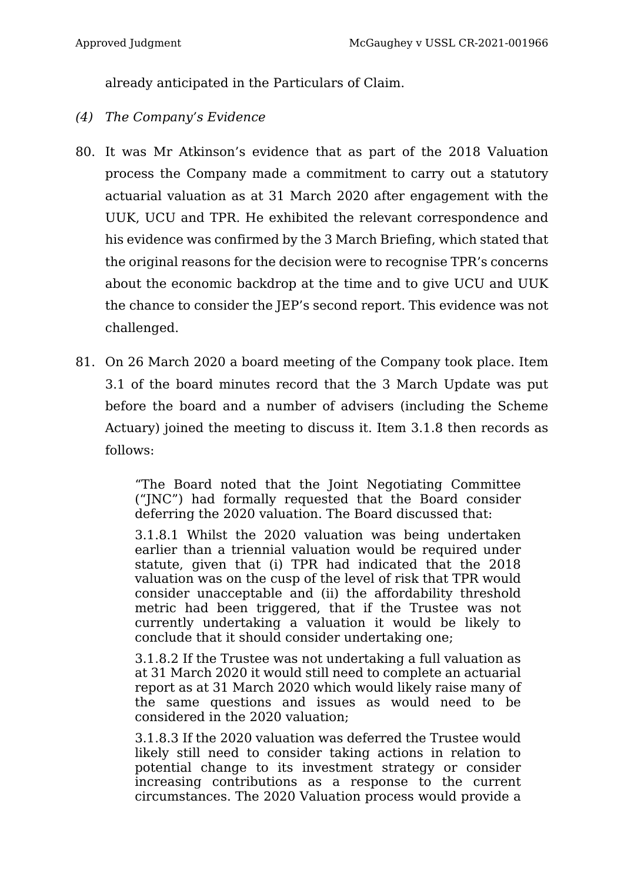already anticipated in the Particulars of Claim.

*(4) The Company's Evidence*

80. It was Mr Atkinson's evidence that as part of the 2018 Valuation process the Company made a commitment to carry out a statutory actuarial valuation as at 31 March 2020 after engagement with the UUK, UCU and TPR. He exhibited the relevant correspondence and his evidence was confirmed by the 3 March Briefing, which stated that the original reasons for the decision were to recognise TPR's concerns about the economic backdrop at the time and to give UCU and UUK the chance to consider the JEP's second report. This evidence was not challenged.

81. On 26 March 2020 a board meeting of the Company took place. Item 3.1 of the board minutes record that the 3 March Update was put before the board and a number of advisers (including the Scheme Actuary) joined the meeting to discuss it. Item 3.1.8 then records as follows:

> "The Board noted that the Joint Negotiating Committee ("JNC") had formally requested that the Board consider deferring the 2020 valuation. The Board discussed that:
>
> 3.1.8.1 Whilst the 2020 valuation was being undertaken earlier than a triennial valuation would be required under statute, given that (i) TPR had indicated that the 2018 valuation was on the cusp of the level of risk that TPR would consider unacceptable and (ii) the affordability threshold metric had been triggered, that if the Trustee was not currently undertaking a valuation it would be likely to conclude that it should consider undertaking one;
>
> 3.1.8.2 If the Trustee was not undertaking a full valuation as at 31 March 2020 it would still need to complete an actuarial report as at 31 March 2020 which would likely raise many of the same questions and issues as would need to be considered in the 2020 valuation;
>
> 3.1.8.3 If the 2020 valuation was deferred the Trustee would likely still need to consider taking actions in relation to potential change to its investment strategy or consider increasing contributions as a response to the current circumstances. The 2020 Valuation process would provide a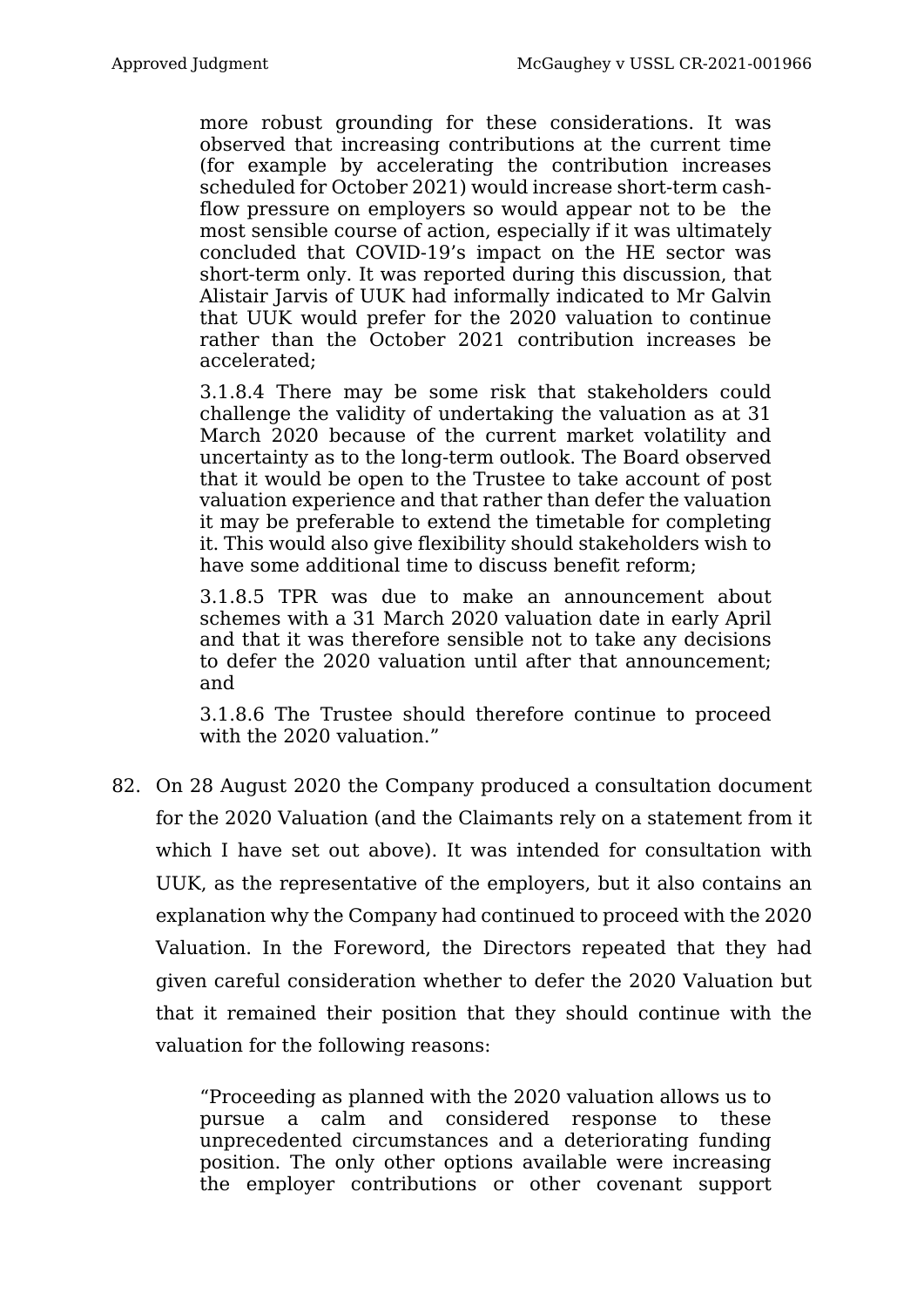> more robust grounding for these considerations. It was observed that increasing contributions at the current time (for example by accelerating the contribution increases scheduled for October 2021) would increase short-term cash-flow pressure on employers so would appear not to be the most sensible course of action, especially if it was ultimately concluded that COVID-19's impact on the HE sector was short-term only. It was reported during this discussion, that Alistair Jarvis of UUK had informally indicated to Mr Galvin that UUK would prefer for the 2020 valuation to continue rather than the October 2021 contribution increases be accelerated;
>
> 3.1.8.4 There may be some risk that stakeholders could challenge the validity of undertaking the valuation as at 31 March 2020 because of the current market volatility and uncertainty as to the long-term outlook. The Board observed that it would be open to the Trustee to take account of post valuation experience and that rather than defer the valuation it may be preferable to extend the timetable for completing it. This would also give flexibility should stakeholders wish to have some additional time to discuss benefit reform;
>
> 3.1.8.5 TPR was due to make an announcement about schemes with a 31 March 2020 valuation date in early April and that it was therefore sensible not to take any decisions to defer the 2020 valuation until after that announcement; and
>
> 3.1.8.6 The Trustee should therefore continue to proceed with the 2020 valuation."

82. On 28 August 2020 the Company produced a consultation document for the 2020 Valuation (and the Claimants rely on a statement from it which I have set out above). It was intended for consultation with UUK, as the representative of the employers, but it also contains an explanation why the Company had continued to proceed with the 2020 Valuation. In the Foreword, the Directors repeated that they had given careful consideration whether to defer the 2020 Valuation but that it remained their position that they should continue with the valuation for the following reasons:

> "Proceeding as planned with the 2020 valuation allows us to pursue a calm and considered response to these unprecedented circumstances and a deteriorating funding position. The only other options available were increasing the employer contributions or other covenant support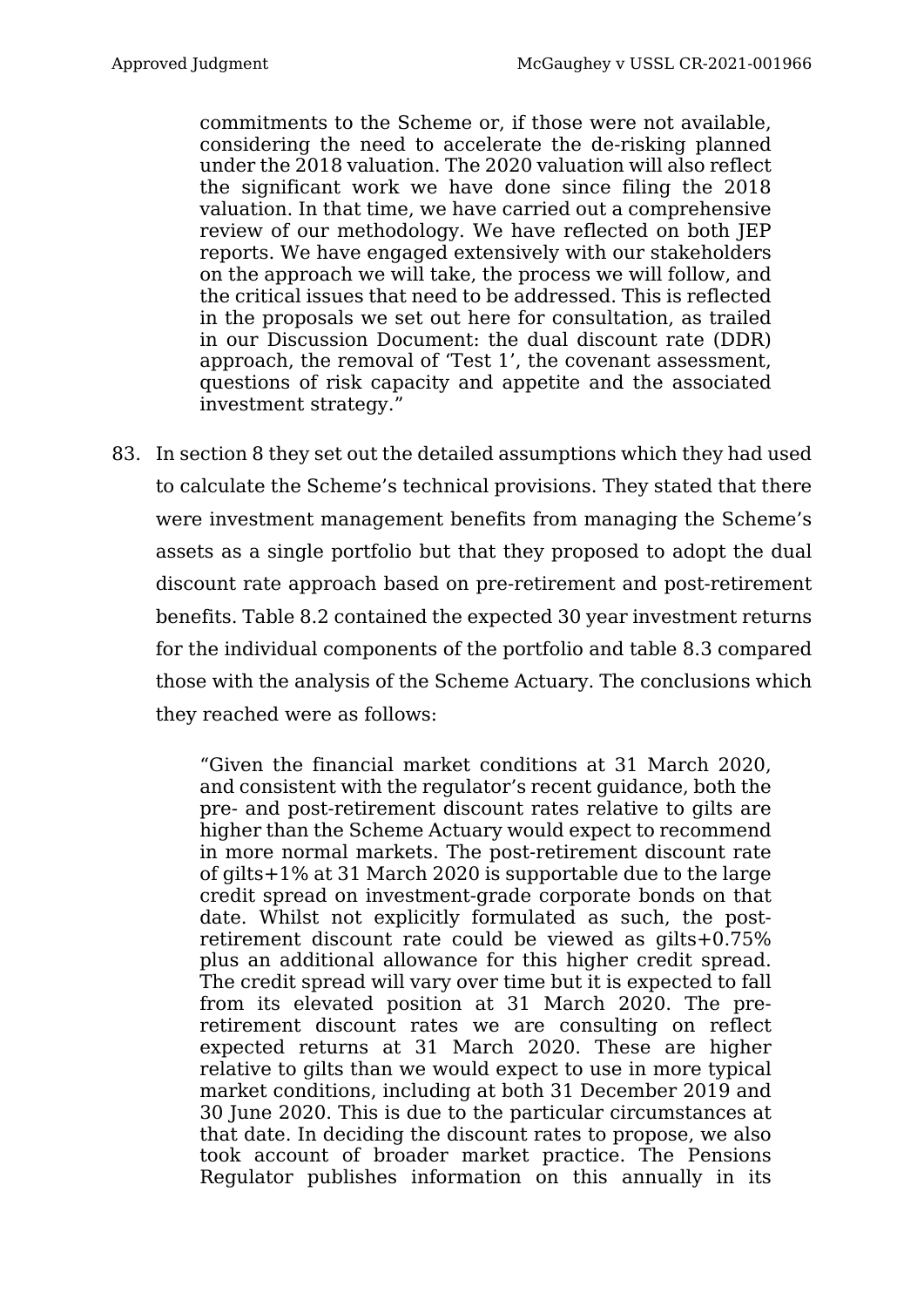> commitments to the Scheme or, if those were not available, considering the need to accelerate the de-risking planned under the 2018 valuation. The 2020 valuation will also reflect the significant work we have done since filing the 2018 valuation. In that time, we have carried out a comprehensive review of our methodology. We have reflected on both JEP reports. We have engaged extensively with our stakeholders on the approach we will take, the process we will follow, and the critical issues that need to be addressed. This is reflected in the proposals we set out here for consultation, as trailed in our Discussion Document: the dual discount rate (DDR) approach, the removal of 'Test 1', the covenant assessment, questions of risk capacity and appetite and the associated investment strategy."

83. In section 8 they set out the detailed assumptions which they had used to calculate the Scheme's technical provisions. They stated that there were investment management benefits from managing the Scheme's assets as a single portfolio but that they proposed to adopt the dual discount rate approach based on pre-retirement and post-retirement benefits. Table 8.2 contained the expected 30 year investment returns for the individual components of the portfolio and table 8.3 compared those with the analysis of the Scheme Actuary. The conclusions which they reached were as follows:

> "Given the financial market conditions at 31 March 2020, and consistent with the regulator's recent guidance, both the pre- and post-retirement discount rates relative to gilts are higher than the Scheme Actuary would expect to recommend in more normal markets. The post-retirement discount rate of gilts+1% at 31 March 2020 is supportable due to the large credit spread on investment-grade corporate bonds on that date. Whilst not explicitly formulated as such, the post-retirement discount rate could be viewed as gilts+0.75% plus an additional allowance for this higher credit spread. The credit spread will vary over time but it is expected to fall from its elevated position at 31 March 2020. The pre-retirement discount rates we are consulting on reflect expected returns at 31 March 2020. These are higher relative to gilts than we would expect to use in more typical market conditions, including at both 31 December 2019 and 30 June 2020. This is due to the particular circumstances at that date. In deciding the discount rates to propose, we also took account of broader market practice. The Pensions Regulator publishes information on this annually in its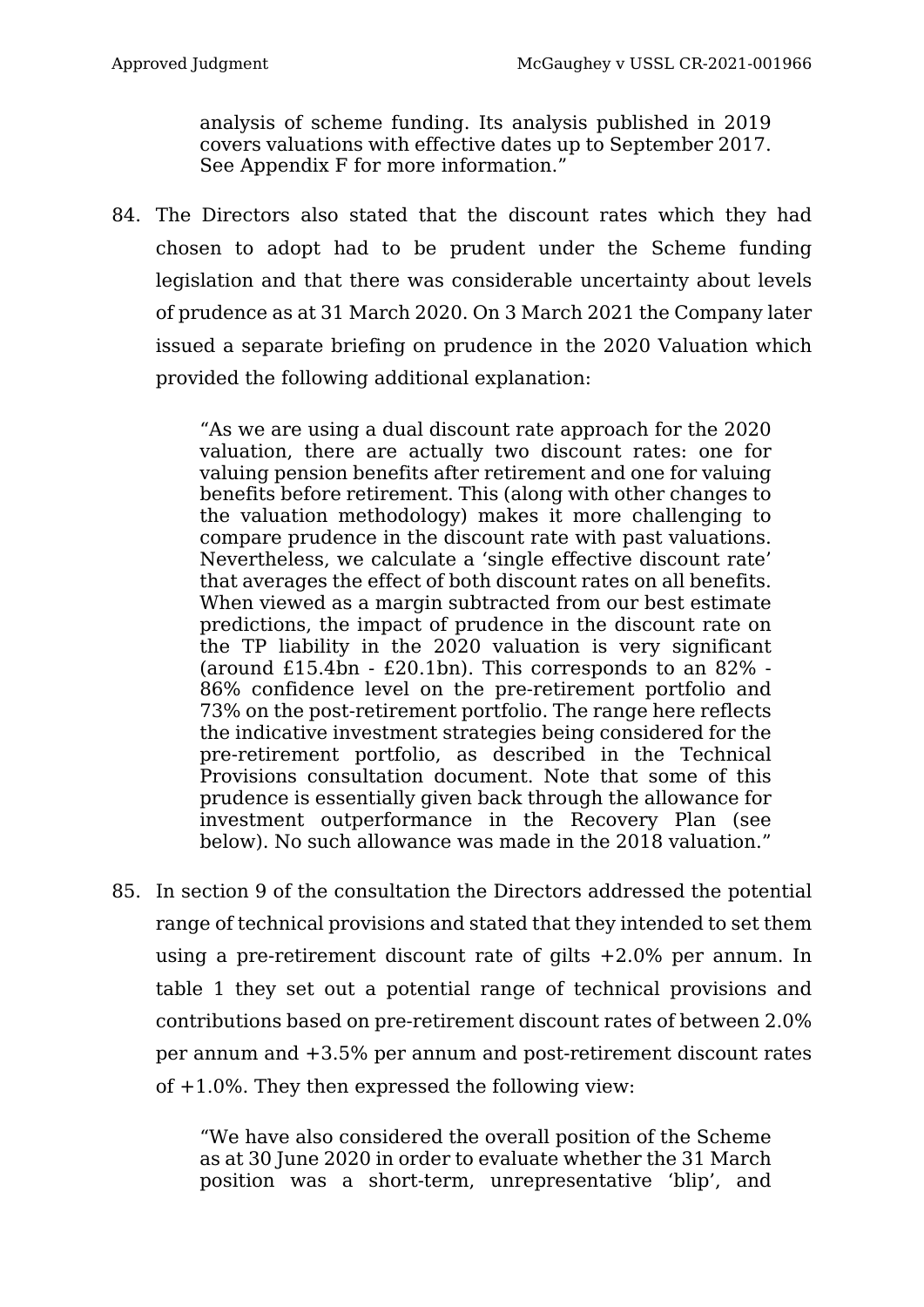analysis of scheme funding. Its analysis published in 2019 covers valuations with effective dates up to September 2017. See Appendix F for more information."

84. The Directors also stated that the discount rates which they had chosen to adopt had to be prudent under the Scheme funding legislation and that there was considerable uncertainty about levels of prudence as at 31 March 2020. On 3 March 2021 the Company later issued a separate briefing on prudence in the 2020 Valuation which provided the following additional explanation:

> "As we are using a dual discount rate approach for the 2020 valuation, there are actually two discount rates: one for valuing pension benefits after retirement and one for valuing benefits before retirement. This (along with other changes to the valuation methodology) makes it more challenging to compare prudence in the discount rate with past valuations. Nevertheless, we calculate a 'single effective discount rate' that averages the effect of both discount rates on all benefits. When viewed as a margin subtracted from our best estimate predictions, the impact of prudence in the discount rate on the TP liability in the 2020 valuation is very significant (around £15.4bn - £20.1bn). This corresponds to an 82% - 86% confidence level on the pre-retirement portfolio and 73% on the post-retirement portfolio. The range here reflects the indicative investment strategies being considered for the pre-retirement portfolio, as described in the Technical Provisions consultation document. Note that some of this prudence is essentially given back through the allowance for investment outperformance in the Recovery Plan (see below). No such allowance was made in the 2018 valuation."

85. In section 9 of the consultation the Directors addressed the potential range of technical provisions and stated that they intended to set them using a pre-retirement discount rate of gilts +2.0% per annum. In table 1 they set out a potential range of technical provisions and contributions based on pre-retirement discount rates of between 2.0% per annum and +3.5% per annum and post-retirement discount rates of +1.0%. They then expressed the following view:

> "We have also considered the overall position of the Scheme as at 30 June 2020 in order to evaluate whether the 31 March position was a short-term, unrepresentative 'blip', and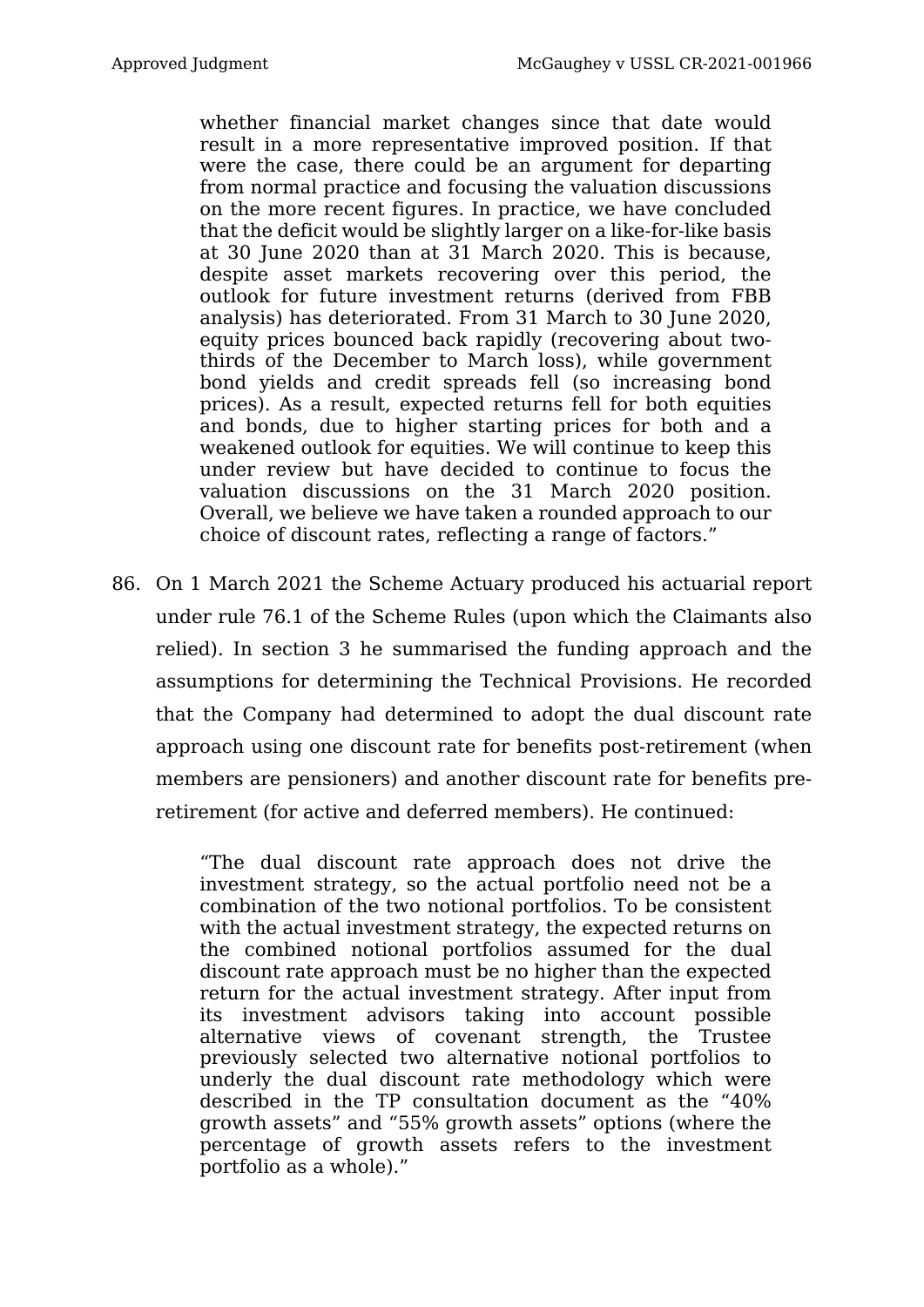> whether financial market changes since that date would result in a more representative improved position. If that were the case, there could be an argument for departing from normal practice and focusing the valuation discussions on the more recent figures. In practice, we have concluded that the deficit would be slightly larger on a like-for-like basis at 30 June 2020 than at 31 March 2020. This is because, despite asset markets recovering over this period, the outlook for future investment returns (derived from FBB analysis) has deteriorated. From 31 March to 30 June 2020, equity prices bounced back rapidly (recovering about two-thirds of the December to March loss), while government bond yields and credit spreads fell (so increasing bond prices). As a result, expected returns fell for both equities and bonds, due to higher starting prices for both and a weakened outlook for equities. We will continue to keep this under review but have decided to continue to focus the valuation discussions on the 31 March 2020 position. Overall, we believe we have taken a rounded approach to our choice of discount rates, reflecting a range of factors."

86. On 1 March 2021 the Scheme Actuary produced his actuarial report under rule 76.1 of the Scheme Rules (upon which the Claimants also relied). In section 3 he summarised the funding approach and the assumptions for determining the Technical Provisions. He recorded that the Company had determined to adopt the dual discount rate approach using one discount rate for benefits post-retirement (when members are pensioners) and another discount rate for benefits pre-retirement (for active and deferred members). He continued:

> "The dual discount rate approach does not drive the investment strategy, so the actual portfolio need not be a combination of the two notional portfolios. To be consistent with the actual investment strategy, the expected returns on the combined notional portfolios assumed for the dual discount rate approach must be no higher than the expected return for the actual investment strategy. After input from its investment advisors taking into account possible alternative views of covenant strength, the Trustee previously selected two alternative notional portfolios to underly the dual discount rate methodology which were described in the TP consultation document as the "40% growth assets" and "55% growth assets" options (where the percentage of growth assets refers to the investment portfolio as a whole)."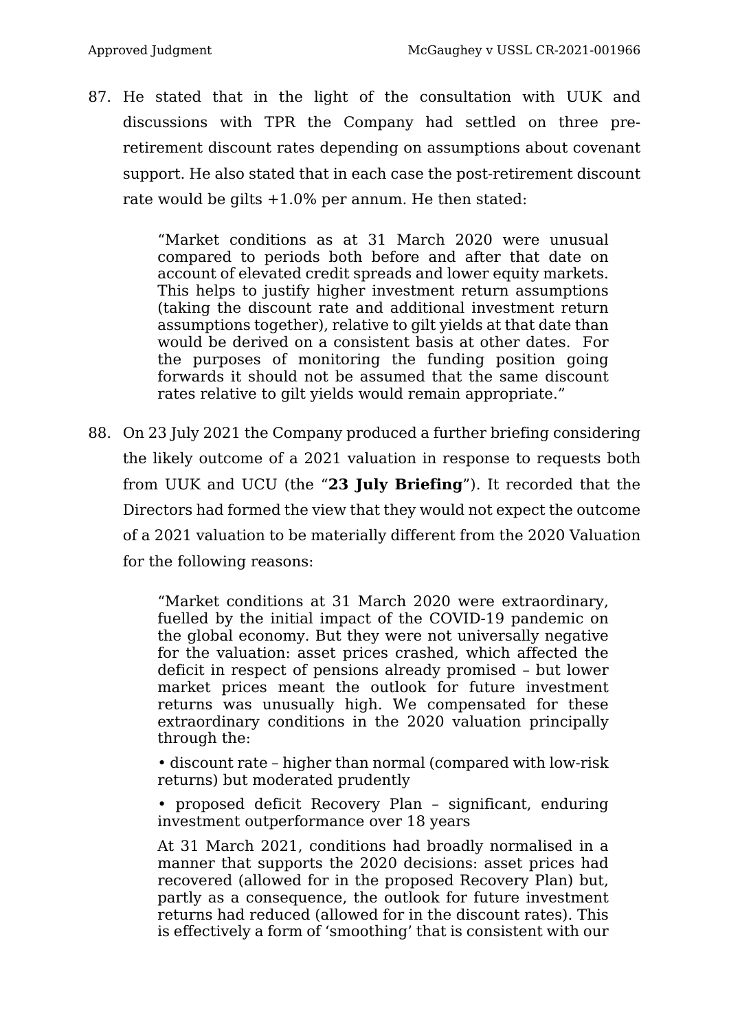87. He stated that in the light of the consultation with UUK and discussions with TPR the Company had settled on three pre-retirement discount rates depending on assumptions about covenant support. He also stated that in each case the post-retirement discount rate would be gilts +1.0% per annum. He then stated:

> "Market conditions as at 31 March 2020 were unusual compared to periods both before and after that date on account of elevated credit spreads and lower equity markets. This helps to justify higher investment return assumptions (taking the discount rate and additional investment return assumptions together), relative to gilt yields at that date than would be derived on a consistent basis at other dates. For the purposes of monitoring the funding position going forwards it should not be assumed that the same discount rates relative to gilt yields would remain appropriate."

88. On 23 July 2021 the Company produced a further briefing considering the likely outcome of a 2021 valuation in response to requests both from UUK and UCU (the "**23 July Briefing**"). It recorded that the Directors had formed the view that they would not expect the outcome of a 2021 valuation to be materially different from the 2020 Valuation for the following reasons:

> "Market conditions at 31 March 2020 were extraordinary, fuelled by the initial impact of the COVID-19 pandemic on the global economy. But they were not universally negative for the valuation: asset prices crashed, which affected the deficit in respect of pensions already promised – but lower market prices meant the outlook for future investment returns was unusually high. We compensated for these extraordinary conditions in the 2020 valuation principally through the:
>
> • discount rate – higher than normal (compared with low-risk returns) but moderated prudently
>
> • proposed deficit Recovery Plan – significant, enduring investment outperformance over 18 years
>
> At 31 March 2021, conditions had broadly normalised in a manner that supports the 2020 decisions: asset prices had recovered (allowed for in the proposed Recovery Plan) but, partly as a consequence, the outlook for future investment returns had reduced (allowed for in the discount rates). This is effectively a form of 'smoothing' that is consistent with our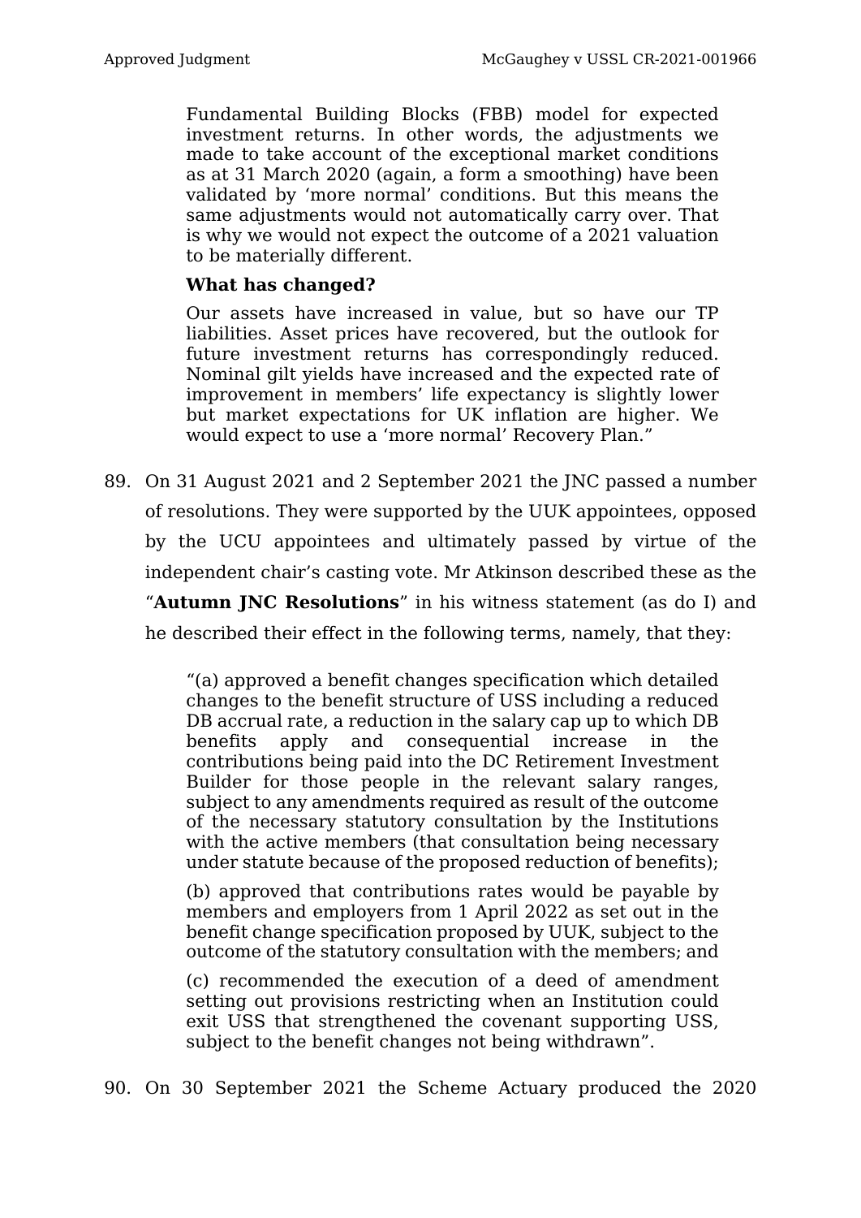> Fundamental Building Blocks (FBB) model for expected investment returns. In other words, the adjustments we made to take account of the exceptional market conditions as at 31 March 2020 (again, a form a smoothing) have been validated by 'more normal' conditions. But this means the same adjustments would not automatically carry over. That is why we would not expect the outcome of a 2021 valuation to be materially different.
>
> **What has changed?**
>
> Our assets have increased in value, but so have our TP liabilities. Asset prices have recovered, but the outlook for future investment returns has correspondingly reduced. Nominal gilt yields have increased and the expected rate of improvement in members' life expectancy is slightly lower but market expectations for UK inflation are higher. We would expect to use a 'more normal' Recovery Plan."

89. On 31 August 2021 and 2 September 2021 the JNC passed a number of resolutions. They were supported by the UUK appointees, opposed by the UCU appointees and ultimately passed by virtue of the independent chair's casting vote. Mr Atkinson described these as the "**Autumn JNC Resolutions**" in his witness statement (as do I) and he described their effect in the following terms, namely, that they:

> "(a) approved a benefit changes specification which detailed changes to the benefit structure of USS including a reduced DB accrual rate, a reduction in the salary cap up to which DB benefits apply and consequential increase in the contributions being paid into the DC Retirement Investment Builder for those people in the relevant salary ranges, subject to any amendments required as result of the outcome of the necessary statutory consultation by the Institutions with the active members (that consultation being necessary under statute because of the proposed reduction of benefits);
>
> (b) approved that contributions rates would be payable by members and employers from 1 April 2022 as set out in the benefit change specification proposed by UUK, subject to the outcome of the statutory consultation with the members; and
>
> (c) recommended the execution of a deed of amendment setting out provisions restricting when an Institution could exit USS that strengthened the covenant supporting USS, subject to the benefit changes not being withdrawn".

90. On 30 September 2021 the Scheme Actuary produced the 2020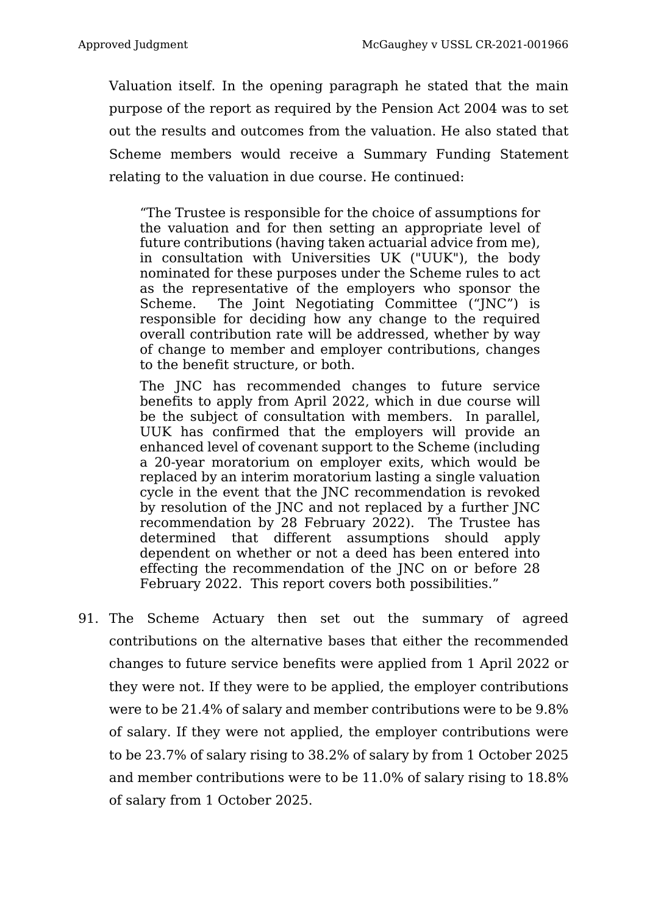Valuation itself. In the opening paragraph he stated that the main purpose of the report as required by the Pension Act 2004 was to set out the results and outcomes from the valuation. He also stated that Scheme members would receive a Summary Funding Statement relating to the valuation in due course. He continued:

> "The Trustee is responsible for the choice of assumptions for the valuation and for then setting an appropriate level of future contributions (having taken actuarial advice from me), in consultation with Universities UK ("UUK"), the body nominated for these purposes under the Scheme rules to act as the representative of the employers who sponsor the Scheme. The Joint Negotiating Committee ("JNC") is responsible for deciding how any change to the required overall contribution rate will be addressed, whether by way of change to member and employer contributions, changes to the benefit structure, or both.
>
> The JNC has recommended changes to future service benefits to apply from April 2022, which in due course will be the subject of consultation with members. In parallel, UUK has confirmed that the employers will provide an enhanced level of covenant support to the Scheme (including a 20-year moratorium on employer exits, which would be replaced by an interim moratorium lasting a single valuation cycle in the event that the JNC recommendation is revoked by resolution of the JNC and not replaced by a further JNC recommendation by 28 February 2022). The Trustee has determined that different assumptions should apply dependent on whether or not a deed has been entered into effecting the recommendation of the JNC on or before 28 February 2022. This report covers both possibilities."

91. The Scheme Actuary then set out the summary of agreed contributions on the alternative bases that either the recommended changes to future service benefits were applied from 1 April 2022 or they were not. If they were to be applied, the employer contributions were to be 21.4% of salary and member contributions were to be 9.8% of salary. If they were not applied, the employer contributions were to be 23.7% of salary rising to 38.2% of salary by from 1 October 2025 and member contributions were to be 11.0% of salary rising to 18.8% of salary from 1 October 2025.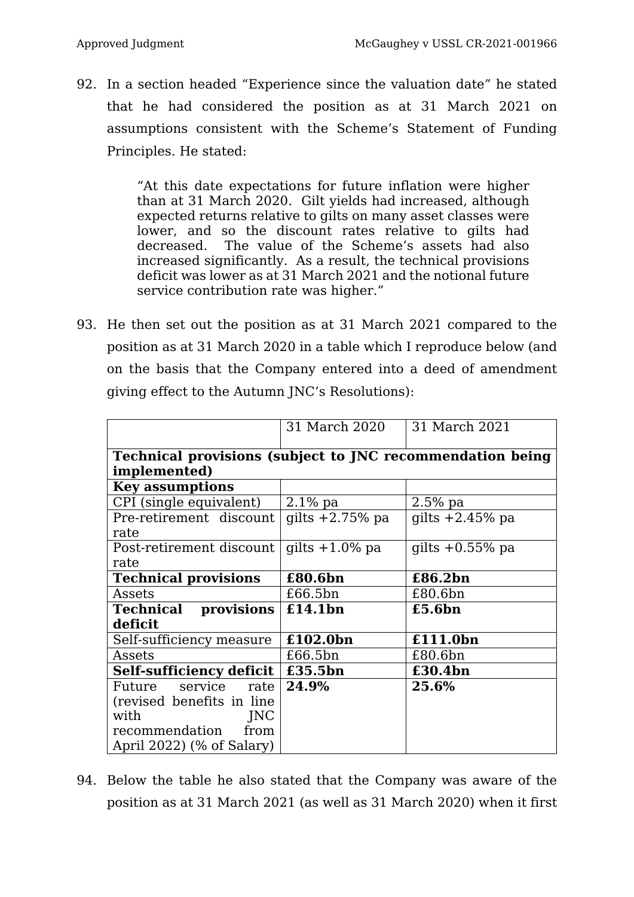92. In a section headed "Experience since the valuation date" he stated that he had considered the position as at 31 March 2021 on assumptions consistent with the Scheme's Statement of Funding Principles. He stated:

> "At this date expectations for future inflation were higher than at 31 March 2020. Gilt yields had increased, although expected returns relative to gilts on many asset classes were lower, and so the discount rates relative to gilts had decreased. The value of the Scheme's assets had also increased significantly. As a result, the technical provisions deficit was lower as at 31 March 2021 and the notional future service contribution rate was higher."

93. He then set out the position as at 31 March 2021 compared to the position as at 31 March 2020 in a table which I reproduce below (and on the basis that the Company entered into a deed of amendment giving effect to the Autumn JNC's Resolutions):

| | 31 March 2020 | 31 March 2021 |
|---|---|---|
| **Technical provisions (subject to JNC recommendation being implemented)** | | |
| **Key assumptions** | | |
| CPI (single equivalent) | 2.1% pa | 2.5% pa |
| Pre-retirement discount rate | gilts +2.75% pa | gilts +2.45% pa |
| Post-retirement discount rate | gilts +1.0% pa | gilts +0.55% pa |
| **Technical provisions** | **£80.6bn** | **£86.2bn** |
| Assets | £66.5bn | £80.6bn |
| **Technical provisions deficit** | **£14.1bn** | **£5.6bn** |
| Self-sufficiency measure | **£102.0bn** | **£111.0bn** |
| Assets | £66.5bn | £80.6bn |
| **Self-sufficiency deficit** | **£35.5bn** | **£30.4bn** |
| Future service rate (revised benefits in line with JNC recommendation from April 2022) (% of Salary) | **24.9%** | **25.6%** |

94. Below the table he also stated that the Company was aware of the position as at 31 March 2021 (as well as 31 March 2020) when it first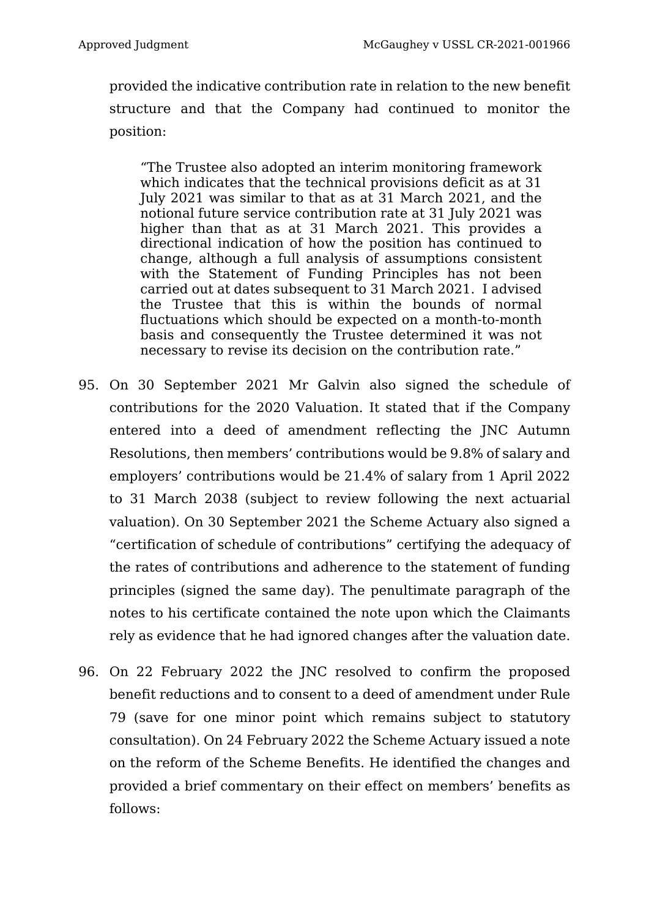provided the indicative contribution rate in relation to the new benefit structure and that the Company had continued to monitor the position:

> "The Trustee also adopted an interim monitoring framework which indicates that the technical provisions deficit as at 31 July 2021 was similar to that as at 31 March 2021, and the notional future service contribution rate at 31 July 2021 was higher than that as at 31 March 2021. This provides a directional indication of how the position has continued to change, although a full analysis of assumptions consistent with the Statement of Funding Principles has not been carried out at dates subsequent to 31 March 2021. I advised the Trustee that this is within the bounds of normal fluctuations which should be expected on a month-to-month basis and consequently the Trustee determined it was not necessary to revise its decision on the contribution rate."

95. On 30 September 2021 Mr Galvin also signed the schedule of contributions for the 2020 Valuation. It stated that if the Company entered into a deed of amendment reflecting the JNC Autumn Resolutions, then members' contributions would be 9.8% of salary and employers' contributions would be 21.4% of salary from 1 April 2022 to 31 March 2038 (subject to review following the next actuarial valuation). On 30 September 2021 the Scheme Actuary also signed a "certification of schedule of contributions" certifying the adequacy of the rates of contributions and adherence to the statement of funding principles (signed the same day). The penultimate paragraph of the notes to his certificate contained the note upon which the Claimants rely as evidence that he had ignored changes after the valuation date.

96. On 22 February 2022 the JNC resolved to confirm the proposed benefit reductions and to consent to a deed of amendment under Rule 79 (save for one minor point which remains subject to statutory consultation). On 24 February 2022 the Scheme Actuary issued a note on the reform of the Scheme Benefits. He identified the changes and provided a brief commentary on their effect on members' benefits as follows: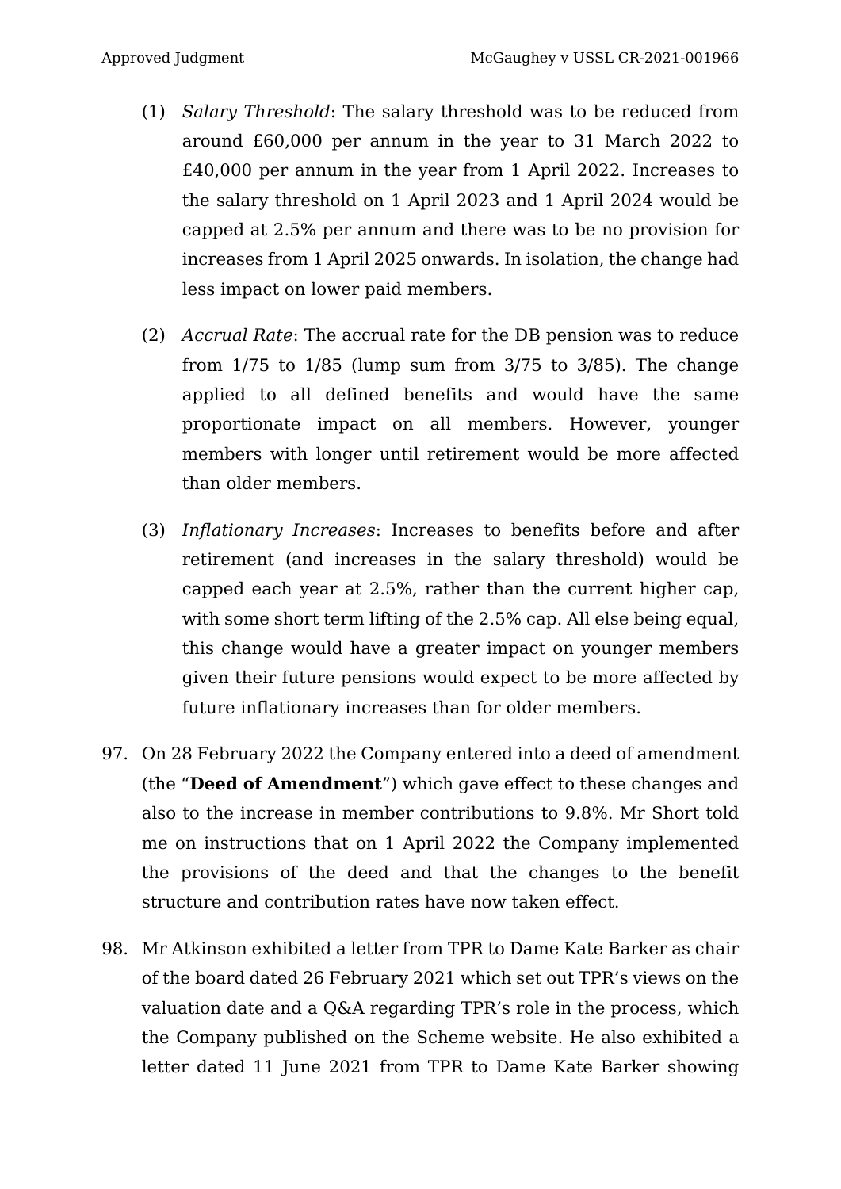(1) *Salary Threshold*: The salary threshold was to be reduced from around £60,000 per annum in the year to 31 March 2022 to £40,000 per annum in the year from 1 April 2022. Increases to the salary threshold on 1 April 2023 and 1 April 2024 would be capped at 2.5% per annum and there was to be no provision for increases from 1 April 2025 onwards. In isolation, the change had less impact on lower paid members.

(2) *Accrual Rate*: The accrual rate for the DB pension was to reduce from 1/75 to 1/85 (lump sum from 3/75 to 3/85). The change applied to all defined benefits and would have the same proportionate impact on all members. However, younger members with longer until retirement would be more affected than older members.

(3) *Inflationary Increases*: Increases to benefits before and after retirement (and increases in the salary threshold) would be capped each year at 2.5%, rather than the current higher cap, with some short term lifting of the 2.5% cap. All else being equal, this change would have a greater impact on younger members given their future pensions would expect to be more affected by future inflationary increases than for older members.

97. On 28 February 2022 the Company entered into a deed of amendment (the "**Deed of Amendment**") which gave effect to these changes and also to the increase in member contributions to 9.8%. Mr Short told me on instructions that on 1 April 2022 the Company implemented the provisions of the deed and that the changes to the benefit structure and contribution rates have now taken effect.

98. Mr Atkinson exhibited a letter from TPR to Dame Kate Barker as chair of the board dated 26 February 2021 which set out TPR's views on the valuation date and a Q&A regarding TPR's role in the process, which the Company published on the Scheme website. He also exhibited a letter dated 11 June 2021 from TPR to Dame Kate Barker showing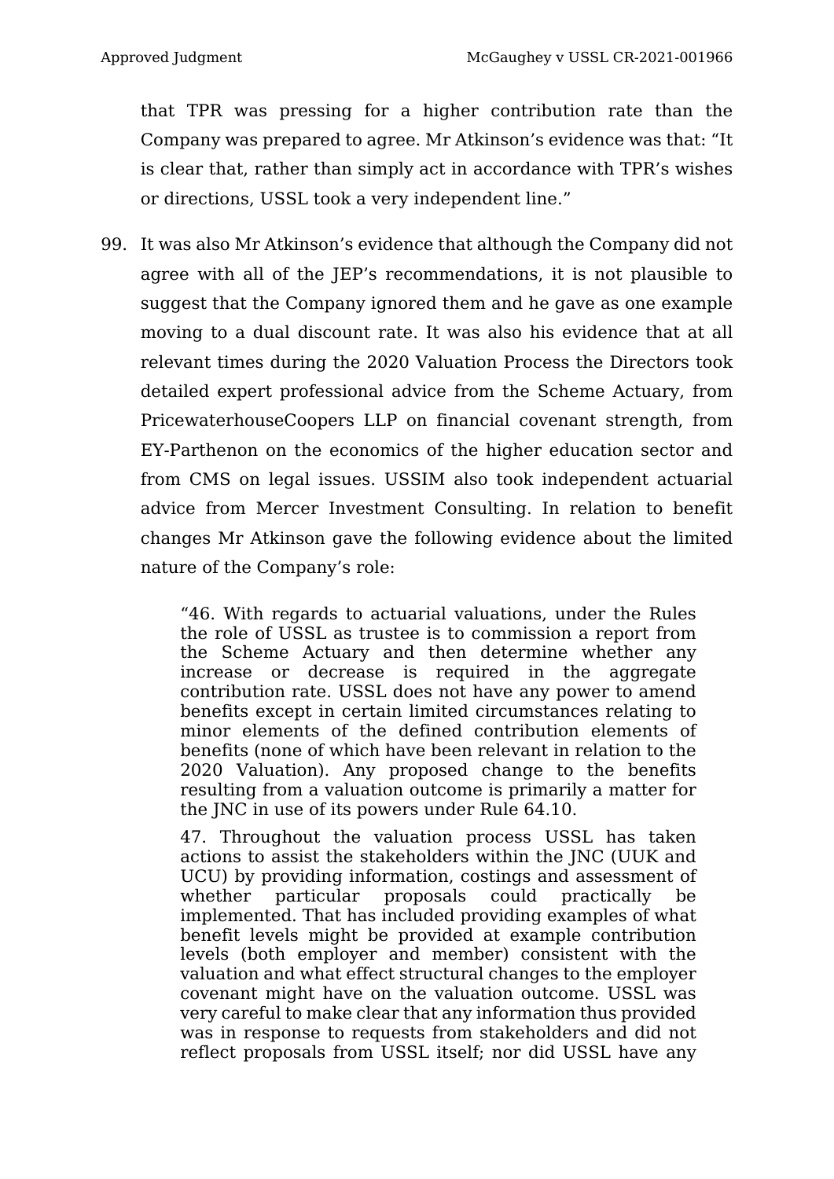that TPR was pressing for a higher contribution rate than the Company was prepared to agree. Mr Atkinson's evidence was that: "It is clear that, rather than simply act in accordance with TPR's wishes or directions, USSL took a very independent line."

99. It was also Mr Atkinson's evidence that although the Company did not agree with all of the JEP's recommendations, it is not plausible to suggest that the Company ignored them and he gave as one example moving to a dual discount rate. It was also his evidence that at all relevant times during the 2020 Valuation Process the Directors took detailed expert professional advice from the Scheme Actuary, from PricewaterhouseCoopers LLP on financial covenant strength, from EY-Parthenon on the economics of the higher education sector and from CMS on legal issues. USSIM also took independent actuarial advice from Mercer Investment Consulting. In relation to benefit changes Mr Atkinson gave the following evidence about the limited nature of the Company's role:

> "46. With regards to actuarial valuations, under the Rules the role of USSL as trustee is to commission a report from the Scheme Actuary and then determine whether any increase or decrease is required in the aggregate contribution rate. USSL does not have any power to amend benefits except in certain limited circumstances relating to minor elements of the defined contribution elements of benefits (none of which have been relevant in relation to the 2020 Valuation). Any proposed change to the benefits resulting from a valuation outcome is primarily a matter for the JNC in use of its powers under Rule 64.10.
>
> 47. Throughout the valuation process USSL has taken actions to assist the stakeholders within the JNC (UUK and UCU) by providing information, costings and assessment of whether particular proposals could practically be implemented. That has included providing examples of what benefit levels might be provided at example contribution levels (both employer and member) consistent with the valuation and what effect structural changes to the employer covenant might have on the valuation outcome. USSL was very careful to make clear that any information thus provided was in response to requests from stakeholders and did not reflect proposals from USSL itself; nor did USSL have any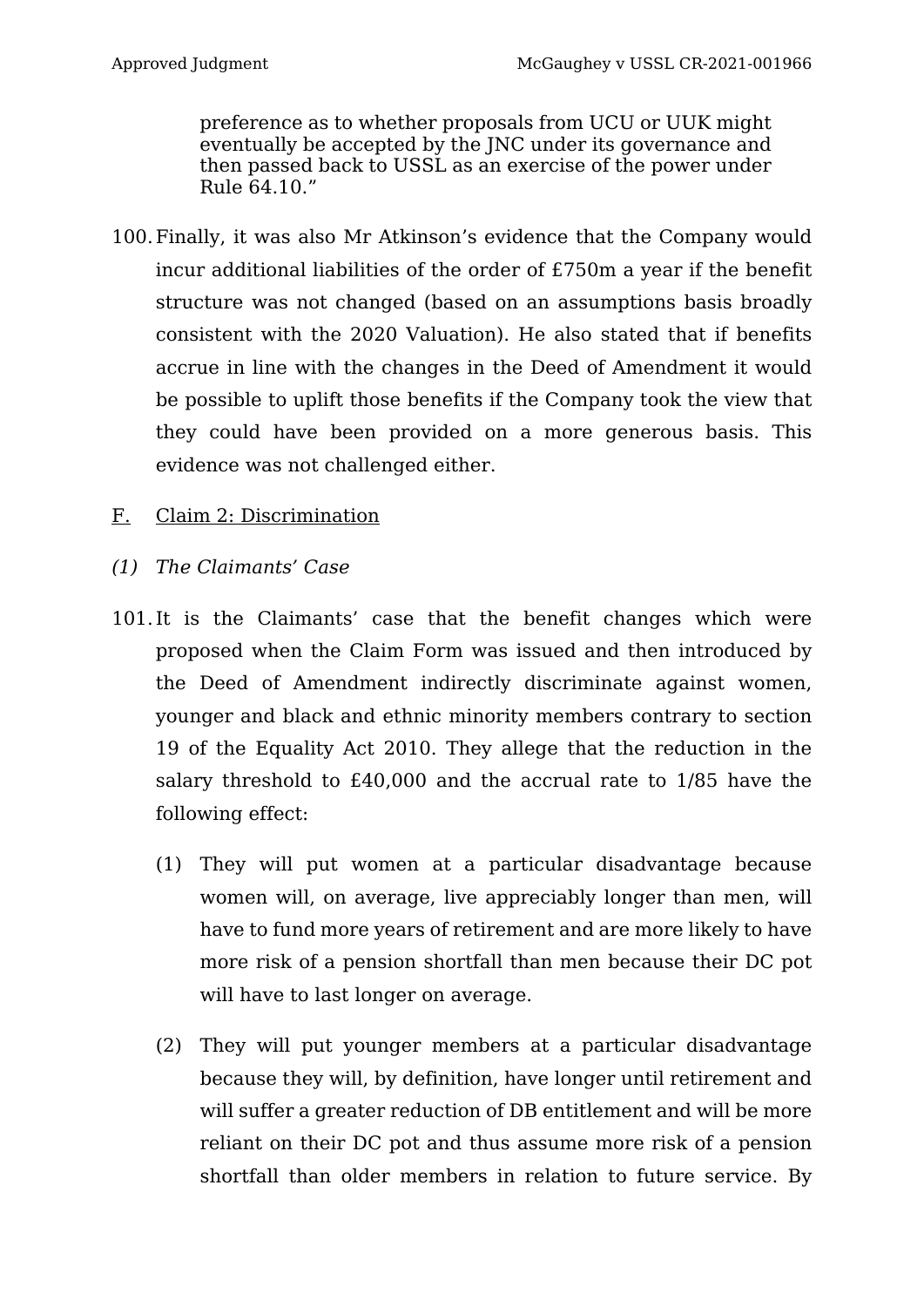> preference as to whether proposals from UCU or UUK might eventually be accepted by the JNC under its governance and then passed back to USSL as an exercise of the power under Rule 64.10."

100. Finally, it was also Mr Atkinson's evidence that the Company would incur additional liabilities of the order of £750m a year if the benefit structure was not changed (based on an assumptions basis broadly consistent with the 2020 Valuation). He also stated that if benefits accrue in line with the changes in the Deed of Amendment it would be possible to uplift those benefits if the Company took the view that they could have been provided on a more generous basis. This evidence was not challenged either.

## F. Claim 2: Discrimination

### (1) The Claimants' Case

101. It is the Claimants' case that the benefit changes which were proposed when the Claim Form was issued and then introduced by the Deed of Amendment indirectly discriminate against women, younger and black and ethnic minority members contrary to section 19 of the Equality Act 2010. They allege that the reduction in the salary threshold to £40,000 and the accrual rate to 1/85 have the following effect:

    (1) They will put women at a particular disadvantage because women will, on average, live appreciably longer than men, will have to fund more years of retirement and are more likely to have more risk of a pension shortfall than men because their DC pot will have to last longer on average.

    (2) They will put younger members at a particular disadvantage because they will, by definition, have longer until retirement and will suffer a greater reduction of DB entitlement and will be more reliant on their DC pot and thus assume more risk of a pension shortfall than older members in relation to future service. By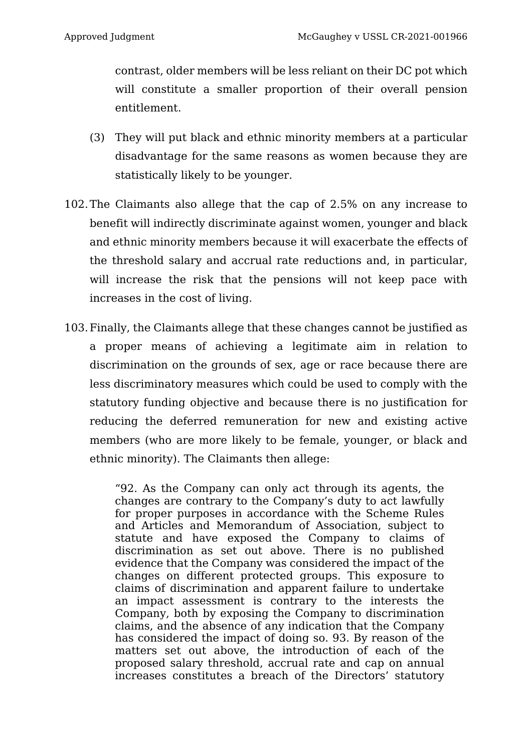contrast, older members will be less reliant on their DC pot which will constitute a smaller proportion of their overall pension entitlement.

(3) They will put black and ethnic minority members at a particular disadvantage for the same reasons as women because they are statistically likely to be younger.

102. The Claimants also allege that the cap of 2.5% on any increase to benefit will indirectly discriminate against women, younger and black and ethnic minority members because it will exacerbate the effects of the threshold salary and accrual rate reductions and, in particular, will increase the risk that the pensions will not keep pace with increases in the cost of living.

103. Finally, the Claimants allege that these changes cannot be justified as a proper means of achieving a legitimate aim in relation to discrimination on the grounds of sex, age or race because there are less discriminatory measures which could be used to comply with the statutory funding objective and because there is no justification for reducing the deferred remuneration for new and existing active members (who are more likely to be female, younger, or black and ethnic minority). The Claimants then allege:

> "92. As the Company can only act through its agents, the changes are contrary to the Company's duty to act lawfully for proper purposes in accordance with the Scheme Rules and Articles and Memorandum of Association, subject to statute and have exposed the Company to claims of discrimination as set out above. There is no published evidence that the Company was considered the impact of the changes on different protected groups. This exposure to claims of discrimination and apparent failure to undertake an impact assessment is contrary to the interests the Company, both by exposing the Company to discrimination claims, and the absence of any indication that the Company has considered the impact of doing so. 93. By reason of the matters set out above, the introduction of each of the proposed salary threshold, accrual rate and cap on annual increases constitutes a breach of the Directors' statutory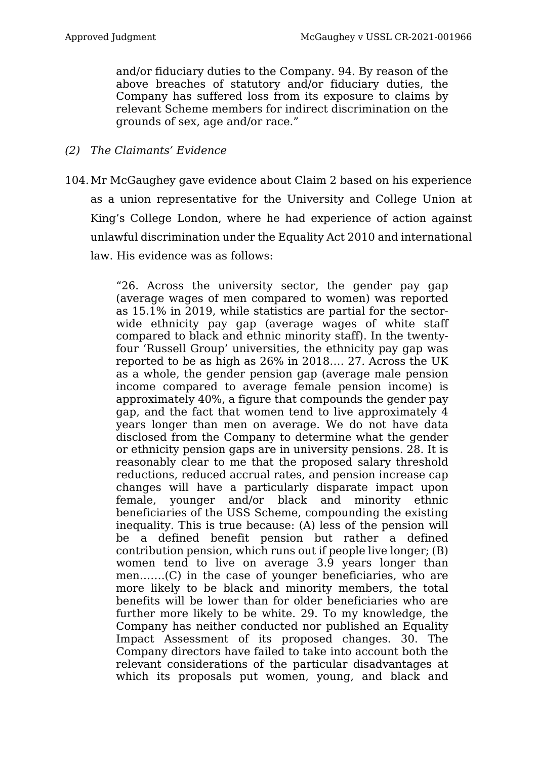> and/or fiduciary duties to the Company. 94. By reason of the above breaches of statutory and/or fiduciary duties, the Company has suffered loss from its exposure to claims by relevant Scheme members for indirect discrimination on the grounds of sex, age and/or race."

*(2) The Claimants' Evidence*

104. Mr McGaughey gave evidence about Claim 2 based on his experience as a union representative for the University and College Union at King's College London, where he had experience of action against unlawful discrimination under the Equality Act 2010 and international law. His evidence was as follows:

> "26. Across the university sector, the gender pay gap (average wages of men compared to women) was reported as 15.1% in 2019, while statistics are partial for the sector-wide ethnicity pay gap (average wages of white staff compared to black and ethnic minority staff). In the twenty-four 'Russell Group' universities, the ethnicity pay gap was reported to be as high as 26% in 2018…. 27. Across the UK as a whole, the gender pension gap (average male pension income compared to average female pension income) is approximately 40%, a figure that compounds the gender pay gap, and the fact that women tend to live approximately 4 years longer than men on average. We do not have data disclosed from the Company to determine what the gender or ethnicity pension gaps are in university pensions. 28. It is reasonably clear to me that the proposed salary threshold reductions, reduced accrual rates, and pension increase cap changes will have a particularly disparate impact upon female, younger and/or black and minority ethnic beneficiaries of the USS Scheme, compounding the existing inequality. This is true because: (A) less of the pension will be a defined benefit pension but rather a defined contribution pension, which runs out if people live longer; (B) women tend to live on average 3.9 years longer than men…….(C) in the case of younger beneficiaries, who are more likely to be black and minority members, the total benefits will be lower than for older beneficiaries who are further more likely to be white. 29. To my knowledge, the Company has neither conducted nor published an Equality Impact Assessment of its proposed changes. 30. The Company directors have failed to take into account both the relevant considerations of the particular disadvantages at which its proposals put women, young, and black and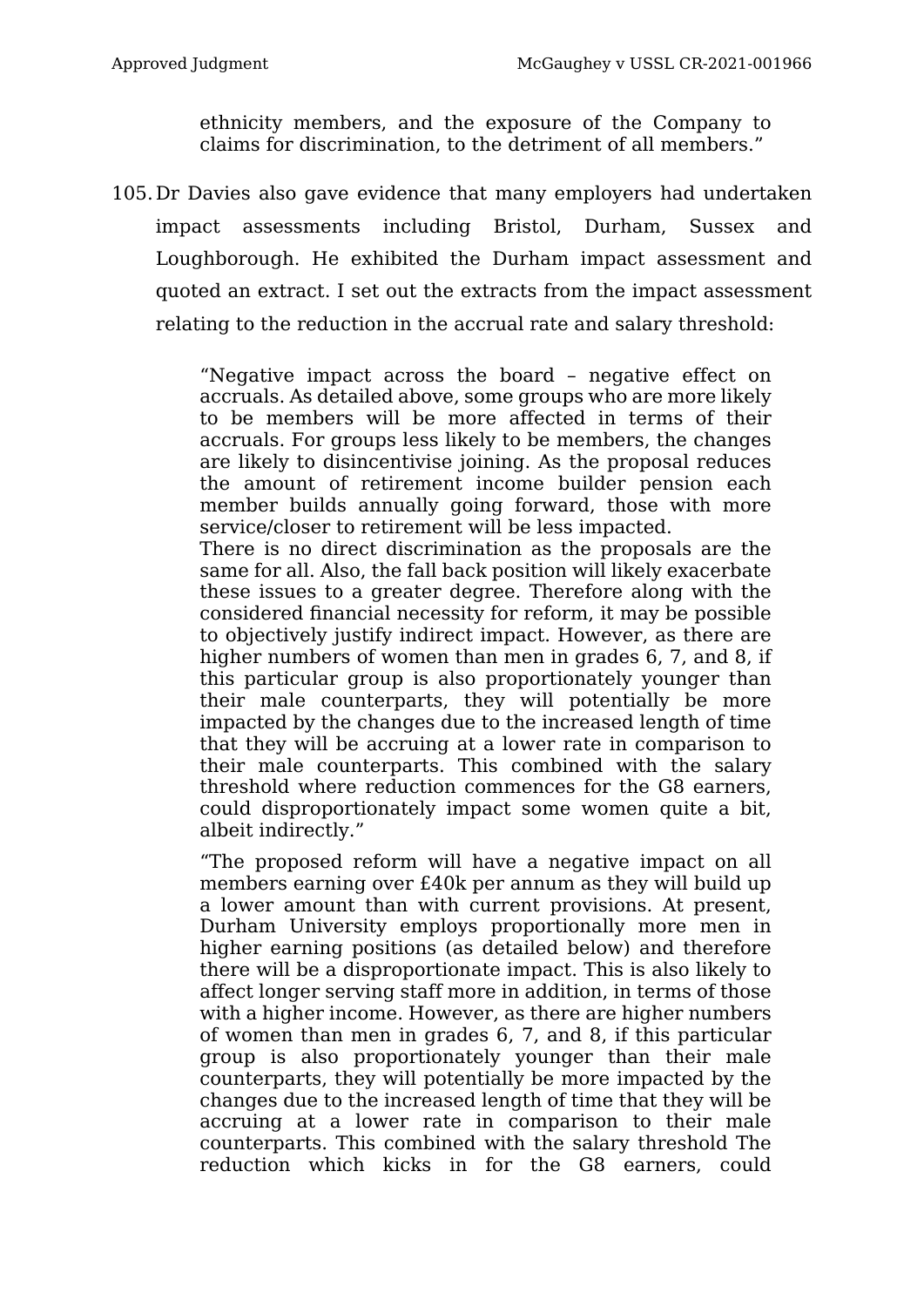ethnicity members, and the exposure of the Company to claims for discrimination, to the detriment of all members."

105. Dr Davies also gave evidence that many employers had undertaken impact assessments including Bristol, Durham, Sussex and Loughborough. He exhibited the Durham impact assessment and quoted an extract. I set out the extracts from the impact assessment relating to the reduction in the accrual rate and salary threshold:

> "Negative impact across the board – negative effect on accruals. As detailed above, some groups who are more likely to be members will be more affected in terms of their accruals. For groups less likely to be members, the changes are likely to disincentivise joining. As the proposal reduces the amount of retirement income builder pension each member builds annually going forward, those with more service/closer to retirement will be less impacted.
> There is no direct discrimination as the proposals are the same for all. Also, the fall back position will likely exacerbate these issues to a greater degree. Therefore along with the considered financial necessity for reform, it may be possible to objectively justify indirect impact. However, as there are higher numbers of women than men in grades 6, 7, and 8, if this particular group is also proportionately younger than their male counterparts, they will potentially be more impacted by the changes due to the increased length of time that they will be accruing at a lower rate in comparison to their male counterparts. This combined with the salary threshold where reduction commences for the G8 earners, could disproportionately impact some women quite a bit, albeit indirectly."
>
> "The proposed reform will have a negative impact on all members earning over £40k per annum as they will build up a lower amount than with current provisions. At present, Durham University employs proportionally more men in higher earning positions (as detailed below) and therefore there will be a disproportionate impact. This is also likely to affect longer serving staff more in addition, in terms of those with a higher income. However, as there are higher numbers of women than men in grades 6, 7, and 8, if this particular group is also proportionately younger than their male counterparts, they will potentially be more impacted by the changes due to the increased length of time that they will be accruing at a lower rate in comparison to their male counterparts. This combined with the salary threshold The reduction which kicks in for the G8 earners, could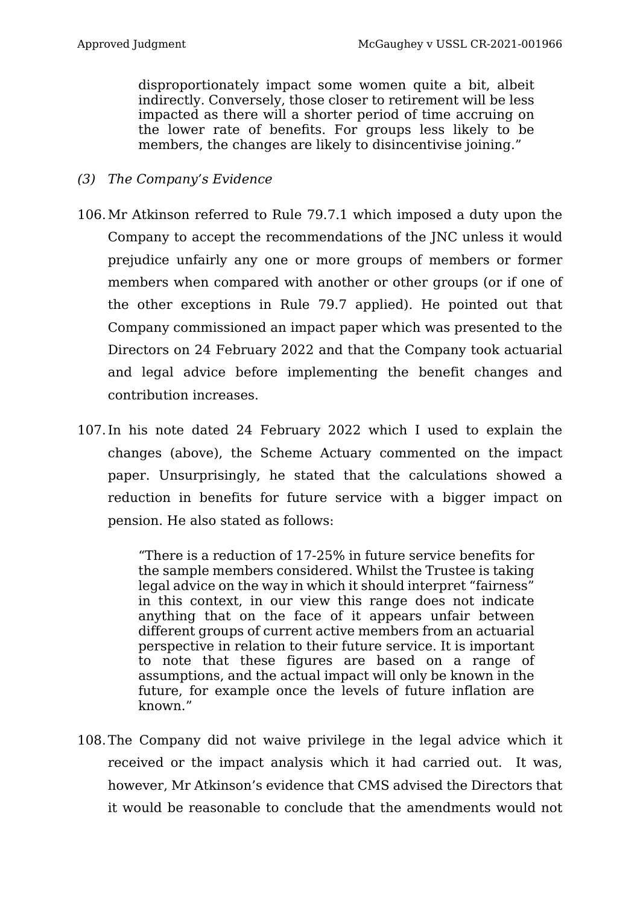> disproportionately impact some women quite a bit, albeit indirectly. Conversely, those closer to retirement will be less impacted as there will a shorter period of time accruing on the lower rate of benefits. For groups less likely to be members, the changes are likely to disincentivise joining."

*(3) The Company's Evidence*

106. Mr Atkinson referred to Rule 79.7.1 which imposed a duty upon the Company to accept the recommendations of the JNC unless it would prejudice unfairly any one or more groups of members or former members when compared with another or other groups (or if one of the other exceptions in Rule 79.7 applied). He pointed out that Company commissioned an impact paper which was presented to the Directors on 24 February 2022 and that the Company took actuarial and legal advice before implementing the benefit changes and contribution increases.

107. In his note dated 24 February 2022 which I used to explain the changes (above), the Scheme Actuary commented on the impact paper. Unsurprisingly, he stated that the calculations showed a reduction in benefits for future service with a bigger impact on pension. He also stated as follows:

> "There is a reduction of 17-25% in future service benefits for the sample members considered. Whilst the Trustee is taking legal advice on the way in which it should interpret "fairness" in this context, in our view this range does not indicate anything that on the face of it appears unfair between different groups of current active members from an actuarial perspective in relation to their future service. It is important to note that these figures are based on a range of assumptions, and the actual impact will only be known in the future, for example once the levels of future inflation are known."

108. The Company did not waive privilege in the legal advice which it received or the impact analysis which it had carried out. It was, however, Mr Atkinson's evidence that CMS advised the Directors that it would be reasonable to conclude that the amendments would not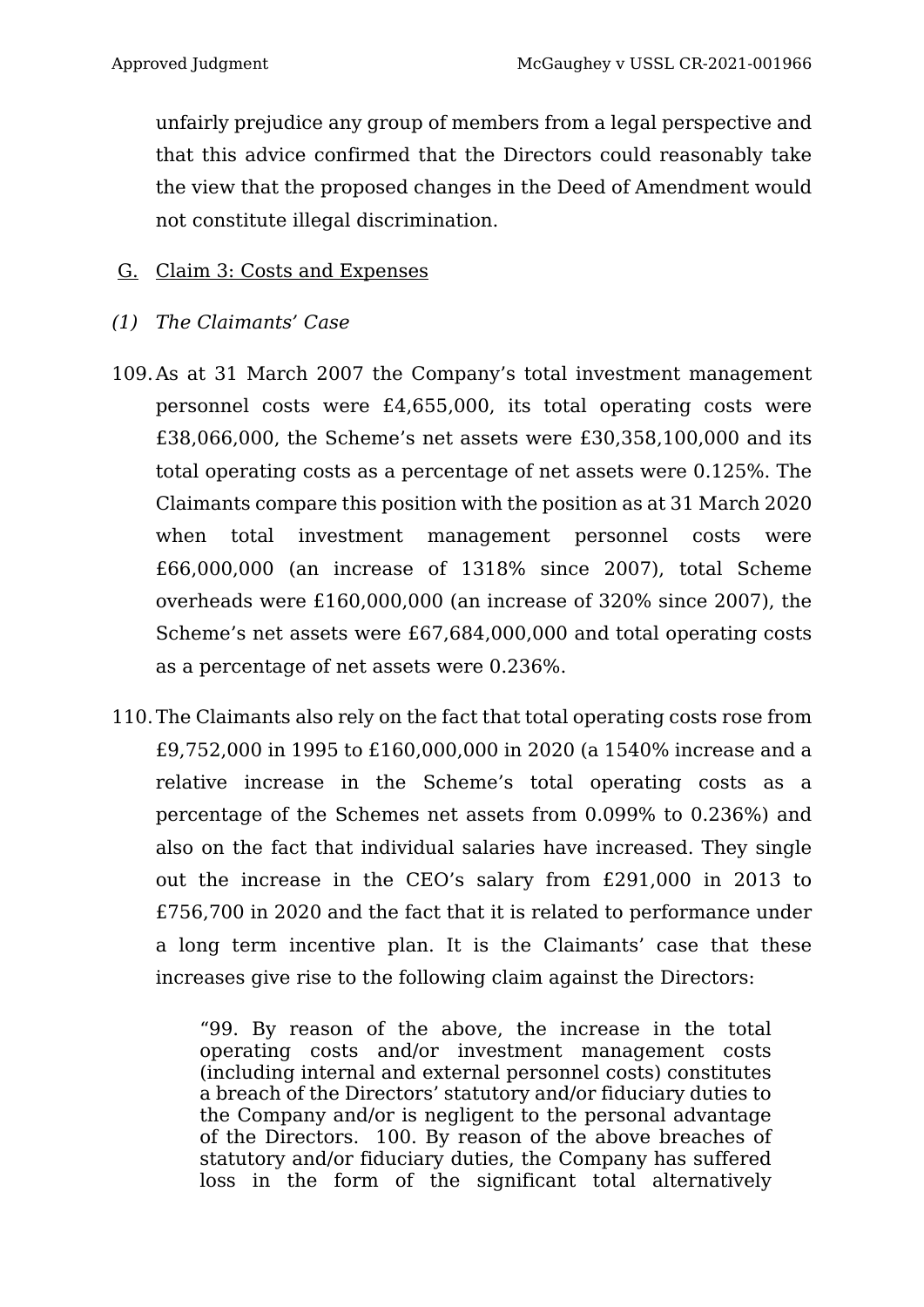unfairly prejudice any group of members from a legal perspective and that this advice confirmed that the Directors could reasonably take the view that the proposed changes in the Deed of Amendment would not constitute illegal discrimination.

## G. Claim 3: Costs and Expenses

### *(1) The Claimants' Case*

109. As at 31 March 2007 the Company's total investment management personnel costs were £4,655,000, its total operating costs were £38,066,000, the Scheme's net assets were £30,358,100,000 and its total operating costs as a percentage of net assets were 0.125%. The Claimants compare this position with the position as at 31 March 2020 when total investment management personnel costs were £66,000,000 (an increase of 1318% since 2007), total Scheme overheads were £160,000,000 (an increase of 320% since 2007), the Scheme's net assets were £67,684,000,000 and total operating costs as a percentage of net assets were 0.236%.

110. The Claimants also rely on the fact that total operating costs rose from £9,752,000 in 1995 to £160,000,000 in 2020 (a 1540% increase and a relative increase in the Scheme's total operating costs as a percentage of the Schemes net assets from 0.099% to 0.236%) and also on the fact that individual salaries have increased. They single out the increase in the CEO's salary from £291,000 in 2013 to £756,700 in 2020 and the fact that it is related to performance under a long term incentive plan. It is the Claimants' case that these increases give rise to the following claim against the Directors:

> "99. By reason of the above, the increase in the total operating costs and/or investment management costs (including internal and external personnel costs) constitutes a breach of the Directors' statutory and/or fiduciary duties to the Company and/or is negligent to the personal advantage of the Directors. 100. By reason of the above breaches of statutory and/or fiduciary duties, the Company has suffered loss in the form of the significant total alternatively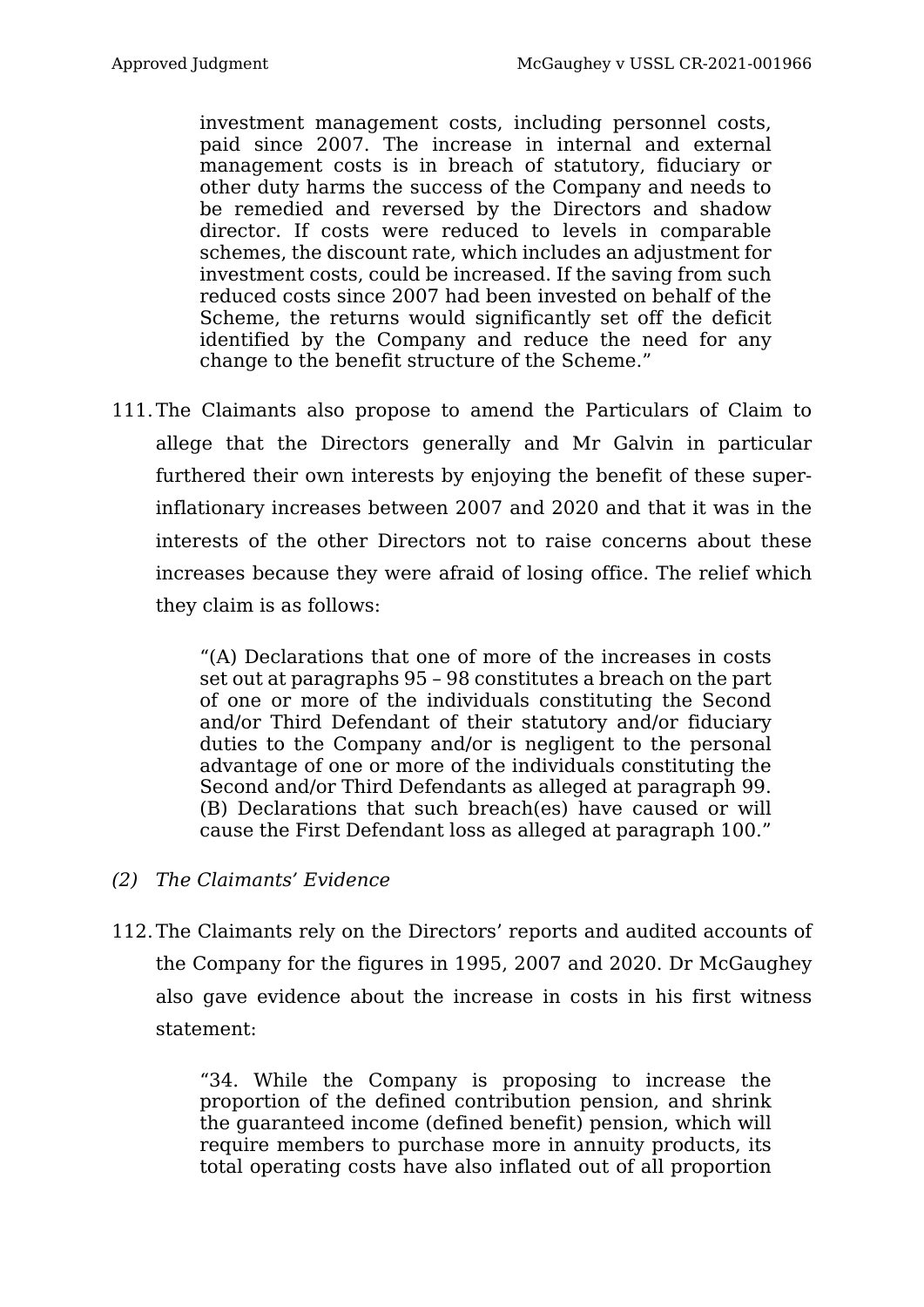> investment management costs, including personnel costs, paid since 2007. The increase in internal and external management costs is in breach of statutory, fiduciary or other duty harms the success of the Company and needs to be remedied and reversed by the Directors and shadow director. If costs were reduced to levels in comparable schemes, the discount rate, which includes an adjustment for investment costs, could be increased. If the saving from such reduced costs since 2007 had been invested on behalf of the Scheme, the returns would significantly set off the deficit identified by the Company and reduce the need for any change to the benefit structure of the Scheme."

111. The Claimants also propose to amend the Particulars of Claim to allege that the Directors generally and Mr Galvin in particular furthered their own interests by enjoying the benefit of these super-inflationary increases between 2007 and 2020 and that it was in the interests of the other Directors not to raise concerns about these increases because they were afraid of losing office. The relief which they claim is as follows:

> "(A) Declarations that one of more of the increases in costs set out at paragraphs 95 – 98 constitutes a breach on the part of one or more of the individuals constituting the Second and/or Third Defendant of their statutory and/or fiduciary duties to the Company and/or is negligent to the personal advantage of one or more of the individuals constituting the Second and/or Third Defendants as alleged at paragraph 99. (B) Declarations that such breach(es) have caused or will cause the First Defendant loss as alleged at paragraph 100."

*(2) The Claimants' Evidence*

112. The Claimants rely on the Directors' reports and audited accounts of the Company for the figures in 1995, 2007 and 2020. Dr McGaughey also gave evidence about the increase in costs in his first witness statement:

> "34. While the Company is proposing to increase the proportion of the defined contribution pension, and shrink the guaranteed income (defined benefit) pension, which will require members to purchase more in annuity products, its total operating costs have also inflated out of all proportion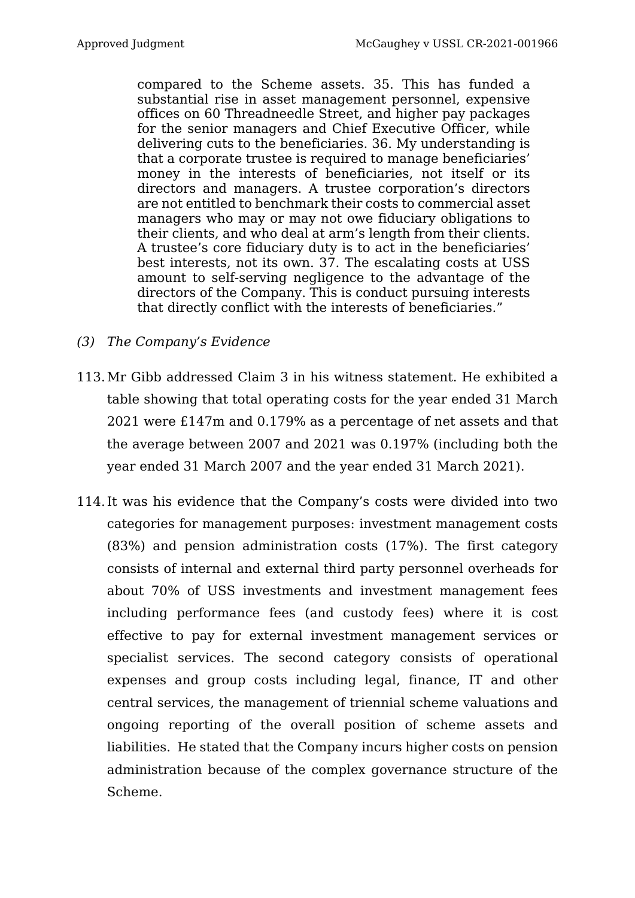> compared to the Scheme assets. 35. This has funded a substantial rise in asset management personnel, expensive offices on 60 Threadneedle Street, and higher pay packages for the senior managers and Chief Executive Officer, while delivering cuts to the beneficiaries. 36. My understanding is that a corporate trustee is required to manage beneficiaries' money in the interests of beneficiaries, not itself or its directors and managers. A trustee corporation's directors are not entitled to benchmark their costs to commercial asset managers who may or may not owe fiduciary obligations to their clients, and who deal at arm's length from their clients. A trustee's core fiduciary duty is to act in the beneficiaries' best interests, not its own. 37. The escalating costs at USS amount to self-serving negligence to the advantage of the directors of the Company. This is conduct pursuing interests that directly conflict with the interests of beneficiaries."

*(3) The Company's Evidence*

113. Mr Gibb addressed Claim 3 in his witness statement. He exhibited a table showing that total operating costs for the year ended 31 March 2021 were £147m and 0.179% as a percentage of net assets and that the average between 2007 and 2021 was 0.197% (including both the year ended 31 March 2007 and the year ended 31 March 2021).

114. It was his evidence that the Company's costs were divided into two categories for management purposes: investment management costs (83%) and pension administration costs (17%). The first category consists of internal and external third party personnel overheads for about 70% of USS investments and investment management fees including performance fees (and custody fees) where it is cost effective to pay for external investment management services or specialist services. The second category consists of operational expenses and group costs including legal, finance, IT and other central services, the management of triennial scheme valuations and ongoing reporting of the overall position of scheme assets and liabilities. He stated that the Company incurs higher costs on pension administration because of the complex governance structure of the Scheme.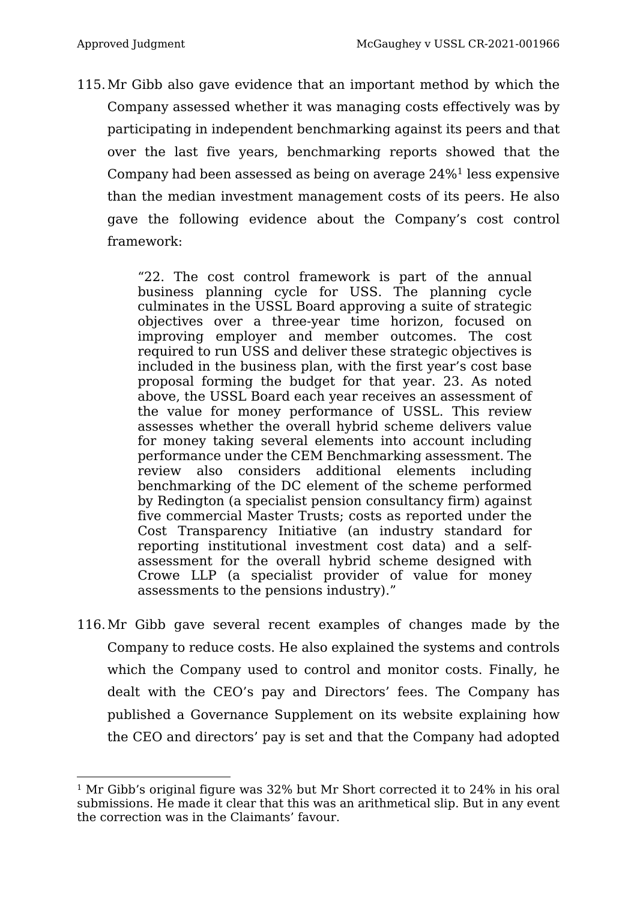115. Mr Gibb also gave evidence that an important method by which the Company assessed whether it was managing costs effectively was by participating in independent benchmarking against its peers and that over the last five years, benchmarking reports showed that the Company had been assessed as being on average 24%[1] less expensive than the median investment management costs of its peers. He also gave the following evidence about the Company's cost control framework:

> "22. The cost control framework is part of the annual business planning cycle for USS. The planning cycle culminates in the USSL Board approving a suite of strategic objectives over a three-year time horizon, focused on improving employer and member outcomes. The cost required to run USS and deliver these strategic objectives is included in the business plan, with the first year's cost base proposal forming the budget for that year. 23. As noted above, the USSL Board each year receives an assessment of the value for money performance of USSL. This review assesses whether the overall hybrid scheme delivers value for money taking several elements into account including performance under the CEM Benchmarking assessment. The review also considers additional elements including benchmarking of the DC element of the scheme performed by Redington (a specialist pension consultancy firm) against five commercial Master Trusts; costs as reported under the Cost Transparency Initiative (an industry standard for reporting institutional investment cost data) and a self-assessment for the overall hybrid scheme designed with Crowe LLP (a specialist provider of value for money assessments to the pensions industry)."

116. Mr Gibb gave several recent examples of changes made by the Company to reduce costs. He also explained the systems and controls which the Company used to control and monitor costs. Finally, he dealt with the CEO's pay and Directors' fees. The Company has published a Governance Supplement on its website explaining how the CEO and directors' pay is set and that the Company had adopted

---

[1] Mr Gibb's original figure was 32% but Mr Short corrected it to 24% in his oral submissions. He made it clear that this was an arithmetical slip. But in any event the correction was in the Claimants' favour.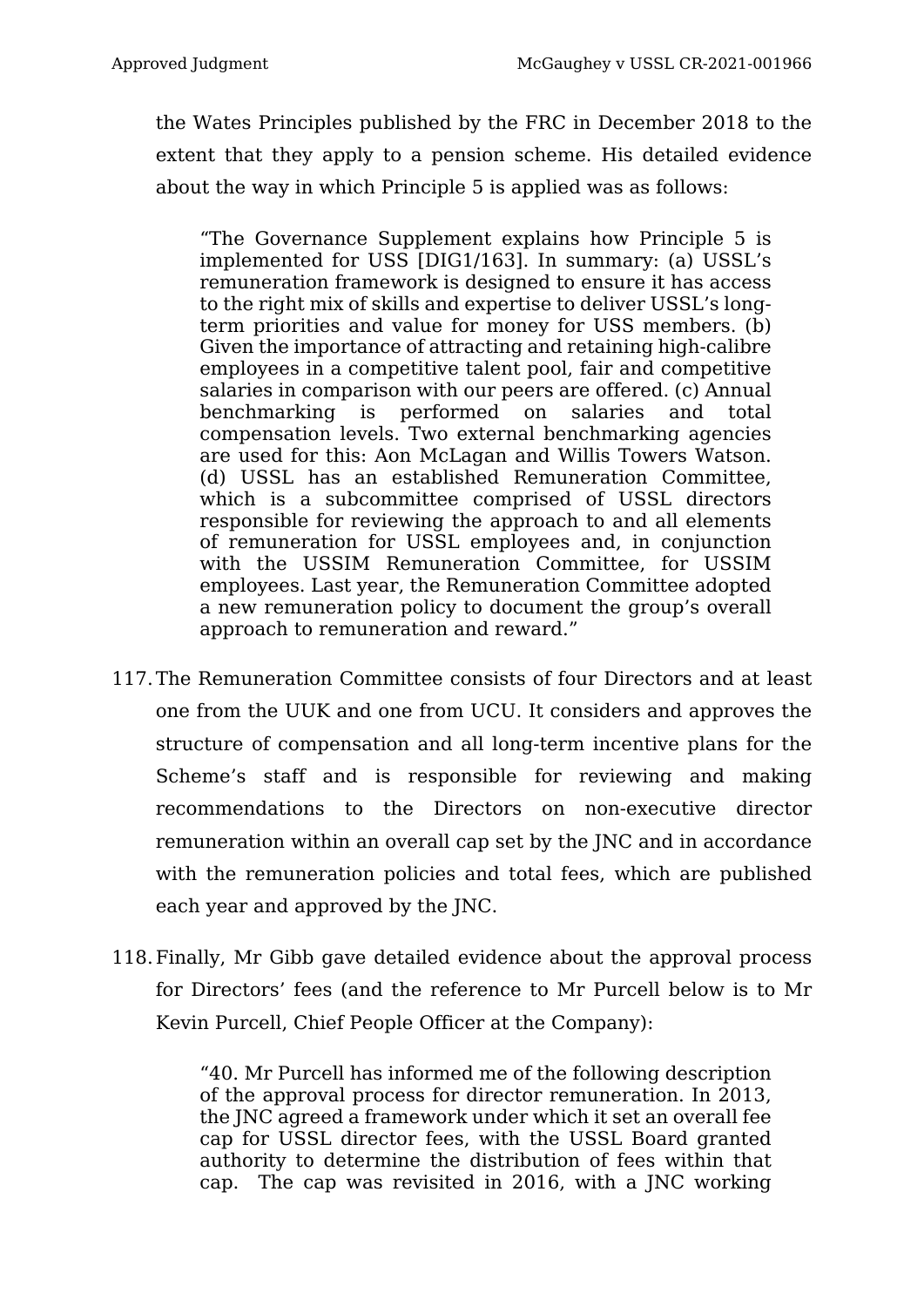the Wates Principles published by the FRC in December 2018 to the extent that they apply to a pension scheme. His detailed evidence about the way in which Principle 5 is applied was as follows:

> "The Governance Supplement explains how Principle 5 is implemented for USS [DIG1/163]. In summary: (a) USSL's remuneration framework is designed to ensure it has access to the right mix of skills and expertise to deliver USSL's long-term priorities and value for money for USS members. (b) Given the importance of attracting and retaining high-calibre employees in a competitive talent pool, fair and competitive salaries in comparison with our peers are offered. (c) Annual benchmarking is performed on salaries and total compensation levels. Two external benchmarking agencies are used for this: Aon McLagan and Willis Towers Watson. (d) USSL has an established Remuneration Committee, which is a subcommittee comprised of USSL directors responsible for reviewing the approach to and all elements of remuneration for USSL employees and, in conjunction with the USSIM Remuneration Committee, for USSIM employees. Last year, the Remuneration Committee adopted a new remuneration policy to document the group's overall approach to remuneration and reward."

117. The Remuneration Committee consists of four Directors and at least one from the UUK and one from UCU. It considers and approves the structure of compensation and all long-term incentive plans for the Scheme's staff and is responsible for reviewing and making recommendations to the Directors on non-executive director remuneration within an overall cap set by the JNC and in accordance with the remuneration policies and total fees, which are published each year and approved by the JNC.

118. Finally, Mr Gibb gave detailed evidence about the approval process for Directors' fees (and the reference to Mr Purcell below is to Mr Kevin Purcell, Chief People Officer at the Company):

> "40. Mr Purcell has informed me of the following description of the approval process for director remuneration. In 2013, the JNC agreed a framework under which it set an overall fee cap for USSL director fees, with the USSL Board granted authority to determine the distribution of fees within that cap. The cap was revisited in 2016, with a JNC working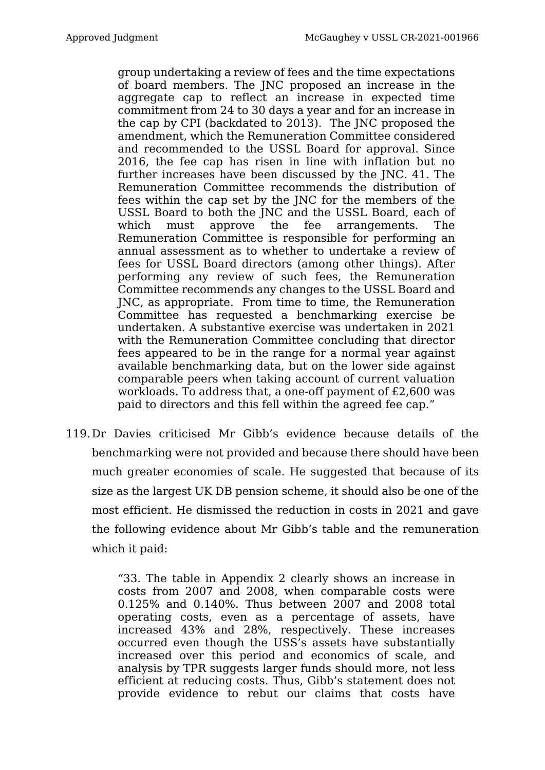> group undertaking a review of fees and the time expectations of board members. The JNC proposed an increase in the aggregate cap to reflect an increase in expected time commitment from 24 to 30 days a year and for an increase in the cap by CPI (backdated to 2013). The JNC proposed the amendment, which the Remuneration Committee considered and recommended to the USSL Board for approval. Since 2016, the fee cap has risen in line with inflation but no further increases have been discussed by the JNC. 41. The Remuneration Committee recommends the distribution of fees within the cap set by the JNC for the members of the USSL Board to both the JNC and the USSL Board, each of which must approve the fee arrangements. The Remuneration Committee is responsible for performing an annual assessment as to whether to undertake a review of fees for USSL Board directors (among other things). After performing any review of such fees, the Remuneration Committee recommends any changes to the USSL Board and JNC, as appropriate. From time to time, the Remuneration Committee has requested a benchmarking exercise be undertaken. A substantive exercise was undertaken in 2021 with the Remuneration Committee concluding that director fees appeared to be in the range for a normal year against available benchmarking data, but on the lower side against comparable peers when taking account of current valuation workloads. To address that, a one-off payment of £2,600 was paid to directors and this fell within the agreed fee cap."

119. Dr Davies criticised Mr Gibb's evidence because details of the benchmarking were not provided and because there should have been much greater economies of scale. He suggested that because of its size as the largest UK DB pension scheme, it should also be one of the most efficient. He dismissed the reduction in costs in 2021 and gave the following evidence about Mr Gibb's table and the remuneration which it paid:

> "33. The table in Appendix 2 clearly shows an increase in costs from 2007 and 2008, when comparable costs were 0.125% and 0.140%. Thus between 2007 and 2008 total operating costs, even as a percentage of assets, have increased 43% and 28%, respectively. These increases occurred even though the USS's assets have substantially increased over this period and economics of scale, and analysis by TPR suggests larger funds should more, not less efficient at reducing costs. Thus, Gibb's statement does not provide evidence to rebut our claims that costs have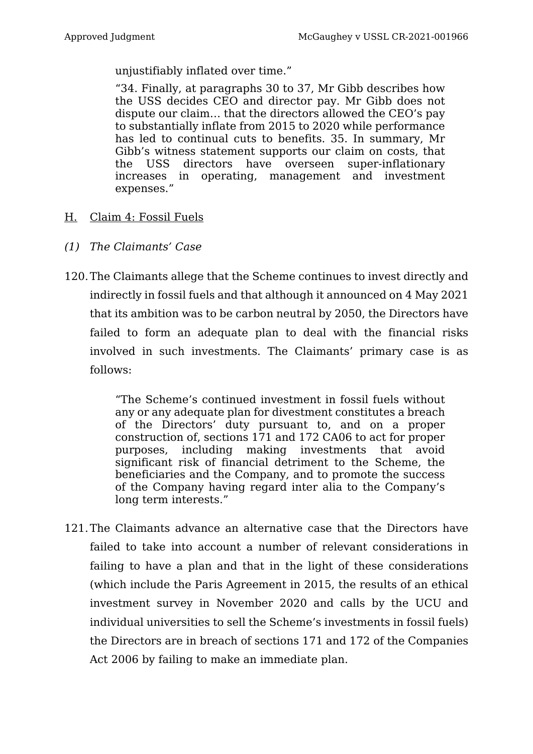unjustifiably inflated over time."

> "34. Finally, at paragraphs 30 to 37, Mr Gibb describes how the USS decides CEO and director pay. Mr Gibb does not dispute our claim… that the directors allowed the CEO's pay to substantially inflate from 2015 to 2020 while performance has led to continual cuts to benefits. 35. In summary, Mr Gibb's witness statement supports our claim on costs, that the USS directors have overseen super-inflationary increases in operating, management and investment expenses."

## H. Claim 4: Fossil Fuels

### *(1) The Claimants' Case*

120. The Claimants allege that the Scheme continues to invest directly and indirectly in fossil fuels and that although it announced on 4 May 2021 that its ambition was to be carbon neutral by 2050, the Directors have failed to form an adequate plan to deal with the financial risks involved in such investments. The Claimants' primary case is as follows:

> "The Scheme's continued investment in fossil fuels without any or any adequate plan for divestment constitutes a breach of the Directors' duty pursuant to, and on a proper construction of, sections 171 and 172 CA06 to act for proper purposes, including making investments that avoid significant risk of financial detriment to the Scheme, the beneficiaries and the Company, and to promote the success of the Company having regard inter alia to the Company's long term interests."

121. The Claimants advance an alternative case that the Directors have failed to take into account a number of relevant considerations in failing to have a plan and that in the light of these considerations (which include the Paris Agreement in 2015, the results of an ethical investment survey in November 2020 and calls by the UCU and individual universities to sell the Scheme's investments in fossil fuels) the Directors are in breach of sections 171 and 172 of the Companies Act 2006 by failing to make an immediate plan.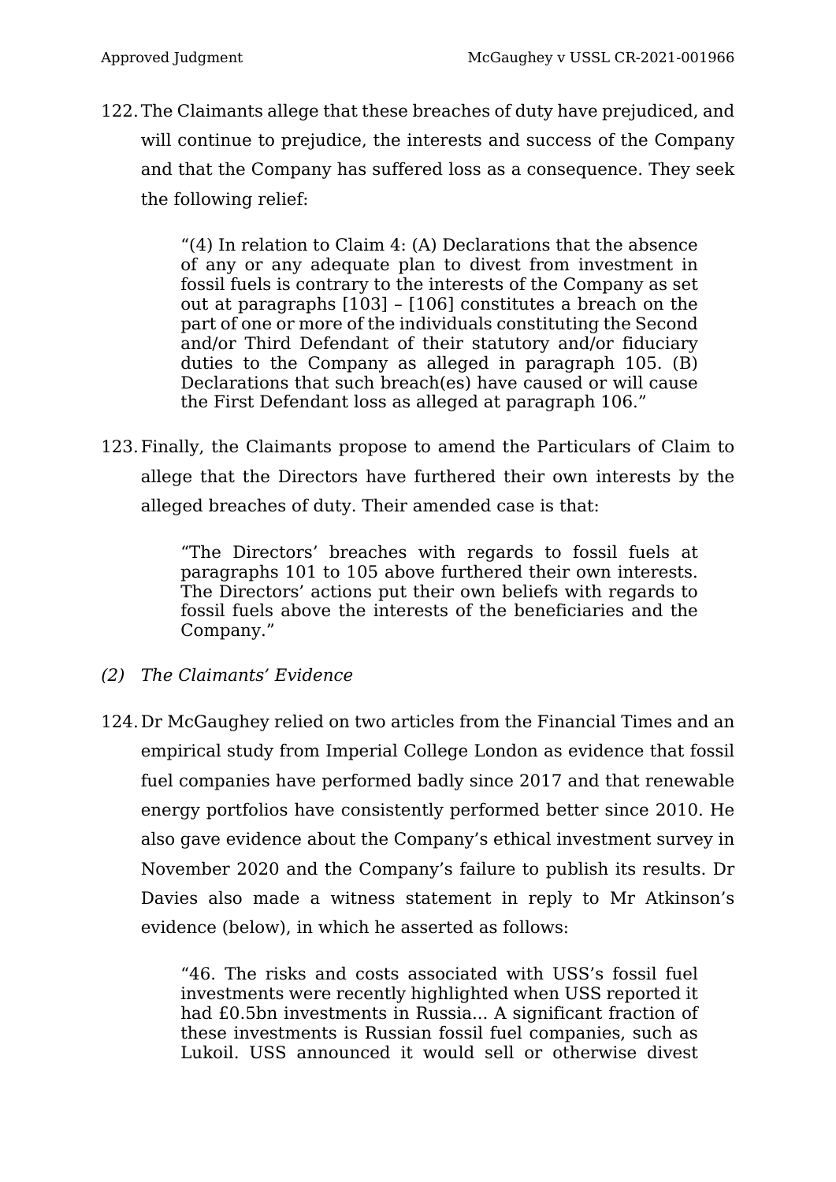122. The Claimants allege that these breaches of duty have prejudiced, and will continue to prejudice, the interests and success of the Company and that the Company has suffered loss as a consequence. They seek the following relief:

> "(4) In relation to Claim 4: (A) Declarations that the absence of any or any adequate plan to divest from investment in fossil fuels is contrary to the interests of the Company as set out at paragraphs [103] – [106] constitutes a breach on the part of one or more of the individuals constituting the Second and/or Third Defendant of their statutory and/or fiduciary duties to the Company as alleged in paragraph 105. (B) Declarations that such breach(es) have caused or will cause the First Defendant loss as alleged at paragraph 106."

123. Finally, the Claimants propose to amend the Particulars of Claim to allege that the Directors have furthered their own interests by the alleged breaches of duty. Their amended case is that:

> "The Directors' breaches with regards to fossil fuels at paragraphs 101 to 105 above furthered their own interests. The Directors' actions put their own beliefs with regards to fossil fuels above the interests of the beneficiaries and the Company."

*(2) The Claimants' Evidence*

124. Dr McGaughey relied on two articles from the Financial Times and an empirical study from Imperial College London as evidence that fossil fuel companies have performed badly since 2017 and that renewable energy portfolios have consistently performed better since 2010. He also gave evidence about the Company's ethical investment survey in November 2020 and the Company's failure to publish its results. Dr Davies also made a witness statement in reply to Mr Atkinson's evidence (below), in which he asserted as follows:

> "46. The risks and costs associated with USS's fossil fuel investments were recently highlighted when USS reported it had £0.5bn investments in Russia... A significant fraction of these investments is Russian fossil fuel companies, such as Lukoil. USS announced it would sell or otherwise divest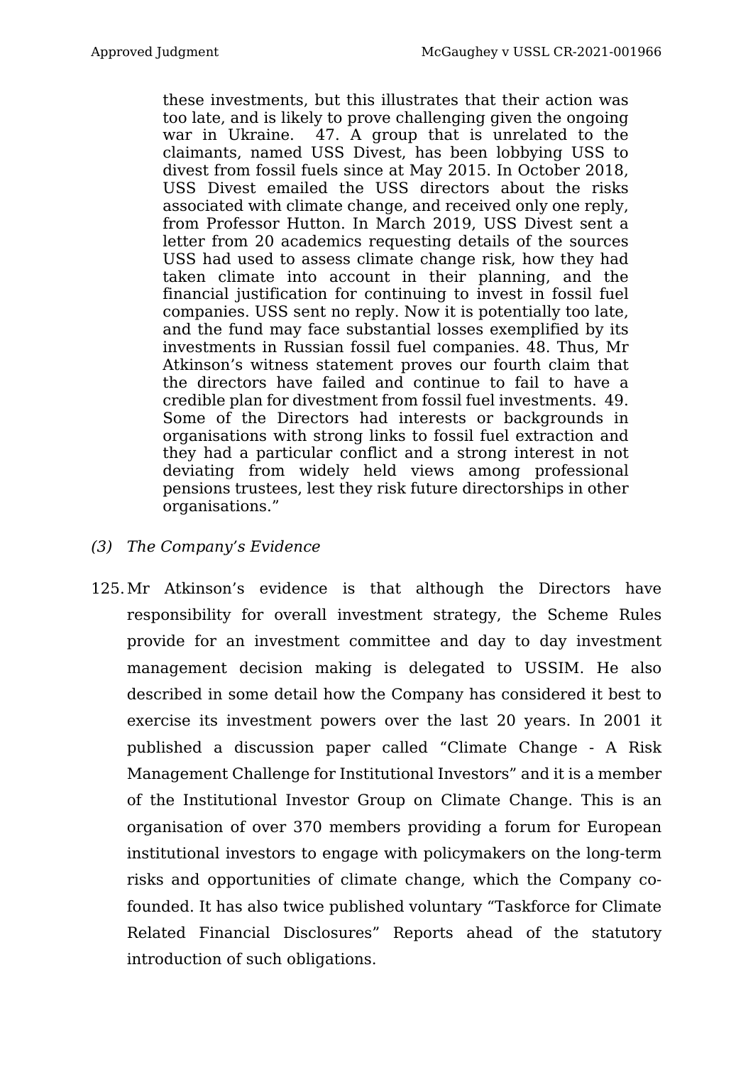> these investments, but this illustrates that their action was too late, and is likely to prove challenging given the ongoing war in Ukraine. 47. A group that is unrelated to the claimants, named USS Divest, has been lobbying USS to divest from fossil fuels since at May 2015. In October 2018, USS Divest emailed the USS directors about the risks associated with climate change, and received only one reply, from Professor Hutton. In March 2019, USS Divest sent a letter from 20 academics requesting details of the sources USS had used to assess climate change risk, how they had taken climate into account in their planning, and the financial justification for continuing to invest in fossil fuel companies. USS sent no reply. Now it is potentially too late, and the fund may face substantial losses exemplified by its investments in Russian fossil fuel companies. 48. Thus, Mr Atkinson's witness statement proves our fourth claim that the directors have failed and continue to fail to have a credible plan for divestment from fossil fuel investments. 49. Some of the Directors had interests or backgrounds in organisations with strong links to fossil fuel extraction and they had a particular conflict and a strong interest in not deviating from widely held views among professional pensions trustees, lest they risk future directorships in other organisations."

*(3) The Company's Evidence*

125. Mr Atkinson's evidence is that although the Directors have responsibility for overall investment strategy, the Scheme Rules provide for an investment committee and day to day investment management decision making is delegated to USSIM. He also described in some detail how the Company has considered it best to exercise its investment powers over the last 20 years. In 2001 it published a discussion paper called "Climate Change - A Risk Management Challenge for Institutional Investors" and it is a member of the Institutional Investor Group on Climate Change. This is an organisation of over 370 members providing a forum for European institutional investors to engage with policymakers on the long-term risks and opportunities of climate change, which the Company co-founded. It has also twice published voluntary "Taskforce for Climate Related Financial Disclosures" Reports ahead of the statutory introduction of such obligations.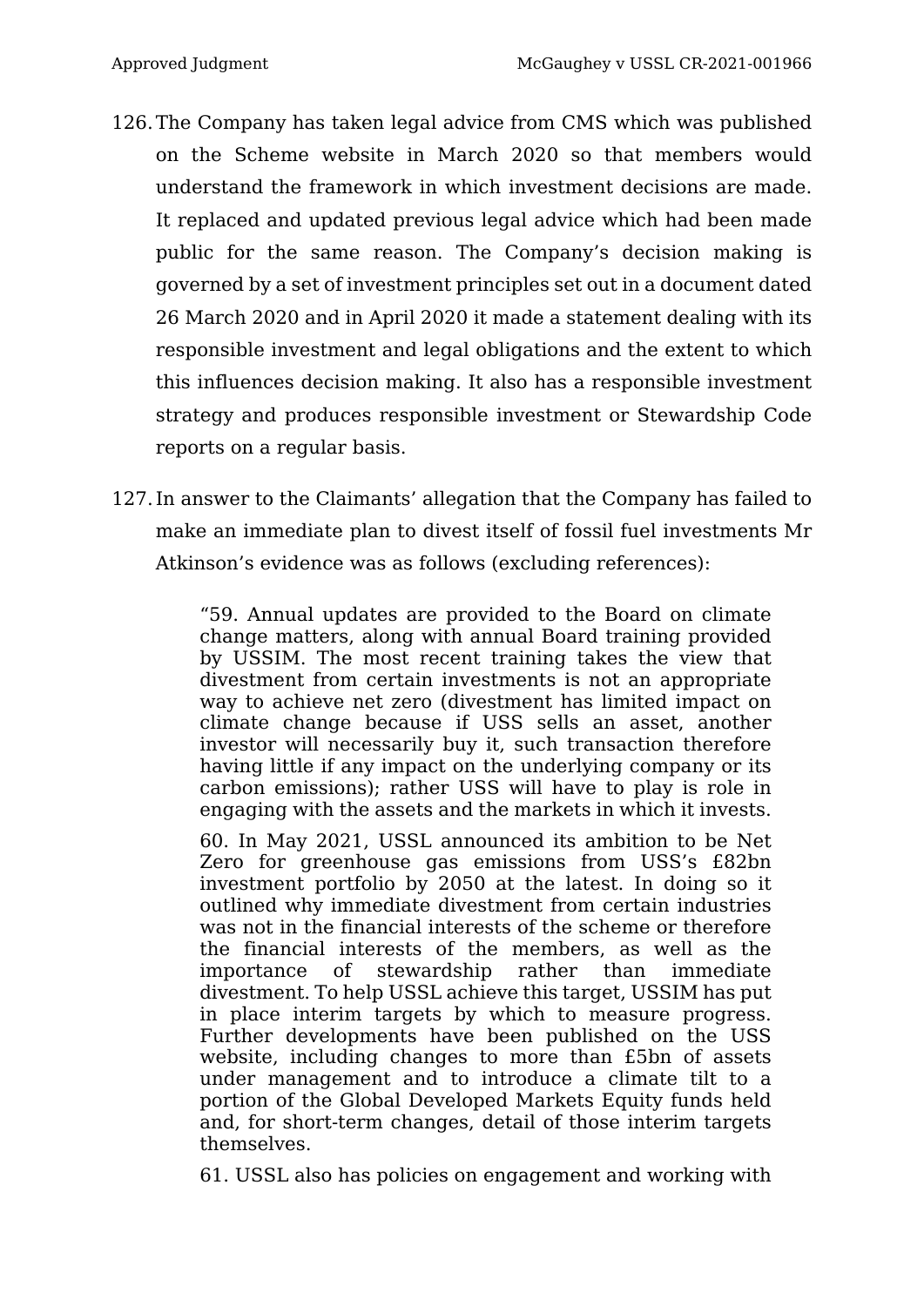126. The Company has taken legal advice from CMS which was published on the Scheme website in March 2020 so that members would understand the framework in which investment decisions are made. It replaced and updated previous legal advice which had been made public for the same reason. The Company's decision making is governed by a set of investment principles set out in a document dated 26 March 2020 and in April 2020 it made a statement dealing with its responsible investment and legal obligations and the extent to which this influences decision making. It also has a responsible investment strategy and produces responsible investment or Stewardship Code reports on a regular basis.

127. In answer to the Claimants' allegation that the Company has failed to make an immediate plan to divest itself of fossil fuel investments Mr Atkinson's evidence was as follows (excluding references):

> "59. Annual updates are provided to the Board on climate change matters, along with annual Board training provided by USSIM. The most recent training takes the view that divestment from certain investments is not an appropriate way to achieve net zero (divestment has limited impact on climate change because if USS sells an asset, another investor will necessarily buy it, such transaction therefore having little if any impact on the underlying company or its carbon emissions); rather USS will have to play is role in engaging with the assets and the markets in which it invests.
>
> 60. In May 2021, USSL announced its ambition to be Net Zero for greenhouse gas emissions from USS's £82bn investment portfolio by 2050 at the latest. In doing so it outlined why immediate divestment from certain industries was not in the financial interests of the scheme or therefore the financial interests of the members, as well as the importance of stewardship rather than immediate divestment. To help USSL achieve this target, USSIM has put in place interim targets by which to measure progress. Further developments have been published on the USS website, including changes to more than £5bn of assets under management and to introduce a climate tilt to a portion of the Global Developed Markets Equity funds held and, for short-term changes, detail of those interim targets themselves.
>
> 61. USSL also has policies on engagement and working with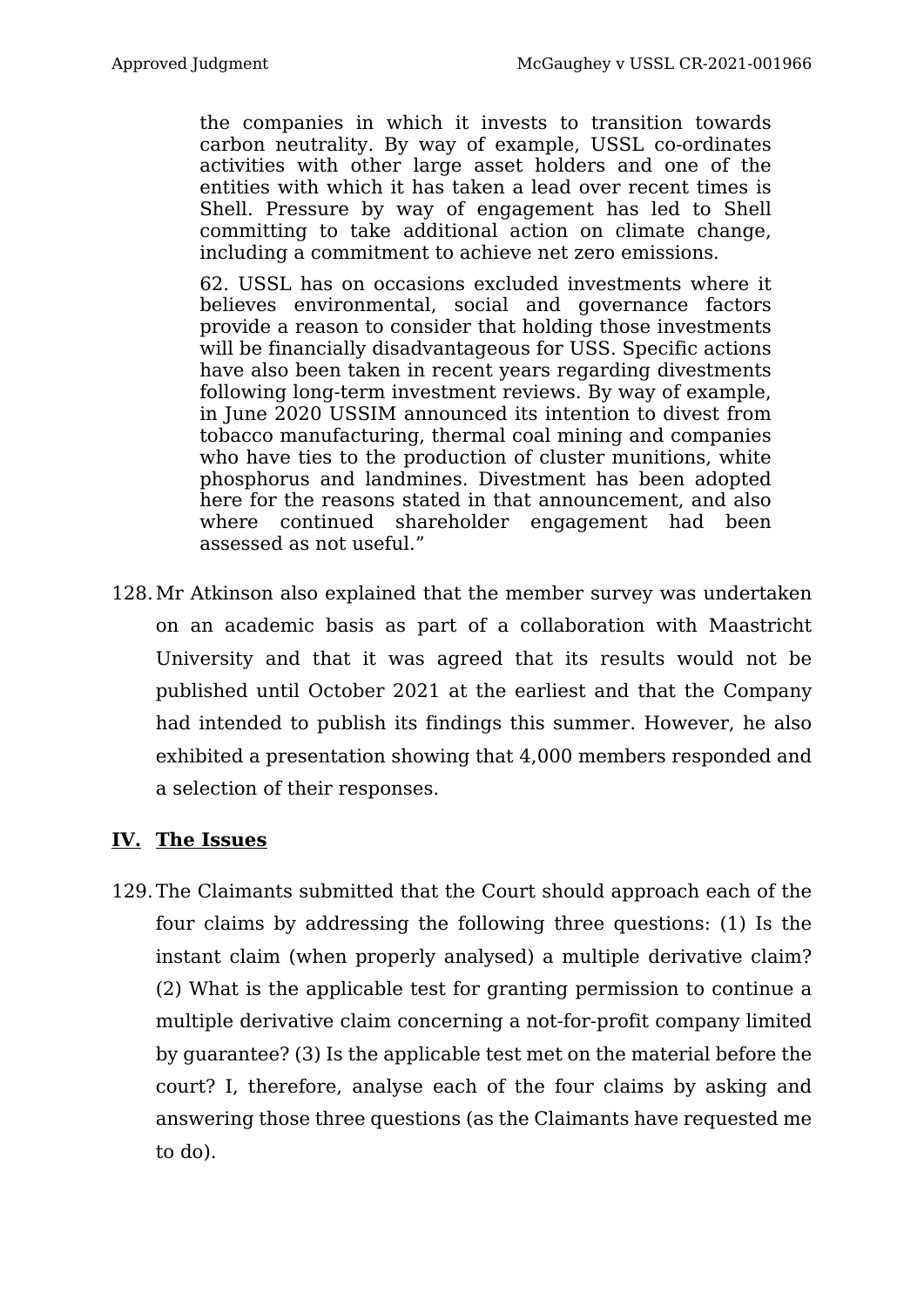> the companies in which it invests to transition towards carbon neutrality. By way of example, USSL co-ordinates activities with other large asset holders and one of the entities with which it has taken a lead over recent times is Shell. Pressure by way of engagement has led to Shell committing to take additional action on climate change, including a commitment to achieve net zero emissions.
>
> 62. USSL has on occasions excluded investments where it believes environmental, social and governance factors provide a reason to consider that holding those investments will be financially disadvantageous for USS. Specific actions have also been taken in recent years regarding divestments following long-term investment reviews. By way of example, in June 2020 USSIM announced its intention to divest from tobacco manufacturing, thermal coal mining and companies who have ties to the production of cluster munitions, white phosphorus and landmines. Divestment has been adopted here for the reasons stated in that announcement, and also where continued shareholder engagement had been assessed as not useful."

128. Mr Atkinson also explained that the member survey was undertaken on an academic basis as part of a collaboration with Maastricht University and that it was agreed that its results would not be published until October 2021 at the earliest and that the Company had intended to publish its findings this summer. However, he also exhibited a presentation showing that 4,000 members responded and a selection of their responses.

## IV. The Issues

129. The Claimants submitted that the Court should approach each of the four claims by addressing the following three questions: (1) Is the instant claim (when properly analysed) a multiple derivative claim? (2) What is the applicable test for granting permission to continue a multiple derivative claim concerning a not-for-profit company limited by guarantee? (3) Is the applicable test met on the material before the court? I, therefore, analyse each of the four claims by asking and answering those three questions (as the Claimants have requested me to do).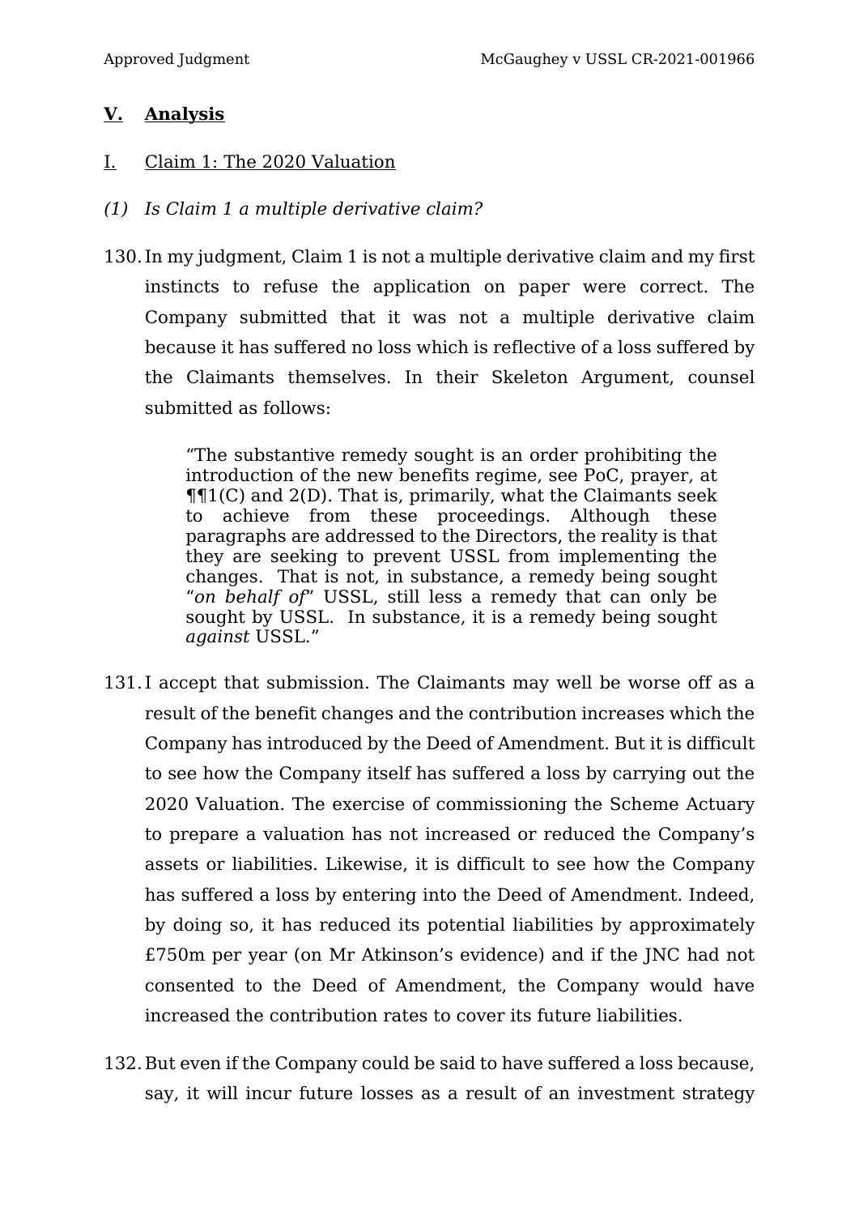## V. Analysis

### I. Claim 1: The 2020 Valuation

*(1) Is Claim 1 a multiple derivative claim?*

130. In my judgment, Claim 1 is not a multiple derivative claim and my first instincts to refuse the application on paper were correct. The Company submitted that it was not a multiple derivative claim because it has suffered no loss which is reflective of a loss suffered by the Claimants themselves. In their Skeleton Argument, counsel submitted as follows:

> "The substantive remedy sought is an order prohibiting the introduction of the new benefits regime, see PoC, prayer, at ¶¶1(C) and 2(D). That is, primarily, what the Claimants seek to achieve from these proceedings. Although these paragraphs are addressed to the Directors, the reality is that they are seeking to prevent USSL from implementing the changes. That is not, in substance, a remedy being sought "*on behalf of*" USSL, still less a remedy that can only be sought by USSL. In substance, it is a remedy being sought *against* USSL."

131. I accept that submission. The Claimants may well be worse off as a result of the benefit changes and the contribution increases which the Company has introduced by the Deed of Amendment. But it is difficult to see how the Company itself has suffered a loss by carrying out the 2020 Valuation. The exercise of commissioning the Scheme Actuary to prepare a valuation has not increased or reduced the Company's assets or liabilities. Likewise, it is difficult to see how the Company has suffered a loss by entering into the Deed of Amendment. Indeed, by doing so, it has reduced its potential liabilities by approximately £750m per year (on Mr Atkinson's evidence) and if the JNC had not consented to the Deed of Amendment, the Company would have increased the contribution rates to cover its future liabilities.

132. But even if the Company could be said to have suffered a loss because, say, it will incur future losses as a result of an investment strategy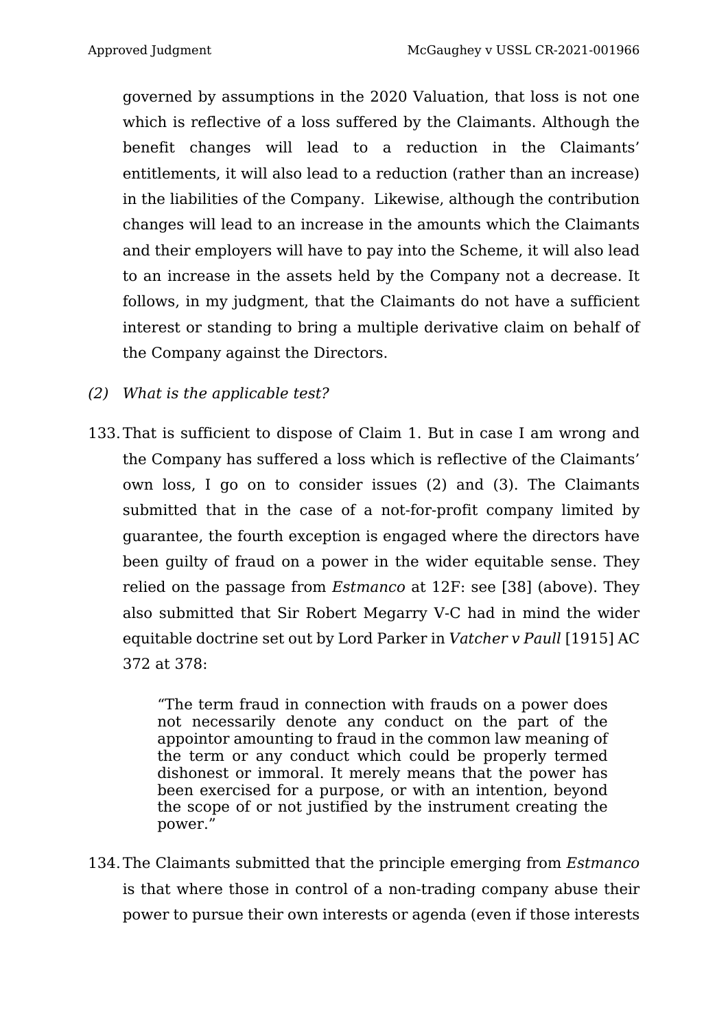governed by assumptions in the 2020 Valuation, that loss is not one which is reflective of a loss suffered by the Claimants. Although the benefit changes will lead to a reduction in the Claimants' entitlements, it will also lead to a reduction (rather than an increase) in the liabilities of the Company. Likewise, although the contribution changes will lead to an increase in the amounts which the Claimants and their employers will have to pay into the Scheme, it will also lead to an increase in the assets held by the Company not a decrease. It follows, in my judgment, that the Claimants do not have a sufficient interest or standing to bring a multiple derivative claim on behalf of the Company against the Directors.

*(2) What is the applicable test?*

133. That is sufficient to dispose of Claim 1. But in case I am wrong and the Company has suffered a loss which is reflective of the Claimants' own loss, I go on to consider issues (2) and (3). The Claimants submitted that in the case of a not-for-profit company limited by guarantee, the fourth exception is engaged where the directors have been guilty of fraud on a power in the wider equitable sense. They relied on the passage from *Estmanco* at 12F: see [38] (above). They also submitted that Sir Robert Megarry V-C had in mind the wider equitable doctrine set out by Lord Parker in *Vatcher v Paull* [1915] AC 372 at 378:

> "The term fraud in connection with frauds on a power does not necessarily denote any conduct on the part of the appointor amounting to fraud in the common law meaning of the term or any conduct which could be properly termed dishonest or immoral. It merely means that the power has been exercised for a purpose, or with an intention, beyond the scope of or not justified by the instrument creating the power."

134. The Claimants submitted that the principle emerging from *Estmanco* is that where those in control of a non-trading company abuse their power to pursue their own interests or agenda (even if those interests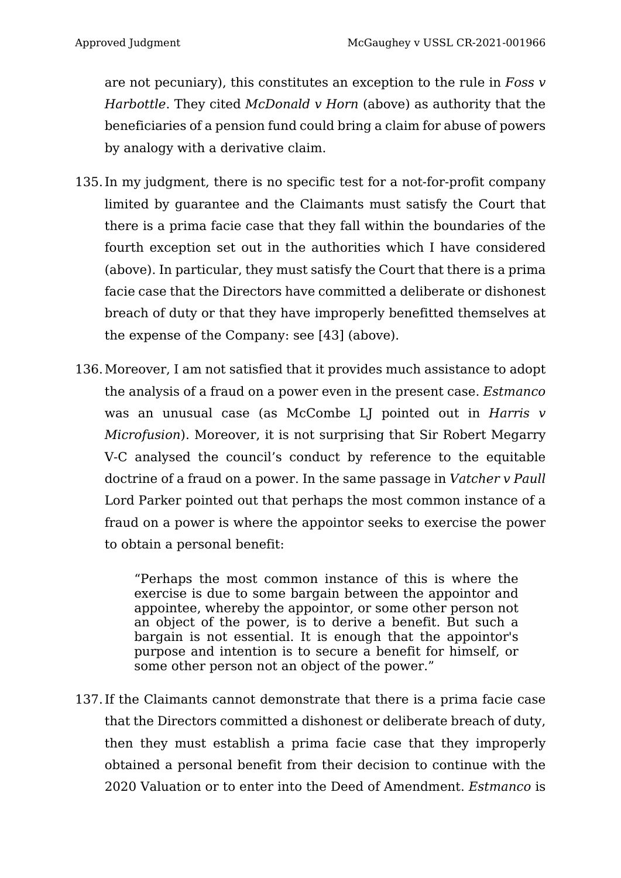are not pecuniary), this constitutes an exception to the rule in *Foss v Harbottle*. They cited *McDonald v Horn* (above) as authority that the beneficiaries of a pension fund could bring a claim for abuse of powers by analogy with a derivative claim.

135. In my judgment, there is no specific test for a not-for-profit company limited by guarantee and the Claimants must satisfy the Court that there is a prima facie case that they fall within the boundaries of the fourth exception set out in the authorities which I have considered (above). In particular, they must satisfy the Court that there is a prima facie case that the Directors have committed a deliberate or dishonest breach of duty or that they have improperly benefitted themselves at the expense of the Company: see [43] (above).

136. Moreover, I am not satisfied that it provides much assistance to adopt the analysis of a fraud on a power even in the present case. *Estmanco* was an unusual case (as McCombe LJ pointed out in *Harris v Microfusion*). Moreover, it is not surprising that Sir Robert Megarry V-C analysed the council's conduct by reference to the equitable doctrine of a fraud on a power. In the same passage in *Vatcher v Paull* Lord Parker pointed out that perhaps the most common instance of a fraud on a power is where the appointor seeks to exercise the power to obtain a personal benefit:

> "Perhaps the most common instance of this is where the exercise is due to some bargain between the appointor and appointee, whereby the appointor, or some other person not an object of the power, is to derive a benefit. But such a bargain is not essential. It is enough that the appointor's purpose and intention is to secure a benefit for himself, or some other person not an object of the power."

137. If the Claimants cannot demonstrate that there is a prima facie case that the Directors committed a dishonest or deliberate breach of duty, then they must establish a prima facie case that they improperly obtained a personal benefit from their decision to continue with the 2020 Valuation or to enter into the Deed of Amendment. *Estmanco* is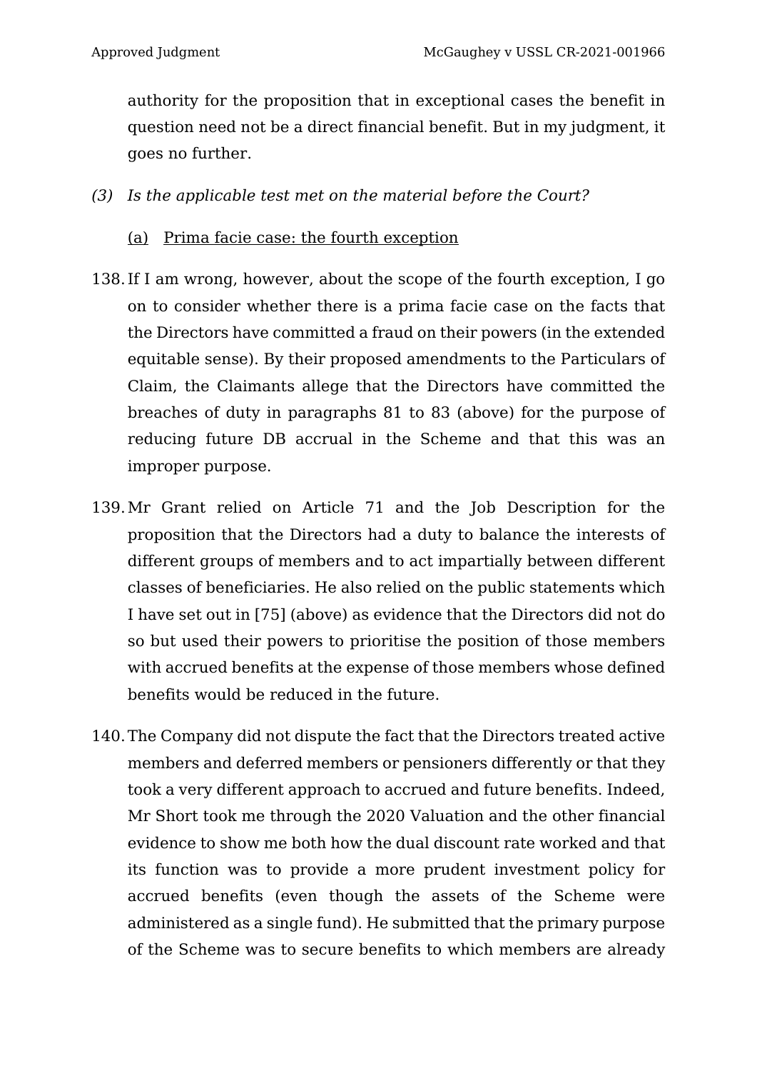authority for the proposition that in exceptional cases the benefit in question need not be a direct financial benefit. But in my judgment, it goes no further.

*(3) Is the applicable test met on the material before the Court?*

(a) Prima facie case: the fourth exception

138. If I am wrong, however, about the scope of the fourth exception, I go on to consider whether there is a prima facie case on the facts that the Directors have committed a fraud on their powers (in the extended equitable sense). By their proposed amendments to the Particulars of Claim, the Claimants allege that the Directors have committed the breaches of duty in paragraphs 81 to 83 (above) for the purpose of reducing future DB accrual in the Scheme and that this was an improper purpose.

139. Mr Grant relied on Article 71 and the Job Description for the proposition that the Directors had a duty to balance the interests of different groups of members and to act impartially between different classes of beneficiaries. He also relied on the public statements which I have set out in [75] (above) as evidence that the Directors did not do so but used their powers to prioritise the position of those members with accrued benefits at the expense of those members whose defined benefits would be reduced in the future.

140. The Company did not dispute the fact that the Directors treated active members and deferred members or pensioners differently or that they took a very different approach to accrued and future benefits. Indeed, Mr Short took me through the 2020 Valuation and the other financial evidence to show me both how the dual discount rate worked and that its function was to provide a more prudent investment policy for accrued benefits (even though the assets of the Scheme were administered as a single fund). He submitted that the primary purpose of the Scheme was to secure benefits to which members are already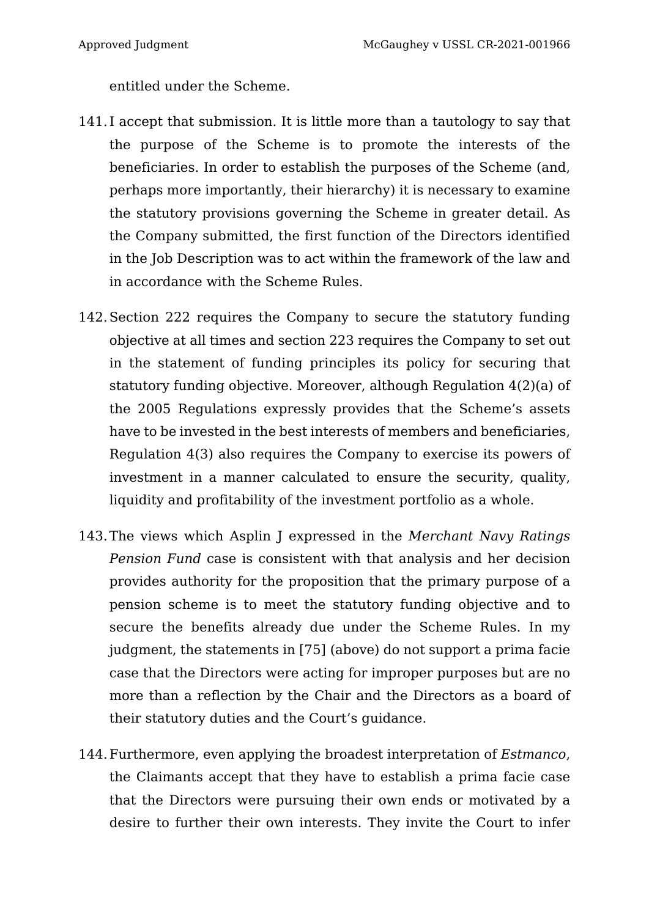entitled under the Scheme.

141. I accept that submission. It is little more than a tautology to say that the purpose of the Scheme is to promote the interests of the beneficiaries. In order to establish the purposes of the Scheme (and, perhaps more importantly, their hierarchy) it is necessary to examine the statutory provisions governing the Scheme in greater detail. As the Company submitted, the first function of the Directors identified in the Job Description was to act within the framework of the law and in accordance with the Scheme Rules.

142. Section 222 requires the Company to secure the statutory funding objective at all times and section 223 requires the Company to set out in the statement of funding principles its policy for securing that statutory funding objective. Moreover, although Regulation 4(2)(a) of the 2005 Regulations expressly provides that the Scheme's assets have to be invested in the best interests of members and beneficiaries, Regulation 4(3) also requires the Company to exercise its powers of investment in a manner calculated to ensure the security, quality, liquidity and profitability of the investment portfolio as a whole.

143. The views which Asplin J expressed in the *Merchant Navy Ratings Pension Fund* case is consistent with that analysis and her decision provides authority for the proposition that the primary purpose of a pension scheme is to meet the statutory funding objective and to secure the benefits already due under the Scheme Rules. In my judgment, the statements in [75] (above) do not support a prima facie case that the Directors were acting for improper purposes but are no more than a reflection by the Chair and the Directors as a board of their statutory duties and the Court's guidance.

144. Furthermore, even applying the broadest interpretation of *Estmanco*, the Claimants accept that they have to establish a prima facie case that the Directors were pursuing their own ends or motivated by a desire to further their own interests. They invite the Court to infer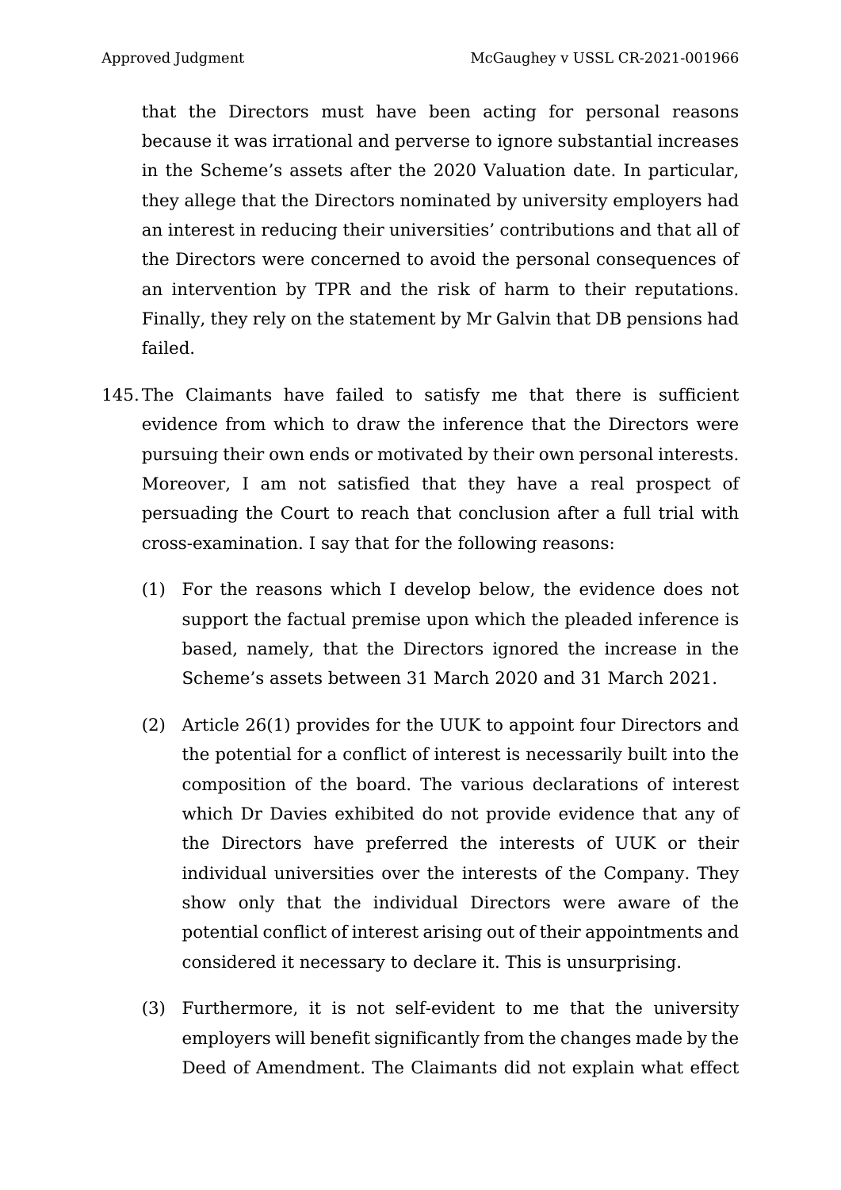that the Directors must have been acting for personal reasons because it was irrational and perverse to ignore substantial increases in the Scheme's assets after the 2020 Valuation date. In particular, they allege that the Directors nominated by university employers had an interest in reducing their universities' contributions and that all of the Directors were concerned to avoid the personal consequences of an intervention by TPR and the risk of harm to their reputations. Finally, they rely on the statement by Mr Galvin that DB pensions had failed.

145. The Claimants have failed to satisfy me that there is sufficient evidence from which to draw the inference that the Directors were pursuing their own ends or motivated by their own personal interests. Moreover, I am not satisfied that they have a real prospect of persuading the Court to reach that conclusion after a full trial with cross-examination. I say that for the following reasons:

    (1) For the reasons which I develop below, the evidence does not support the factual premise upon which the pleaded inference is based, namely, that the Directors ignored the increase in the Scheme's assets between 31 March 2020 and 31 March 2021.

    (2) Article 26(1) provides for the UUK to appoint four Directors and the potential for a conflict of interest is necessarily built into the composition of the board. The various declarations of interest which Dr Davies exhibited do not provide evidence that any of the Directors have preferred the interests of UUK or their individual universities over the interests of the Company. They show only that the individual Directors were aware of the potential conflict of interest arising out of their appointments and considered it necessary to declare it. This is unsurprising.

    (3) Furthermore, it is not self-evident to me that the university employers will benefit significantly from the changes made by the Deed of Amendment. The Claimants did not explain what effect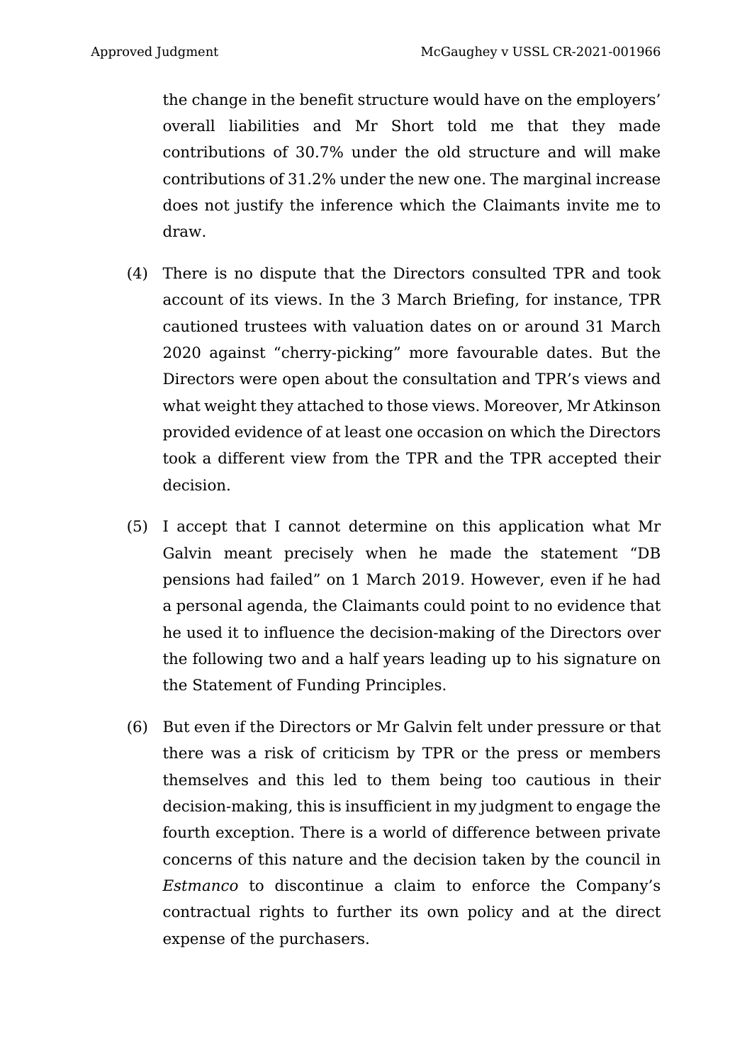the change in the benefit structure would have on the employers' overall liabilities and Mr Short told me that they made contributions of 30.7% under the old structure and will make contributions of 31.2% under the new one. The marginal increase does not justify the inference which the Claimants invite me to draw.

(4) There is no dispute that the Directors consulted TPR and took account of its views. In the 3 March Briefing, for instance, TPR cautioned trustees with valuation dates on or around 31 March 2020 against "cherry-picking" more favourable dates. But the Directors were open about the consultation and TPR's views and what weight they attached to those views. Moreover, Mr Atkinson provided evidence of at least one occasion on which the Directors took a different view from the TPR and the TPR accepted their decision.

(5) I accept that I cannot determine on this application what Mr Galvin meant precisely when he made the statement "DB pensions had failed" on 1 March 2019. However, even if he had a personal agenda, the Claimants could point to no evidence that he used it to influence the decision-making of the Directors over the following two and a half years leading up to his signature on the Statement of Funding Principles.

(6) But even if the Directors or Mr Galvin felt under pressure or that there was a risk of criticism by TPR or the press or members themselves and this led to them being too cautious in their decision-making, this is insufficient in my judgment to engage the fourth exception. There is a world of difference between private concerns of this nature and the decision taken by the council in *Estmanco* to discontinue a claim to enforce the Company's contractual rights to further its own policy and at the direct expense of the purchasers.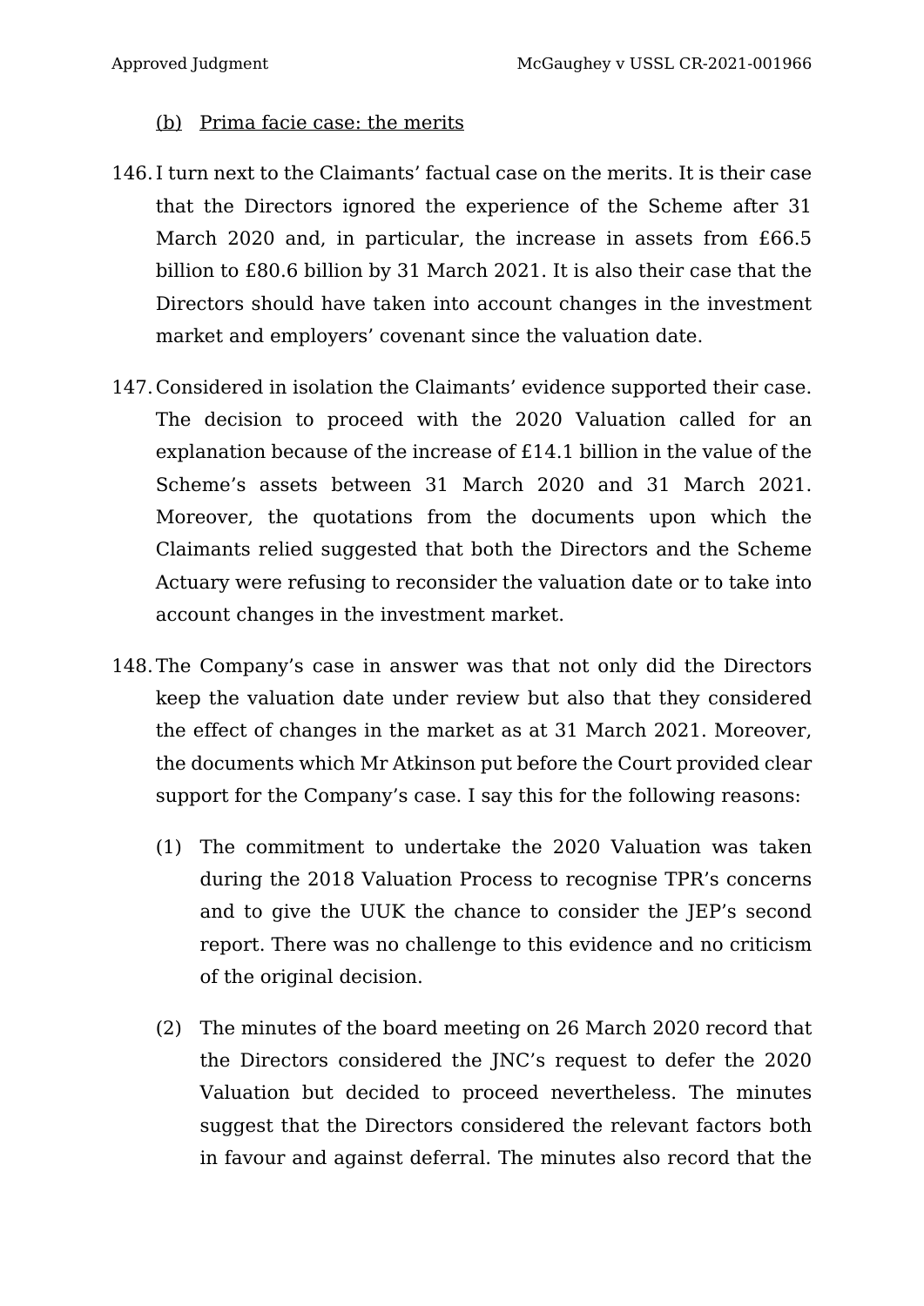(b) Prima facie case: the merits

146. I turn next to the Claimants' factual case on the merits. It is their case that the Directors ignored the experience of the Scheme after 31 March 2020 and, in particular, the increase in assets from £66.5 billion to £80.6 billion by 31 March 2021. It is also their case that the Directors should have taken into account changes in the investment market and employers' covenant since the valuation date.

147. Considered in isolation the Claimants' evidence supported their case. The decision to proceed with the 2020 Valuation called for an explanation because of the increase of £14.1 billion in the value of the Scheme's assets between 31 March 2020 and 31 March 2021. Moreover, the quotations from the documents upon which the Claimants relied suggested that both the Directors and the Scheme Actuary were refusing to reconsider the valuation date or to take into account changes in the investment market.

148. The Company's case in answer was that not only did the Directors keep the valuation date under review but also that they considered the effect of changes in the market as at 31 March 2021. Moreover, the documents which Mr Atkinson put before the Court provided clear support for the Company's case. I say this for the following reasons:

   (1) The commitment to undertake the 2020 Valuation was taken during the 2018 Valuation Process to recognise TPR's concerns and to give the UUK the chance to consider the JEP's second report. There was no challenge to this evidence and no criticism of the original decision.

   (2) The minutes of the board meeting on 26 March 2020 record that the Directors considered the JNC's request to defer the 2020 Valuation but decided to proceed nevertheless. The minutes suggest that the Directors considered the relevant factors both in favour and against deferral. The minutes also record that the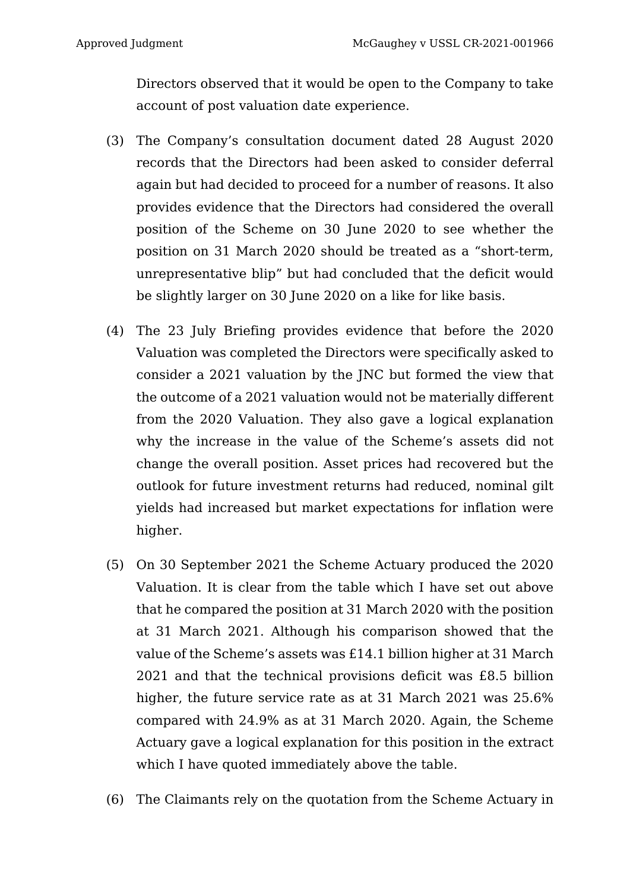Directors observed that it would be open to the Company to take account of post valuation date experience.

(3) The Company's consultation document dated 28 August 2020 records that the Directors had been asked to consider deferral again but had decided to proceed for a number of reasons. It also provides evidence that the Directors had considered the overall position of the Scheme on 30 June 2020 to see whether the position on 31 March 2020 should be treated as a "short-term, unrepresentative blip" but had concluded that the deficit would be slightly larger on 30 June 2020 on a like for like basis.

(4) The 23 July Briefing provides evidence that before the 2020 Valuation was completed the Directors were specifically asked to consider a 2021 valuation by the JNC but formed the view that the outcome of a 2021 valuation would not be materially different from the 2020 Valuation. They also gave a logical explanation why the increase in the value of the Scheme's assets did not change the overall position. Asset prices had recovered but the outlook for future investment returns had reduced, nominal gilt yields had increased but market expectations for inflation were higher.

(5) On 30 September 2021 the Scheme Actuary produced the 2020 Valuation. It is clear from the table which I have set out above that he compared the position at 31 March 2020 with the position at 31 March 2021. Although his comparison showed that the value of the Scheme's assets was £14.1 billion higher at 31 March 2021 and that the technical provisions deficit was £8.5 billion higher, the future service rate as at 31 March 2021 was 25.6% compared with 24.9% as at 31 March 2020. Again, the Scheme Actuary gave a logical explanation for this position in the extract which I have quoted immediately above the table.

(6) The Claimants rely on the quotation from the Scheme Actuary in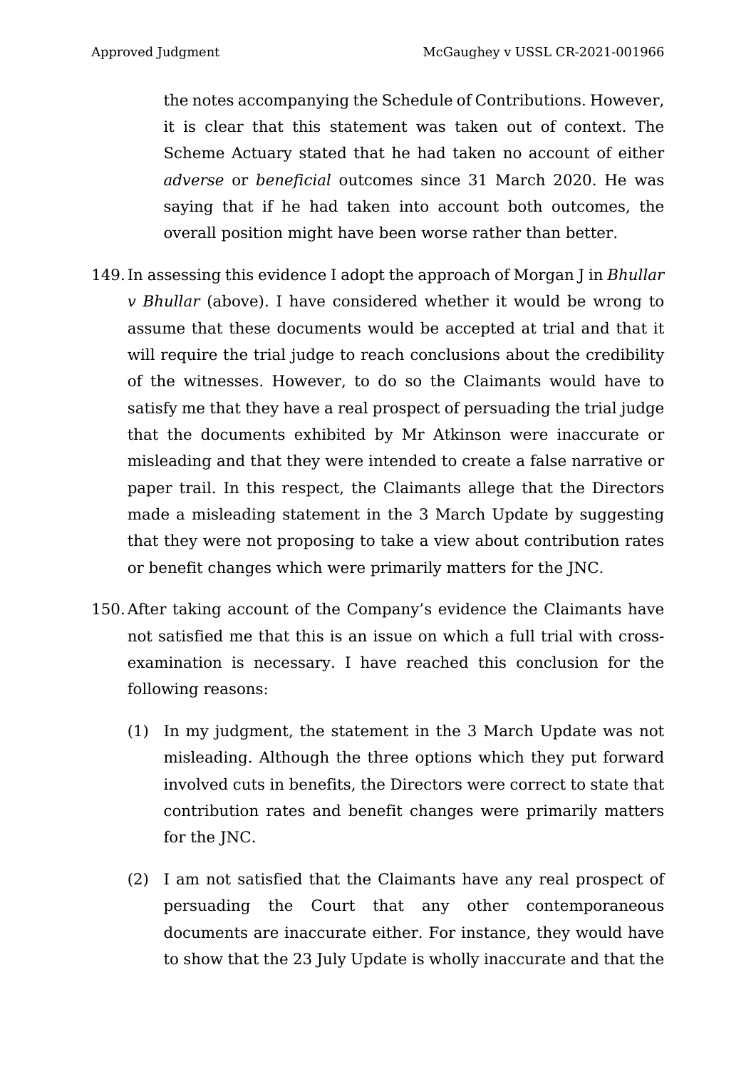the notes accompanying the Schedule of Contributions. However, it is clear that this statement was taken out of context. The Scheme Actuary stated that he had taken no account of either *adverse* or *beneficial* outcomes since 31 March 2020. He was saying that if he had taken into account both outcomes, the overall position might have been worse rather than better.

149. In assessing this evidence I adopt the approach of Morgan J in *Bhullar v Bhullar* (above). I have considered whether it would be wrong to assume that these documents would be accepted at trial and that it will require the trial judge to reach conclusions about the credibility of the witnesses. However, to do so the Claimants would have to satisfy me that they have a real prospect of persuading the trial judge that the documents exhibited by Mr Atkinson were inaccurate or misleading and that they were intended to create a false narrative or paper trail. In this respect, the Claimants allege that the Directors made a misleading statement in the 3 March Update by suggesting that they were not proposing to take a view about contribution rates or benefit changes which were primarily matters for the JNC.

150. After taking account of the Company's evidence the Claimants have not satisfied me that this is an issue on which a full trial with cross-examination is necessary. I have reached this conclusion for the following reasons:

    (1) In my judgment, the statement in the 3 March Update was not misleading. Although the three options which they put forward involved cuts in benefits, the Directors were correct to state that contribution rates and benefit changes were primarily matters for the JNC.

    (2) I am not satisfied that the Claimants have any real prospect of persuading the Court that any other contemporaneous documents are inaccurate either. For instance, they would have to show that the 23 July Update is wholly inaccurate and that the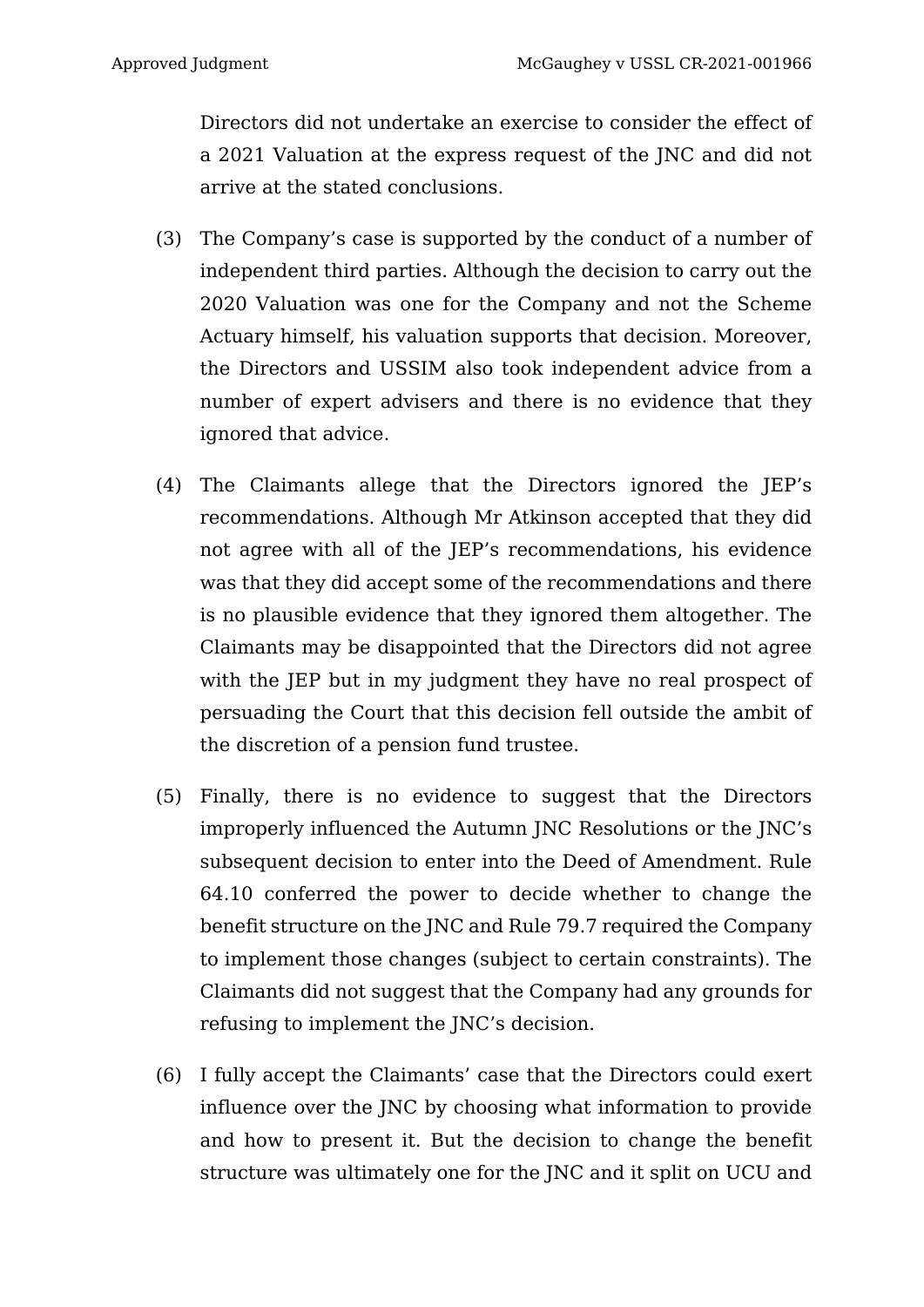Directors did not undertake an exercise to consider the effect of a 2021 Valuation at the express request of the JNC and did not arrive at the stated conclusions.

(3) The Company's case is supported by the conduct of a number of independent third parties. Although the decision to carry out the 2020 Valuation was one for the Company and not the Scheme Actuary himself, his valuation supports that decision. Moreover, the Directors and USSIM also took independent advice from a number of expert advisers and there is no evidence that they ignored that advice.

(4) The Claimants allege that the Directors ignored the JEP's recommendations. Although Mr Atkinson accepted that they did not agree with all of the JEP's recommendations, his evidence was that they did accept some of the recommendations and there is no plausible evidence that they ignored them altogether. The Claimants may be disappointed that the Directors did not agree with the JEP but in my judgment they have no real prospect of persuading the Court that this decision fell outside the ambit of the discretion of a pension fund trustee.

(5) Finally, there is no evidence to suggest that the Directors improperly influenced the Autumn JNC Resolutions or the JNC's subsequent decision to enter into the Deed of Amendment. Rule 64.10 conferred the power to decide whether to change the benefit structure on the JNC and Rule 79.7 required the Company to implement those changes (subject to certain constraints). The Claimants did not suggest that the Company had any grounds for refusing to implement the JNC's decision.

(6) I fully accept the Claimants' case that the Directors could exert influence over the JNC by choosing what information to provide and how to present it. But the decision to change the benefit structure was ultimately one for the JNC and it split on UCU and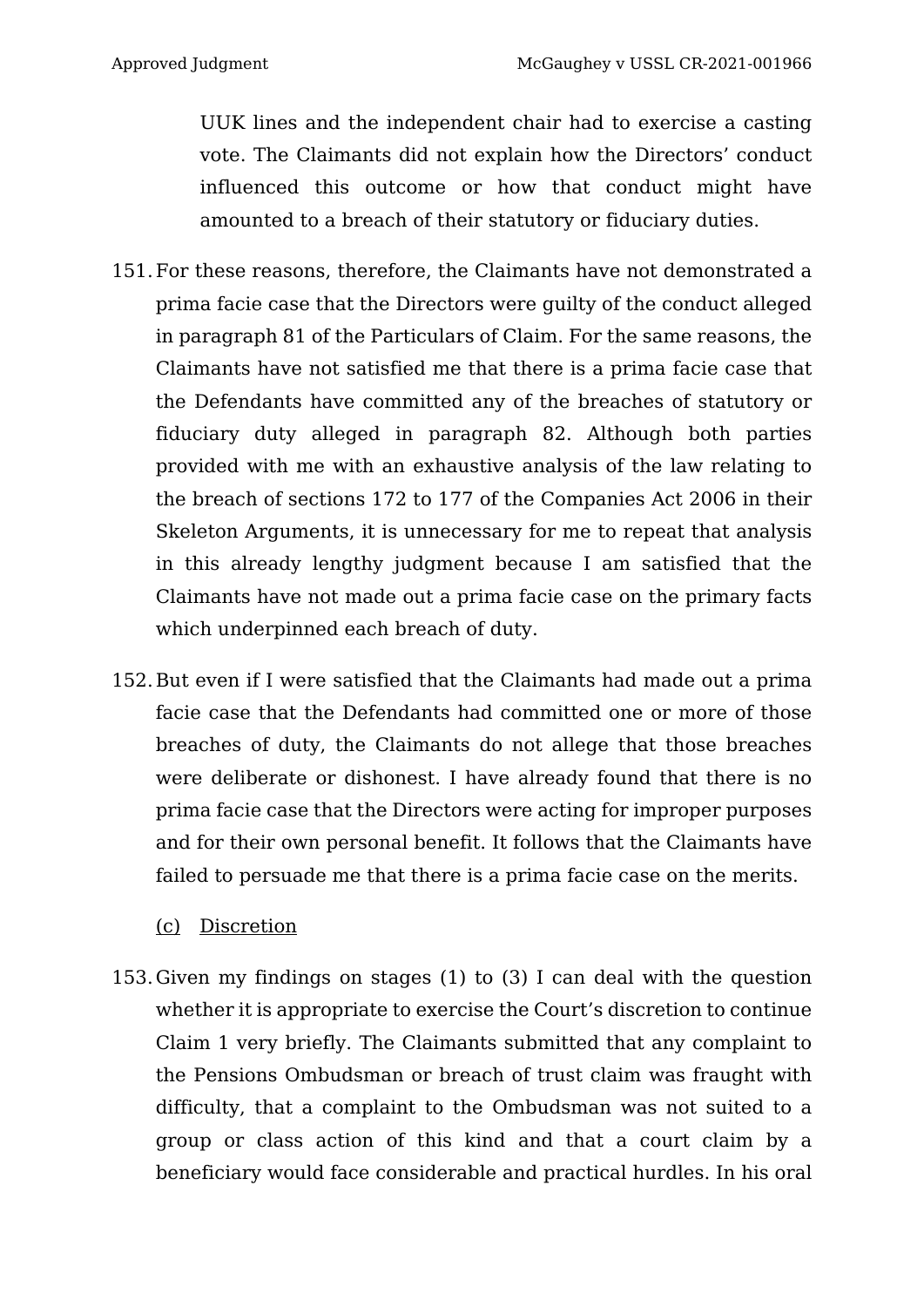UUK lines and the independent chair had to exercise a casting vote. The Claimants did not explain how the Directors' conduct influenced this outcome or how that conduct might have amounted to a breach of their statutory or fiduciary duties.

151. For these reasons, therefore, the Claimants have not demonstrated a prima facie case that the Directors were guilty of the conduct alleged in paragraph 81 of the Particulars of Claim. For the same reasons, the Claimants have not satisfied me that there is a prima facie case that the Defendants have committed any of the breaches of statutory or fiduciary duty alleged in paragraph 82. Although both parties provided with me with an exhaustive analysis of the law relating to the breach of sections 172 to 177 of the Companies Act 2006 in their Skeleton Arguments, it is unnecessary for me to repeat that analysis in this already lengthy judgment because I am satisfied that the Claimants have not made out a prima facie case on the primary facts which underpinned each breach of duty.

152. But even if I were satisfied that the Claimants had made out a prima facie case that the Defendants had committed one or more of those breaches of duty, the Claimants do not allege that those breaches were deliberate or dishonest. I have already found that there is no prima facie case that the Directors were acting for improper purposes and for their own personal benefit. It follows that the Claimants have failed to persuade me that there is a prima facie case on the merits.

(c) Discretion

153. Given my findings on stages (1) to (3) I can deal with the question whether it is appropriate to exercise the Court's discretion to continue Claim 1 very briefly. The Claimants submitted that any complaint to the Pensions Ombudsman or breach of trust claim was fraught with difficulty, that a complaint to the Ombudsman was not suited to a group or class action of this kind and that a court claim by a beneficiary would face considerable and practical hurdles. In his oral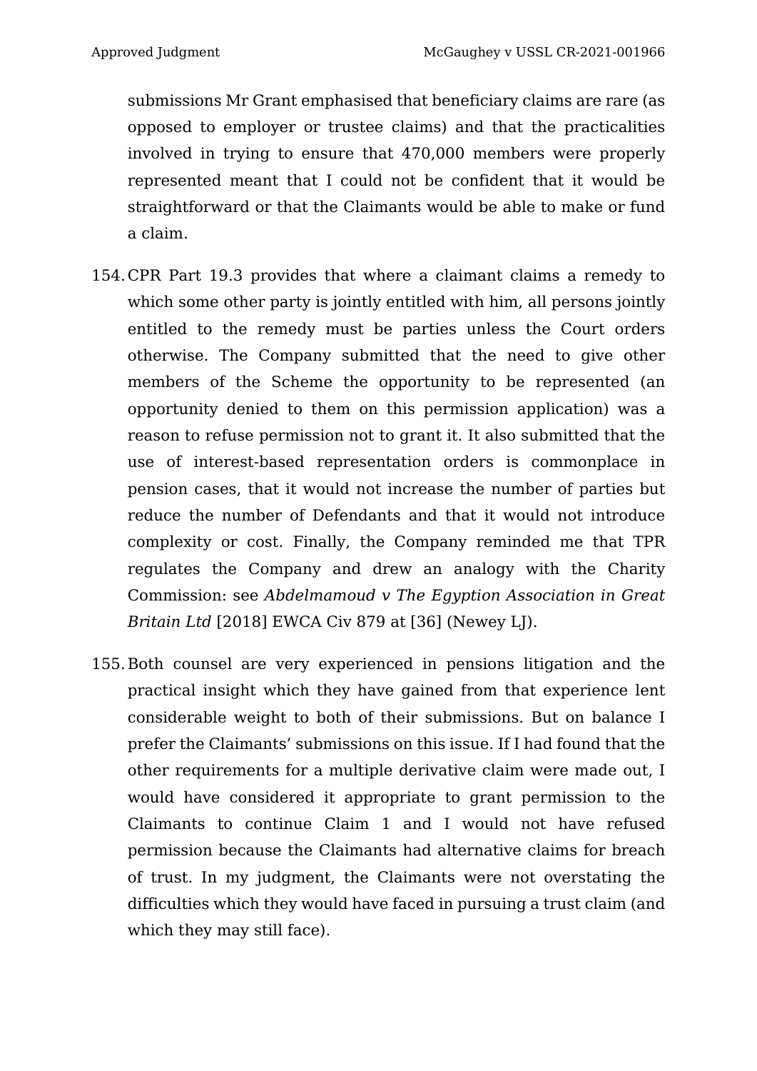submissions Mr Grant emphasised that beneficiary claims are rare (as opposed to employer or trustee claims) and that the practicalities involved in trying to ensure that 470,000 members were properly represented meant that I could not be confident that it would be straightforward or that the Claimants would be able to make or fund a claim.

154. CPR Part 19.3 provides that where a claimant claims a remedy to which some other party is jointly entitled with him, all persons jointly entitled to the remedy must be parties unless the Court orders otherwise. The Company submitted that the need to give other members of the Scheme the opportunity to be represented (an opportunity denied to them on this permission application) was a reason to refuse permission not to grant it. It also submitted that the use of interest-based representation orders is commonplace in pension cases, that it would not increase the number of parties but reduce the number of Defendants and that it would not introduce complexity or cost. Finally, the Company reminded me that TPR regulates the Company and drew an analogy with the Charity Commission: see *Abdelmamoud v The Egyption Association in Great Britain Ltd* [2018] EWCA Civ 879 at [36] (Newey LJ).

155. Both counsel are very experienced in pensions litigation and the practical insight which they have gained from that experience lent considerable weight to both of their submissions. But on balance I prefer the Claimants' submissions on this issue. If I had found that the other requirements for a multiple derivative claim were made out, I would have considered it appropriate to grant permission to the Claimants to continue Claim 1 and I would not have refused permission because the Claimants had alternative claims for breach of trust. In my judgment, the Claimants were not overstating the difficulties which they would have faced in pursuing a trust claim (and which they may still face).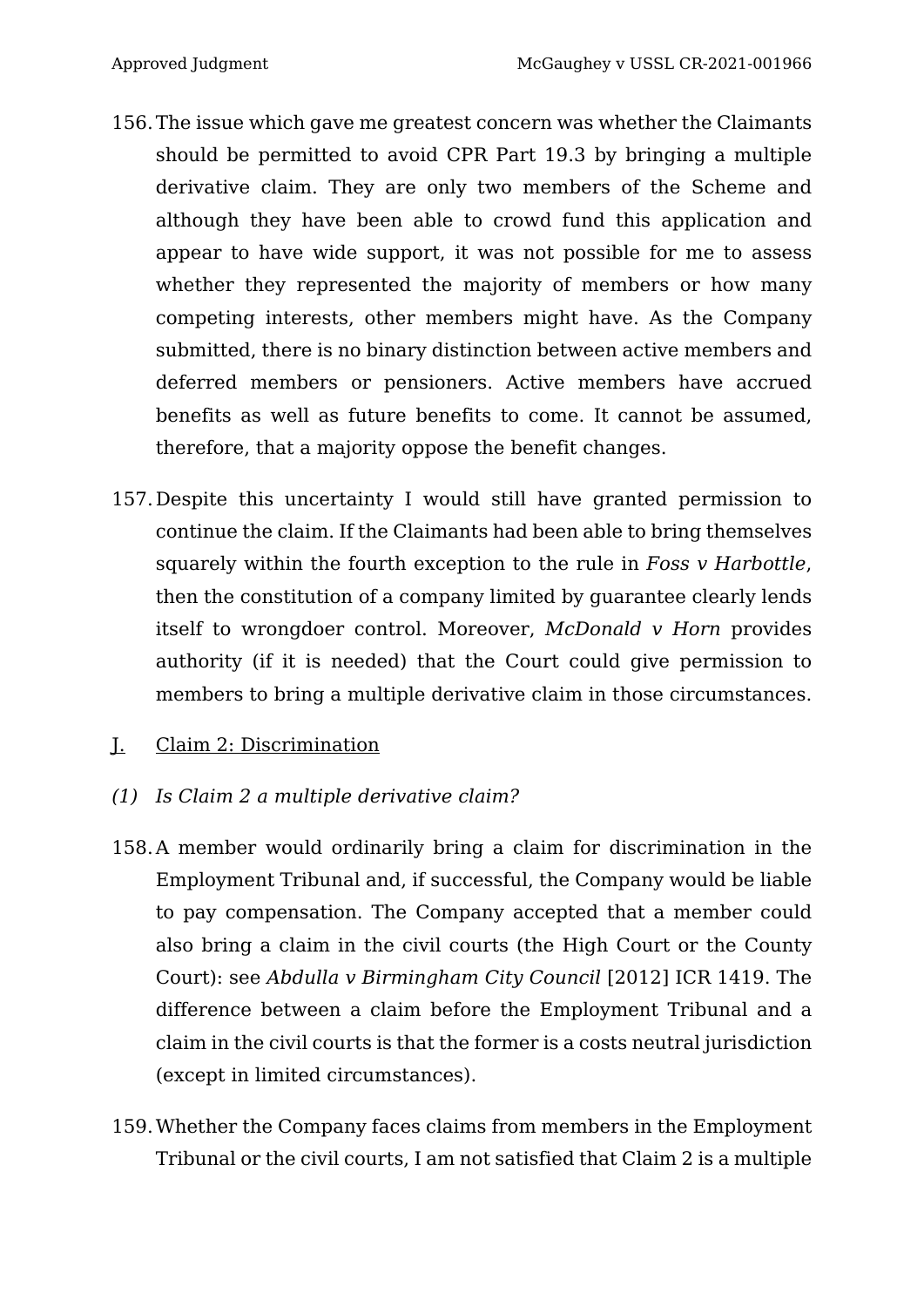156. The issue which gave me greatest concern was whether the Claimants should be permitted to avoid CPR Part 19.3 by bringing a multiple derivative claim. They are only two members of the Scheme and although they have been able to crowd fund this application and appear to have wide support, it was not possible for me to assess whether they represented the majority of members or how many competing interests, other members might have. As the Company submitted, there is no binary distinction between active members and deferred members or pensioners. Active members have accrued benefits as well as future benefits to come. It cannot be assumed, therefore, that a majority oppose the benefit changes.

157. Despite this uncertainty I would still have granted permission to continue the claim. If the Claimants had been able to bring themselves squarely within the fourth exception to the rule in *Foss v Harbottle*, then the constitution of a company limited by guarantee clearly lends itself to wrongdoer control. Moreover, *McDonald v Horn* provides authority (if it is needed) that the Court could give permission to members to bring a multiple derivative claim in those circumstances.

## J. Claim 2: Discrimination

### *(1) Is Claim 2 a multiple derivative claim?*

158. A member would ordinarily bring a claim for discrimination in the Employment Tribunal and, if successful, the Company would be liable to pay compensation. The Company accepted that a member could also bring a claim in the civil courts (the High Court or the County Court): see *Abdulla v Birmingham City Council* [2012] ICR 1419. The difference between a claim before the Employment Tribunal and a claim in the civil courts is that the former is a costs neutral jurisdiction (except in limited circumstances).

159. Whether the Company faces claims from members in the Employment Tribunal or the civil courts, I am not satisfied that Claim 2 is a multiple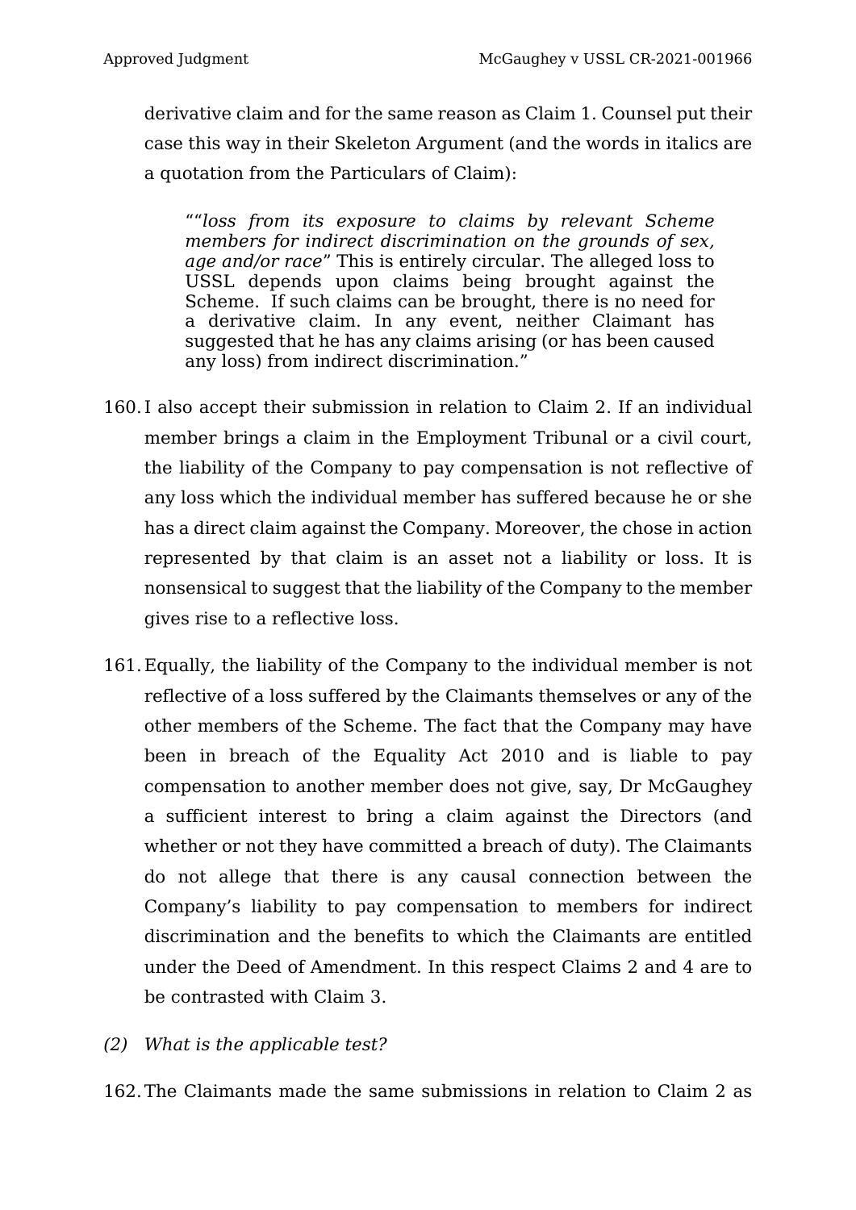derivative claim and for the same reason as Claim 1. Counsel put their case this way in their Skeleton Argument (and the words in italics are a quotation from the Particulars of Claim):

> "*"loss from its exposure to claims by relevant Scheme members for indirect discrimination on the grounds of sex, age and/or race*" This is entirely circular. The alleged loss to USSL depends upon claims being brought against the Scheme. If such claims can be brought, there is no need for a derivative claim. In any event, neither Claimant has suggested that he has any claims arising (or has been caused any loss) from indirect discrimination."

160. I also accept their submission in relation to Claim 2. If an individual member brings a claim in the Employment Tribunal or a civil court, the liability of the Company to pay compensation is not reflective of any loss which the individual member has suffered because he or she has a direct claim against the Company. Moreover, the chose in action represented by that claim is an asset not a liability or loss. It is nonsensical to suggest that the liability of the Company to the member gives rise to a reflective loss.

161. Equally, the liability of the Company to the individual member is not reflective of a loss suffered by the Claimants themselves or any of the other members of the Scheme. The fact that the Company may have been in breach of the Equality Act 2010 and is liable to pay compensation to another member does not give, say, Dr McGaughey a sufficient interest to bring a claim against the Directors (and whether or not they have committed a breach of duty). The Claimants do not allege that there is any causal connection between the Company's liability to pay compensation to members for indirect discrimination and the benefits to which the Claimants are entitled under the Deed of Amendment. In this respect Claims 2 and 4 are to be contrasted with Claim 3.

*(2) What is the applicable test?*

162. The Claimants made the same submissions in relation to Claim 2 as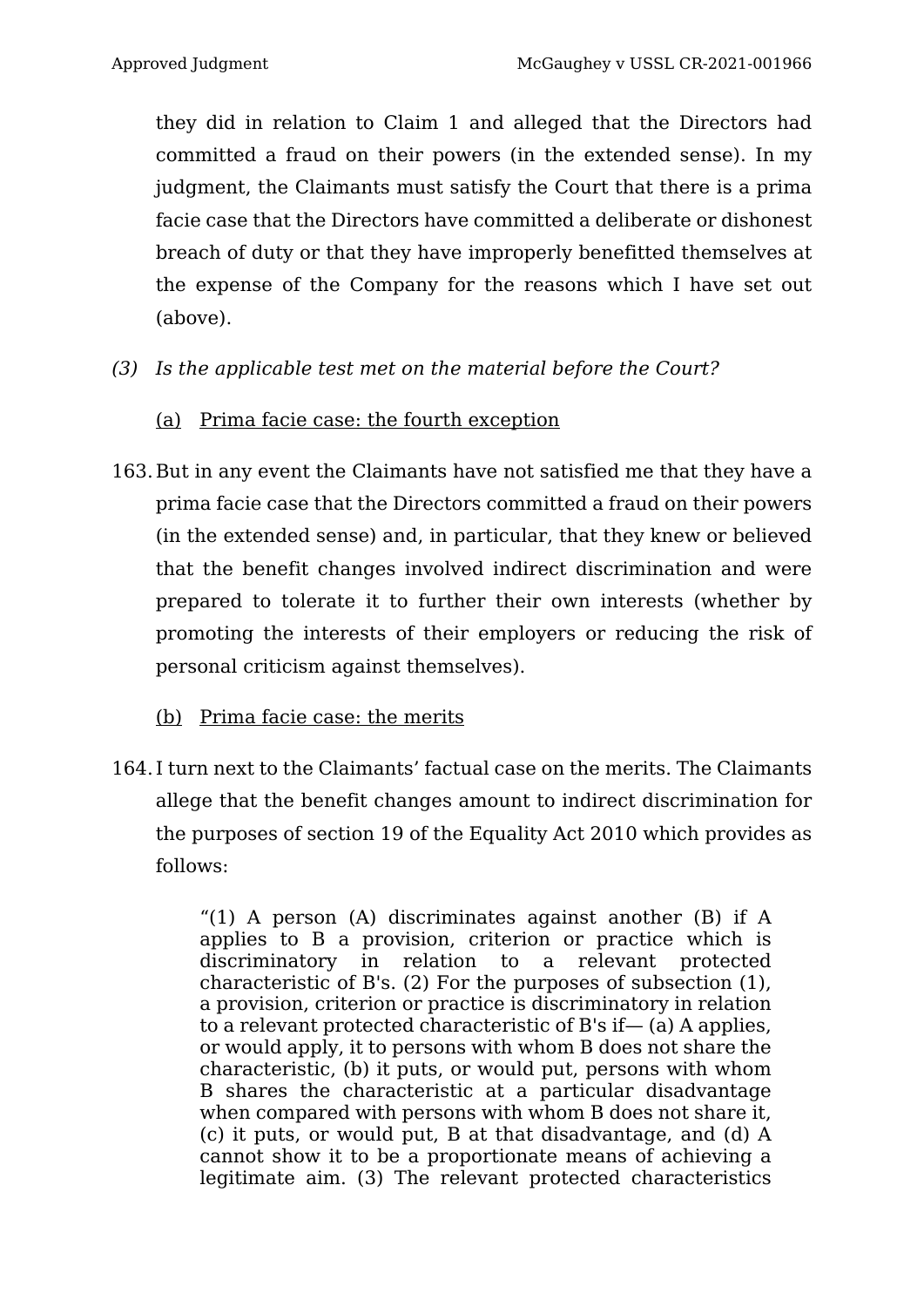they did in relation to Claim 1 and alleged that the Directors had committed a fraud on their powers (in the extended sense). In my judgment, the Claimants must satisfy the Court that there is a prima facie case that the Directors have committed a deliberate or dishonest breach of duty or that they have improperly benefitted themselves at the expense of the Company for the reasons which I have set out (above).

*(3) Is the applicable test met on the material before the Court?*

(a) <u>Prima facie case: the fourth exception</u>

163. But in any event the Claimants have not satisfied me that they have a prima facie case that the Directors committed a fraud on their powers (in the extended sense) and, in particular, that they knew or believed that the benefit changes involved indirect discrimination and were prepared to tolerate it to further their own interests (whether by promoting the interests of their employers or reducing the risk of personal criticism against themselves).

(b) <u>Prima facie case: the merits</u>

164. I turn next to the Claimants' factual case on the merits. The Claimants allege that the benefit changes amount to indirect discrimination for the purposes of section 19 of the Equality Act 2010 which provides as follows:

> "(1) A person (A) discriminates against another (B) if A applies to B a provision, criterion or practice which is discriminatory in relation to a relevant protected characteristic of B's. (2) For the purposes of subsection (1), a provision, criterion or practice is discriminatory in relation to a relevant protected characteristic of B's if— (a) A applies, or would apply, it to persons with whom B does not share the characteristic, (b) it puts, or would put, persons with whom B shares the characteristic at a particular disadvantage when compared with persons with whom B does not share it, (c) it puts, or would put, B at that disadvantage, and (d) A cannot show it to be a proportionate means of achieving a legitimate aim. (3) The relevant protected characteristics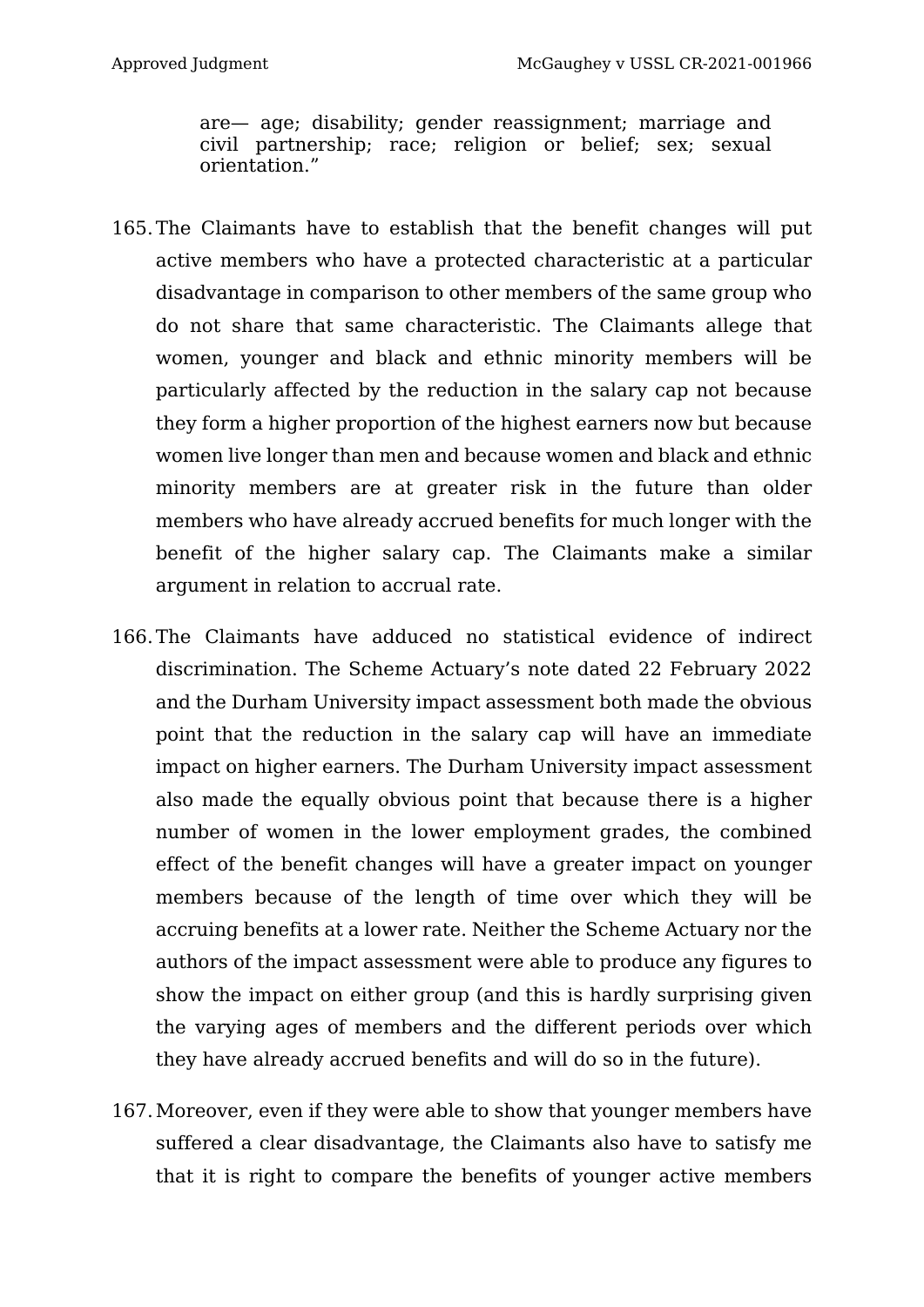> are— age; disability; gender reassignment; marriage and civil partnership; race; religion or belief; sex; sexual orientation."

165. The Claimants have to establish that the benefit changes will put active members who have a protected characteristic at a particular disadvantage in comparison to other members of the same group who do not share that same characteristic. The Claimants allege that women, younger and black and ethnic minority members will be particularly affected by the reduction in the salary cap not because they form a higher proportion of the highest earners now but because women live longer than men and because women and black and ethnic minority members are at greater risk in the future than older members who have already accrued benefits for much longer with the benefit of the higher salary cap. The Claimants make a similar argument in relation to accrual rate.

166. The Claimants have adduced no statistical evidence of indirect discrimination. The Scheme Actuary's note dated 22 February 2022 and the Durham University impact assessment both made the obvious point that the reduction in the salary cap will have an immediate impact on higher earners. The Durham University impact assessment also made the equally obvious point that because there is a higher number of women in the lower employment grades, the combined effect of the benefit changes will have a greater impact on younger members because of the length of time over which they will be accruing benefits at a lower rate. Neither the Scheme Actuary nor the authors of the impact assessment were able to produce any figures to show the impact on either group (and this is hardly surprising given the varying ages of members and the different periods over which they have already accrued benefits and will do so in the future).

167. Moreover, even if they were able to show that younger members have suffered a clear disadvantage, the Claimants also have to satisfy me that it is right to compare the benefits of younger active members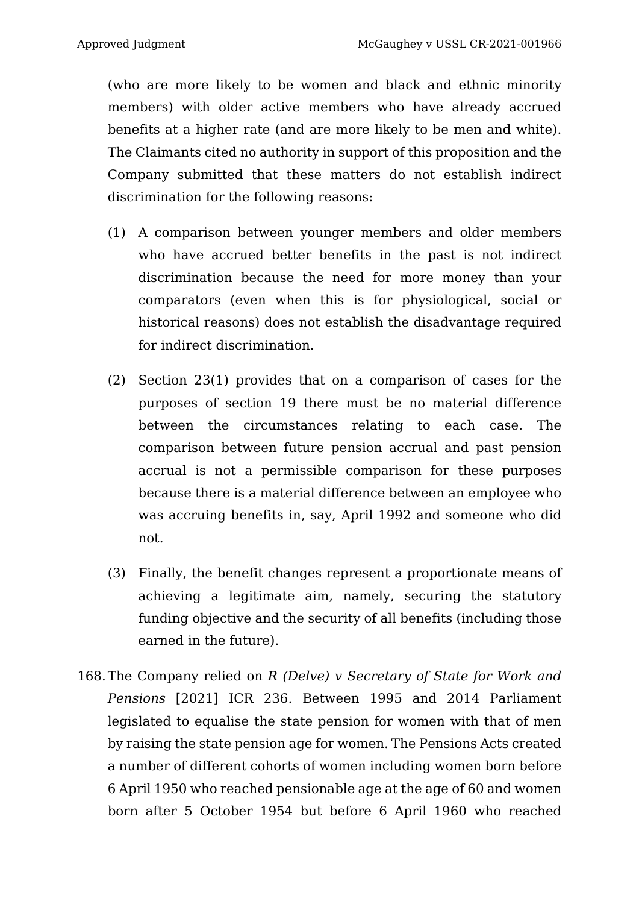(who are more likely to be women and black and ethnic minority members) with older active members who have already accrued benefits at a higher rate (and are more likely to be men and white). The Claimants cited no authority in support of this proposition and the Company submitted that these matters do not establish indirect discrimination for the following reasons:

(1) A comparison between younger members and older members who have accrued better benefits in the past is not indirect discrimination because the need for more money than your comparators (even when this is for physiological, social or historical reasons) does not establish the disadvantage required for indirect discrimination.

(2) Section 23(1) provides that on a comparison of cases for the purposes of section 19 there must be no material difference between the circumstances relating to each case. The comparison between future pension accrual and past pension accrual is not a permissible comparison for these purposes because there is a material difference between an employee who was accruing benefits in, say, April 1992 and someone who did not.

(3) Finally, the benefit changes represent a proportionate means of achieving a legitimate aim, namely, securing the statutory funding objective and the security of all benefits (including those earned in the future).

168. The Company relied on *R (Delve) v Secretary of State for Work and Pensions* [2021] ICR 236. Between 1995 and 2014 Parliament legislated to equalise the state pension for women with that of men by raising the state pension age for women. The Pensions Acts created a number of different cohorts of women including women born before 6 April 1950 who reached pensionable age at the age of 60 and women born after 5 October 1954 but before 6 April 1960 who reached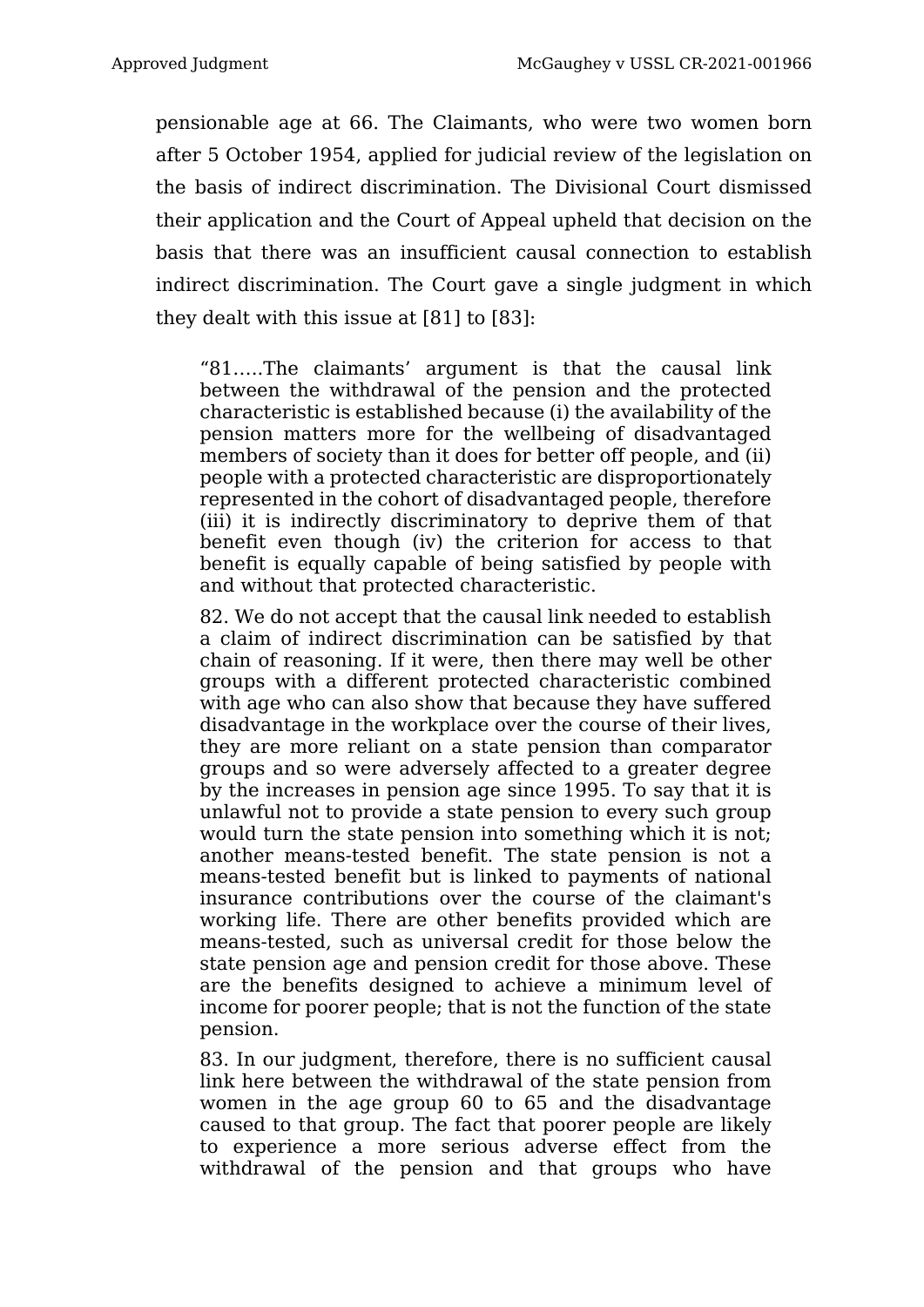pensionable age at 66. The Claimants, who were two women born after 5 October 1954, applied for judicial review of the legislation on the basis of indirect discrimination. The Divisional Court dismissed their application and the Court of Appeal upheld that decision on the basis that there was an insufficient causal connection to establish indirect discrimination. The Court gave a single judgment in which they dealt with this issue at [81] to [83]:

> "81…..The claimants' argument is that the causal link between the withdrawal of the pension and the protected characteristic is established because (i) the availability of the pension matters more for the wellbeing of disadvantaged members of society than it does for better off people, and (ii) people with a protected characteristic are disproportionately represented in the cohort of disadvantaged people, therefore (iii) it is indirectly discriminatory to deprive them of that benefit even though (iv) the criterion for access to that benefit is equally capable of being satisfied by people with and without that protected characteristic.
>
> 82. We do not accept that the causal link needed to establish a claim of indirect discrimination can be satisfied by that chain of reasoning. If it were, then there may well be other groups with a different protected characteristic combined with age who can also show that because they have suffered disadvantage in the workplace over the course of their lives, they are more reliant on a state pension than comparator groups and so were adversely affected to a greater degree by the increases in pension age since 1995. To say that it is unlawful not to provide a state pension to every such group would turn the state pension into something which it is not; another means-tested benefit. The state pension is not a means-tested benefit but is linked to payments of national insurance contributions over the course of the claimant's working life. There are other benefits provided which are means-tested, such as universal credit for those below the state pension age and pension credit for those above. These are the benefits designed to achieve a minimum level of income for poorer people; that is not the function of the state pension.
>
> 83. In our judgment, therefore, there is no sufficient causal link here between the withdrawal of the state pension from women in the age group 60 to 65 and the disadvantage caused to that group. The fact that poorer people are likely to experience a more serious adverse effect from the withdrawal of the pension and that groups who have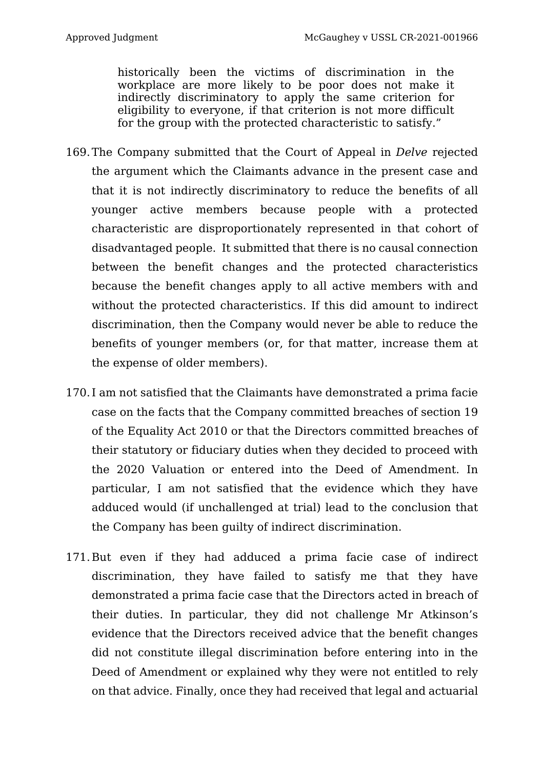> historically been the victims of discrimination in the workplace are more likely to be poor does not make it indirectly discriminatory to apply the same criterion for eligibility to everyone, if that criterion is not more difficult for the group with the protected characteristic to satisfy."

169. The Company submitted that the Court of Appeal in *Delve* rejected the argument which the Claimants advance in the present case and that it is not indirectly discriminatory to reduce the benefits of all younger active members because people with a protected characteristic are disproportionately represented in that cohort of disadvantaged people. It submitted that there is no causal connection between the benefit changes and the protected characteristics because the benefit changes apply to all active members with and without the protected characteristics. If this did amount to indirect discrimination, then the Company would never be able to reduce the benefits of younger members (or, for that matter, increase them at the expense of older members).

170. I am not satisfied that the Claimants have demonstrated a prima facie case on the facts that the Company committed breaches of section 19 of the Equality Act 2010 or that the Directors committed breaches of their statutory or fiduciary duties when they decided to proceed with the 2020 Valuation or entered into the Deed of Amendment. In particular, I am not satisfied that the evidence which they have adduced would (if unchallenged at trial) lead to the conclusion that the Company has been guilty of indirect discrimination.

171. But even if they had adduced a prima facie case of indirect discrimination, they have failed to satisfy me that they have demonstrated a prima facie case that the Directors acted in breach of their duties. In particular, they did not challenge Mr Atkinson's evidence that the Directors received advice that the benefit changes did not constitute illegal discrimination before entering into in the Deed of Amendment or explained why they were not entitled to rely on that advice. Finally, once they had received that legal and actuarial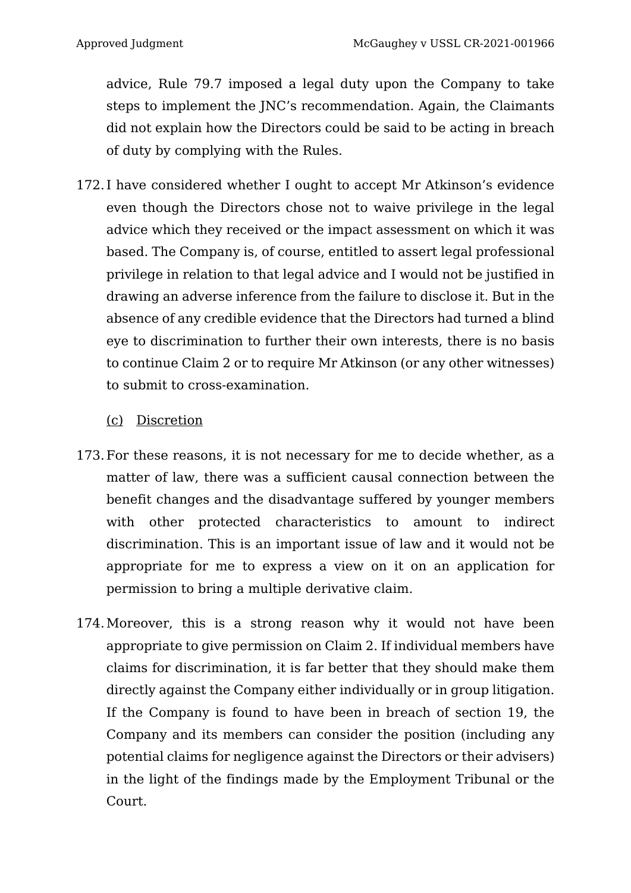advice, Rule 79.7 imposed a legal duty upon the Company to take steps to implement the JNC's recommendation. Again, the Claimants did not explain how the Directors could be said to be acting in breach of duty by complying with the Rules.

172. I have considered whether I ought to accept Mr Atkinson's evidence even though the Directors chose not to waive privilege in the legal advice which they received or the impact assessment on which it was based. The Company is, of course, entitled to assert legal professional privilege in relation to that legal advice and I would not be justified in drawing an adverse inference from the failure to disclose it. But in the absence of any credible evidence that the Directors had turned a blind eye to discrimination to further their own interests, there is no basis to continue Claim 2 or to require Mr Atkinson (or any other witnesses) to submit to cross-examination.

(c) Discretion

173. For these reasons, it is not necessary for me to decide whether, as a matter of law, there was a sufficient causal connection between the benefit changes and the disadvantage suffered by younger members with other protected characteristics to amount to indirect discrimination. This is an important issue of law and it would not be appropriate for me to express a view on it on an application for permission to bring a multiple derivative claim.

174. Moreover, this is a strong reason why it would not have been appropriate to give permission on Claim 2. If individual members have claims for discrimination, it is far better that they should make them directly against the Company either individually or in group litigation. If the Company is found to have been in breach of section 19, the Company and its members can consider the position (including any potential claims for negligence against the Directors or their advisers) in the light of the findings made by the Employment Tribunal or the Court.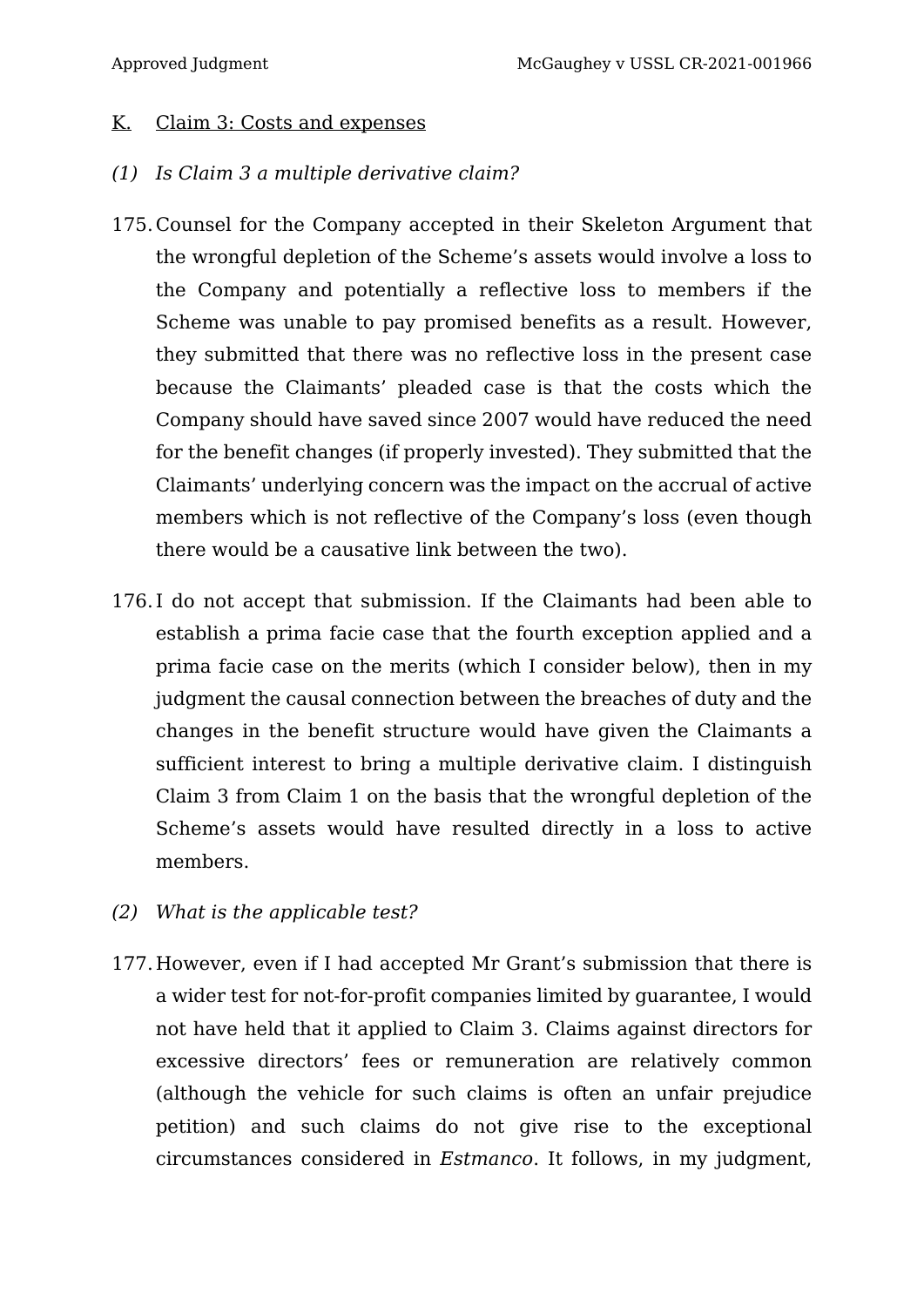## K. Claim 3: Costs and expenses

### *(1) Is Claim 3 a multiple derivative claim?*

175. Counsel for the Company accepted in their Skeleton Argument that the wrongful depletion of the Scheme's assets would involve a loss to the Company and potentially a reflective loss to members if the Scheme was unable to pay promised benefits as a result. However, they submitted that there was no reflective loss in the present case because the Claimants' pleaded case is that the costs which the Company should have saved since 2007 would have reduced the need for the benefit changes (if properly invested). They submitted that the Claimants' underlying concern was the impact on the accrual of active members which is not reflective of the Company's loss (even though there would be a causative link between the two).

176. I do not accept that submission. If the Claimants had been able to establish a prima facie case that the fourth exception applied and a prima facie case on the merits (which I consider below), then in my judgment the causal connection between the breaches of duty and the changes in the benefit structure would have given the Claimants a sufficient interest to bring a multiple derivative claim. I distinguish Claim 3 from Claim 1 on the basis that the wrongful depletion of the Scheme's assets would have resulted directly in a loss to active members.

### *(2) What is the applicable test?*

177. However, even if I had accepted Mr Grant's submission that there is a wider test for not-for-profit companies limited by guarantee, I would not have held that it applied to Claim 3. Claims against directors for excessive directors' fees or remuneration are relatively common (although the vehicle for such claims is often an unfair prejudice petition) and such claims do not give rise to the exceptional circumstances considered in *Estmanco*. It follows, in my judgment,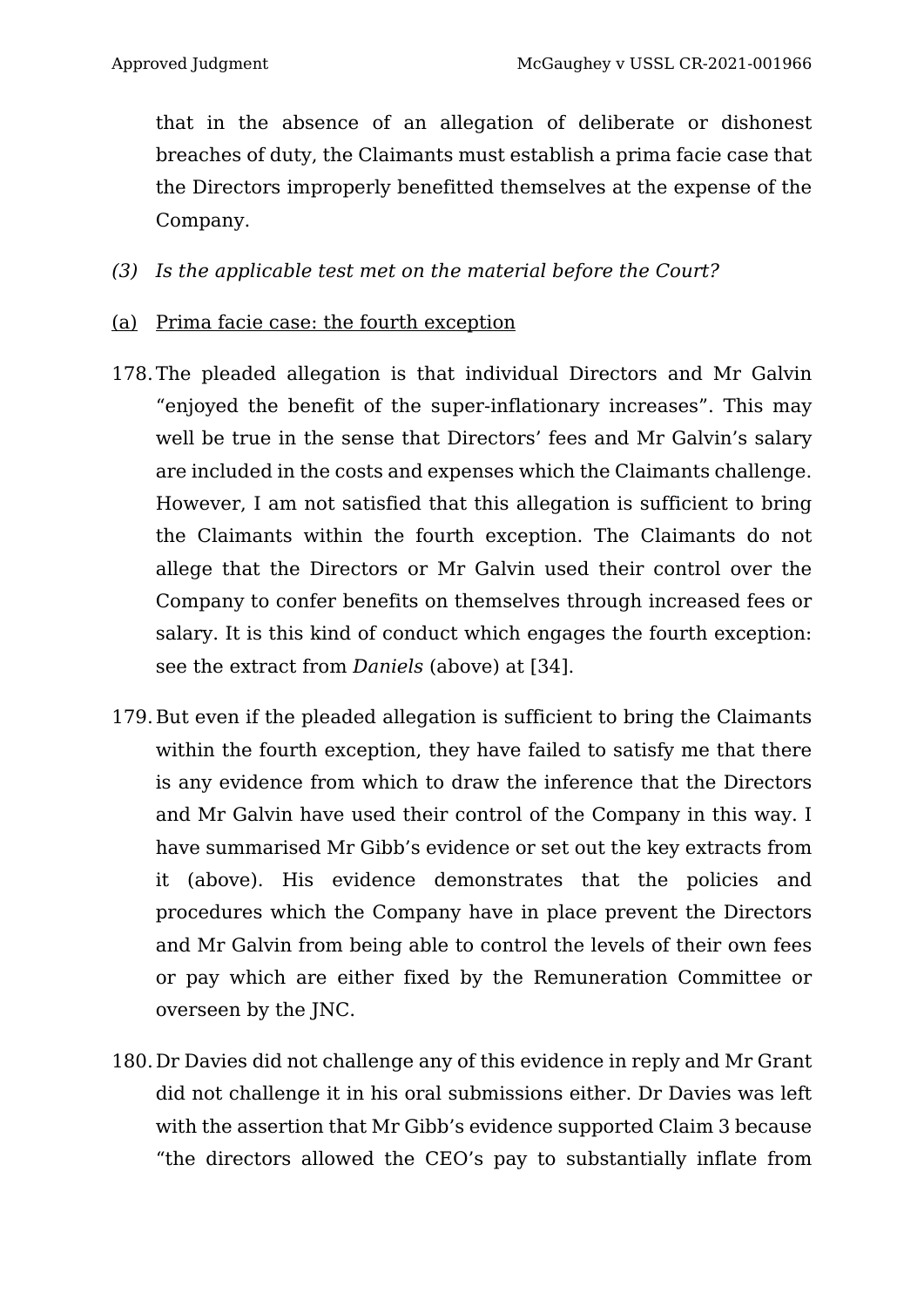that in the absence of an allegation of deliberate or dishonest breaches of duty, the Claimants must establish a prima facie case that the Directors improperly benefitted themselves at the expense of the Company.

*(3) Is the applicable test met on the material before the Court?*

(a) <u>Prima facie case: the fourth exception</u>

178. The pleaded allegation is that individual Directors and Mr Galvin "enjoyed the benefit of the super-inflationary increases". This may well be true in the sense that Directors' fees and Mr Galvin's salary are included in the costs and expenses which the Claimants challenge. However, I am not satisfied that this allegation is sufficient to bring the Claimants within the fourth exception. The Claimants do not allege that the Directors or Mr Galvin used their control over the Company to confer benefits on themselves through increased fees or salary. It is this kind of conduct which engages the fourth exception: see the extract from *Daniels* (above) at [34].

179. But even if the pleaded allegation is sufficient to bring the Claimants within the fourth exception, they have failed to satisfy me that there is any evidence from which to draw the inference that the Directors and Mr Galvin have used their control of the Company in this way. I have summarised Mr Gibb's evidence or set out the key extracts from it (above). His evidence demonstrates that the policies and procedures which the Company have in place prevent the Directors and Mr Galvin from being able to control the levels of their own fees or pay which are either fixed by the Remuneration Committee or overseen by the JNC.

180. Dr Davies did not challenge any of this evidence in reply and Mr Grant did not challenge it in his oral submissions either. Dr Davies was left with the assertion that Mr Gibb's evidence supported Claim 3 because "the directors allowed the CEO's pay to substantially inflate from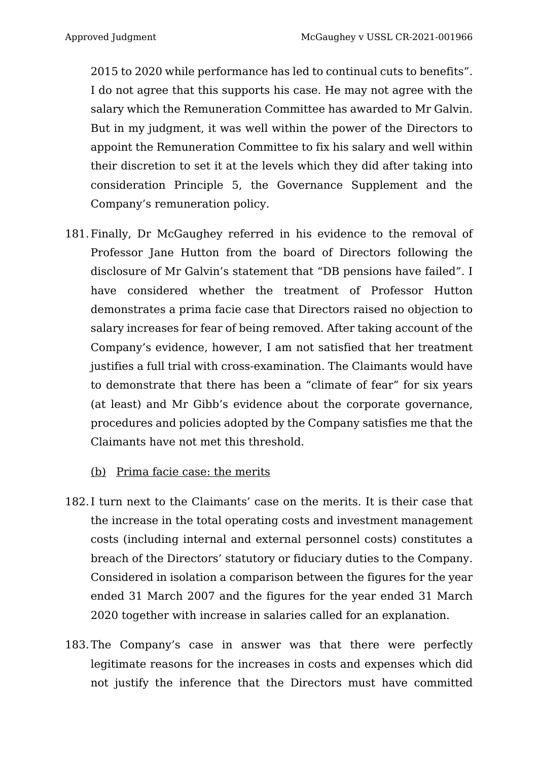2015 to 2020 while performance has led to continual cuts to benefits". I do not agree that this supports his case. He may not agree with the salary which the Remuneration Committee has awarded to Mr Galvin. But in my judgment, it was well within the power of the Directors to appoint the Remuneration Committee to fix his salary and well within their discretion to set it at the levels which they did after taking into consideration Principle 5, the Governance Supplement and the Company's remuneration policy.

181. Finally, Dr McGaughey referred in his evidence to the removal of Professor Jane Hutton from the board of Directors following the disclosure of Mr Galvin's statement that "DB pensions have failed". I have considered whether the treatment of Professor Hutton demonstrates a prima facie case that Directors raised no objection to salary increases for fear of being removed. After taking account of the Company's evidence, however, I am not satisfied that her treatment justifies a full trial with cross-examination. The Claimants would have to demonstrate that there has been a "climate of fear" for six years (at least) and Mr Gibb's evidence about the corporate governance, procedures and policies adopted by the Company satisfies me that the Claimants have not met this threshold.

<u>(b) Prima facie case: the merits</u>

182. I turn next to the Claimants' case on the merits. It is their case that the increase in the total operating costs and investment management costs (including internal and external personnel costs) constitutes a breach of the Directors' statutory or fiduciary duties to the Company. Considered in isolation a comparison between the figures for the year ended 31 March 2007 and the figures for the year ended 31 March 2020 together with increase in salaries called for an explanation.

183. The Company's case in answer was that there were perfectly legitimate reasons for the increases in costs and expenses which did not justify the inference that the Directors must have committed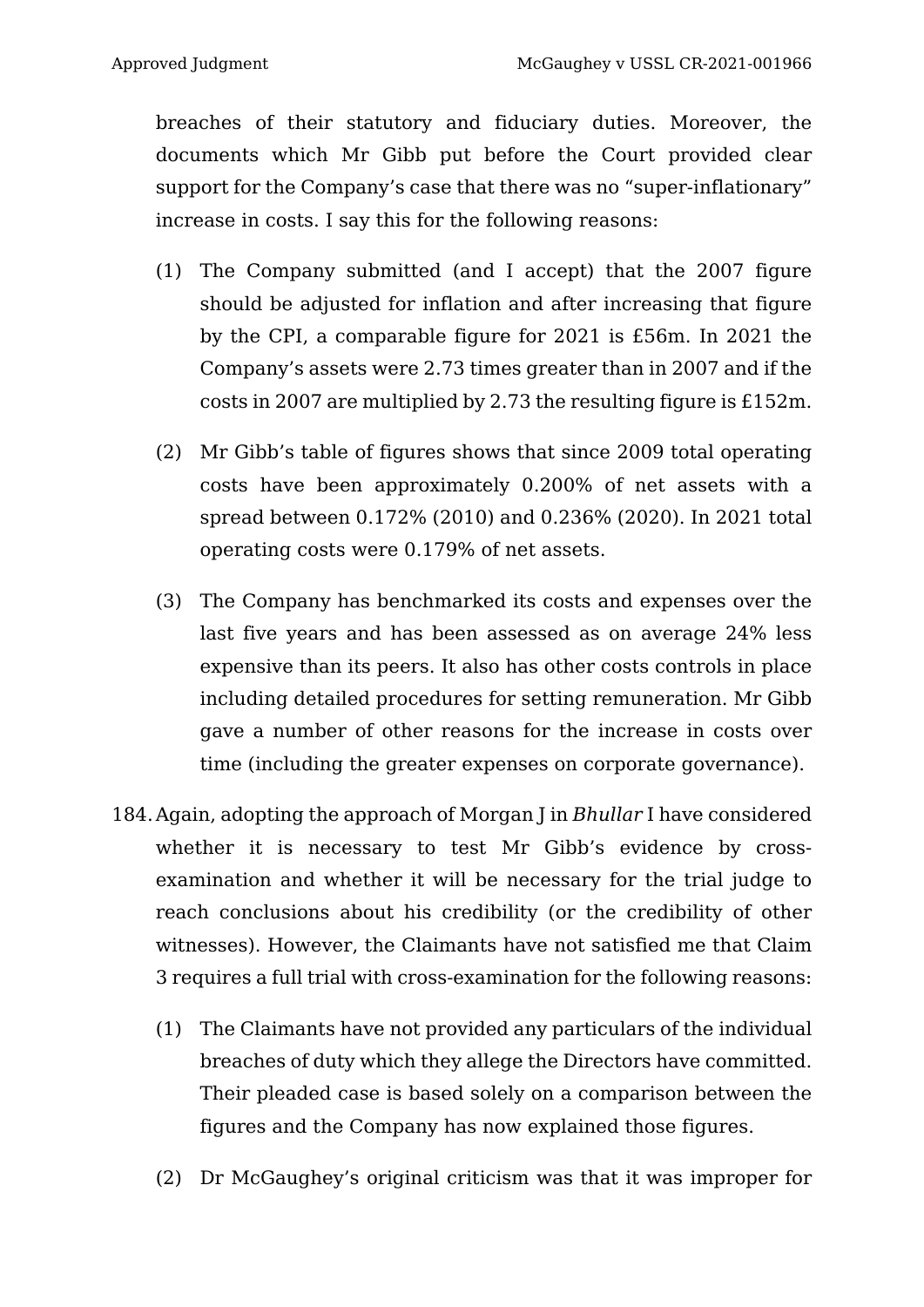breaches of their statutory and fiduciary duties. Moreover, the documents which Mr Gibb put before the Court provided clear support for the Company's case that there was no "super-inflationary" increase in costs. I say this for the following reasons:

(1) The Company submitted (and I accept) that the 2007 figure should be adjusted for inflation and after increasing that figure by the CPI, a comparable figure for 2021 is £56m. In 2021 the Company's assets were 2.73 times greater than in 2007 and if the costs in 2007 are multiplied by 2.73 the resulting figure is £152m.

(2) Mr Gibb's table of figures shows that since 2009 total operating costs have been approximately 0.200% of net assets with a spread between 0.172% (2010) and 0.236% (2020). In 2021 total operating costs were 0.179% of net assets.

(3) The Company has benchmarked its costs and expenses over the last five years and has been assessed as on average 24% less expensive than its peers. It also has other costs controls in place including detailed procedures for setting remuneration. Mr Gibb gave a number of other reasons for the increase in costs over time (including the greater expenses on corporate governance).

184. Again, adopting the approach of Morgan J in *Bhullar* I have considered whether it is necessary to test Mr Gibb's evidence by cross-examination and whether it will be necessary for the trial judge to reach conclusions about his credibility (or the credibility of other witnesses). However, the Claimants have not satisfied me that Claim 3 requires a full trial with cross-examination for the following reasons:

(1) The Claimants have not provided any particulars of the individual breaches of duty which they allege the Directors have committed. Their pleaded case is based solely on a comparison between the figures and the Company has now explained those figures.

(2) Dr McGaughey's original criticism was that it was improper for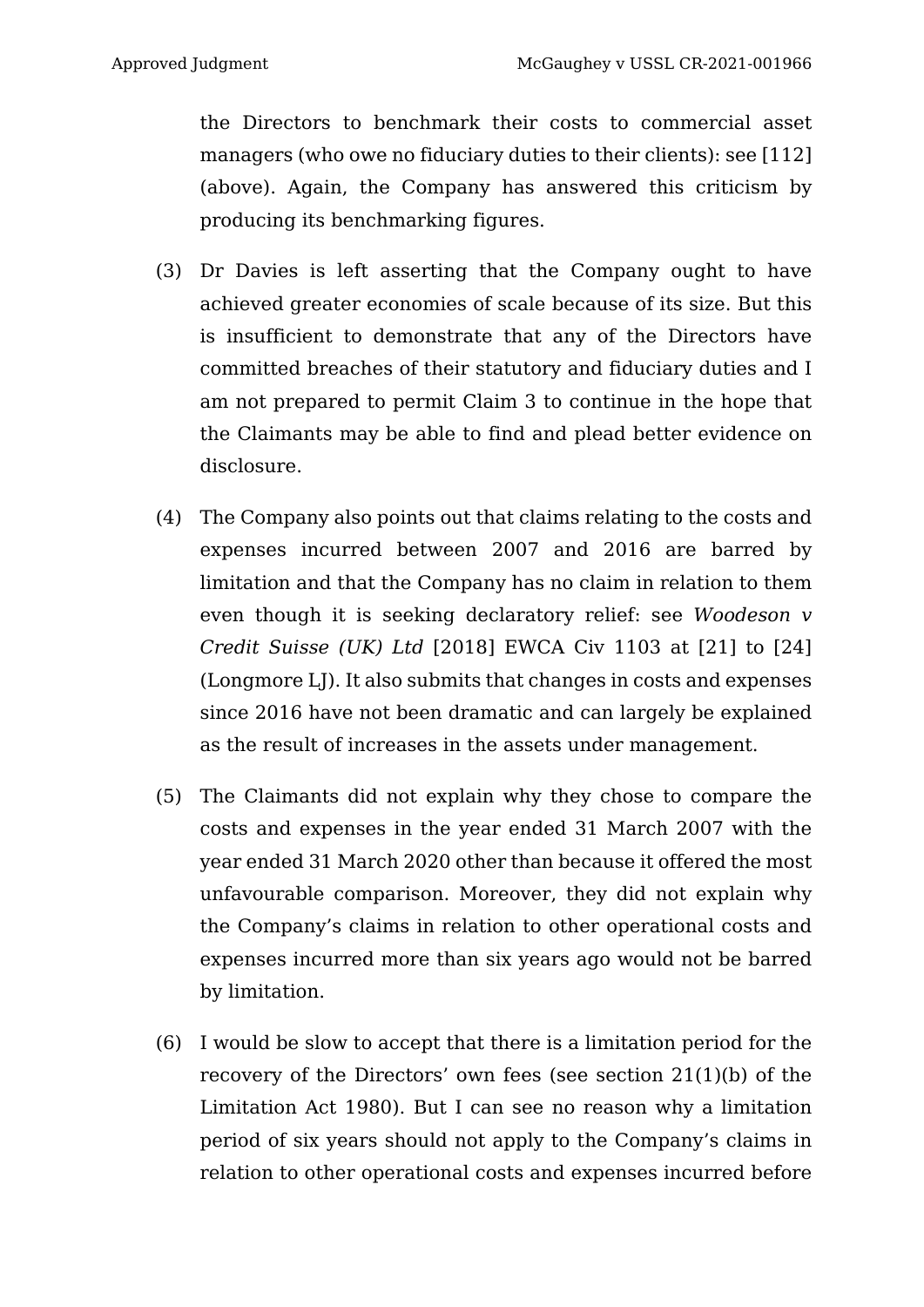the Directors to benchmark their costs to commercial asset managers (who owe no fiduciary duties to their clients): see [112] (above). Again, the Company has answered this criticism by producing its benchmarking figures.

(3) Dr Davies is left asserting that the Company ought to have achieved greater economies of scale because of its size. But this is insufficient to demonstrate that any of the Directors have committed breaches of their statutory and fiduciary duties and I am not prepared to permit Claim 3 to continue in the hope that the Claimants may be able to find and plead better evidence on disclosure.

(4) The Company also points out that claims relating to the costs and expenses incurred between 2007 and 2016 are barred by limitation and that the Company has no claim in relation to them even though it is seeking declaratory relief: see *Woodeson v Credit Suisse (UK) Ltd* [2018] EWCA Civ 1103 at [21] to [24] (Longmore LJ). It also submits that changes in costs and expenses since 2016 have not been dramatic and can largely be explained as the result of increases in the assets under management.

(5) The Claimants did not explain why they chose to compare the costs and expenses in the year ended 31 March 2007 with the year ended 31 March 2020 other than because it offered the most unfavourable comparison. Moreover, they did not explain why the Company's claims in relation to other operational costs and expenses incurred more than six years ago would not be barred by limitation.

(6) I would be slow to accept that there is a limitation period for the recovery of the Directors' own fees (see section 21(1)(b) of the Limitation Act 1980). But I can see no reason why a limitation period of six years should not apply to the Company's claims in relation to other operational costs and expenses incurred before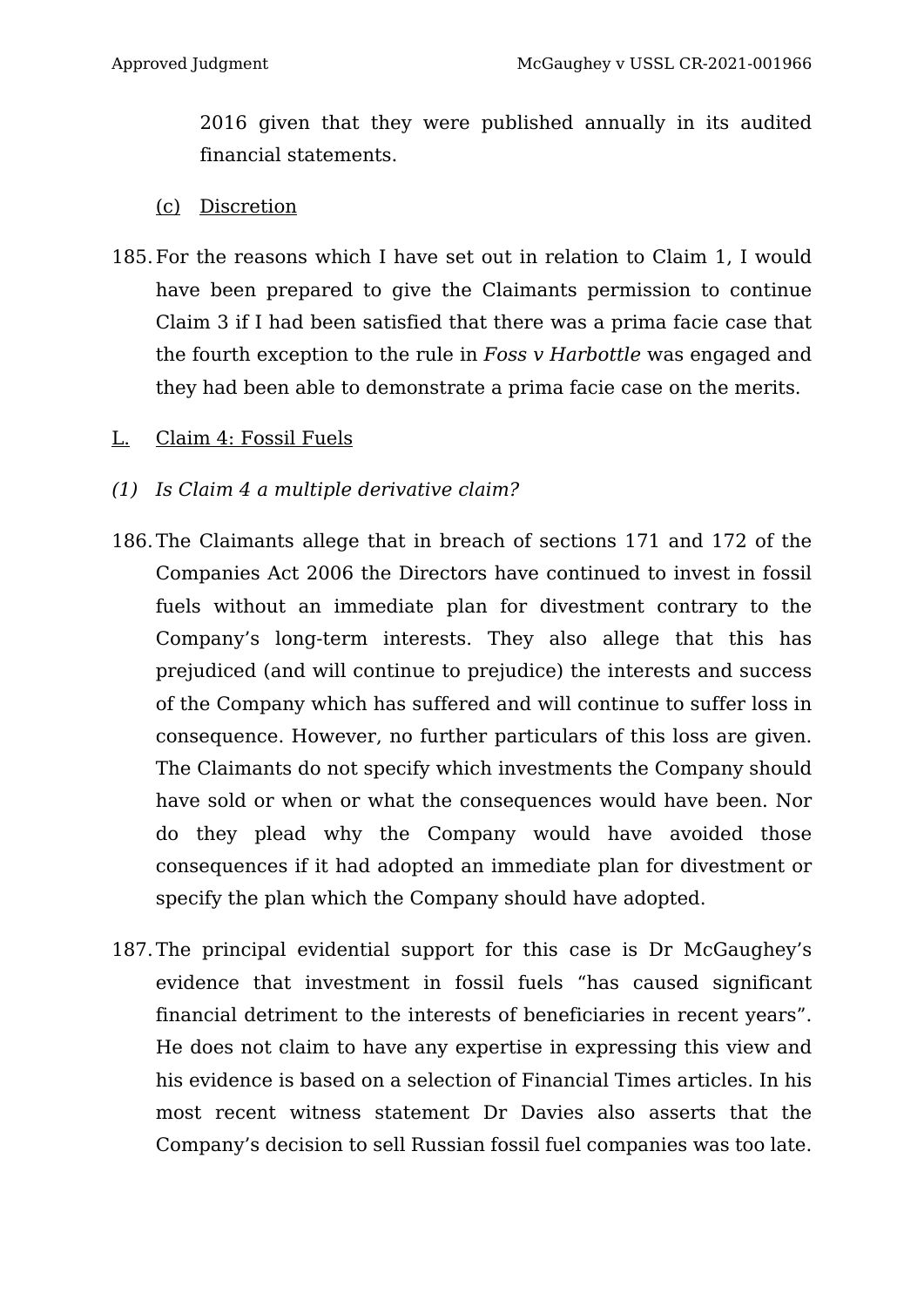2016 given that they were published annually in its audited financial statements.

(c) Discretion

185. For the reasons which I have set out in relation to Claim 1, I would have been prepared to give the Claimants permission to continue Claim 3 if I had been satisfied that there was a prima facie case that the fourth exception to the rule in *Foss v Harbottle* was engaged and they had been able to demonstrate a prima facie case on the merits.

L. Claim 4: Fossil Fuels

*(1) Is Claim 4 a multiple derivative claim?*

186. The Claimants allege that in breach of sections 171 and 172 of the Companies Act 2006 the Directors have continued to invest in fossil fuels without an immediate plan for divestment contrary to the Company's long-term interests. They also allege that this has prejudiced (and will continue to prejudice) the interests and success of the Company which has suffered and will continue to suffer loss in consequence. However, no further particulars of this loss are given. The Claimants do not specify which investments the Company should have sold or when or what the consequences would have been. Nor do they plead why the Company would have avoided those consequences if it had adopted an immediate plan for divestment or specify the plan which the Company should have adopted.

187. The principal evidential support for this case is Dr McGaughey's evidence that investment in fossil fuels "has caused significant financial detriment to the interests of beneficiaries in recent years". He does not claim to have any expertise in expressing this view and his evidence is based on a selection of Financial Times articles. In his most recent witness statement Dr Davies also asserts that the Company's decision to sell Russian fossil fuel companies was too late.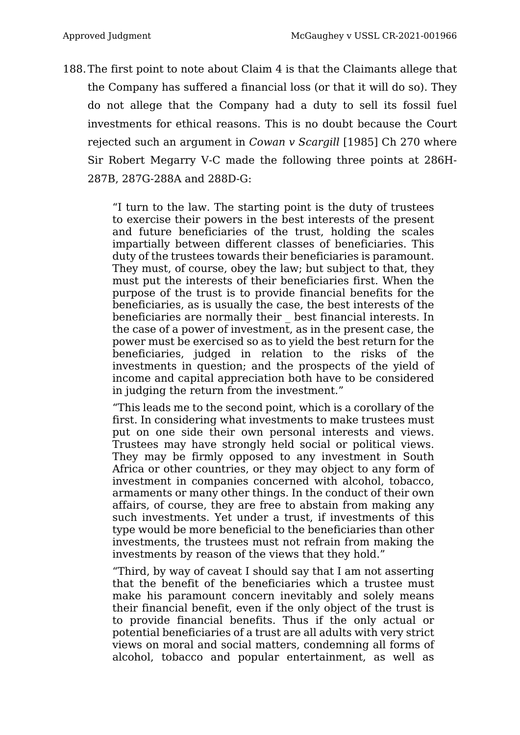188. The first point to note about Claim 4 is that the Claimants allege that the Company has suffered a financial loss (or that it will do so). They do not allege that the Company had a duty to sell its fossil fuel investments for ethical reasons. This is no doubt because the Court rejected such an argument in *Cowan v Scargill* [1985] Ch 270 where Sir Robert Megarry V-C made the following three points at 286H-287B, 287G-288A and 288D-G:

> "I turn to the law. The starting point is the duty of trustees to exercise their powers in the best interests of the present and future beneficiaries of the trust, holding the scales impartially between different classes of beneficiaries. This duty of the trustees towards their beneficiaries is paramount. They must, of course, obey the law; but subject to that, they must put the interests of their beneficiaries first. When the purpose of the trust is to provide financial benefits for the beneficiaries, as is usually the case, the best interests of the beneficiaries are normally their _ best financial interests. In the case of a power of investment, as in the present case, the power must be exercised so as to yield the best return for the beneficiaries, judged in relation to the risks of the investments in question; and the prospects of the yield of income and capital appreciation both have to be considered in judging the return from the investment."
>
> "This leads me to the second point, which is a corollary of the first. In considering what investments to make trustees must put on one side their own personal interests and views. Trustees may have strongly held social or political views. They may be firmly opposed to any investment in South Africa or other countries, or they may object to any form of investment in companies concerned with alcohol, tobacco, armaments or many other things. In the conduct of their own affairs, of course, they are free to abstain from making any such investments. Yet under a trust, if investments of this type would be more beneficial to the beneficiaries than other investments, the trustees must not refrain from making the investments by reason of the views that they hold."
>
> "Third, by way of caveat I should say that I am not asserting that the benefit of the beneficiaries which a trustee must make his paramount concern inevitably and solely means their financial benefit, even if the only object of the trust is to provide financial benefits. Thus if the only actual or potential beneficiaries of a trust are all adults with very strict views on moral and social matters, condemning all forms of alcohol, tobacco and popular entertainment, as well as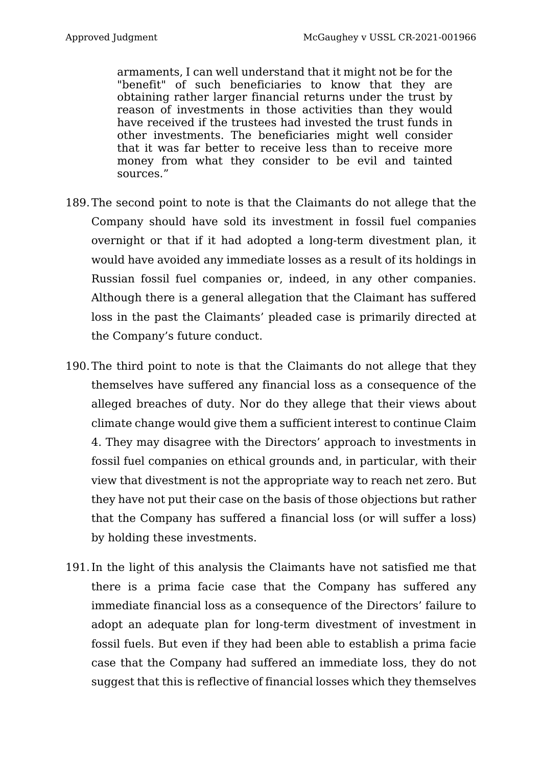> armaments, I can well understand that it might not be for the "benefit" of such beneficiaries to know that they are obtaining rather larger financial returns under the trust by reason of investments in those activities than they would have received if the trustees had invested the trust funds in other investments. The beneficiaries might well consider that it was far better to receive less than to receive more money from what they consider to be evil and tainted sources."

189. The second point to note is that the Claimants do not allege that the Company should have sold its investment in fossil fuel companies overnight or that if it had adopted a long-term divestment plan, it would have avoided any immediate losses as a result of its holdings in Russian fossil fuel companies or, indeed, in any other companies. Although there is a general allegation that the Claimant has suffered loss in the past the Claimants' pleaded case is primarily directed at the Company's future conduct.

190. The third point to note is that the Claimants do not allege that they themselves have suffered any financial loss as a consequence of the alleged breaches of duty. Nor do they allege that their views about climate change would give them a sufficient interest to continue Claim 4. They may disagree with the Directors' approach to investments in fossil fuel companies on ethical grounds and, in particular, with their view that divestment is not the appropriate way to reach net zero. But they have not put their case on the basis of those objections but rather that the Company has suffered a financial loss (or will suffer a loss) by holding these investments.

191. In the light of this analysis the Claimants have not satisfied me that there is a prima facie case that the Company has suffered any immediate financial loss as a consequence of the Directors' failure to adopt an adequate plan for long-term divestment of investment in fossil fuels. But even if they had been able to establish a prima facie case that the Company had suffered an immediate loss, they do not suggest that this is reflective of financial losses which they themselves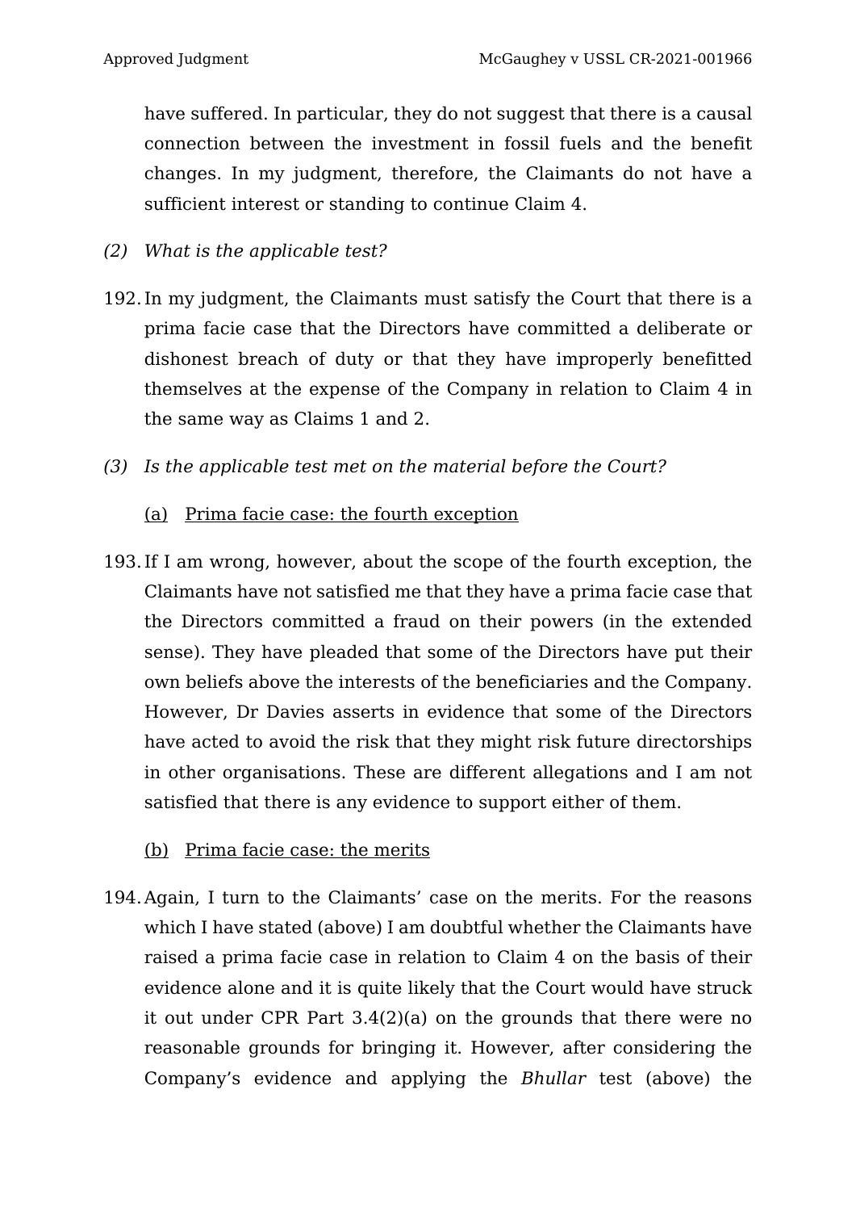have suffered. In particular, they do not suggest that there is a causal connection between the investment in fossil fuels and the benefit changes. In my judgment, therefore, the Claimants do not have a sufficient interest or standing to continue Claim 4.

*(2) What is the applicable test?*

192. In my judgment, the Claimants must satisfy the Court that there is a prima facie case that the Directors have committed a deliberate or dishonest breach of duty or that they have improperly benefitted themselves at the expense of the Company in relation to Claim 4 in the same way as Claims 1 and 2.

*(3) Is the applicable test met on the material before the Court?*

<u>(a) Prima facie case: the fourth exception</u>

193. If I am wrong, however, about the scope of the fourth exception, the Claimants have not satisfied me that they have a prima facie case that the Directors committed a fraud on their powers (in the extended sense). They have pleaded that some of the Directors have put their own beliefs above the interests of the beneficiaries and the Company. However, Dr Davies asserts in evidence that some of the Directors have acted to avoid the risk that they might risk future directorships in other organisations. These are different allegations and I am not satisfied that there is any evidence to support either of them.

<u>(b) Prima facie case: the merits</u>

194. Again, I turn to the Claimants' case on the merits. For the reasons which I have stated (above) I am doubtful whether the Claimants have raised a prima facie case in relation to Claim 4 on the basis of their evidence alone and it is quite likely that the Court would have struck it out under CPR Part 3.4(2)(a) on the grounds that there were no reasonable grounds for bringing it. However, after considering the Company's evidence and applying the *Bhullar* test (above) the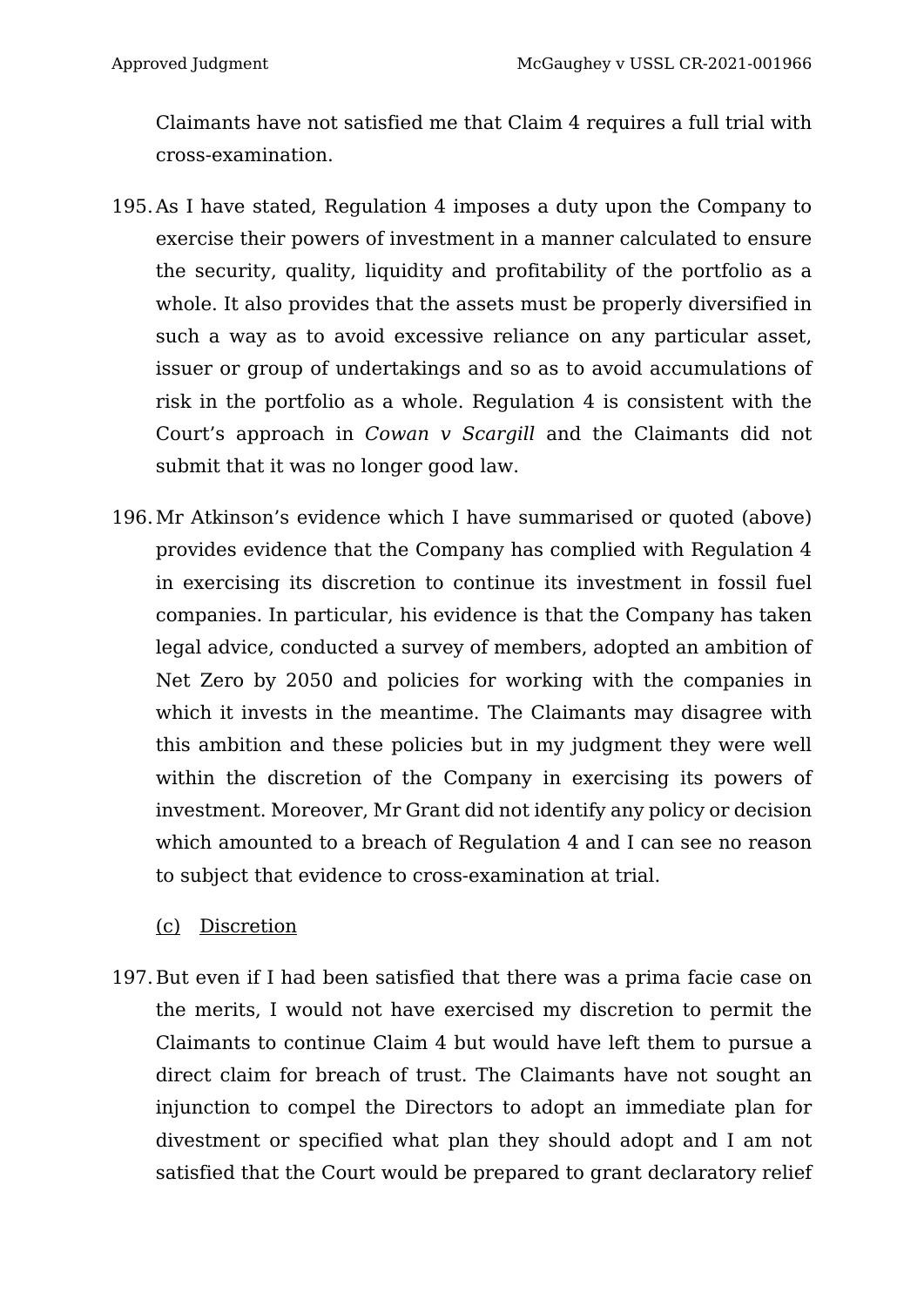Claimants have not satisfied me that Claim 4 requires a full trial with cross-examination.

195. As I have stated, Regulation 4 imposes a duty upon the Company to exercise their powers of investment in a manner calculated to ensure the security, quality, liquidity and profitability of the portfolio as a whole. It also provides that the assets must be properly diversified in such a way as to avoid excessive reliance on any particular asset, issuer or group of undertakings and so as to avoid accumulations of risk in the portfolio as a whole. Regulation 4 is consistent with the Court's approach in *Cowan v Scargill* and the Claimants did not submit that it was no longer good law.

196. Mr Atkinson's evidence which I have summarised or quoted (above) provides evidence that the Company has complied with Regulation 4 in exercising its discretion to continue its investment in fossil fuel companies. In particular, his evidence is that the Company has taken legal advice, conducted a survey of members, adopted an ambition of Net Zero by 2050 and policies for working with the companies in which it invests in the meantime. The Claimants may disagree with this ambition and these policies but in my judgment they were well within the discretion of the Company in exercising its powers of investment. Moreover, Mr Grant did not identify any policy or decision which amounted to a breach of Regulation 4 and I can see no reason to subject that evidence to cross-examination at trial.

(c) Discretion

197. But even if I had been satisfied that there was a prima facie case on the merits, I would not have exercised my discretion to permit the Claimants to continue Claim 4 but would have left them to pursue a direct claim for breach of trust. The Claimants have not sought an injunction to compel the Directors to adopt an immediate plan for divestment or specified what plan they should adopt and I am not satisfied that the Court would be prepared to grant declaratory relief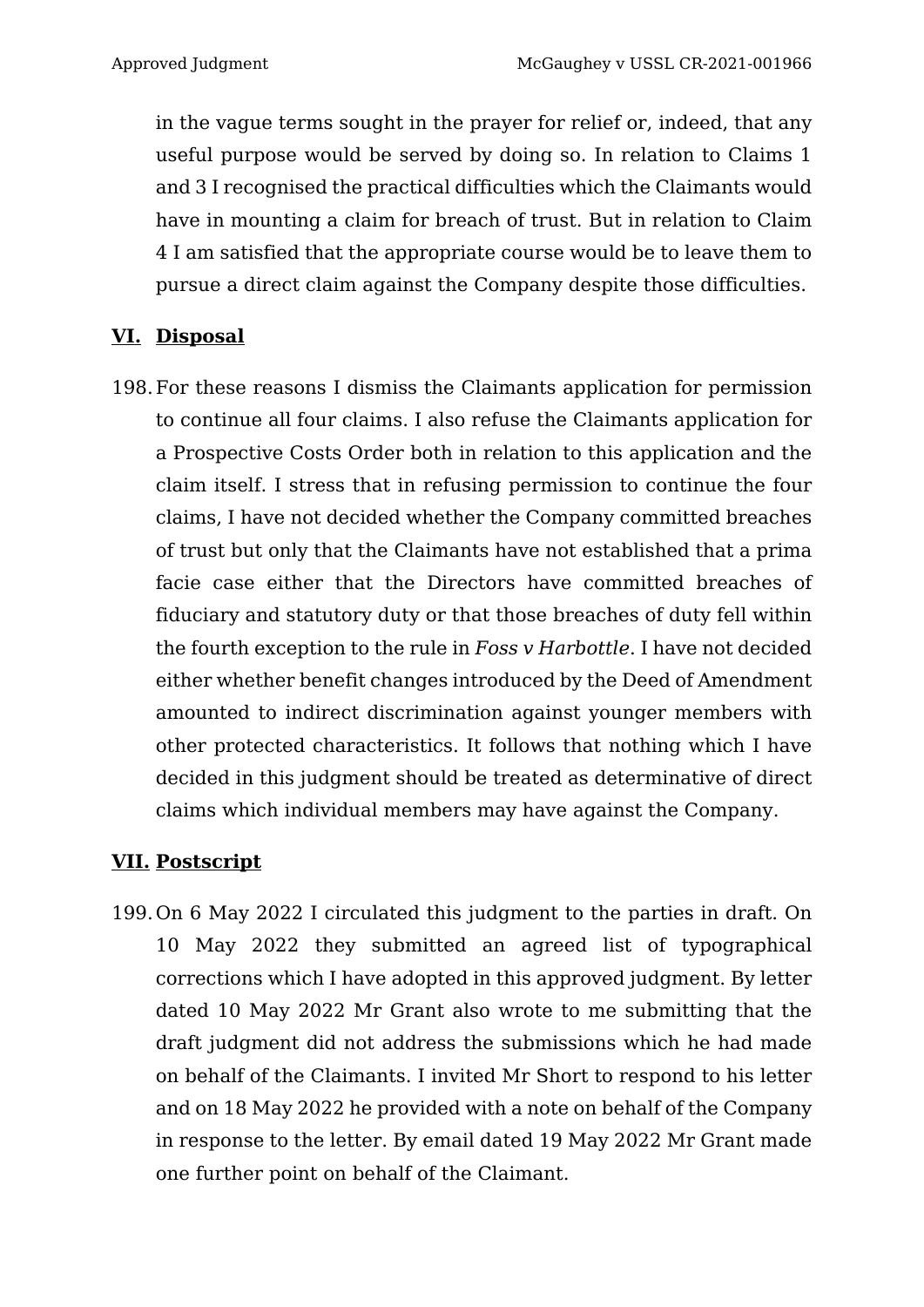in the vague terms sought in the prayer for relief or, indeed, that any useful purpose would be served by doing so. In relation to Claims 1 and 3 I recognised the practical difficulties which the Claimants would have in mounting a claim for breach of trust. But in relation to Claim 4 I am satisfied that the appropriate course would be to leave them to pursue a direct claim against the Company despite those difficulties.

## VI. Disposal

198. For these reasons I dismiss the Claimants application for permission to continue all four claims. I also refuse the Claimants application for a Prospective Costs Order both in relation to this application and the claim itself. I stress that in refusing permission to continue the four claims, I have not decided whether the Company committed breaches of trust but only that the Claimants have not established that a prima facie case either that the Directors have committed breaches of fiduciary and statutory duty or that those breaches of duty fell within the fourth exception to the rule in *Foss v Harbottle*. I have not decided either whether benefit changes introduced by the Deed of Amendment amounted to indirect discrimination against younger members with other protected characteristics. It follows that nothing which I have decided in this judgment should be treated as determinative of direct claims which individual members may have against the Company.

## VII. Postscript

199. On 6 May 2022 I circulated this judgment to the parties in draft. On 10 May 2022 they submitted an agreed list of typographical corrections which I have adopted in this approved judgment. By letter dated 10 May 2022 Mr Grant also wrote to me submitting that the draft judgment did not address the submissions which he had made on behalf of the Claimants. I invited Mr Short to respond to his letter and on 18 May 2022 he provided with a note on behalf of the Company in response to the letter. By email dated 19 May 2022 Mr Grant made one further point on behalf of the Claimant.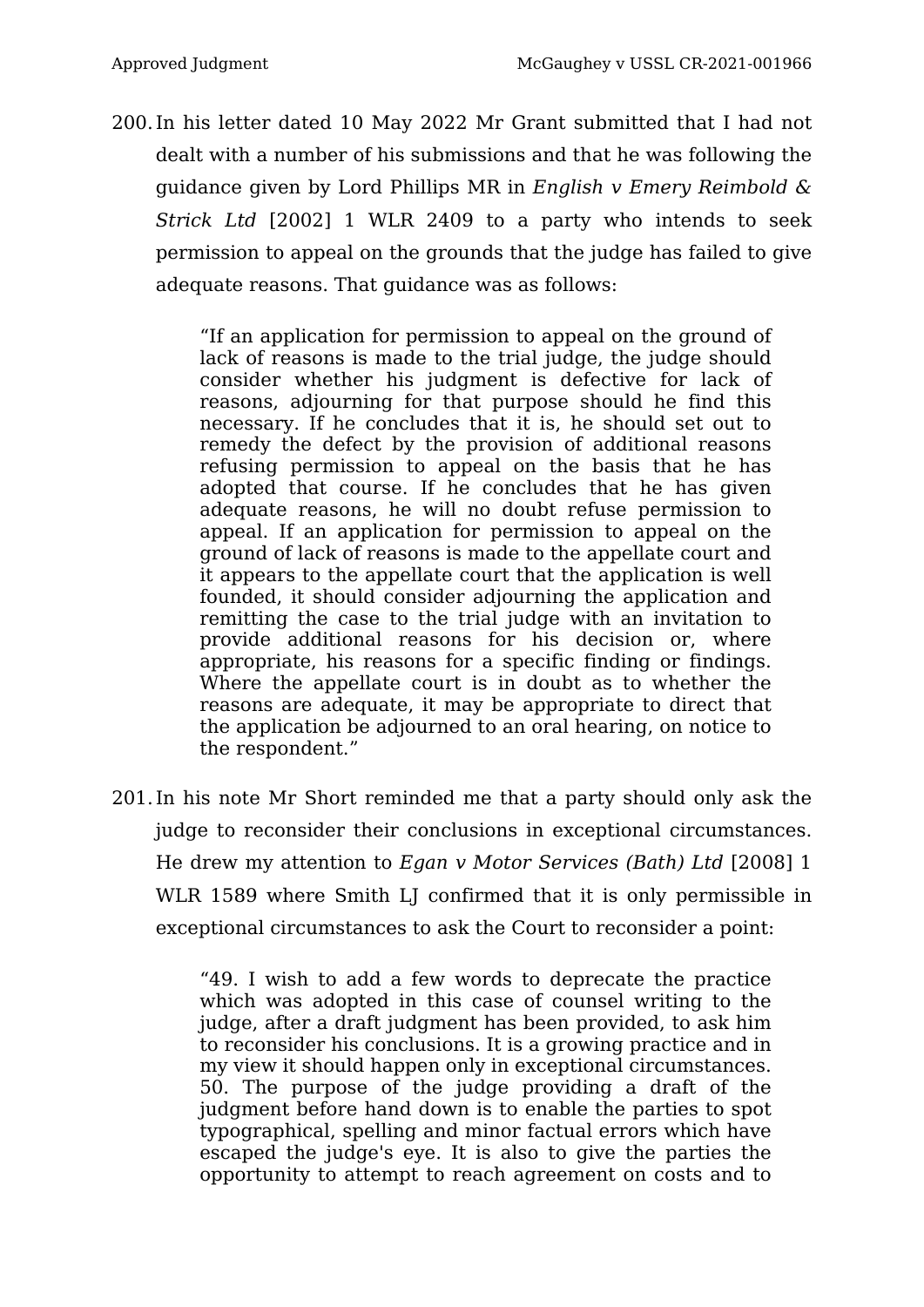200. In his letter dated 10 May 2022 Mr Grant submitted that I had not dealt with a number of his submissions and that he was following the guidance given by Lord Phillips MR in *English v Emery Reimbold & Strick Ltd* [2002] 1 WLR 2409 to a party who intends to seek permission to appeal on the grounds that the judge has failed to give adequate reasons. That guidance was as follows:

> "If an application for permission to appeal on the ground of lack of reasons is made to the trial judge, the judge should consider whether his judgment is defective for lack of reasons, adjourning for that purpose should he find this necessary. If he concludes that it is, he should set out to remedy the defect by the provision of additional reasons refusing permission to appeal on the basis that he has adopted that course. If he concludes that he has given adequate reasons, he will no doubt refuse permission to appeal. If an application for permission to appeal on the ground of lack of reasons is made to the appellate court and it appears to the appellate court that the application is well founded, it should consider adjourning the application and remitting the case to the trial judge with an invitation to provide additional reasons for his decision or, where appropriate, his reasons for a specific finding or findings. Where the appellate court is in doubt as to whether the reasons are adequate, it may be appropriate to direct that the application be adjourned to an oral hearing, on notice to the respondent."

201. In his note Mr Short reminded me that a party should only ask the judge to reconsider their conclusions in exceptional circumstances. He drew my attention to *Egan v Motor Services (Bath) Ltd* [2008] 1 WLR 1589 where Smith LJ confirmed that it is only permissible in exceptional circumstances to ask the Court to reconsider a point:

> "49. I wish to add a few words to deprecate the practice which was adopted in this case of counsel writing to the judge, after a draft judgment has been provided, to ask him to reconsider his conclusions. It is a growing practice and in my view it should happen only in exceptional circumstances.
> 50. The purpose of the judge providing a draft of the judgment before hand down is to enable the parties to spot typographical, spelling and minor factual errors which have escaped the judge's eye. It is also to give the parties the opportunity to attempt to reach agreement on costs and to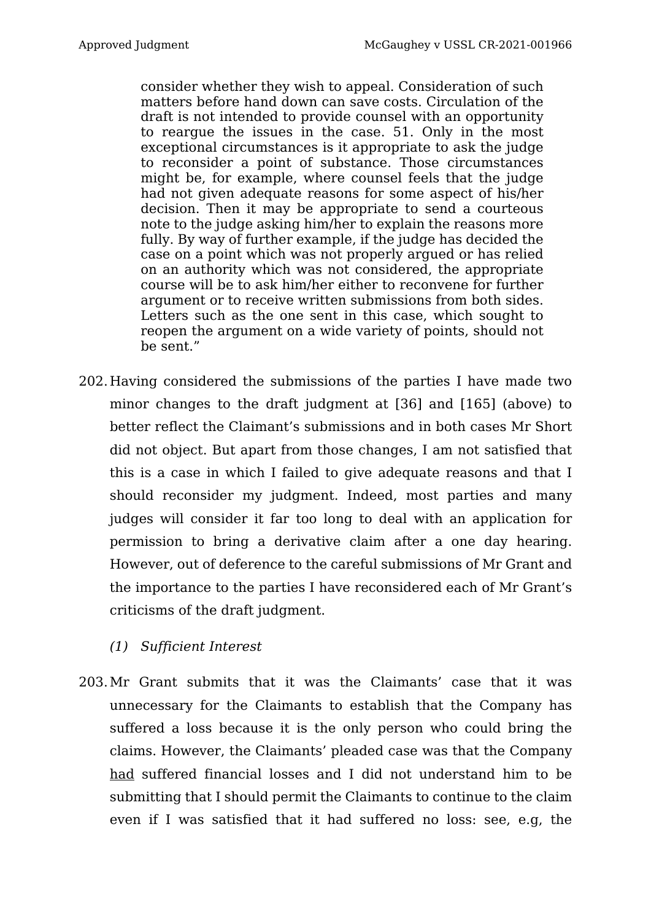> consider whether they wish to appeal. Consideration of such matters before hand down can save costs. Circulation of the draft is not intended to provide counsel with an opportunity to reargue the issues in the case. 51. Only in the most exceptional circumstances is it appropriate to ask the judge to reconsider a point of substance. Those circumstances might be, for example, where counsel feels that the judge had not given adequate reasons for some aspect of his/her decision. Then it may be appropriate to send a courteous note to the judge asking him/her to explain the reasons more fully. By way of further example, if the judge has decided the case on a point which was not properly argued or has relied on an authority which was not considered, the appropriate course will be to ask him/her either to reconvene for further argument or to receive written submissions from both sides. Letters such as the one sent in this case, which sought to reopen the argument on a wide variety of points, should not be sent."

202. Having considered the submissions of the parties I have made two minor changes to the draft judgment at [36] and [165] (above) to better reflect the Claimant's submissions and in both cases Mr Short did not object. But apart from those changes, I am not satisfied that this is a case in which I failed to give adequate reasons and that I should reconsider my judgment. Indeed, most parties and many judges will consider it far too long to deal with an application for permission to bring a derivative claim after a one day hearing. However, out of deference to the careful submissions of Mr Grant and the importance to the parties I have reconsidered each of Mr Grant's criticisms of the draft judgment.

*(1) Sufficient Interest*

203. Mr Grant submits that it was the Claimants' case that it was unnecessary for the Claimants to establish that the Company has suffered a loss because it is the only person who could bring the claims. However, the Claimants' pleaded case was that the Company <u>had</u> suffered financial losses and I did not understand him to be submitting that I should permit the Claimants to continue to the claim even if I was satisfied that it had suffered no loss: see, e.g, the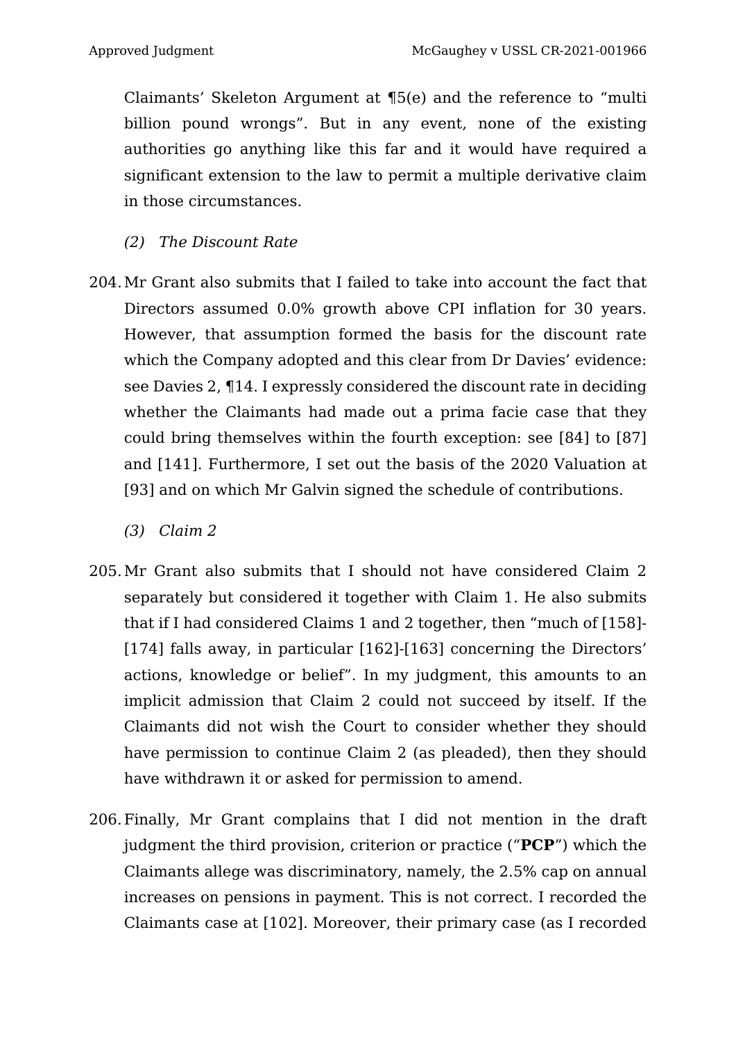Claimants' Skeleton Argument at ¶5(e) and the reference to "multi billion pound wrongs". But in any event, none of the existing authorities go anything like this far and it would have required a significant extension to the law to permit a multiple derivative claim in those circumstances.

*(2) The Discount Rate*

204. Mr Grant also submits that I failed to take into account the fact that Directors assumed 0.0% growth above CPI inflation for 30 years. However, that assumption formed the basis for the discount rate which the Company adopted and this clear from Dr Davies' evidence: see Davies 2, ¶14. I expressly considered the discount rate in deciding whether the Claimants had made out a prima facie case that they could bring themselves within the fourth exception: see [84] to [87] and [141]. Furthermore, I set out the basis of the 2020 Valuation at [93] and on which Mr Galvin signed the schedule of contributions.

*(3) Claim 2*

205. Mr Grant also submits that I should not have considered Claim 2 separately but considered it together with Claim 1. He also submits that if I had considered Claims 1 and 2 together, then "much of [158]-[174] falls away, in particular [162]-[163] concerning the Directors' actions, knowledge or belief". In my judgment, this amounts to an implicit admission that Claim 2 could not succeed by itself. If the Claimants did not wish the Court to consider whether they should have permission to continue Claim 2 (as pleaded), then they should have withdrawn it or asked for permission to amend.

206. Finally, Mr Grant complains that I did not mention in the draft judgment the third provision, criterion or practice ("**PCP**") which the Claimants allege was discriminatory, namely, the 2.5% cap on annual increases on pensions in payment. This is not correct. I recorded the Claimants case at [102]. Moreover, their primary case (as I recorded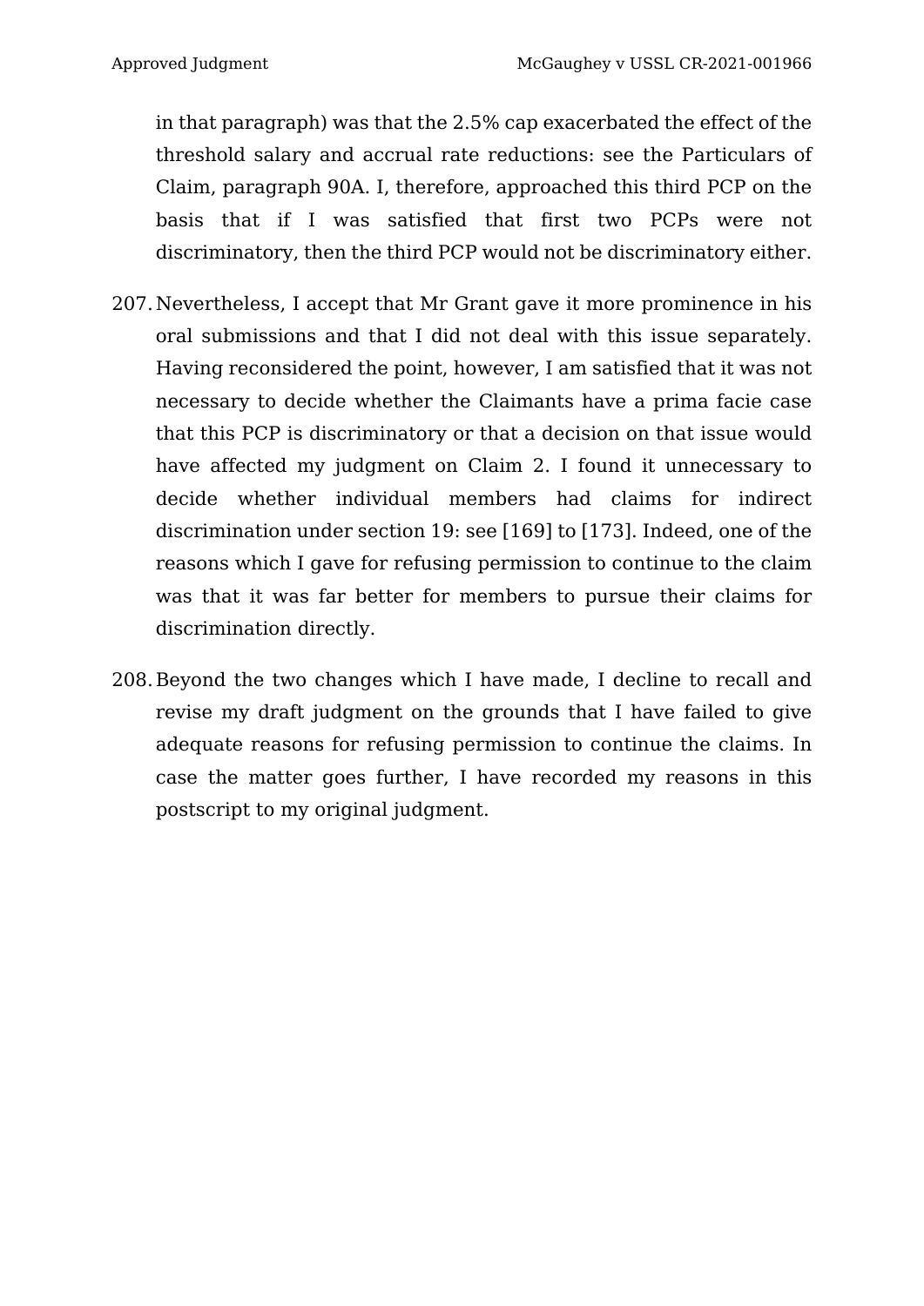in that paragraph) was that the 2.5% cap exacerbated the effect of the threshold salary and accrual rate reductions: see the Particulars of Claim, paragraph 90A. I, therefore, approached this third PCP on the basis that if I was satisfied that first two PCPs were not discriminatory, then the third PCP would not be discriminatory either.

207. Nevertheless, I accept that Mr Grant gave it more prominence in his oral submissions and that I did not deal with this issue separately. Having reconsidered the point, however, I am satisfied that it was not necessary to decide whether the Claimants have a prima facie case that this PCP is discriminatory or that a decision on that issue would have affected my judgment on Claim 2. I found it unnecessary to decide whether individual members had claims for indirect discrimination under section 19: see [169] to [173]. Indeed, one of the reasons which I gave for refusing permission to continue to the claim was that it was far better for members to pursue their claims for discrimination directly.

208. Beyond the two changes which I have made, I decline to recall and revise my draft judgment on the grounds that I have failed to give adequate reasons for refusing permission to continue the claims. In case the matter goes further, I have recorded my reasons in this postscript to my original judgment.